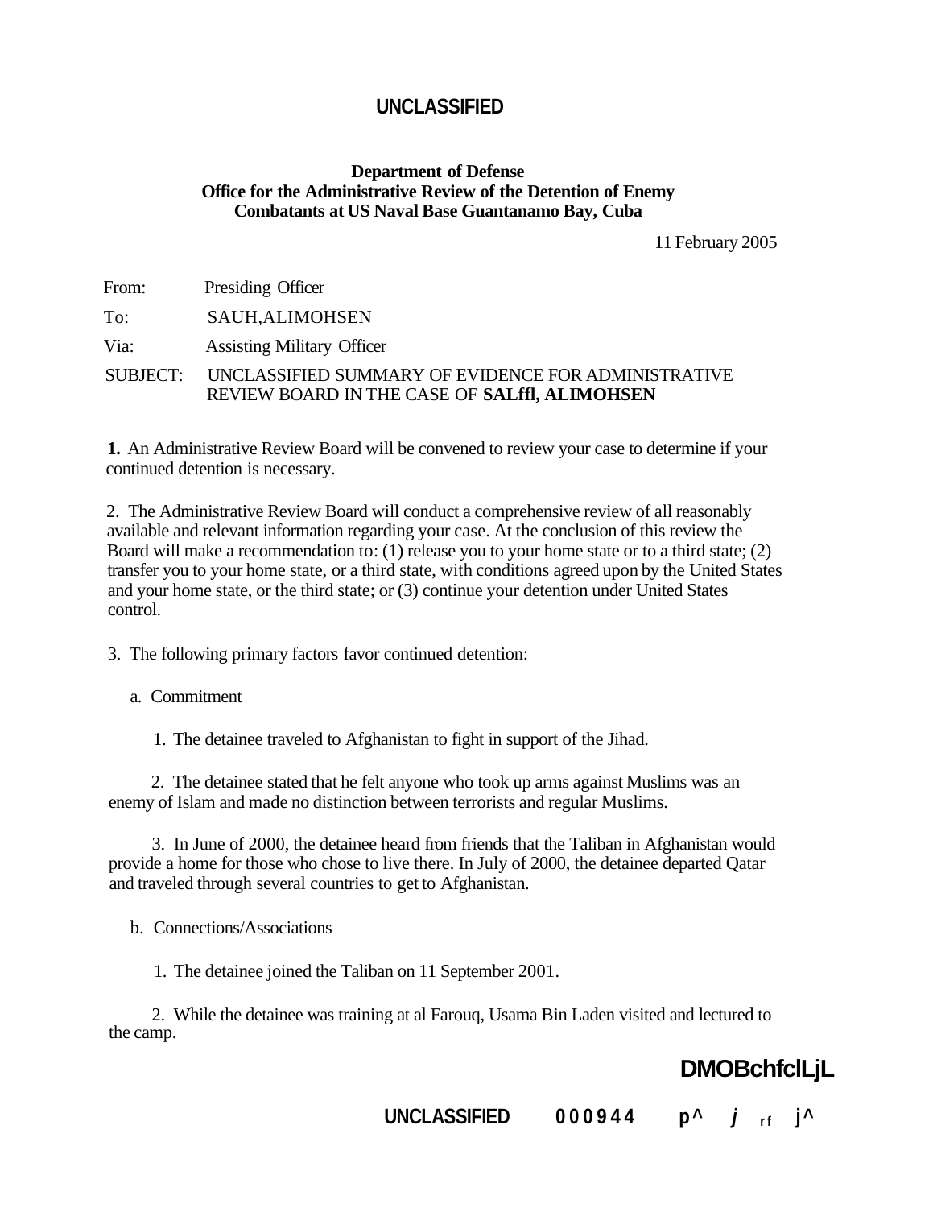**UNCLASSIFIED**

**Department of Defense**
**Office for the Administrative Review of the Detention of Enemy Combatants at US Naval Base Guantanamo Bay, Cuba**

11 February 2005

From: Presiding Officer

To: SAUH,ALIMOHSEN

Via: Assisting Military Officer

SUBJECT: UNCLASSIFIED SUMMARY OF EVIDENCE FOR ADMINISTRATIVE REVIEW BOARD IN THE CASE OF **SALffl, ALIMOHSEN**

**1.** An Administrative Review Board will be convened to review your case to determine if your continued detention is necessary.

2. The Administrative Review Board will conduct a comprehensive review of all reasonably available and relevant information regarding your case. At the conclusion of this review the Board will make a recommendation to: (1) release you to your home state or to a third state; (2) transfer you to your home state, or a third state, with conditions agreed upon by the United States and your home state, or the third state; or (3) continue your detention under United States control.

3. The following primary factors favor continued detention:

a. Commitment

1. The detainee traveled to Afghanistan to fight in support of the Jihad.

2. The detainee stated that he felt anyone who took up arms against Muslims was an enemy of Islam and made no distinction between terrorists and regular Muslims.

3. In June of 2000, the detainee heard from friends that the Taliban in Afghanistan would provide a home for those who chose to live there. In July of 2000, the detainee departed Qatar and traveled through several countries to get to Afghanistan.

b. Connections/Associations

1. The detainee joined the Taliban on 11 September 2001.

2. While the detainee was training at al Farouq, Usama Bin Laden visited and lectured to the camp.

**DMOBchfclLjL**

**UNCLASSIFIED** 000944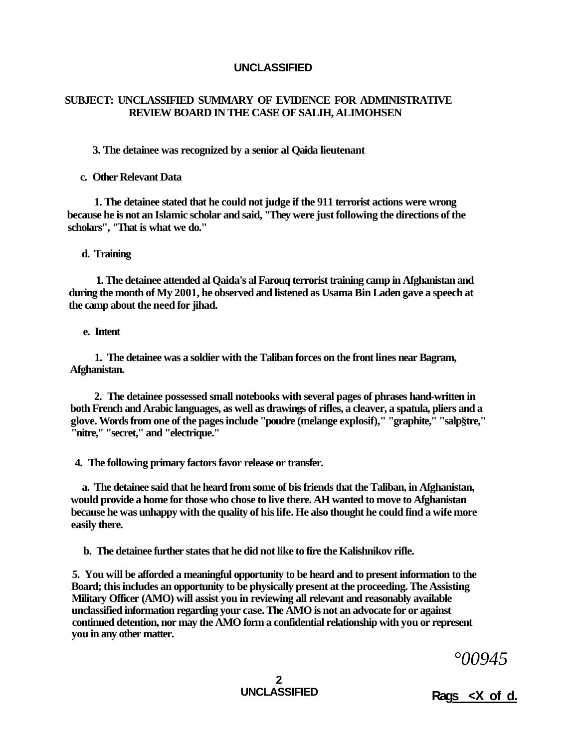**UNCLASSIFIED**

**SUBJECT: UNCLASSIFIED SUMMARY OF EVIDENCE FOR ADMINISTRATIVE REVIEW BOARD IN THE CASE OF SALIH, ALIMOHSEN**

**3. The detainee was recognized by a senior al Qaida lieutenant**

**c. Other Relevant Data**

**1. The detainee stated that he could not judge if the 911 terrorist actions were wrong because he is not an Islamic scholar and said, "They were just following the directions of the scholars", "That is what we do."**

**d. Training**

**1. The detainee attended al Qaida's al Farouq terrorist training camp in Afghanistan and during the month of My 2001, he observed and listened as Usama Bin Laden gave a speech at the camp about the need for jihad.**

**e. Intent**

**1. The detainee was a soldier with the Taliban forces on the front lines near Bagram, Afghanistan.**

**2. The detainee possessed small notebooks with several pages of phrases hand-written in both French and Arabic languages, as well as drawings of rifles, a cleaver, a spatula, pliers and a glove. Words from one of the pages include "poudre (melange explosif)," "graphite," "salp§tre," "nitre," "secret," and "electrique."**

**4. The following primary factors favor release or transfer.**

**a. The detainee said that he heard from some of bis friends that the Taliban, in Afghanistan, would provide a home for those who chose to live there. AH wanted to move to Afghanistan because he was unhappy with the quality of his life. He also thought he could find a wife more easily there.**

**b. The detainee further states that he did not like to fire the Kalishnikov rifle.**

**5. You will be afforded a meaningful opportunity to be heard and to present information to the Board; this includes an opportunity to be physically present at the proceeding. The Assisting Military Officer (AMO) will assist you in reviewing all relevant and reasonably available unclassified information regarding your case. The AMO is not an advocate for or against continued detention, nor may the AMO form a confidential relationship with you or represent you in any other matter.**

*°00945*

**UNCLASSIFIED**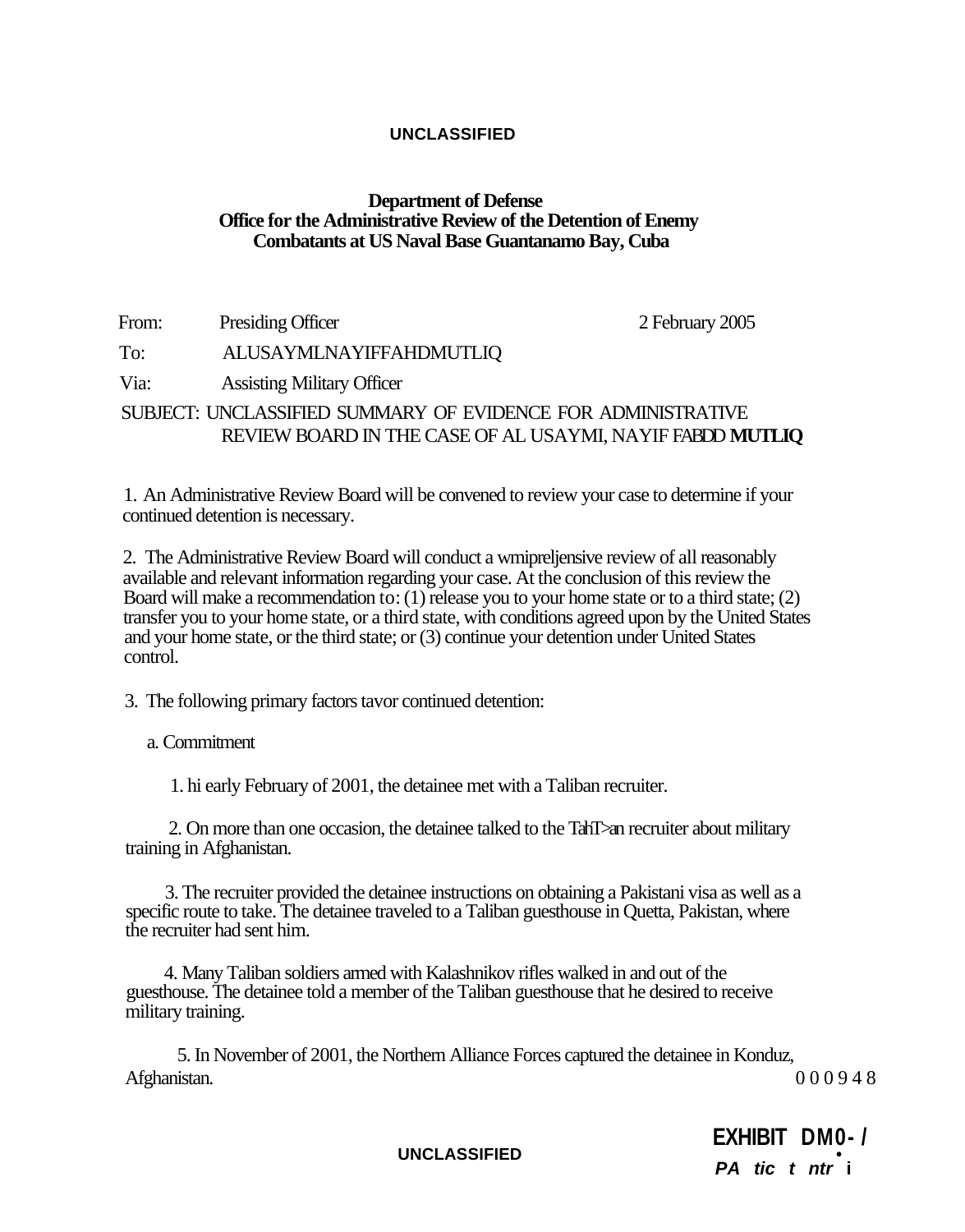**UNCLASSIFIED**

**Department of Defense**
**Office for the Administrative Review of the Detention of Enemy Combatants at US Naval Base Guantanamo Bay, Cuba**

From: Presiding Officer 2 February 2005

To: ALUSAYMLNAYIFFAHDMUTLIQ

Via: Assisting Military Officer

SUBJECT: UNCLASSIFIED SUMMARY OF EVIDENCE FOR ADMINISTRATIVE REVIEW BOARD IN THE CASE OF AL USAYMI, NAYIF FABDD **MUTLIQ**

1. An Administrative Review Board will be convened to review your case to determine if your continued detention is necessary.

2. The Administrative Review Board will conduct a wmipreljensive review of all reasonably available and relevant information regarding your case. At the conclusion of this review the Board will make a recommendation to: (1) release you to your home state or to a third state; (2) transfer you to your home state, or a third state, with conditions agreed upon by the United States and your home state, or the third state; or (3) continue your detention under United States control.

3. The following primary factors tavor continued detention:

a. Commitment

1. hi early February of 2001, the detainee met with a Taliban recruiter.

2. On more than one occasion, the detainee talked to the TahT>an recruiter about military training in Afghanistan.

3. The recruiter provided the detainee instructions on obtaining a Pakistani visa as well as a specific route to take. The detainee traveled to a Taliban guesthouse in Quetta, Pakistan, where the recruiter had sent him.

4. Many Taliban soldiers armed with Kalashnikov rifles walked in and out of the guesthouse. The detainee told a member of the Taliban guesthouse that he desired to receive military training.

5. In November of 2001, the Northern Alliance Forces captured the detainee in Konduz, Afghanistan.

000948

**UNCLASSIFIED**

**EXHIBIT DM0-/**

***PA tic t ntr i***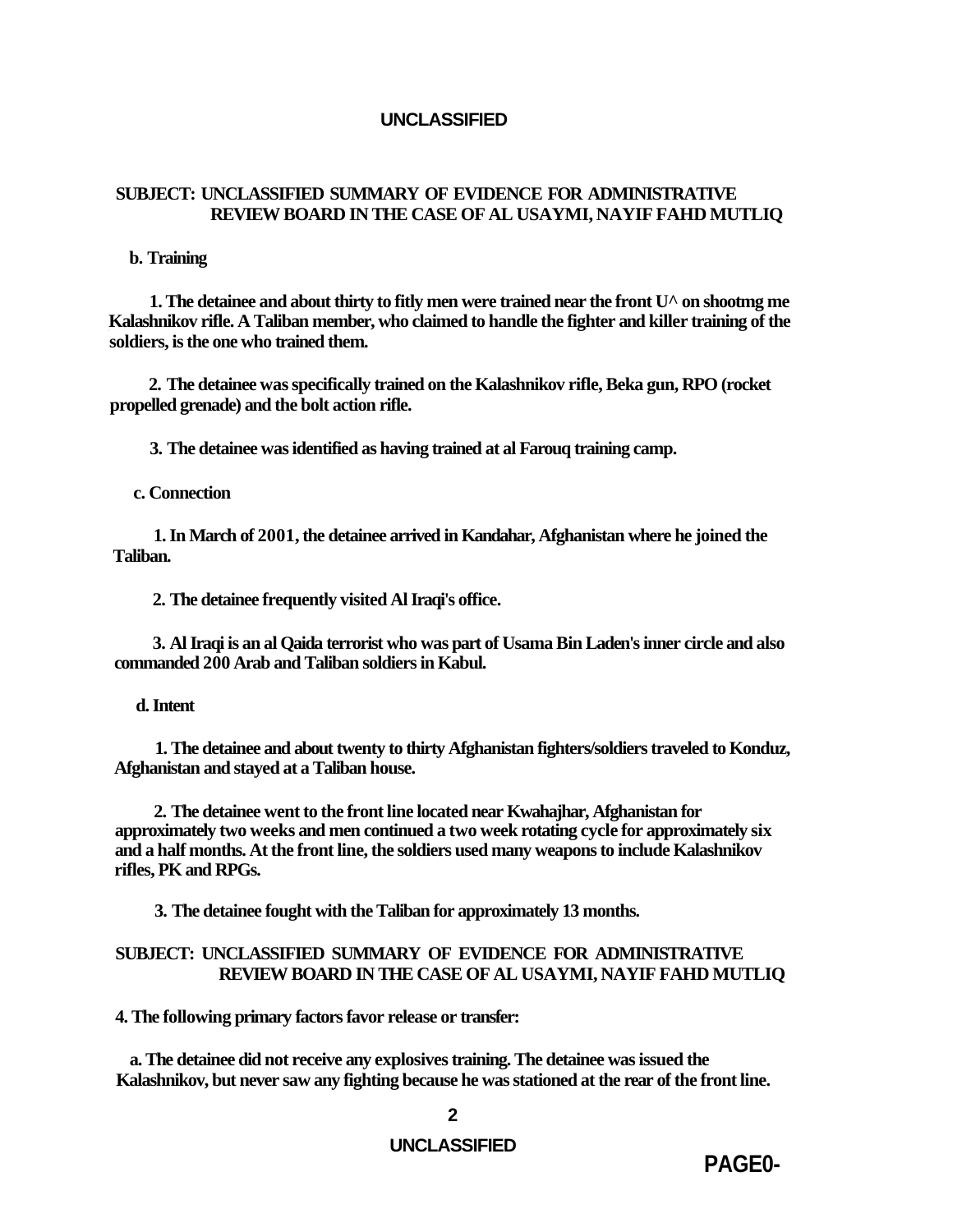**SUBJECT: UNCLASSIFIED SUMMARY OF EVIDENCE FOR ADMINISTRATIVE REVIEW BOARD IN THE CASE OF AL USAYMI, NAYIF FAHD MUTLIQ**

**b. Training**

**1. The detainee and about thirty to fitly men were trained near the front U^ on shootmg me Kalashnikov rifle. A Taliban member, who claimed to handle the fighter and killer training of the soldiers, is the one who trained them.**

**2. The detainee was specifically trained on the Kalashnikov rifle, Beka gun, RPO (rocket propelled grenade) and the bolt action rifle.**

**3. The detainee was identified as having trained at al Farouq training camp.**

**c. Connection**

**1. In March of 2001, the detainee arrived in Kandahar, Afghanistan where he joined the Taliban.**

**2. The detainee frequently visited Al Iraqi's office.**

**3. Al Iraqi is an al Qaida terrorist who was part of Usama Bin Laden's inner circle and also commanded 200 Arab and Taliban soldiers in Kabul.**

**d. Intent**

**1. The detainee and about twenty to thirty Afghanistan fighters/soldiers traveled to Konduz, Afghanistan and stayed at a Taliban house.**

**2. The detainee went to the front line located near Kwahajhar, Afghanistan for approximately two weeks and men continued a two week rotating cycle for approximately six and a half months. At the front line, the soldiers used many weapons to include Kalashnikov rifles, PK and RPGs.**

**3. The detainee fought with the Taliban for approximately 13 months.**

**SUBJECT: UNCLASSIFIED SUMMARY OF EVIDENCE FOR ADMINISTRATIVE REVIEW BOARD IN THE CASE OF AL USAYMI, NAYIF FAHD MUTLIQ**

**4. The following primary factors favor release or transfer:**

**a. The detainee did not receive any explosives training. The detainee was issued the Kalashnikov, but never saw any fighting because he was stationed at the rear of the front line.**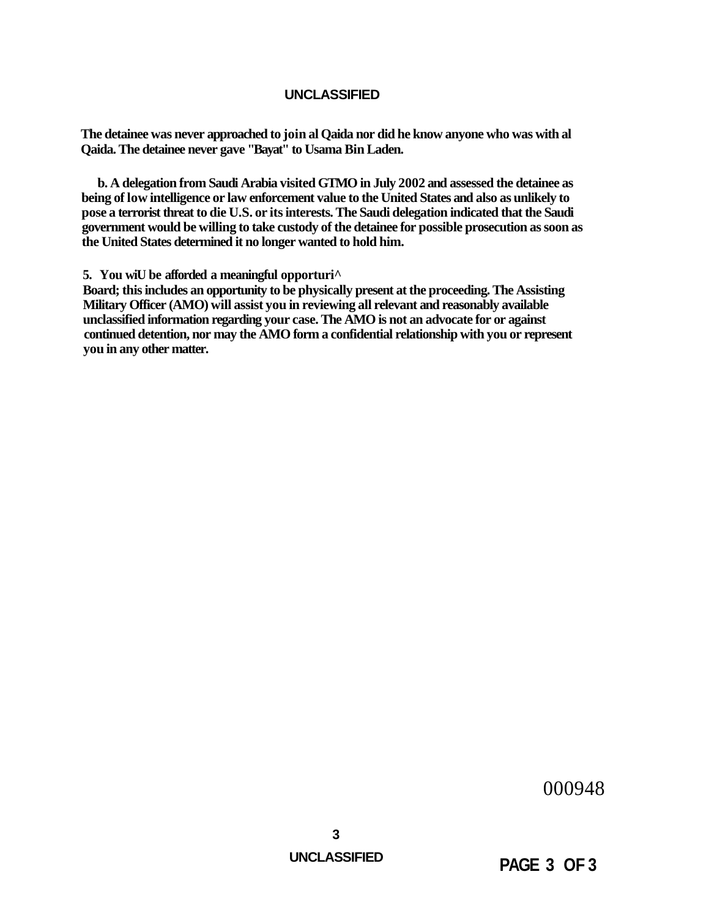The detainee was never approached to join al Qaida nor did he know anyone who was with al Qaida. The detainee never gave "Bayat" to Usama Bin Laden.

b. A delegation from Saudi Arabia visited GTMO in July 2002 and assessed the detainee as being of low intelligence or law enforcement value to the United States and also as unlikely to pose a terrorist threat to die U.S. or its interests. The Saudi delegation indicated that the Saudi government would be willing to take custody of the detainee for possible prosecution as soon as the United States determined it no longer wanted to hold him.

5. You wiU be afforded a meaningful opporturi^ Board; this includes an opportunity to be physically present at the proceeding. The Assisting Military Officer (AMO) will assist you in reviewing all relevant and reasonably available unclassified information regarding your case. The AMO is not an advocate for or against continued detention, nor may the AMO form a confidential relationship with you or represent you in any other matter.

000948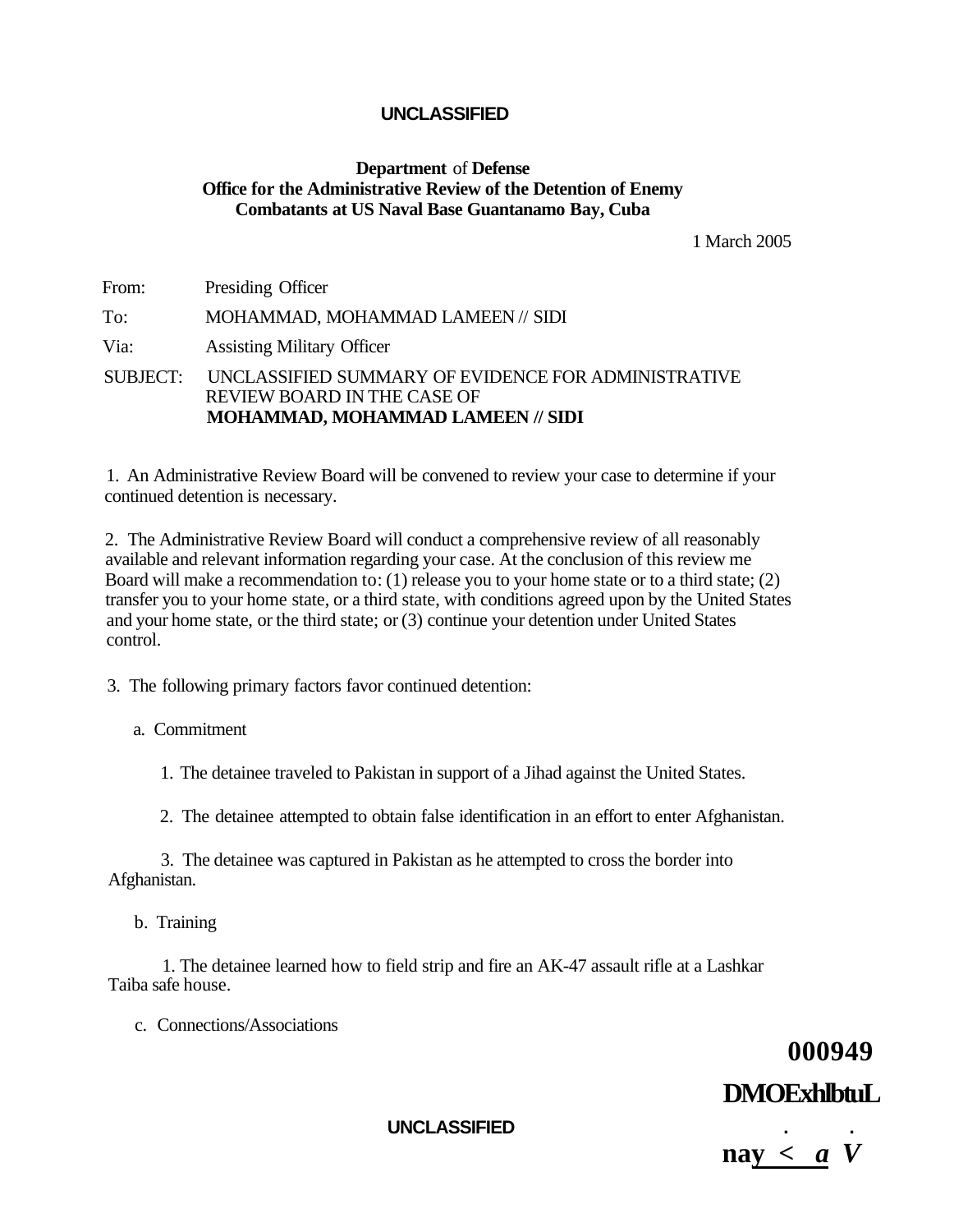**UNCLASSIFIED**

**Department** of **Defense**
**Office for the Administrative Review of the Detention of Enemy Combatants at US Naval Base Guantanamo Bay, Cuba**

1 March 2005

From: Presiding Officer

To: MOHAMMAD, MOHAMMAD LAMEEN // SIDI

Via: Assisting Military Officer

SUBJECT: UNCLASSIFIED SUMMARY OF EVIDENCE FOR ADMINISTRATIVE REVIEW BOARD IN THE CASE OF **MOHAMMAD, MOHAMMAD LAMEEN // SIDI**

1. An Administrative Review Board will be convened to review your case to determine if your continued detention is necessary.

2. The Administrative Review Board will conduct a comprehensive review of all reasonably available and relevant information regarding your case. At the conclusion of this review me Board will make a recommendation to: (1) release you to your home state or to a third state; (2) transfer you to your home state, or a third state, with conditions agreed upon by the United States and your home state, or the third state; or (3) continue your detention under United States control.

3. The following primary factors favor continued detention:

a. Commitment

1. The detainee traveled to Pakistan in support of a Jihad against the United States.

2. The detainee attempted to obtain false identification in an effort to enter Afghanistan.

3. The detainee was captured in Pakistan as he attempted to cross the border into Afghanistan.

b. Training

1. The detainee learned how to field strip and fire an AK-47 assault rifle at a Lashkar Taiba safe house.

c. Connections/Associations

**000949**

**DMOExhlbtuL**

**nay < a V**

**UNCLASSIFIED**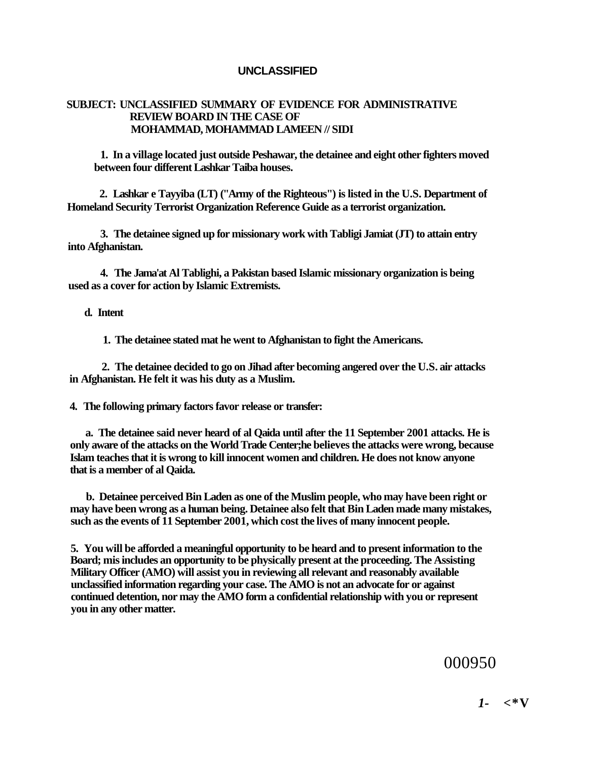**UNCLASSIFIED**

**SUBJECT: UNCLASSIFIED SUMMARY OF EVIDENCE FOR ADMINISTRATIVE REVIEW BOARD IN THE CASE OF MOHAMMAD, MOHAMMAD LAMEEN // SIDI**

**1. In a village located just outside Peshawar, the detainee and eight other fighters moved between four different Lashkar Taiba houses.**

**2. Lashkar e Tayyiba (LT) ("Army of the Righteous") is listed in the U.S. Department of Homeland Security Terrorist Organization Reference Guide as a terrorist organization.**

**3. The detainee signed up for missionary work with Tabligi Jamiat (JT) to attain entry into Afghanistan.**

**4. The Jama'at Al Tablighi, a Pakistan based Islamic missionary organization is being used as a cover for action by Islamic Extremists.**

**d. Intent**

**1. The detainee stated mat he went to Afghanistan to fight the Americans.**

**2. The detainee decided to go on Jihad after becoming angered over the U.S. air attacks in Afghanistan. He felt it was his duty as a Muslim.**

**4. The following primary factors favor release or transfer:**

**a. The detainee said never heard of al Qaida until after the 11 September 2001 attacks. He is only aware of the attacks on the World Trade Center;he believes the attacks were wrong, because Islam teaches that it is wrong to kill innocent women and children. He does not know anyone that is a member of al Qaida.**

**b. Detainee perceived Bin Laden as one of the Muslim people, who may have been right or may have been wrong as a human being. Detainee also felt that Bin Laden made many mistakes, such as the events of 11 September 2001, which cost the lives of many innocent people.**

**5. You will be afforded a meaningful opportunity to be heard and to present information to the Board; mis includes an opportunity to be physically present at the proceeding. The Assisting Military Officer (AMO) will assist you in reviewing all relevant and reasonably available unclassified information regarding your case. The AMO is not an advocate for or against continued detention, nor may the AMO form a confidential relationship with you or represent you in any other matter.**

000950

*1-* <*V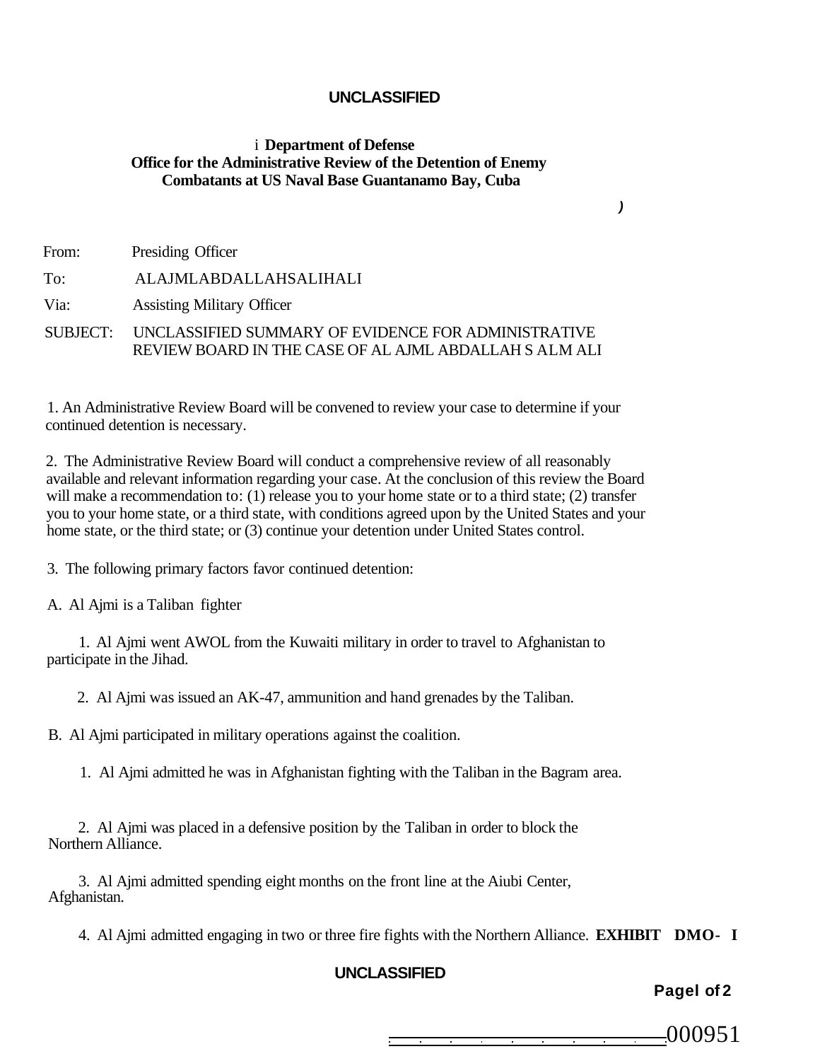**UNCLASSIFIED**

**Department of Defense**
**Office for the Administrative Review of the Detention of Enemy Combatants at US Naval Base Guantanamo Bay, Cuba**

From: Presiding Officer

To: ALAJMLABDALLAHSALIHALI

Via: Assisting Military Officer

SUBJECT: UNCLASSIFIED SUMMARY OF EVIDENCE FOR ADMINISTRATIVE REVIEW BOARD IN THE CASE OF AL AJML ABDALLAH S ALM ALI

1. An Administrative Review Board will be convened to review your case to determine if your continued detention is necessary.

2. The Administrative Review Board will conduct a comprehensive review of all reasonably available and relevant information regarding your case. At the conclusion of this review the Board will make a recommendation to: (1) release you to your home state or to a third state; (2) transfer you to your home state, or a third state, with conditions agreed upon by the United States and your home state, or the third state; or (3) continue your detention under United States control.

3. The following primary factors favor continued detention:

A. Al Ajmi is a Taliban fighter

1. Al Ajmi went AWOL from the Kuwaiti military in order to travel to Afghanistan to participate in the Jihad.

2. Al Ajmi was issued an AK-47, ammunition and hand grenades by the Taliban.

B. Al Ajmi participated in military operations against the coalition.

1. Al Ajmi admitted he was in Afghanistan fighting with the Taliban in the Bagram area.

2. Al Ajmi was placed in a defensive position by the Taliban in order to block the Northern Alliance.

3. Al Ajmi admitted spending eight months on the front line at the Aiubi Center, Afghanistan.

4. Al Ajmi admitted engaging in two or three fire fights with the Northern Alliance. **EXHIBIT DMO- I**

**UNCLASSIFIED**

000951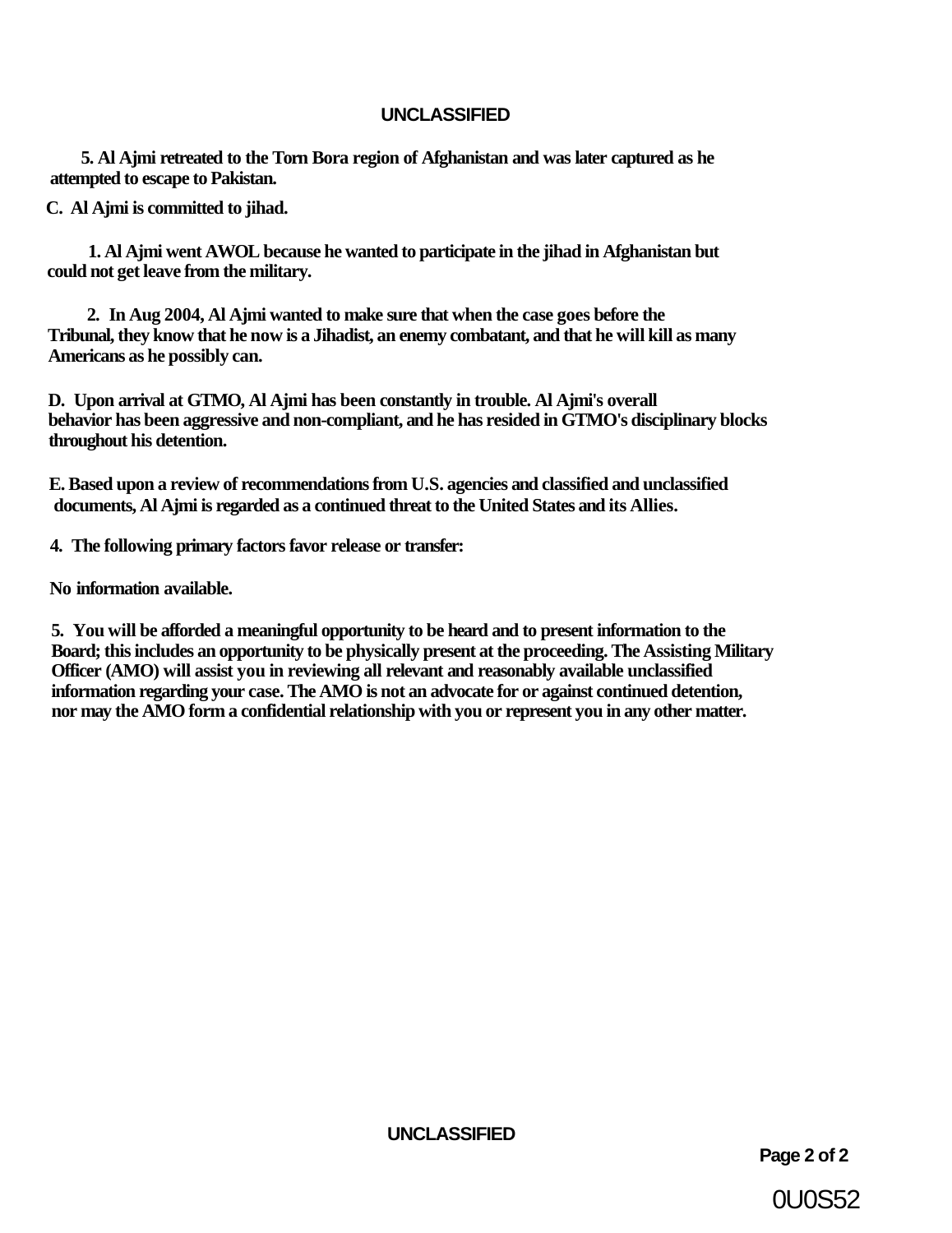**5. Al Ajmi retreated to the Torn Bora region of Afghanistan and was later captured as he attempted to escape to Pakistan.**

**C. Al Ajmi is committed to jihad.**

**1. Al Ajmi went AWOL because he wanted to participate in the jihad in Afghanistan but could not get leave from the military.**

**2. In Aug 2004, Al Ajmi wanted to make sure that when the case goes before the Tribunal, they know that he now is a Jihadist, an enemy combatant, and that he will kill as many Americans as he possibly can.**

**D. Upon arrival at GTMO, Al Ajmi has been constantly in trouble. Al Ajmi's overall behavior has been aggressive and non-compliant, and he has resided in GTMO's disciplinary blocks throughout his detention.**

**E. Based upon a review of recommendations from U.S. agencies and classified and unclassified documents, Al Ajmi is regarded as a continued threat to the United States and its Allies.**

**4. The following primary factors favor release or transfer:**

**No information available.**

**5. You will be afforded a meaningful opportunity to be heard and to present information to the Board; this includes an opportunity to be physically present at the proceeding. The Assisting Military Officer (AMO) will assist you in reviewing all relevant and reasonably available unclassified information regarding your case. The AMO is not an advocate for or against continued detention, nor may the AMO form a confidential relationship with you or represent you in any other matter.**

0U0S52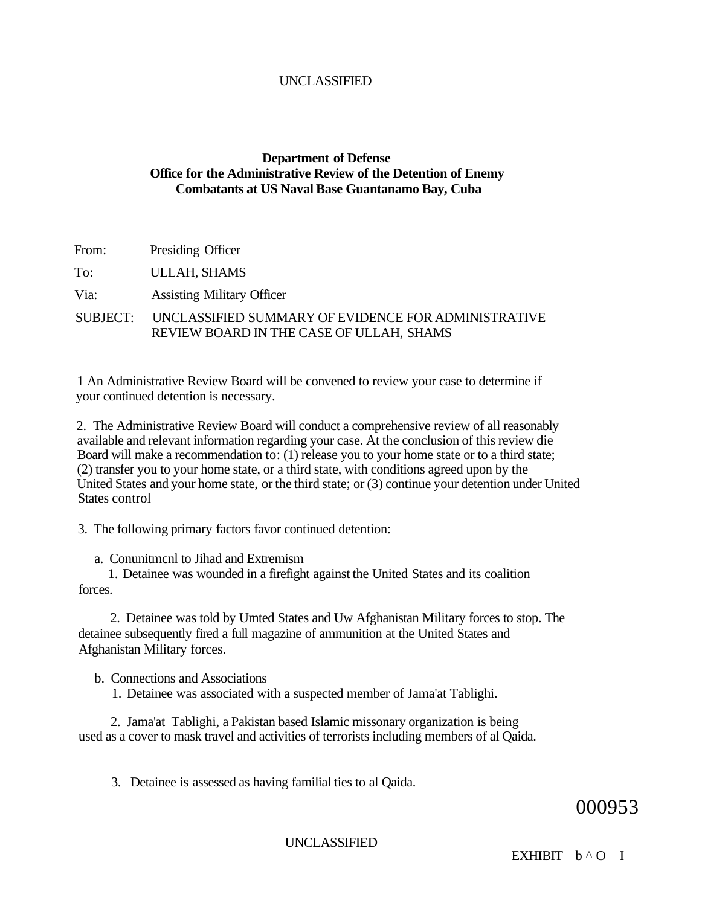UNCLASSIFIED

**Department of Defense**
**Office for the Administrative Review of the Detention of Enemy Combatants at US Naval Base Guantanamo Bay, Cuba**

From: Presiding Officer

To: ULLAH, SHAMS

Via: Assisting Military Officer

SUBJECT: UNCLASSIFIED SUMMARY OF EVIDENCE FOR ADMINISTRATIVE REVIEW BOARD IN THE CASE OF ULLAH, SHAMS

1 An Administrative Review Board will be convened to review your case to determine if your continued detention is necessary.

2. The Administrative Review Board will conduct a comprehensive review of all reasonably available and relevant information regarding your case. At the conclusion of this review die Board will make a recommendation to: (1) release you to your home state or to a third state; (2) transfer you to your home state, or a third state, with conditions agreed upon by the United States and your home state, or the third state; or (3) continue your detention under United States control

3. The following primary factors favor continued detention:

a. Conunitmcnl to Jihad and Extremism

1. Detainee was wounded in a firefight against the United States and its coalition forces.

2. Detainee was told by Umted States and Uw Afghanistan Military forces to stop. The detainee subsequently fired a full magazine of ammunition at the United States and Afghanistan Military forces.

b. Connections and Associations

1. Detainee was associated with a suspected member of Jama'at Tablighi.

2. Jama'at Tablighi, a Pakistan based Islamic missonary organization is being used as a cover to mask travel and activities of terrorists including members of al Qaida.

3. Detainee is assessed as having familial ties to al Qaida.

000953

UNCLASSIFIED

EXHIBIT b ^ O I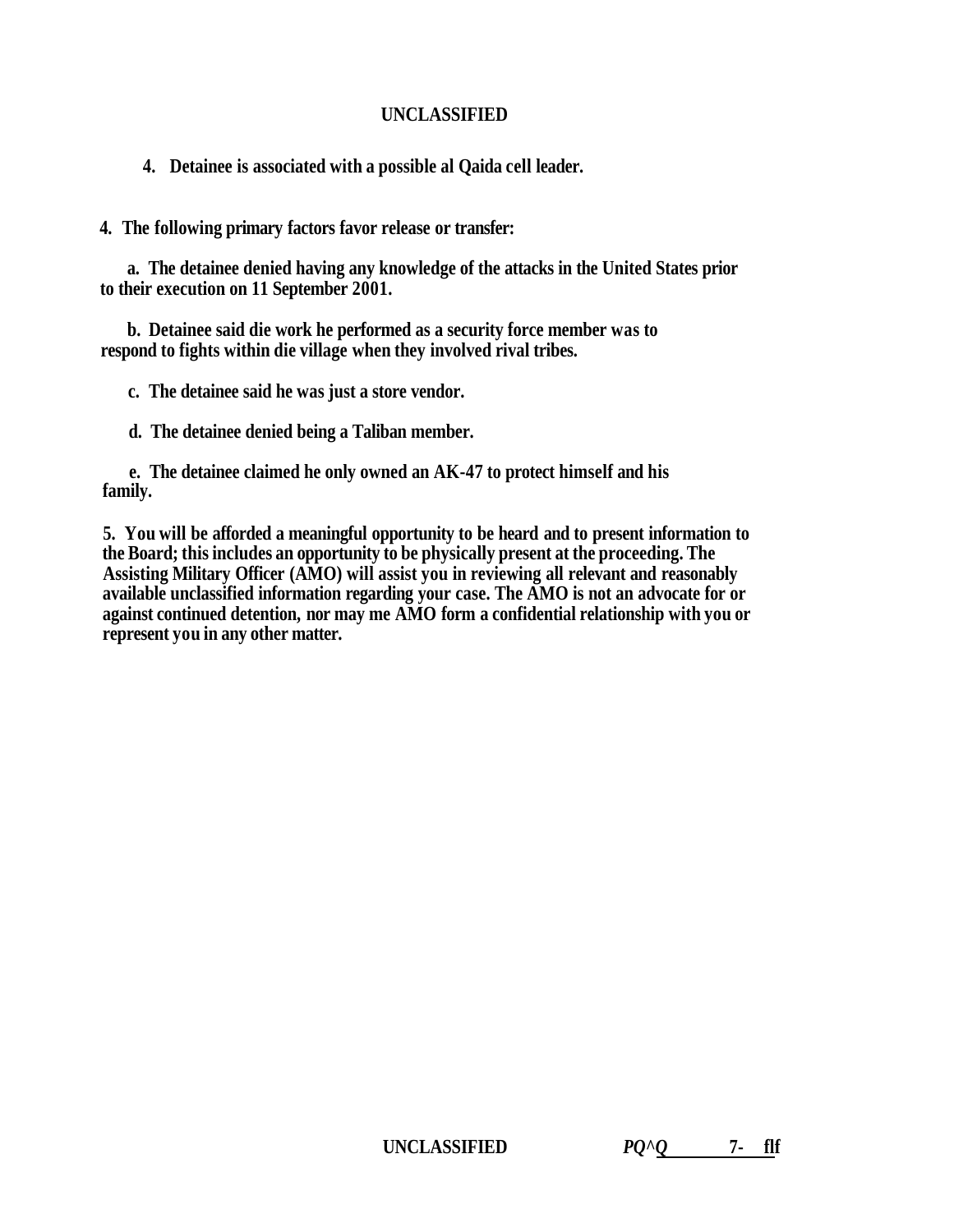4. Detainee is associated with a possible al Qaida cell leader.

**4. The following primary factors favor release or transfer:**

a. The detainee denied having any knowledge of the attacks in the United States prior to their execution on 11 September 2001.

b. Detainee said die work he performed as a security force member was to respond to fights within die village when they involved rival tribes.

c. The detainee said he was just a store vendor.

d. The detainee denied being a Taliban member.

e. The detainee claimed he only owned an AK-47 to protect himself and his family.

5. You will be afforded a meaningful opportunity to be heard and to present information to the Board; this includes an opportunity to be physically present at the proceeding. The Assisting Military Officer (AMO) will assist you in reviewing all relevant and reasonably available unclassified information regarding your case. The AMO is not an advocate for or against continued detention, nor may me AMO form a confidential relationship with you or represent you in any other matter.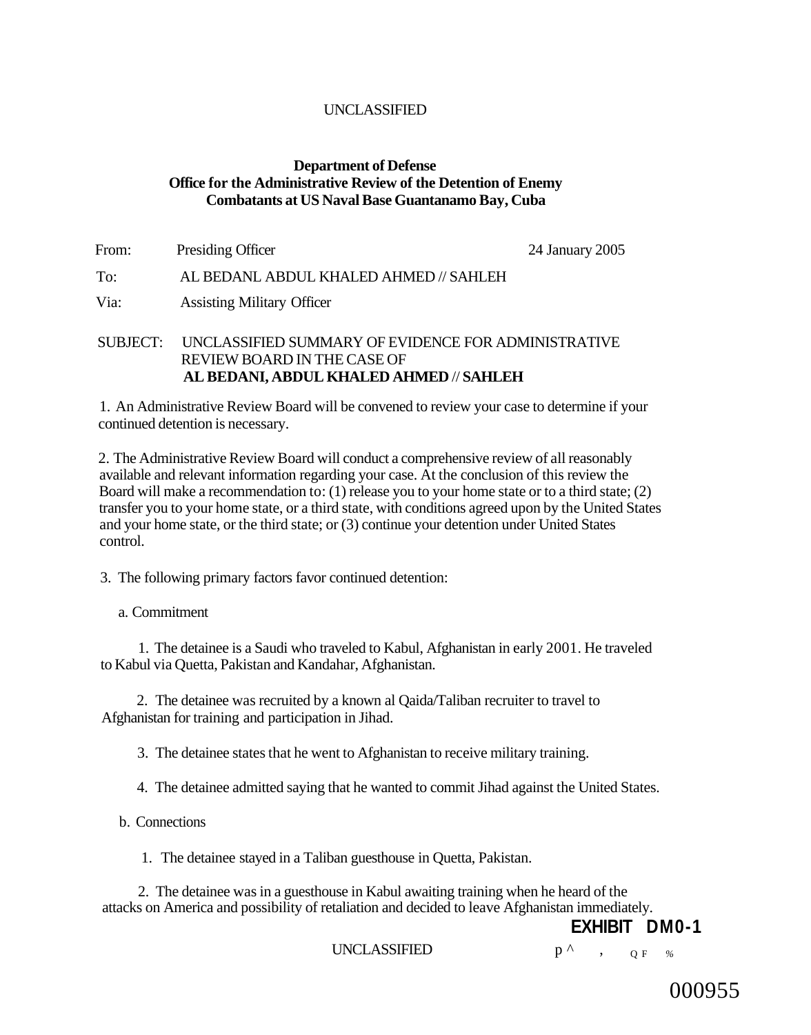UNCLASSIFIED

**Department of Defense**
**Office for the Administrative Review of the Detention of Enemy Combatants at US Naval Base Guantanamo Bay, Cuba**

From: Presiding Officer 24 January 2005

To: AL BEDANL ABDUL KHALED AHMED // SAHLEH

Via: Assisting Military Officer

SUBJECT: UNCLASSIFIED SUMMARY OF EVIDENCE FOR ADMINISTRATIVE REVIEW BOARD IN THE CASE OF **AL BEDANI, ABDUL KHALED AHMED // SAHLEH**

1. An Administrative Review Board will be convened to review your case to determine if your continued detention is necessary.

2. The Administrative Review Board will conduct a comprehensive review of all reasonably available and relevant information regarding your case. At the conclusion of this review the Board will make a recommendation to: (1) release you to your home state or to a third state; (2) transfer you to your home state, or a third state, with conditions agreed upon by the United States and your home state, or the third state; or (3) continue your detention under United States control.

3. The following primary factors favor continued detention:

a. Commitment

1. The detainee is a Saudi who traveled to Kabul, Afghanistan in early 2001. He traveled to Kabul via Quetta, Pakistan and Kandahar, Afghanistan.

2. The detainee was recruited by a known al Qaida/Taliban recruiter to travel to Afghanistan for training and participation in Jihad.

3. The detainee states that he went to Afghanistan to receive military training.

4. The detainee admitted saying that he wanted to commit Jihad against the United States.

b. Connections

1. The detainee stayed in a Taliban guesthouse in Quetta, Pakistan.

2. The detainee was in a guesthouse in Kabul awaiting training when he heard of the attacks on America and possibility of retaliation and decided to leave Afghanistan immediately.

**EXHIBIT DM0-1**

UNCLASSIFIED

p ^ , Q F %

000955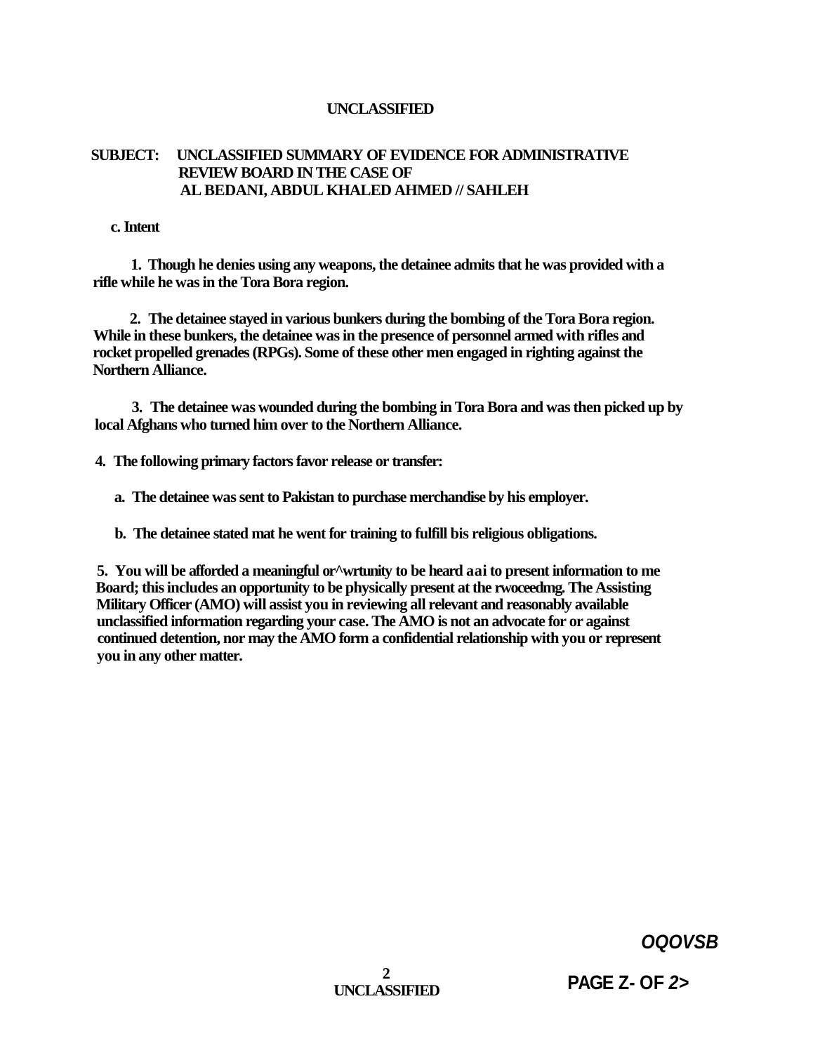**SUBJECT: UNCLASSIFIED SUMMARY OF EVIDENCE FOR ADMINISTRATIVE REVIEW BOARD IN THE CASE OF AL BEDANI, ABDUL KHALED AHMED // SAHLEH**

**c. Intent**

**1. Though he denies using any weapons, the detainee admits that he was provided with a rifle while he was in the Tora Bora region.**

**2. The detainee stayed in various bunkers during the bombing of the Tora Bora region. While in these bunkers, the detainee was in the presence of personnel armed with rifles and rocket propelled grenades (RPGs). Some of these other men engaged in righting against the Northern Alliance.**

**3. The detainee was wounded during the bombing in Tora Bora and was then picked up by local Afghans who turned him over to the Northern Alliance.**

**4. The following primary factors favor release or transfer:**

**a. The detainee was sent to Pakistan to purchase merchandise by his employer.**

**b. The detainee stated mat he went for training to fulfill bis religious obligations.**

**5. You will be afforded a meaningful or^wrtunity to be heard aai to present information to me Board; this includes an opportunity to be physically present at the rwoceedmg. The Assisting Military Officer (AMO) will assist you in reviewing all relevant and reasonably available unclassified information regarding your case. The AMO is not an advocate for or against continued detention, nor may the AMO form a confidential relationship with you or represent you in any other matter.**

***OQOVSB***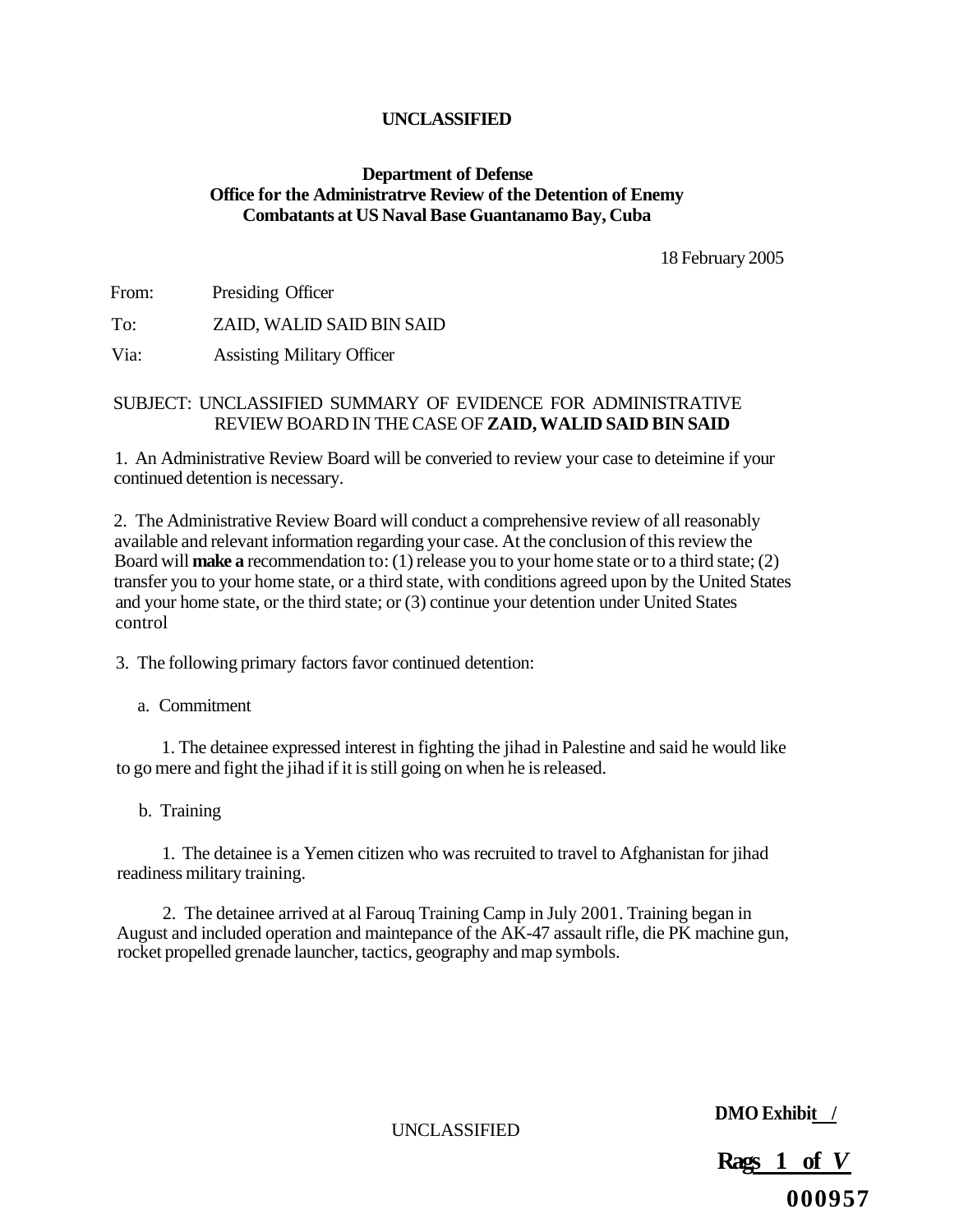**UNCLASSIFIED**

**Department of Defense**
**Office for the Administratrve Review of the Detention of Enemy Combatants at US Naval Base Guantanamo Bay, Cuba**

18 February 2005

From: Presiding Officer

To: ZAID, WALID SAID BIN SAID

Via: Assisting Military Officer

SUBJECT: UNCLASSIFIED SUMMARY OF EVIDENCE FOR ADMINISTRATIVE REVIEW BOARD IN THE CASE OF **ZAID, WALID SAID BIN SAID**

1. An Administrative Review Board will be converied to review your case to deteimine if your continued detention is necessary.

2. The Administrative Review Board will conduct a comprehensive review of all reasonably available and relevant information regarding your case. At the conclusion of this review the Board will **make a** recommendation to: (1) release you to your home state or to a third state; (2) transfer you to your home state, or a third state, with conditions agreed upon by the United States and your home state, or the third state; or (3) continue your detention under United States control

3. The following primary factors favor continued detention:

a. Commitment

1. The detainee expressed interest in fighting the jihad in Palestine and said he would like to go mere and fight the jihad if it is still going on when he is released.

b. Training

1. The detainee is a Yemen citizen who was recruited to travel to Afghanistan for jihad readiness military training.

2. The detainee arrived at al Farouq Training Camp in July 2001. Training began in August and included operation and maintepance of the AK-47 assault rifle, die PK machine gun, rocket propelled grenade launcher, tactics, geography and map symbols.

UNCLASSIFIED

**DMO Exhibit /**

**Rags 1 of V**

**000957**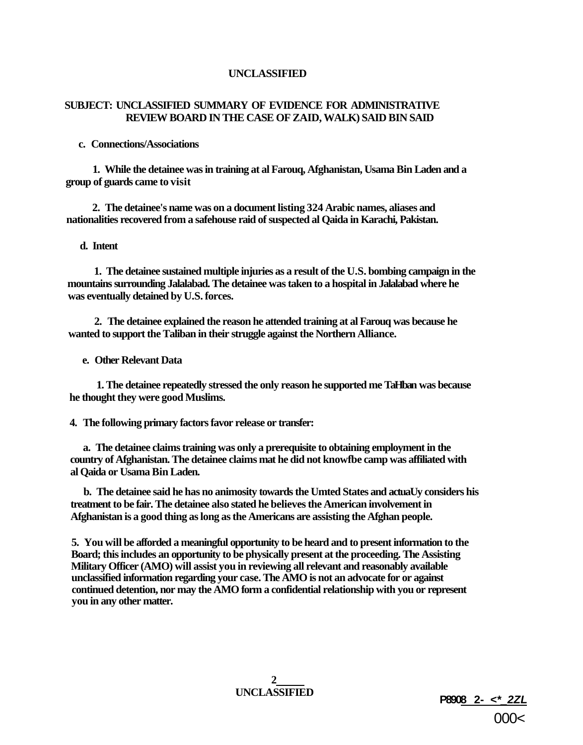**UNCLASSIFIED**

**SUBJECT: UNCLASSIFIED SUMMARY OF EVIDENCE FOR ADMINISTRATIVE REVIEW BOARD IN THE CASE OF ZAID, WALK) SAID BIN SAID**

**c. Connections/Associations**

**1. While the detainee was in training at al Farouq, Afghanistan, Usama Bin Laden and a group of guards came to visit**

**2. The detainee's name was on a document listing 324 Arabic names, aliases and nationalities recovered from a safehouse raid of suspected al Qaida in Karachi, Pakistan.**

**d. Intent**

**1. The detainee sustained multiple injuries as a result of the U.S. bombing campaign in the mountains surrounding Jalalabad. The detainee was taken to a hospital in Jalalabad where he was eventually detained by U.S. forces.**

**2. The detainee explained the reason he attended training at al Farouq was because he wanted to support the Taliban in their struggle against the Northern Alliance.**

**e. Other Relevant Data**

**1. The detainee repeatedly stressed the only reason he supported me TaHban was because he thought they were good Muslims.**

**4. The following primary factors favor release or transfer:**

**a. The detainee claims training was only a prerequisite to obtaining employment in the country of Afghanistan. The detainee claims mat he did not knowfbe camp was affiliated with al Qaida or Usama Bin Laden.**

**b. The detainee said he has no animosity towards the Umted States and actuaUy considers his treatment to be fair. The detainee also stated he believes the American involvement in Afghanistan is a good thing as long as the Americans are assisting the Afghan people.**

**5. You will be afforded a meaningful opportunity to be heard and to present information to the Board; this includes an opportunity to be physically present at the proceeding. The Assisting Military Officer (AMO) will assist you in reviewing all relevant and reasonably available unclassified information regarding your case. The AMO is not an advocate for or against continued detention, nor may the AMO form a confidential relationship with you or represent you in any other matter.**

**UNCLASSIFIED**

P8908 2- <*_2ZL

000<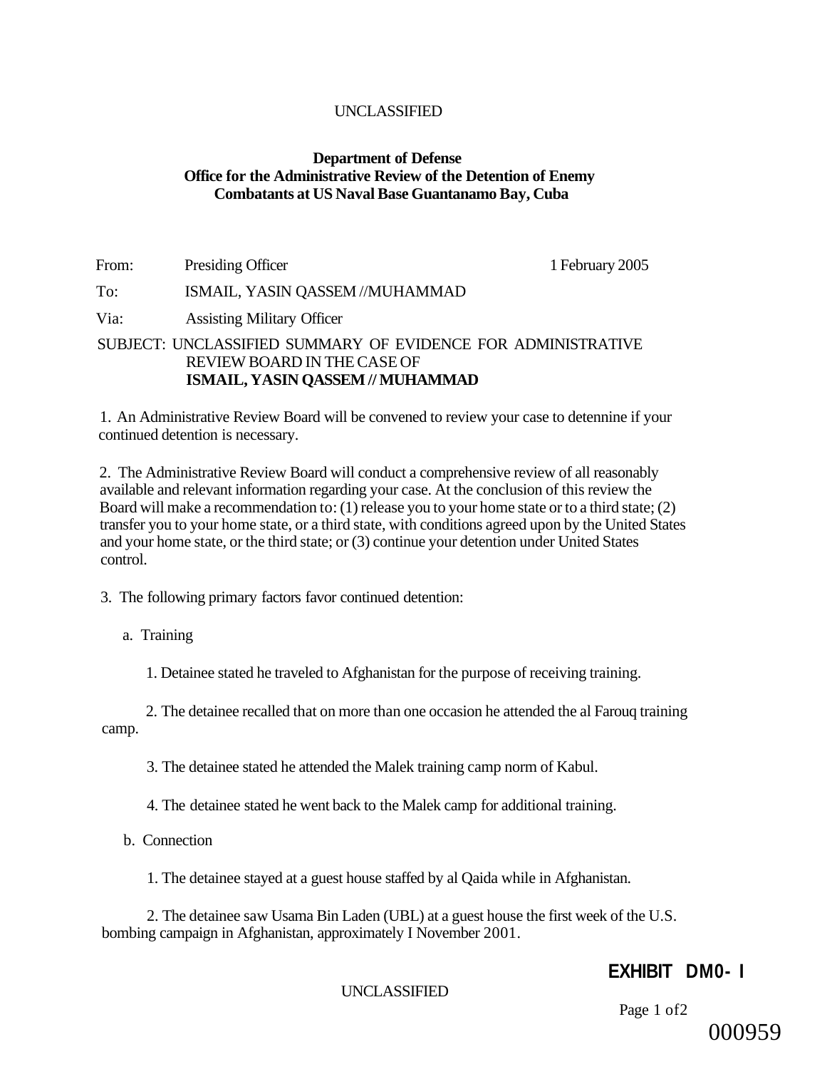UNCLASSIFIED

**Department of Defense**
**Office for the Administrative Review of the Detention of Enemy Combatants at US Naval Base Guantanamo Bay, Cuba**

From: Presiding Officer 1 February 2005

To: ISMAIL, YASIN QASSEM //MUHAMMAD

Via: Assisting Military Officer

SUBJECT: UNCLASSIFIED SUMMARY OF EVIDENCE FOR ADMINISTRATIVE REVIEW BOARD IN THE CASE OF **ISMAIL, YASIN QASSEM // MUHAMMAD**

1. An Administrative Review Board will be convened to review your case to detennine if your continued detention is necessary.

2. The Administrative Review Board will conduct a comprehensive review of all reasonably available and relevant information regarding your case. At the conclusion of this review the Board will make a recommendation to: (1) release you to your home state or to a third state; (2) transfer you to your home state, or a third state, with conditions agreed upon by the United States and your home state, or the third state; or (3) continue your detention under United States control.

3. The following primary factors favor continued detention:

a. Training

1. Detainee stated he traveled to Afghanistan for the purpose of receiving training.

2. The detainee recalled that on more than one occasion he attended the al Farouq training camp.

3. The detainee stated he attended the Malek training camp norm of Kabul.

4. The detainee stated he went back to the Malek camp for additional training.

b. Connection

1. The detainee stayed at a guest house staffed by al Qaida while in Afghanistan.

2. The detainee saw Usama Bin Laden (UBL) at a guest house the first week of the U.S. bombing campaign in Afghanistan, approximately I November 2001.

**EXHIBIT DM0- I**

UNCLASSIFIED

000959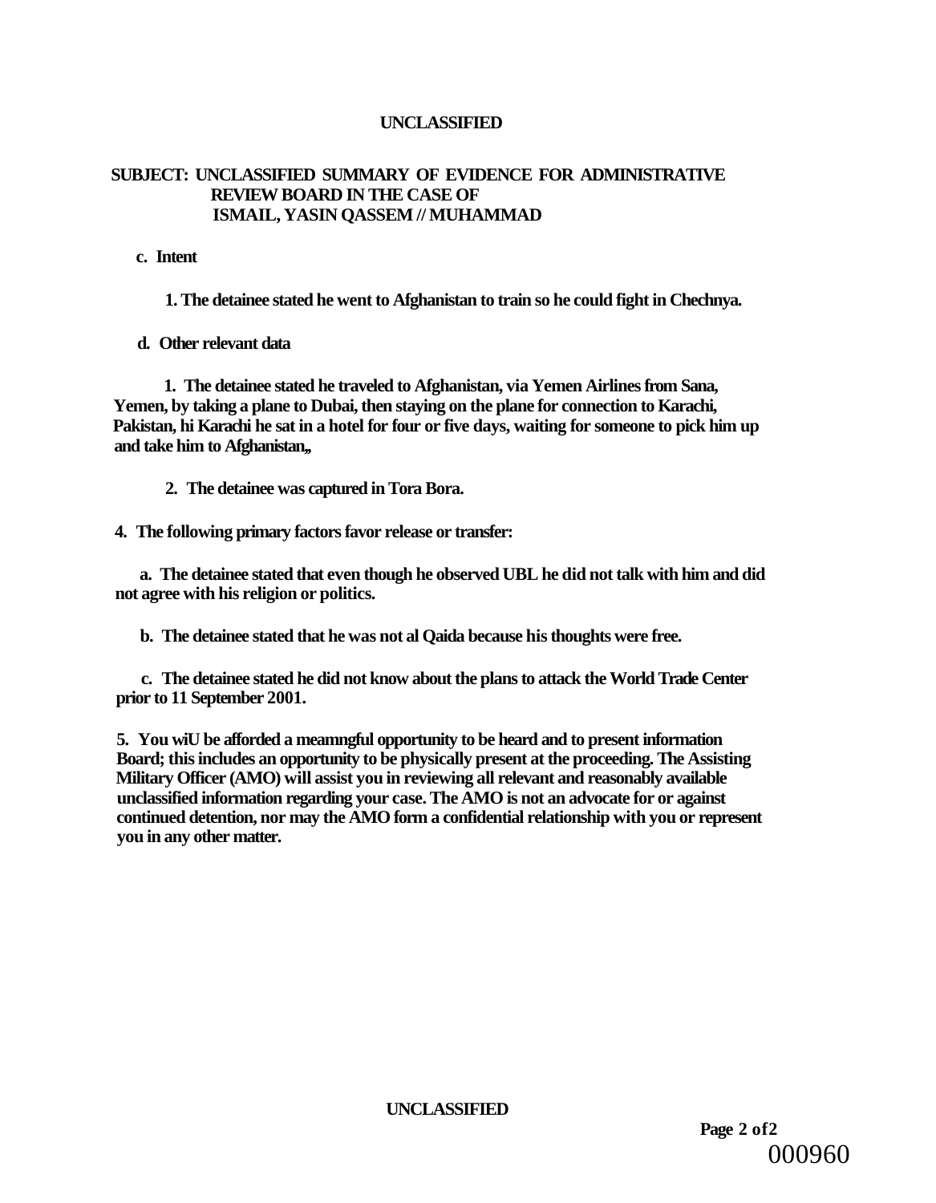**UNCLASSIFIED**

**SUBJECT: UNCLASSIFIED SUMMARY OF EVIDENCE FOR ADMINISTRATIVE REVIEW BOARD IN THE CASE OF ISMAIL, YASIN QASSEM // MUHAMMAD**

**c. Intent**

**1. The detainee stated he went to Afghanistan to train so he could fight in Chechnya.**

**d. Other relevant data**

**1. The detainee stated he traveled to Afghanistan, via Yemen Airlines from Sana, Yemen, by taking a plane to Dubai, then staying on the plane for connection to Karachi, Pakistan, hi Karachi he sat in a hotel for four or five days, waiting for someone to pick him up and take him to Afghanistan„**

**2. The detainee was captured in Tora Bora.**

**4. The following primary factors favor release or transfer:**

**a. The detainee stated that even though he observed UBL he did not talk with him and did not agree with his religion or politics.**

**b. The detainee stated that he was not al Qaida because his thoughts were free.**

**c. The detainee stated he did not know about the plans to attack the World Trade Center prior to 11 September 2001.**

**5. You wiU be afforded a meamngful opportunity to be heard and to present information Board; this includes an opportunity to be physically present at the proceeding. The Assisting Military Officer (AMO) will assist you in reviewing all relevant and reasonably available unclassified information regarding your case. The AMO is not an advocate for or against continued detention, nor may the AMO form a confidential relationship with you or represent you in any other matter.**

**UNCLASSIFIED**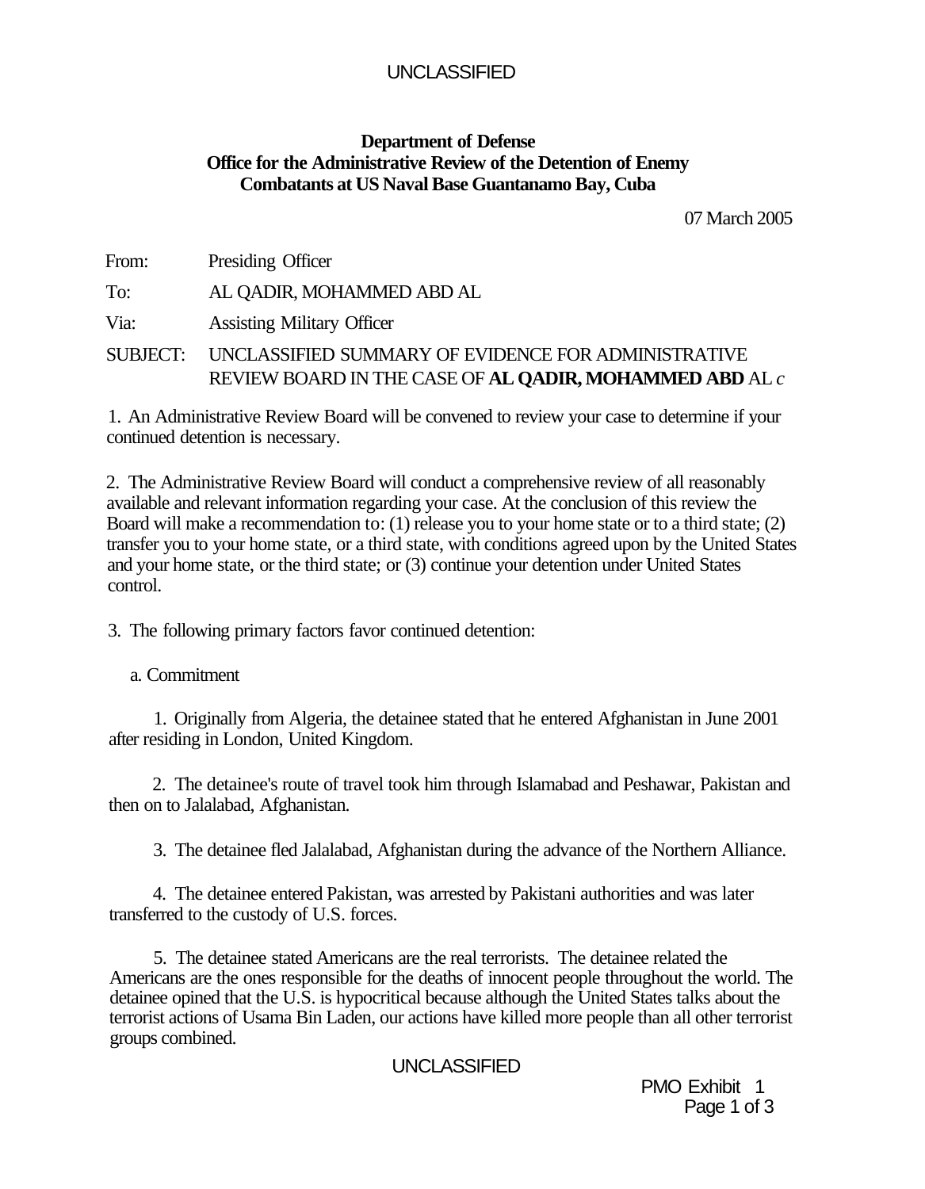UNCLASSIFIED

**Department of Defense**
**Office for the Administrative Review of the Detention of Enemy Combatants at US Naval Base Guantanamo Bay, Cuba**

07 March 2005

From: Presiding Officer

To: AL QADIR, MOHAMMED ABD AL

Via: Assisting Military Officer

SUBJECT: UNCLASSIFIED SUMMARY OF EVIDENCE FOR ADMINISTRATIVE REVIEW BOARD IN THE CASE OF **AL QADIR, MOHAMMED ABD** AL *c*

1. An Administrative Review Board will be convened to review your case to determine if your continued detention is necessary.

2. The Administrative Review Board will conduct a comprehensive review of all reasonably available and relevant information regarding your case. At the conclusion of this review the Board will make a recommendation to: (1) release you to your home state or to a third state; (2) transfer you to your home state, or a third state, with conditions agreed upon by the United States and your home state, or the third state; or (3) continue your detention under United States control.

3. The following primary factors favor continued detention:

a. Commitment

1. Originally from Algeria, the detainee stated that he entered Afghanistan in June 2001 after residing in London, United Kingdom.

2. The detainee's route of travel took him through Islamabad and Peshawar, Pakistan and then on to Jalalabad, Afghanistan.

3. The detainee fled Jalalabad, Afghanistan during the advance of the Northern Alliance.

4. The detainee entered Pakistan, was arrested by Pakistani authorities and was later transferred to the custody of U.S. forces.

5. The detainee stated Americans are the real terrorists. The detainee related the Americans are the ones responsible for the deaths of innocent people throughout the world. The detainee opined that the U.S. is hypocritical because although the United States talks about the terrorist actions of Usama Bin Laden, our actions have killed more people than all other terrorist groups combined.

UNCLASSIFIED

PMO Exhibit 1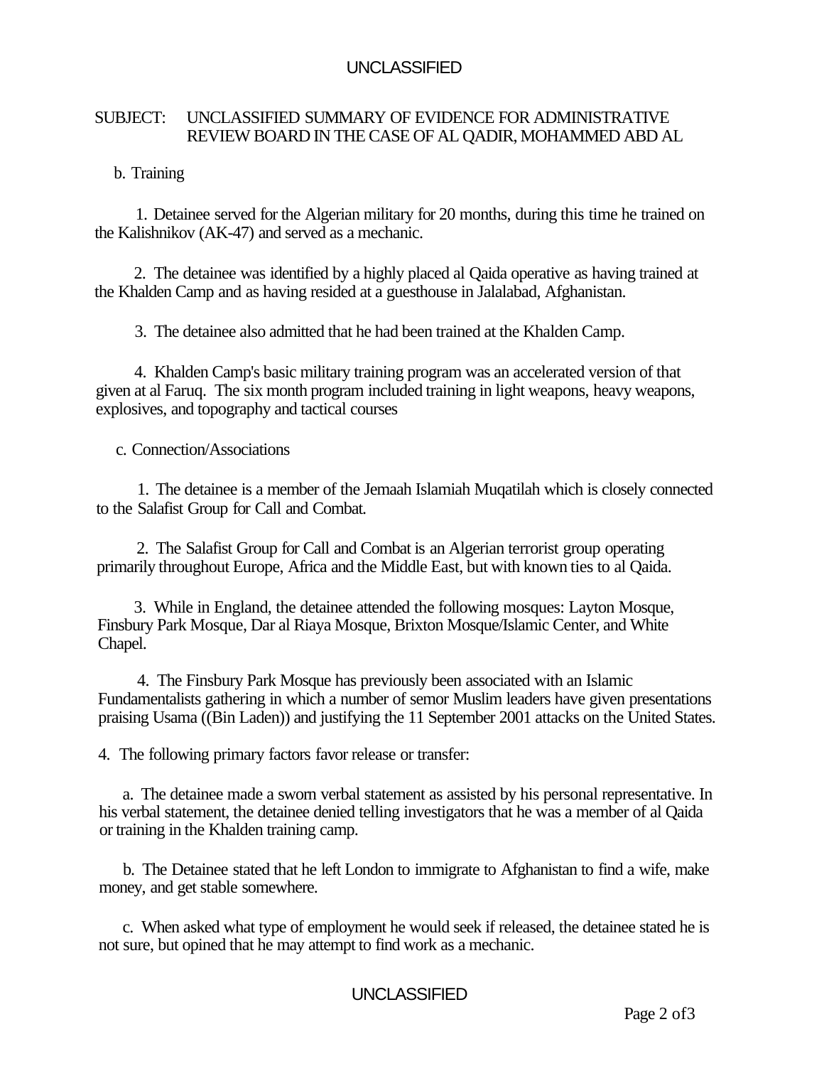SUBJECT: UNCLASSIFIED SUMMARY OF EVIDENCE FOR ADMINISTRATIVE REVIEW BOARD IN THE CASE OF AL QADIR, MOHAMMED ABD AL

b. Training

1. Detainee served for the Algerian military for 20 months, during this time he trained on the Kalishnikov (AK-47) and served as a mechanic.

2. The detainee was identified by a highly placed al Qaida operative as having trained at the Khalden Camp and as having resided at a guesthouse in Jalalabad, Afghanistan.

3. The detainee also admitted that he had been trained at the Khalden Camp.

4. Khalden Camp's basic military training program was an accelerated version of that given at al Faruq. The six month program included training in light weapons, heavy weapons, explosives, and topography and tactical courses

c. Connection/Associations

1. The detainee is a member of the Jemaah Islamiah Muqatilah which is closely connected to the Salafist Group for Call and Combat.

2. The Salafist Group for Call and Combat is an Algerian terrorist group operating primarily throughout Europe, Africa and the Middle East, but with known ties to al Qaida.

3. While in England, the detainee attended the following mosques: Layton Mosque, Finsbury Park Mosque, Dar al Riaya Mosque, Brixton Mosque/Islamic Center, and White Chapel.

4. The Finsbury Park Mosque has previously been associated with an Islamic Fundamentalists gathering in which a number of semor Muslim leaders have given presentations praising Usama ((Bin Laden)) and justifying the 11 September 2001 attacks on the United States.

4. The following primary factors favor release or transfer:

a. The detainee made a sworn verbal statement as assisted by his personal representative. In his verbal statement, the detainee denied telling investigators that he was a member of al Qaida or training in the Khalden training camp.

b. The Detainee stated that he left London to immigrate to Afghanistan to find a wife, make money, and get stable somewhere.

c. When asked what type of employment he would seek if released, the detainee stated he is not sure, but opined that he may attempt to find work as a mechanic.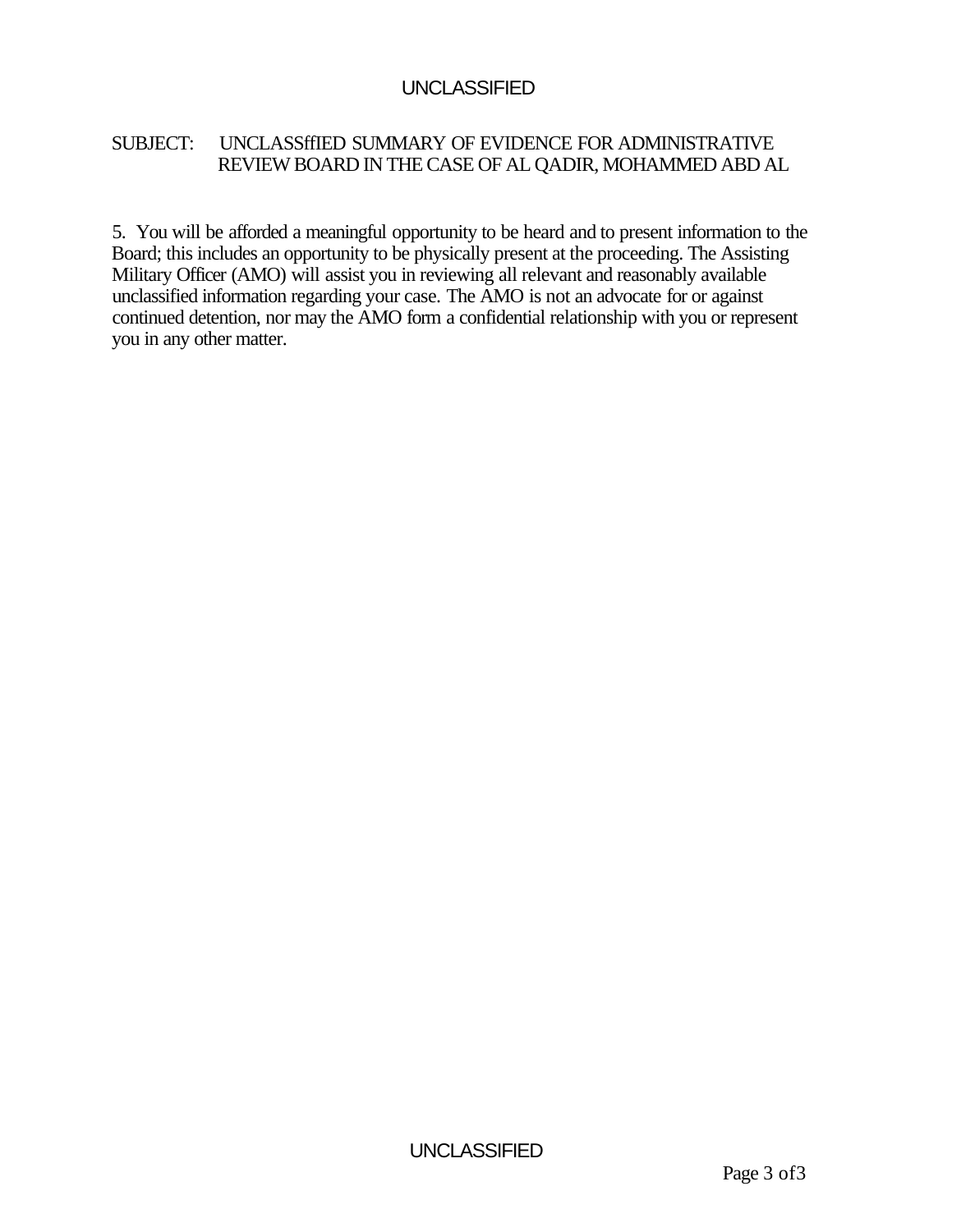SUBJECT: UNCLASSffIED SUMMARY OF EVIDENCE FOR ADMINISTRATIVE REVIEW BOARD IN THE CASE OF AL QADIR, MOHAMMED ABD AL

5. You will be afforded a meaningful opportunity to be heard and to present information to the Board; this includes an opportunity to be physically present at the proceeding. The Assisting Military Officer (AMO) will assist you in reviewing all relevant and reasonably available unclassified information regarding your case. The AMO is not an advocate for or against continued detention, nor may the AMO form a confidential relationship with you or represent you in any other matter.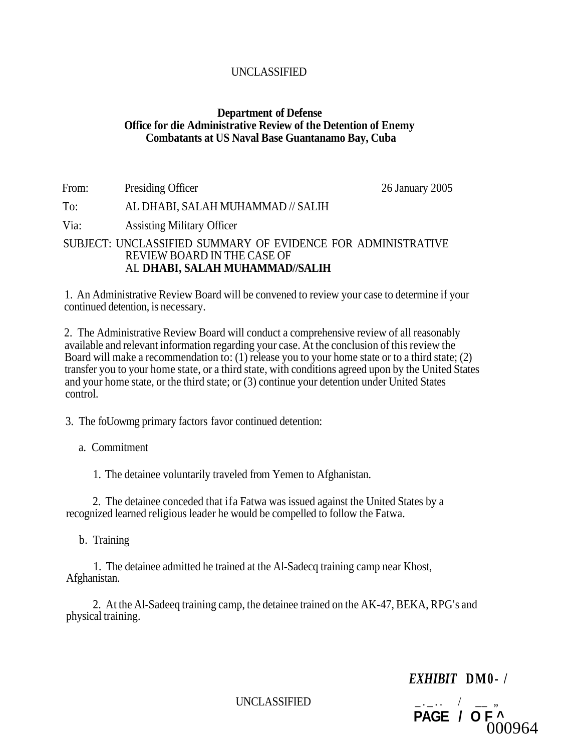UNCLASSIFIED

**Department of Defense**
**Office for die Administrative Review of the Detention of Enemy Combatants at US Naval Base Guantanamo Bay, Cuba**

From: Presiding Officer 26 January 2005

To: AL DHABI, SALAH MUHAMMAD // SALIH

Via: Assisting Military Officer

SUBJECT: UNCLASSIFIED SUMMARY OF EVIDENCE FOR ADMINISTRATIVE REVIEW BOARD IN THE CASE OF AL **DHABI, SALAH MUHAMMAD//SALIH**

1. An Administrative Review Board will be convened to review your case to determine if your continued detention, is necessary.

2. The Administrative Review Board will conduct a comprehensive review of all reasonably available and relevant information regarding your case. At the conclusion of this review the Board will make a recommendation to: (1) release you to your home state or to a third state; (2) transfer you to your home state, or a third state, with conditions agreed upon by the United States and your home state, or the third state; or (3) continue your detention under United States control.

3. The foUowmg primary factors favor continued detention:

a. Commitment

1. The detainee voluntarily traveled from Yemen to Afghanistan.

2. The detainee conceded that ifa Fatwa was issued against the United States by a recognized learned religious leader he would be compelled to follow the Fatwa.

b. Training

1. The detainee admitted he trained at the Al-Sadecq training camp near Khost, Afghanistan.

2. At the Al-Sadeeq training camp, the detainee trained on the AK-47, BEKA, RPG's and physical training.

***EXHIBIT* DM0- /**

UNCLASSIFIED

**PAGE / O F ^**

000964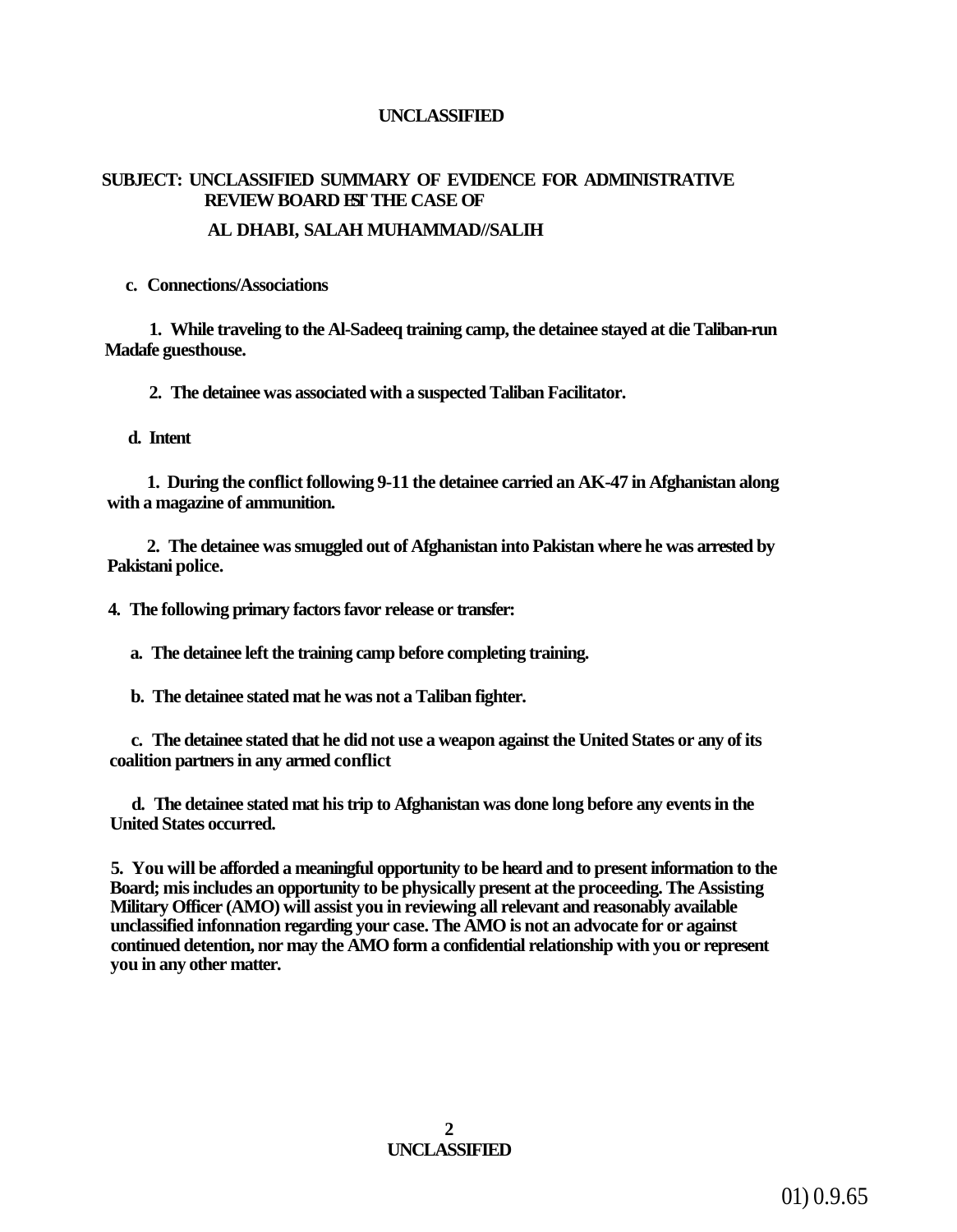**SUBJECT: UNCLASSIFIED SUMMARY OF EVIDENCE FOR ADMINISTRATIVE REVIEW BOARD EST THE CASE OF AL DHABI, SALAH MUHAMMAD//SALIH**

**c. Connections/Associations**

**1. While traveling to the Al-Sadeeq training camp, the detainee stayed at die Taliban-run Madafe guesthouse.**

**2. The detainee was associated with a suspected Taliban Facilitator.**

**d. Intent**

**1. During the conflict following 9-11 the detainee carried an AK-47 in Afghanistan along with a magazine of ammunition.**

**2. The detainee was smuggled out of Afghanistan into Pakistan where he was arrested by Pakistani police.**

**4. The following primary factors favor release or transfer:**

**a. The detainee left the training camp before completing training.**

**b. The detainee stated mat he was not a Taliban fighter.**

**c. The detainee stated that he did not use a weapon against the United States or any of its coalition partners in any armed conflict**

**d. The detainee stated mat his trip to Afghanistan was done long before any events in the United States occurred.**

**5. You will be afforded a meaningful opportunity to be heard and to present information to the Board; mis includes an opportunity to be physically present at the proceeding. The Assisting Military Officer (AMO) will assist you in reviewing all relevant and reasonably available unclassified infonnation regarding your case. The AMO is not an advocate for or against continued detention, nor may the AMO form a confidential relationship with you or represent you in any other matter.**

01) 0.9.65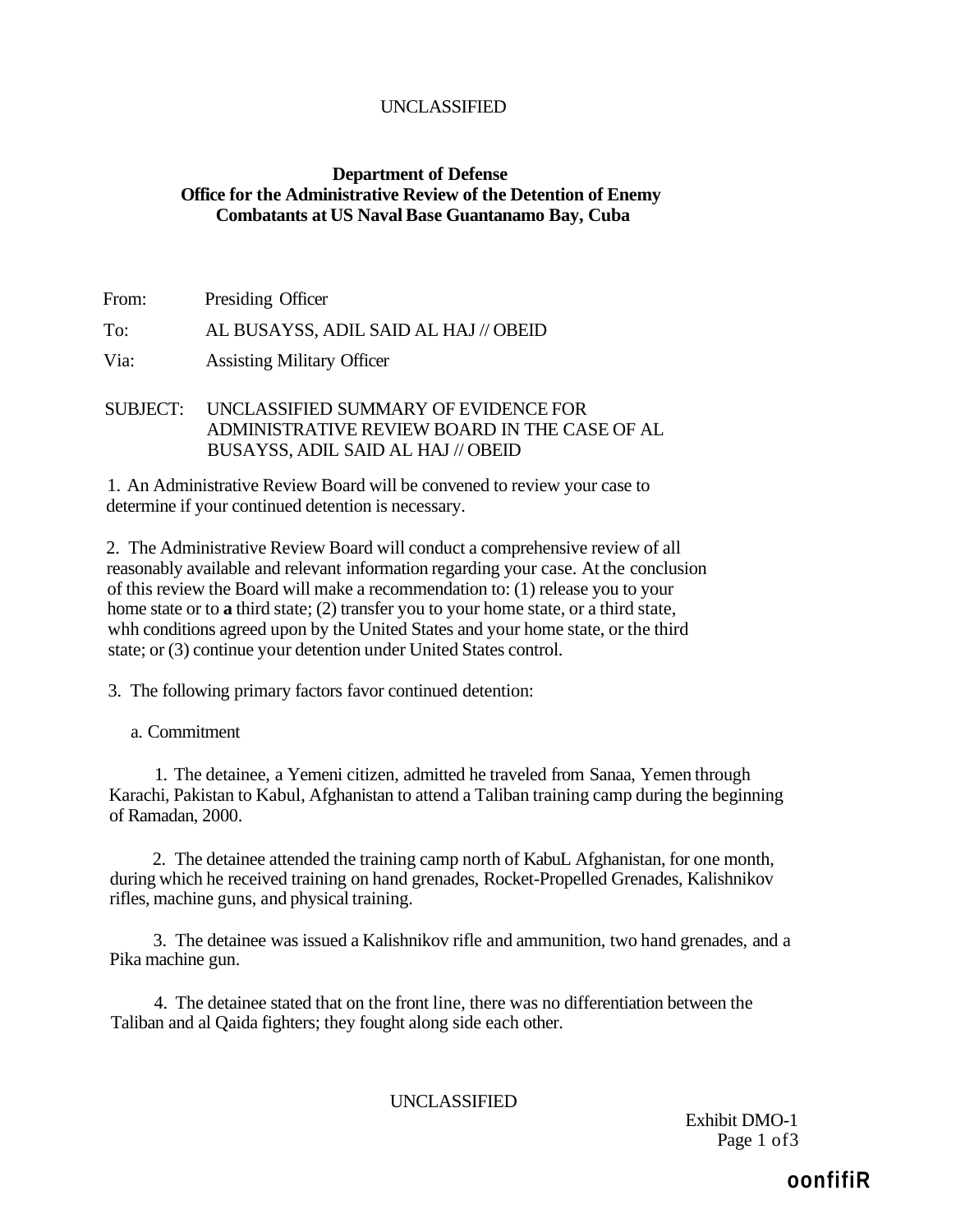UNCLASSIFIED

**Department of Defense**
**Office for the Administrative Review of the Detention of Enemy Combatants at US Naval Base Guantanamo Bay, Cuba**

From: Presiding Officer

To: AL BUSAYSS, ADIL SAID AL HAJ // OBEID

Via: Assisting Military Officer

SUBJECT: UNCLASSIFIED SUMMARY OF EVIDENCE FOR ADMINISTRATIVE REVIEW BOARD IN THE CASE OF AL BUSAYSS, ADIL SAID AL HAJ // OBEID

1. An Administrative Review Board will be convened to review your case to determine if your continued detention is necessary.

2. The Administrative Review Board will conduct a comprehensive review of all reasonably available and relevant information regarding your case. At the conclusion of this review the Board will make a recommendation to: (1) release you to your home state or to **a** third state; (2) transfer you to your home state, or a third state, whh conditions agreed upon by the United States and your home state, or the third state; or (3) continue your detention under United States control.

3. The following primary factors favor continued detention:

a. Commitment

1. The detainee, a Yemeni citizen, admitted he traveled from Sanaa, Yemen through Karachi, Pakistan to Kabul, Afghanistan to attend a Taliban training camp during the beginning of Ramadan, 2000.

2. The detainee attended the training camp north of KabuL Afghanistan, for one month, during which he received training on hand grenades, Rocket-Propelled Grenades, Kalishnikov rifles, machine guns, and physical training.

3. The detainee was issued a Kalishnikov rifle and ammunition, two hand grenades, and a Pika machine gun.

4. The detainee stated that on the front line, there was no differentiation between the Taliban and al Qaida fighters; they fought along side each other.

UNCLASSIFIED

Exhibit DMO-1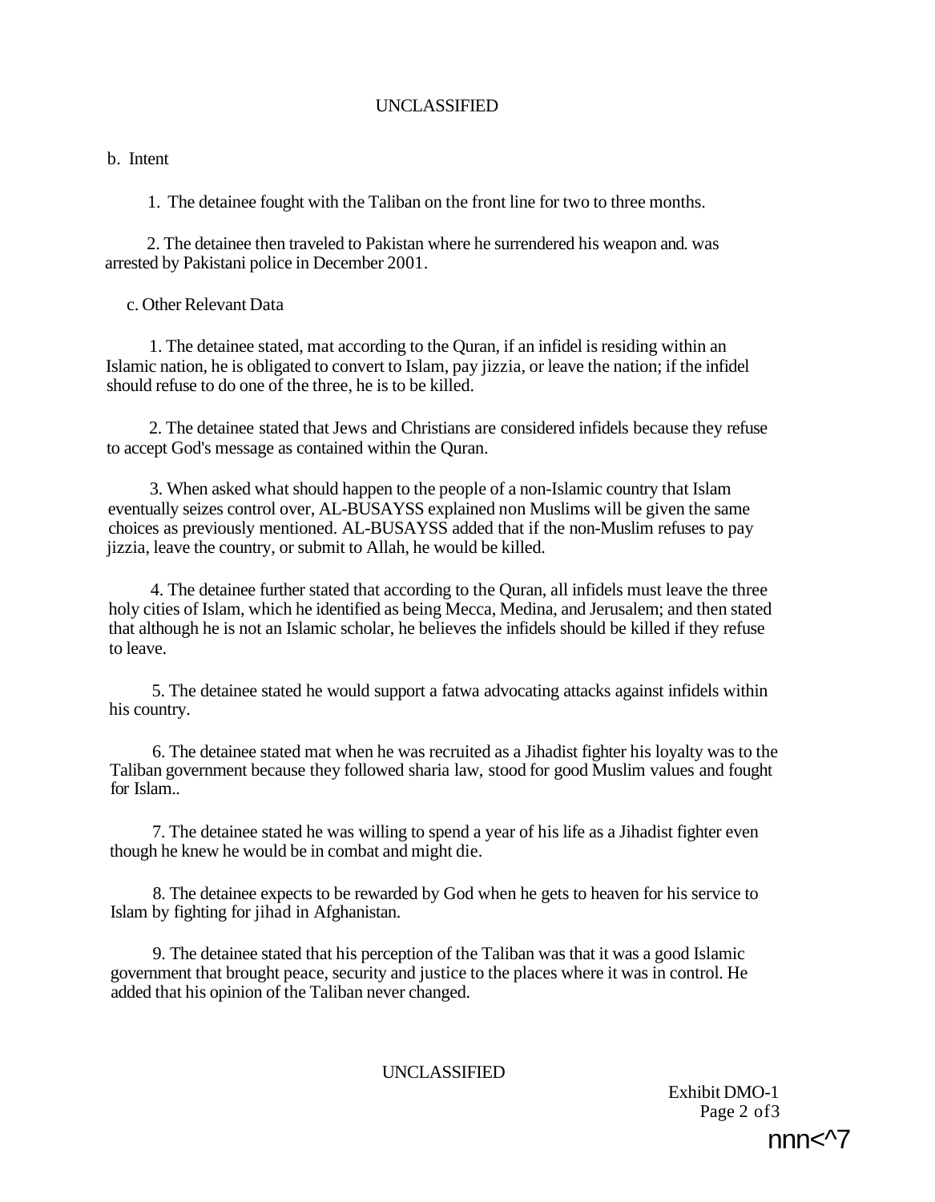b. Intent

1. The detainee fought with the Taliban on the front line for two to three months.

2. The detainee then traveled to Pakistan where he surrendered his weapon and. was arrested by Pakistani police in December 2001.

c. Other Relevant Data

1. The detainee stated, mat according to the Quran, if an infidel is residing within an Islamic nation, he is obligated to convert to Islam, pay jizzia, or leave the nation; if the infidel should refuse to do one of the three, he is to be killed.

2. The detainee stated that Jews and Christians are considered infidels because they refuse to accept God's message as contained within the Quran.

3. When asked what should happen to the people of a non-Islamic country that Islam eventually seizes control over, AL-BUSAYSS explained non Muslims will be given the same choices as previously mentioned. AL-BUSAYSS added that if the non-Muslim refuses to pay jizzia, leave the country, or submit to Allah, he would be killed.

4. The detainee further stated that according to the Quran, all infidels must leave the three holy cities of Islam, which he identified as being Mecca, Medina, and Jerusalem; and then stated that although he is not an Islamic scholar, he believes the infidels should be killed if they refuse to leave.

5. The detainee stated he would support a fatwa advocating attacks against infidels within his country.

6. The detainee stated mat when he was recruited as a Jihadist fighter his loyalty was to the Taliban government because they followed sharia law, stood for good Muslim values and fought for Islam..

7. The detainee stated he was willing to spend a year of his life as a Jihadist fighter even though he knew he would be in combat and might die.

8. The detainee expects to be rewarded by God when he gets to heaven for his service to Islam by fighting for jihad in Afghanistan.

9. The detainee stated that his perception of the Taliban was that it was a good Islamic government that brought peace, security and justice to the places where it was in control. He added that his opinion of the Taliban never changed.

Exhibit DMO-1
Page 2 of3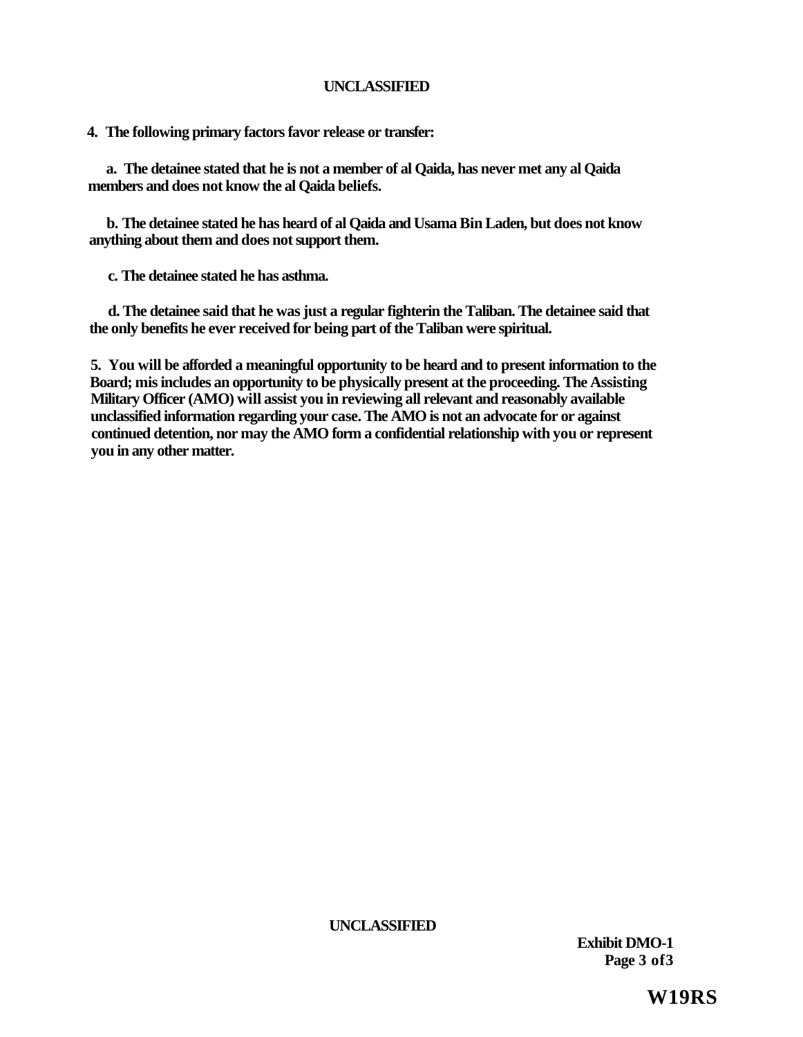**4. The following primary factors favor release or transfer:**

**a. The detainee stated that he is not a member of al Qaida, has never met any al Qaida members and does not know the al Qaida beliefs.**

**b. The detainee stated he has heard of al Qaida and Usama Bin Laden, but does not know anything about them and does not support them.**

**c. The detainee stated he has asthma.**

**d. The detainee said that he was just a regular fighterin the Taliban. The detainee said that the only benefits he ever received for being part of the Taliban were spiritual.**

**5. You will be afforded a meaningful opportunity to be heard and to present information to the Board; mis includes an opportunity to be physically present at the proceeding. The Assisting Military Officer (AMO) will assist you in reviewing all relevant and reasonably available unclassified information regarding your case. The AMO is not an advocate for or against continued detention, nor may the AMO form a confidential relationship with you or represent you in any other matter.**

**Exhibit DMO-1**

**W19RS**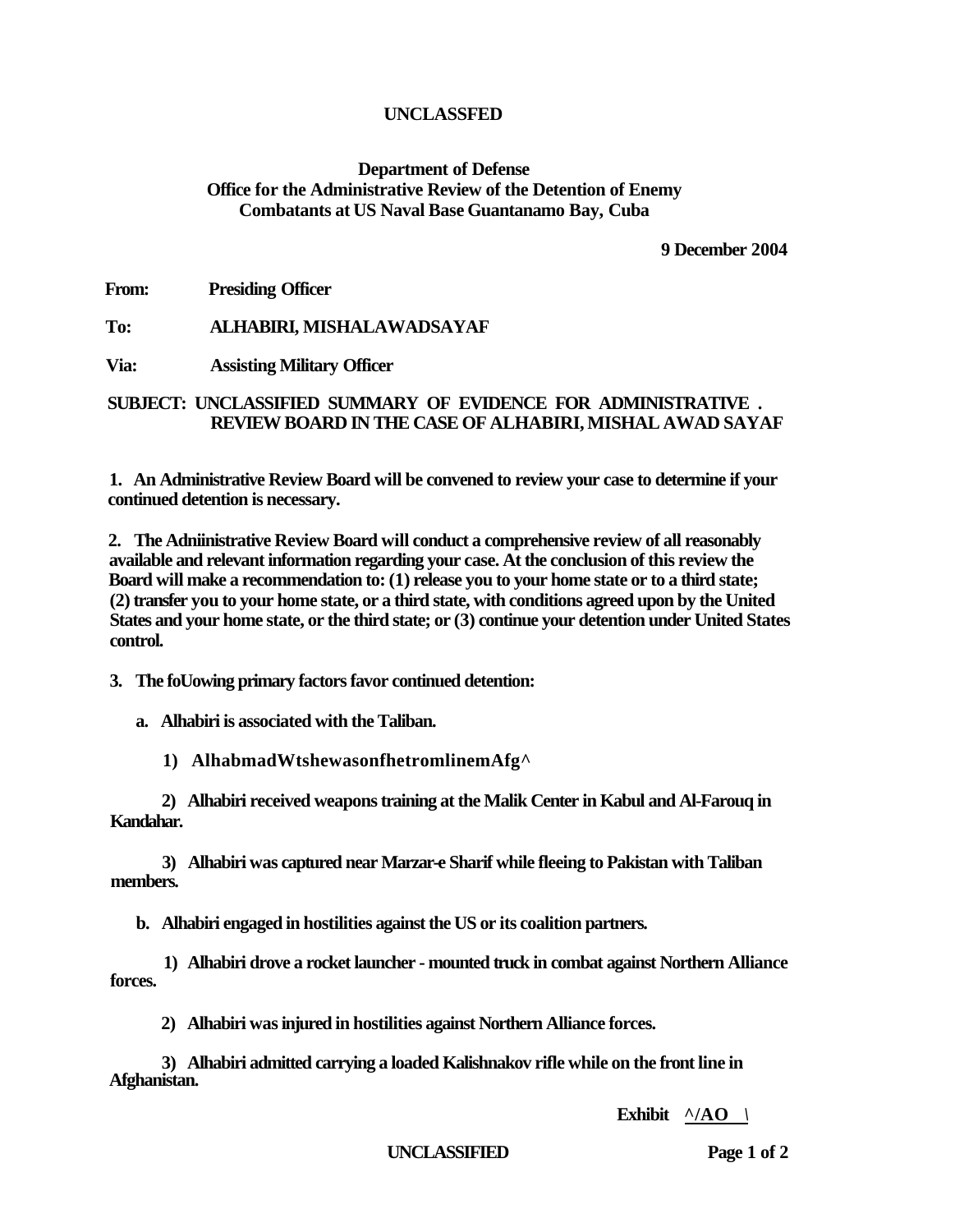UNCLASSFED

**Department of Defense**
**Office for the Administrative Review of the Detention of Enemy Combatants at US Naval Base Guantanamo Bay, Cuba**

**9 December 2004**

**From:** Presiding Officer

**To:** ALHABIRI, MISHALAWADSAYAF

**Via:** Assisting Military Officer

**SUBJECT: UNCLASSIFIED SUMMARY OF EVIDENCE FOR ADMINISTRATIVE . REVIEW BOARD IN THE CASE OF ALHABIRI, MISHAL AWAD SAYAF**

**1. An Administrative Review Board will be convened to review your case to determine if your continued detention is necessary.**

**2. The Adniinistrative Review Board will conduct a comprehensive review of all reasonably available and relevant information regarding your case. At the conclusion of this review the Board will make a recommendation to: (1) release you to your home state or to a third state; (2) transfer you to your home state, or a third state, with conditions agreed upon by the United States and your home state, or the third state; or (3) continue your detention under United States control.**

**3. The foUowing primary factors favor continued detention:**

**a. Alhabiri is associated with the Taliban.**

**1) AlhabmadWtshewasonfhetromlinemAfg^**

**2) Alhabiri received weapons training at the Malik Center in Kabul and Al-Farouq in Kandahar.**

**3) Alhabiri was captured near Marzar-e Sharif while fleeing to Pakistan with Taliban members.**

**b. Alhabiri engaged in hostilities against the US or its coalition partners.**

**1) Alhabiri drove a rocket launcher - mounted truck in combat against Northern Alliance forces.**

**2) Alhabiri was injured in hostilities against Northern Alliance forces.**

**3) Alhabiri admitted carrying a loaded Kalishnakov rifle while on the front line in Afghanistan.**

**Exhibit ^/AO \**

UNCLASSIFIED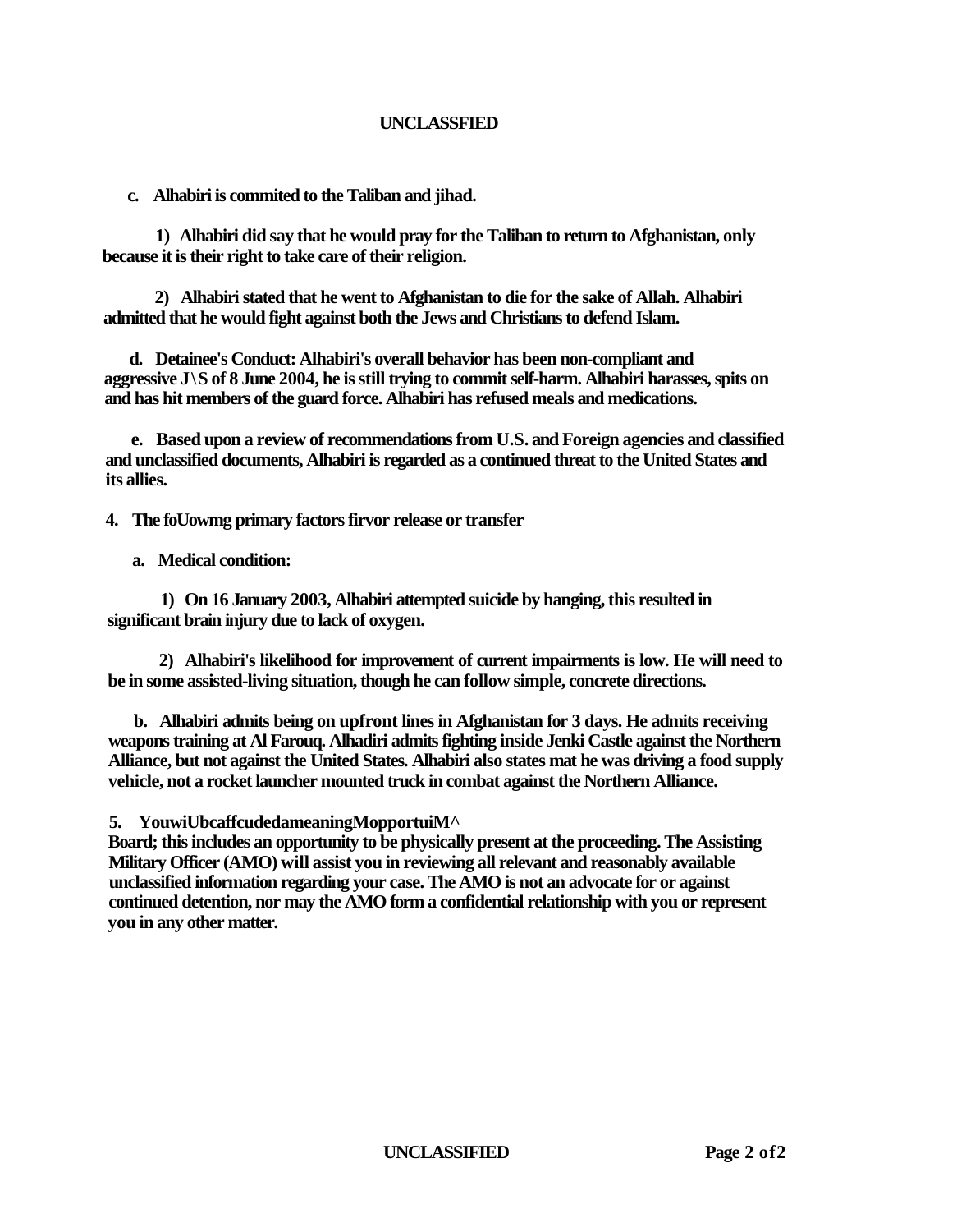**c. Alhabiri is commited to the Taliban and jihad.**

**1) Alhabiri did say that he would pray for the Taliban to return to Afghanistan, only because it is their right to take care of their religion.**

**2) Alhabiri stated that he went to Afghanistan to die for the sake of Allah. Alhabiri admitted that he would fight against both the Jews and Christians to defend Islam.**

**d. Detainee's Conduct: Alhabiri's overall behavior has been non-compliant and aggressive J\S of 8 June 2004, he is still trying to commit self-harm. Alhabiri harasses, spits on and has hit members of the guard force. Alhabiri has refused meals and medications.**

**e. Based upon a review of recommendations from U.S. and Foreign agencies and classified and unclassified documents, Alhabiri is regarded as a continued threat to the United States and its allies.**

**4. The foUowmg primary factors firvor release or transfer**

**a. Medical condition:**

**1) On 16 January 2003, Alhabiri attempted suicide by hanging, this resulted in significant brain injury due to lack of oxygen.**

**2) Alhabiri's likelihood for improvement of current impairments is low. He will need to be in some assisted-living situation, though he can follow simple, concrete directions.**

**b. Alhabiri admits being on upfront lines in Afghanistan for 3 days. He admits receiving weapons training at Al Farouq. Alhadiri admits fighting inside Jenki Castle against the Northern Alliance, but not against the United States. Alhabiri also states mat he was driving a food supply vehicle, not a rocket launcher mounted truck in combat against the Northern Alliance.**

**5. YouwiUbcaffcudedameaningMopportuiM^ Board; this includes an opportunity to be physically present at the proceeding. The Assisting Military Officer (AMO) will assist you in reviewing all relevant and reasonably available unclassified information regarding your case. The AMO is not an advocate for or against continued detention, nor may the AMO form a confidential relationship with you or represent you in any other matter.**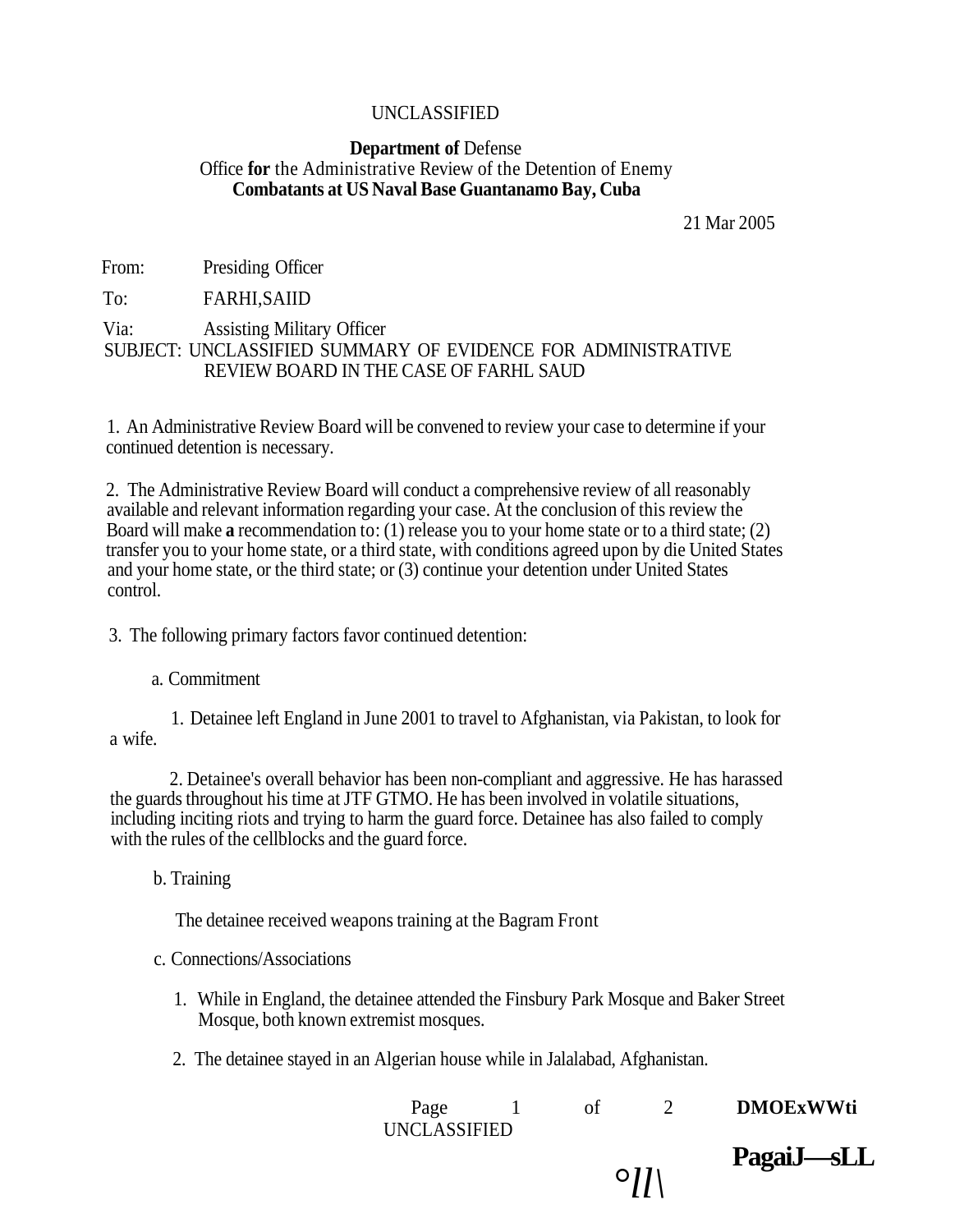UNCLASSIFIED

**Department of** Defense
Office **for** the Administrative Review of the Detention of Enemy
**Combatants at US Naval Base Guantanamo Bay, Cuba**

21 Mar 2005

From: Presiding Officer

To: FARHI,SAIID

Via: Assisting Military Officer

SUBJECT: UNCLASSIFIED SUMMARY OF EVIDENCE FOR ADMINISTRATIVE REVIEW BOARD IN THE CASE OF FARHL SAUD

1. An Administrative Review Board will be convened to review your case to determine if your continued detention is necessary.

2. The Administrative Review Board will conduct a comprehensive review of all reasonably available and relevant information regarding your case. At the conclusion of this review the Board will make **a** recommendation to: (1) release you to your home state or to a third state; (2) transfer you to your home state, or a third state, with conditions agreed upon by die United States and your home state, or the third state; or (3) continue your detention under United States control.

3. The following primary factors favor continued detention:

a. Commitment

1. Detainee left England in June 2001 to travel to Afghanistan, via Pakistan, to look for a wife.

2. Detainee's overall behavior has been non-compliant and aggressive. He has harassed the guards throughout his time at JTF GTMO. He has been involved in volatile situations, including inciting riots and trying to harm the guard force. Detainee has also failed to comply with the rules of the cellblocks and the guard force.

b. Training

The detainee received weapons training at the Bagram Front

c. Connections/Associations

1. While in England, the detainee attended the Finsbury Park Mosque and Baker Street Mosque, both known extremist mosques.

2. The detainee stayed in an Algerian house while in Jalalabad, Afghanistan.

UNCLASSIFIED

**DMOExWWti**

**PagaiJ—sLL**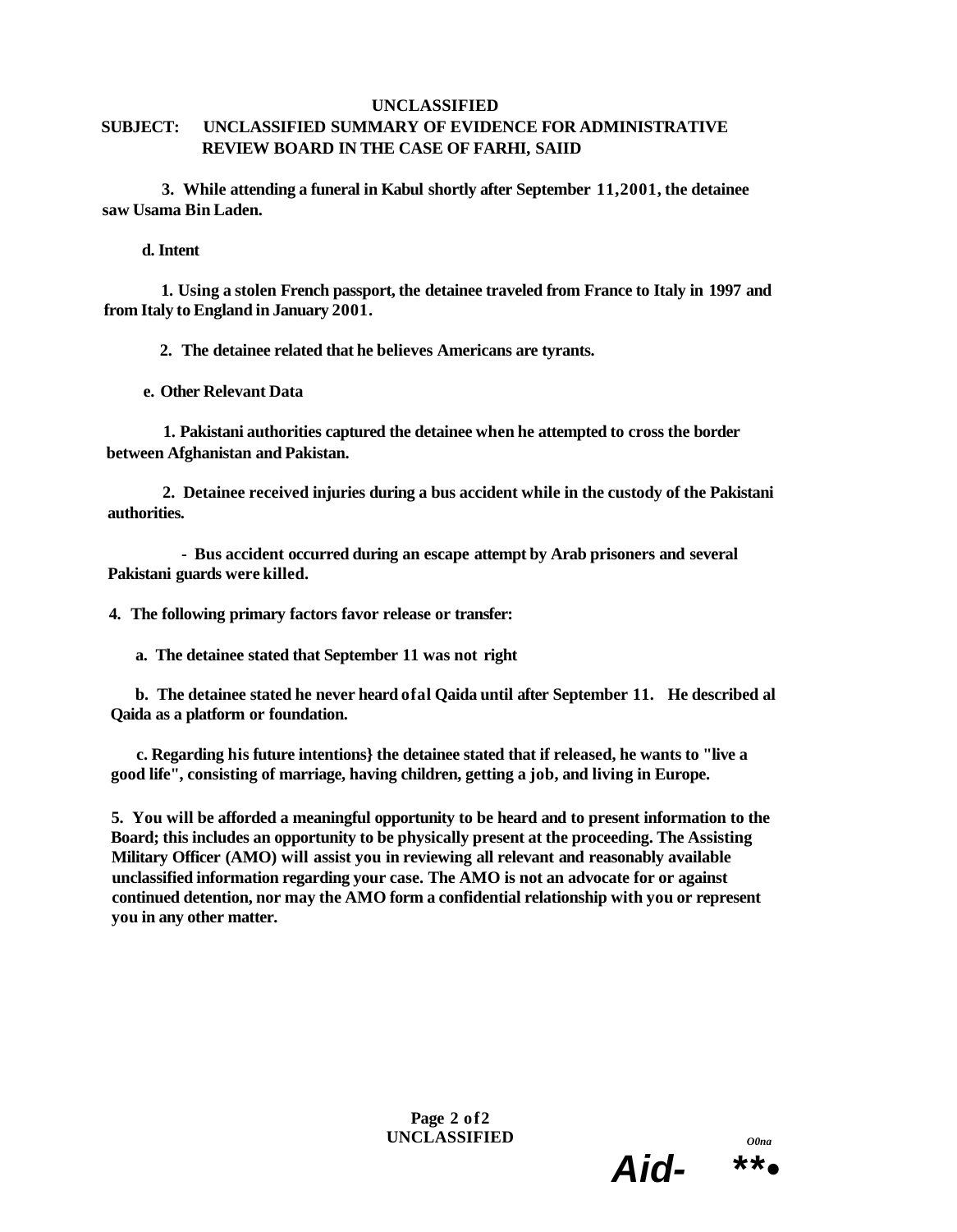**UNCLASSIFIED**

**SUBJECT: UNCLASSIFIED SUMMARY OF EVIDENCE FOR ADMINISTRATIVE REVIEW BOARD IN THE CASE OF FARHI, SAIID**

**3. While attending a funeral in Kabul shortly after September 11,2001, the detainee saw Usama Bin Laden.**

**d. Intent**

**1. Using a stolen French passport, the detainee traveled from France to Italy in 1997 and from Italy to England in January 2001.**

**2. The detainee related that he believes Americans are tyrants.**

**e. Other Relevant Data**

**1. Pakistani authorities captured the detainee when he attempted to cross the border between Afghanistan and Pakistan.**

**2. Detainee received injuries during a bus accident while in the custody of the Pakistani authorities.**

**- Bus accident occurred during an escape attempt by Arab prisoners and several Pakistani guards were killed.**

**4. The following primary factors favor release or transfer:**

**a. The detainee stated that September 11 was not right**

**b. The detainee stated he never heard ofal Qaida until after September 11. He described al Qaida as a platform or foundation.**

**c. Regarding his future intentions} the detainee stated that if released, he wants to "live a good life", consisting of marriage, having children, getting a job, and living in Europe.**

**5. You will be afforded a meaningful opportunity to be heard and to present information to the Board; this includes an opportunity to be physically present at the proceeding. The Assisting Military Officer (AMO) will assist you in reviewing all relevant and reasonably available unclassified information regarding your case. The AMO is not an advocate for or against continued detention, nor may the AMO form a confidential relationship with you or represent you in any other matter.**

**UNCLASSIFIED**

O0na

*Aid- **•*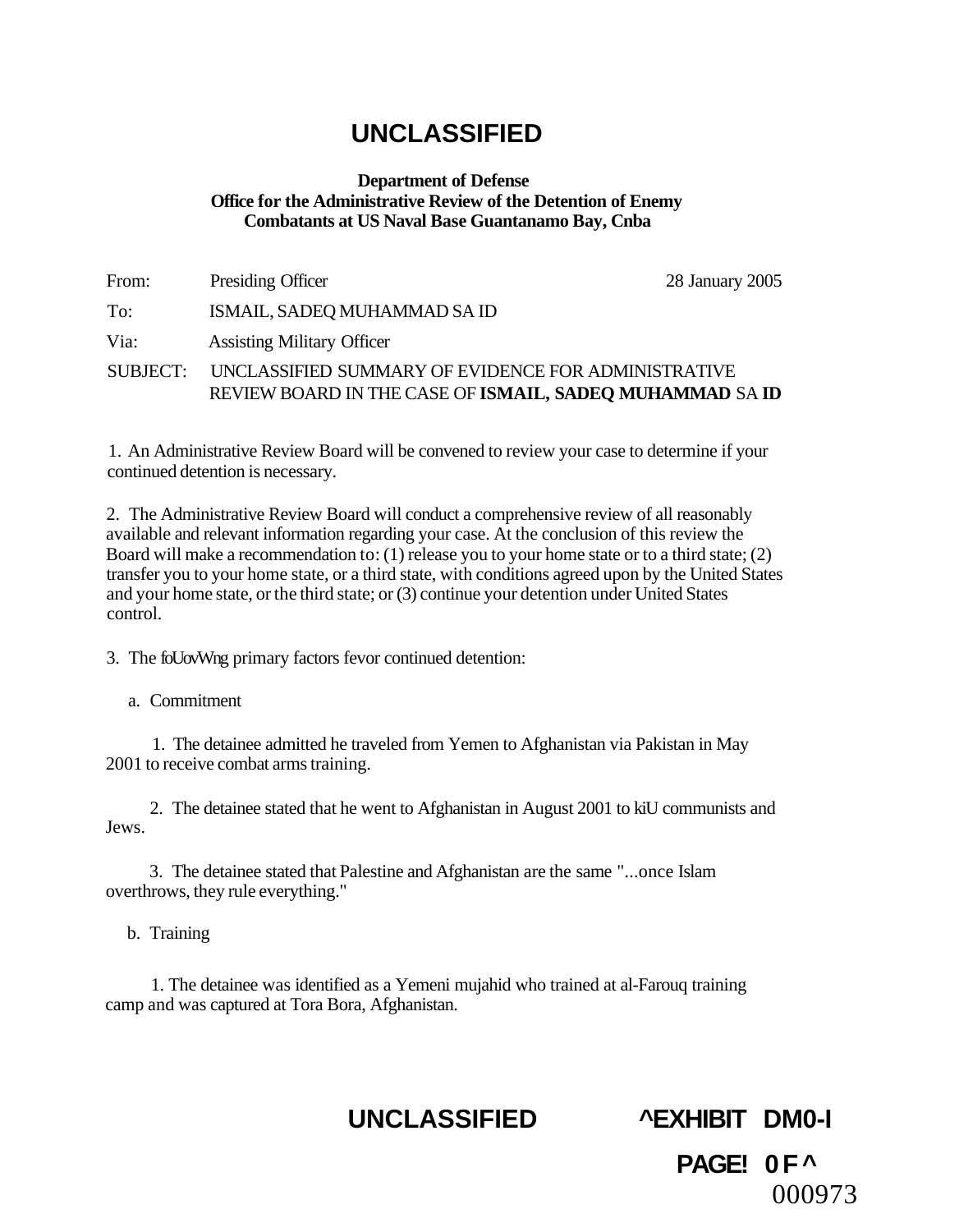# UNCLASSIFIED

**Department of Defense**
**Office for the Administrative Review of the Detention of Enemy Combatants at US Naval Base Guantanamo Bay, Cnba**

From: Presiding Officer 28 January 2005

To: ISMAIL, SADEQ MUHAMMAD SA ID

Via: Assisting Military Officer

SUBJECT: UNCLASSIFIED SUMMARY OF EVIDENCE FOR ADMINISTRATIVE REVIEW BOARD IN THE CASE OF **ISMAIL, SADEQ MUHAMMAD** SA **ID**

1. An Administrative Review Board will be convened to review your case to determine if your continued detention is necessary.

2. The Administrative Review Board will conduct a comprehensive review of all reasonably available and relevant information regarding your case. At the conclusion of this review the Board will make a recommendation to: (1) release you to your home state or to a third state; (2) transfer you to your home state, or a third state, with conditions agreed upon by the United States and your home state, or the third state; or (3) continue your detention under United States control.

3. The foUovWng primary factors fevor continued detention:

a. Commitment

1. The detainee admitted he traveled from Yemen to Afghanistan via Pakistan in May 2001 to receive combat arms training.

2. The detainee stated that he went to Afghanistan in August 2001 to kiU communists and Jews.

3. The detainee stated that Palestine and Afghanistan are the same "...once Islam overthrows, they rule everything."

b. Training

1. The detainee was identified as a Yemeni mujahid who trained at al-Farouq training camp and was captured at Tora Bora, Afghanistan.

UNCLASSIFIED ^EXHIBIT DM0-I

PAGE! 0 F ^

000973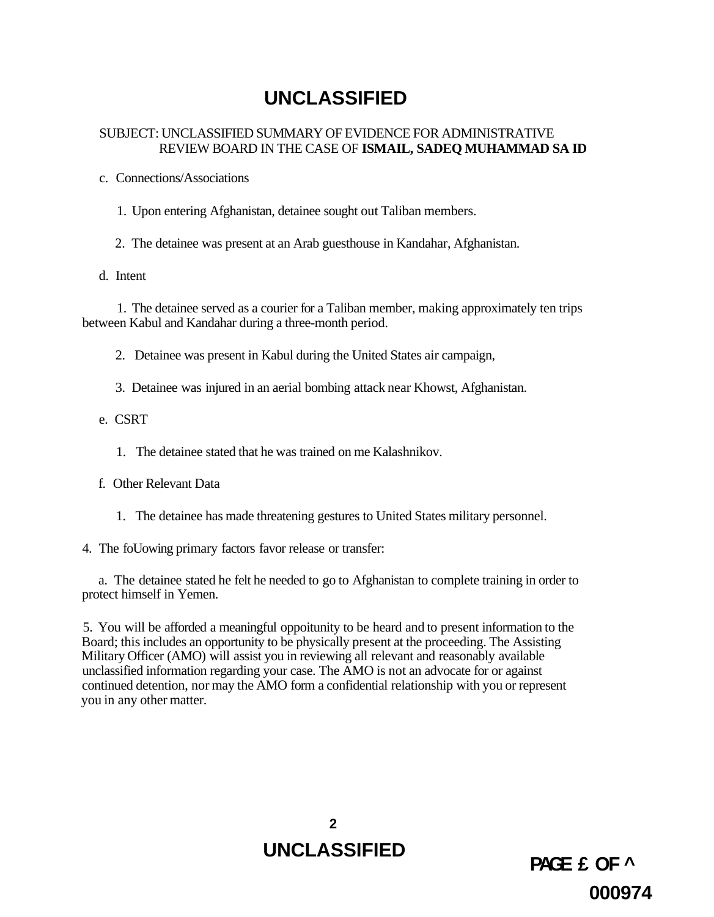SUBJECT: UNCLASSIFIED SUMMARY OF EVIDENCE FOR ADMINISTRATIVE REVIEW BOARD IN THE CASE OF **ISMAIL, SADEQ MUHAMMAD SA ID**

c. Connections/Associations

1. Upon entering Afghanistan, detainee sought out Taliban members.

2. The detainee was present at an Arab guesthouse in Kandahar, Afghanistan.

d. Intent

1. The detainee served as a courier for a Taliban member, making approximately ten trips between Kabul and Kandahar during a three-month period.

2. Detainee was present in Kabul during the United States air campaign,

3. Detainee was injured in an aerial bombing attack near Khowst, Afghanistan.

e. CSRT

1. The detainee stated that he was trained on me Kalashnikov.

f. Other Relevant Data

1. The detainee has made threatening gestures to United States military personnel.

4. The foUowing primary factors favor release or transfer:

a. The detainee stated he felt he needed to go to Afghanistan to complete training in order to protect himself in Yemen.

5. You will be afforded a meaningful oppoitunity to be heard and to present information to the Board; this includes an opportunity to be physically present at the proceeding. The Assisting Military Officer (AMO) will assist you in reviewing all relevant and reasonably available unclassified information regarding your case. The AMO is not an advocate for or against continued detention, nor may the AMO form a confidential relationship with you or represent you in any other matter.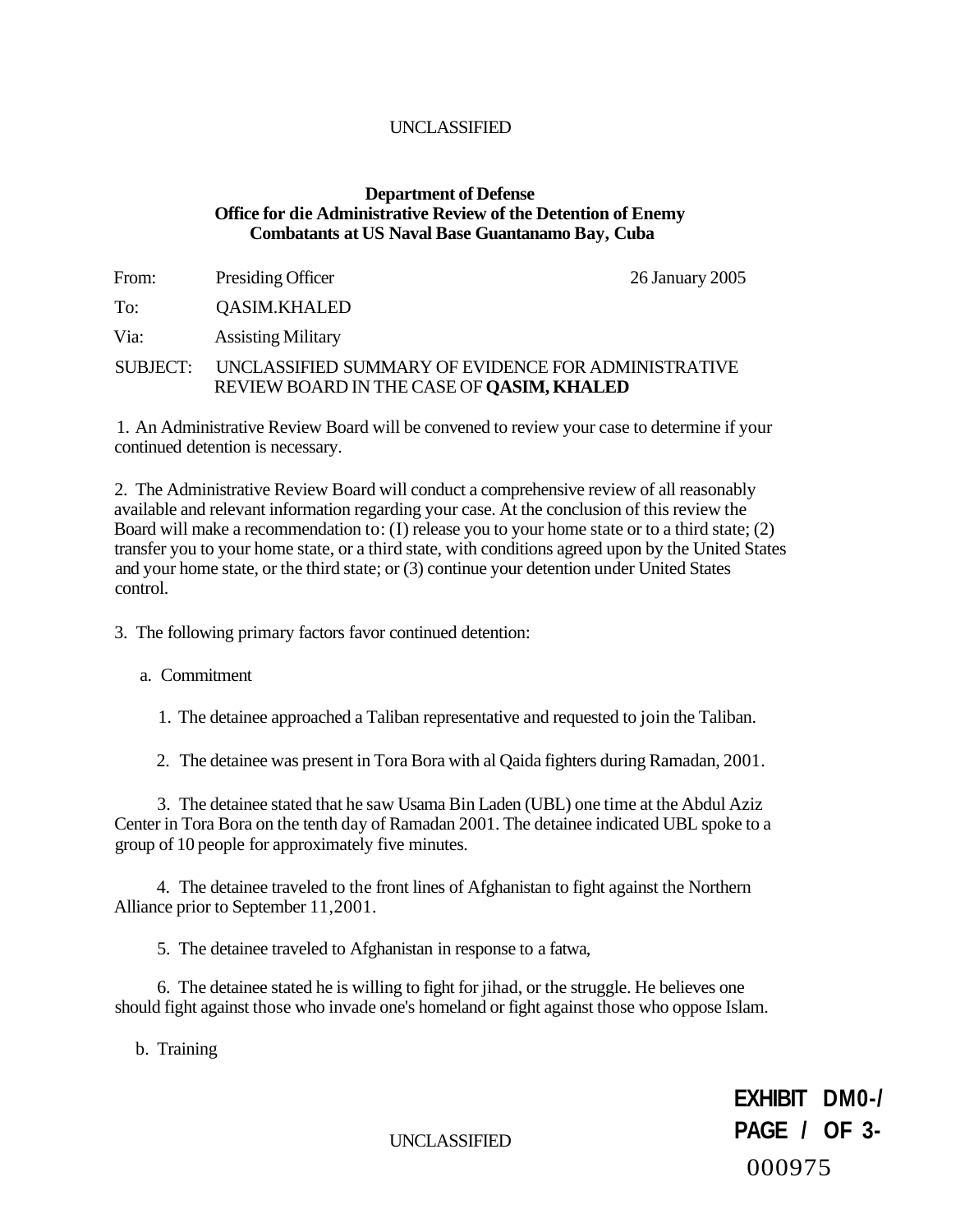UNCLASSIFIED

**Department of Defense**
**Office for die Administrative Review of the Detention of Enemy Combatants at US Naval Base Guantanamo Bay, Cuba**

From: Presiding Officer 26 January 2005

To: QASIM.KHALED

Via: Assisting Military

SUBJECT: UNCLASSIFIED SUMMARY OF EVIDENCE FOR ADMINISTRATIVE REVIEW BOARD IN THE CASE OF **QASIM, KHALED**

1. An Administrative Review Board will be convened to review your case to determine if your continued detention is necessary.

2. The Administrative Review Board will conduct a comprehensive review of all reasonably available and relevant information regarding your case. At the conclusion of this review the Board will make a recommendation to: (I) release you to your home state or to a third state; (2) transfer you to your home state, or a third state, with conditions agreed upon by the United States and your home state, or the third state; or (3) continue your detention under United States control.

3. The following primary factors favor continued detention:

a. Commitment

1. The detainee approached a Taliban representative and requested to join the Taliban.

2. The detainee was present in Tora Bora with al Qaida fighters during Ramadan, 2001.

3. The detainee stated that he saw Usama Bin Laden (UBL) one time at the Abdul Aziz Center in Tora Bora on the tenth day of Ramadan 2001. The detainee indicated UBL spoke to a group of 10 people for approximately five minutes.

4. The detainee traveled to the front lines of Afghanistan to fight against the Northern Alliance prior to September 11,2001.

5. The detainee traveled to Afghanistan in response to a fatwa,

6. The detainee stated he is willing to fight for jihad, or the struggle. He believes one should fight against those who invade one's homeland or fight against those who oppose Islam.

b. Training

UNCLASSIFIED

**EXHIBIT DM0-/**
**PAGE / OF 3-**
000975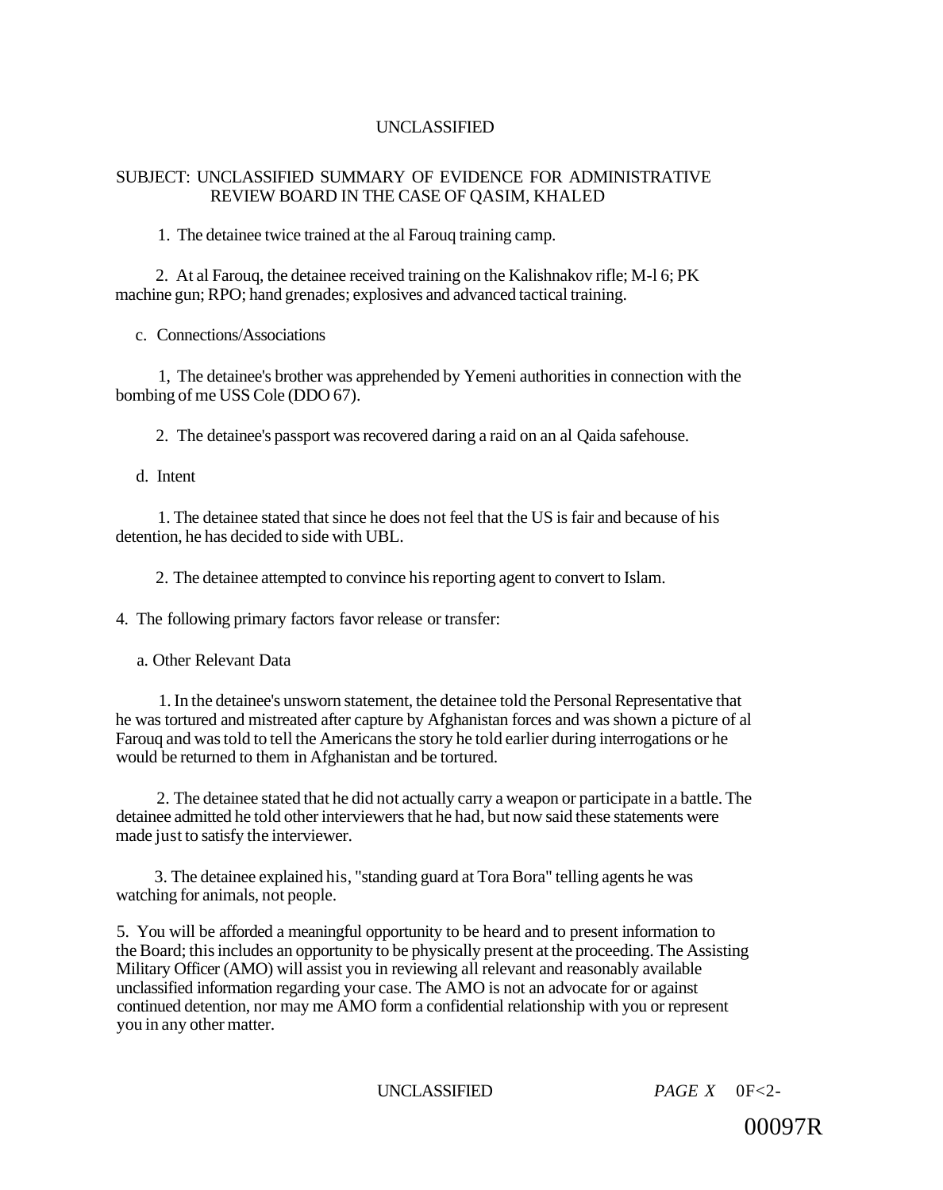UNCLASSIFIED

SUBJECT: UNCLASSIFIED SUMMARY OF EVIDENCE FOR ADMINISTRATIVE REVIEW BOARD IN THE CASE OF QASIM, KHALED

1. The detainee twice trained at the al Farouq training camp.

2. At al Farouq, the detainee received training on the Kalishnakov rifle; M-l 6; PK machine gun; RPO; hand grenades; explosives and advanced tactical training.

c. Connections/Associations

1, The detainee's brother was apprehended by Yemeni authorities in connection with the bombing of me USS Cole (DDO 67).

2. The detainee's passport was recovered daring a raid on an al Qaida safehouse.

d. Intent

1. The detainee stated that since he does not feel that the US is fair and because of his detention, he has decided to side with UBL.

2. The detainee attempted to convince his reporting agent to convert to Islam.

4. The following primary factors favor release or transfer:

a. Other Relevant Data

1. In the detainee's unsworn statement, the detainee told the Personal Representative that he was tortured and mistreated after capture by Afghanistan forces and was shown a picture of al Farouq and was told to tell the Americans the story he told earlier during interrogations or he would be returned to them in Afghanistan and be tortured.

2. The detainee stated that he did not actually carry a weapon or participate in a battle. The detainee admitted he told other interviewers that he had, but now said these statements were made just to satisfy the interviewer.

3. The detainee explained his, "standing guard at Tora Bora" telling agents he was watching for animals, not people.

5. You will be afforded a meaningful opportunity to be heard and to present information to the Board; this includes an opportunity to be physically present at the proceeding. The Assisting Military Officer (AMO) will assist you in reviewing all relevant and reasonably available unclassified information regarding your case. The AMO is not an advocate for or against continued detention, nor may me AMO form a confidential relationship with you or represent you in any other matter.

UNCLASSIFIED

00097R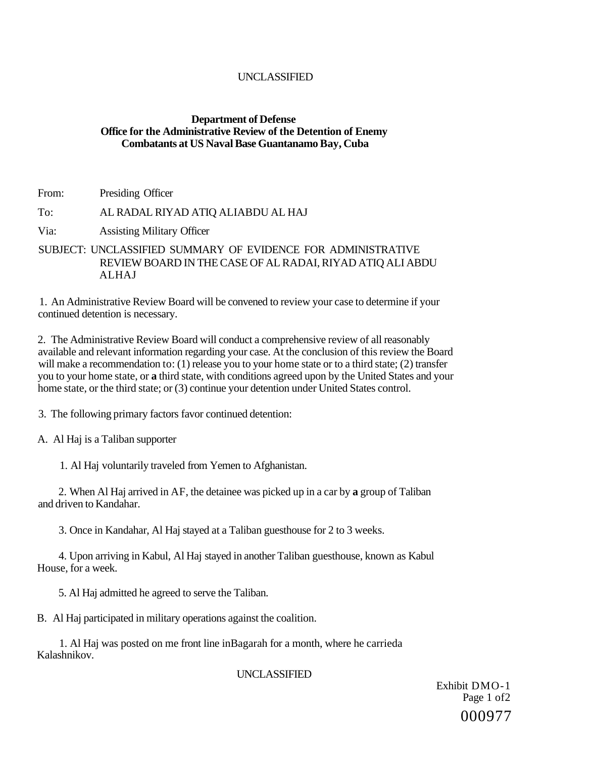UNCLASSIFIED

**Department of Defense**
**Office for the Administrative Review of the Detention of Enemy Combatants at US Naval Base Guantanamo Bay, Cuba**

From: Presiding Officer

To: AL RADAL RIYAD ATIQ ALIABDU AL HAJ

Via: Assisting Military Officer

SUBJECT: UNCLASSIFIED SUMMARY OF EVIDENCE FOR ADMINISTRATIVE REVIEW BOARD IN THE CASE OF AL RADAI, RIYAD ATIQ ALI ABDU ALHAJ

1. An Administrative Review Board will be convened to review your case to determine if your continued detention is necessary.

2. The Administrative Review Board will conduct a comprehensive review of all reasonably available and relevant information regarding your case. At the conclusion of this review the Board will make a recommendation to: (1) release you to your home state or to a third state; (2) transfer you to your home state, or **a** third state, with conditions agreed upon by the United States and your home state, or the third state; or (3) continue your detention under United States control.

3. The following primary factors favor continued detention:

A. Al Haj is a Taliban supporter

1. Al Haj voluntarily traveled from Yemen to Afghanistan.

2. When Al Haj arrived in AF, the detainee was picked up in a car by **a** group of Taliban and driven to Kandahar.

3. Once in Kandahar, Al Haj stayed at a Taliban guesthouse for 2 to 3 weeks.

4. Upon arriving in Kabul, Al Haj stayed in another Taliban guesthouse, known as Kabul House, for a week.

5. Al Haj admitted he agreed to serve the Taliban.

B. Al Haj participated in military operations against the coalition.

1. Al Haj was posted on me front line inBagarah for a month, where he carrieda Kalashnikov.

UNCLASSIFIED

Exhibit DMO-1
Page 1 of2
000977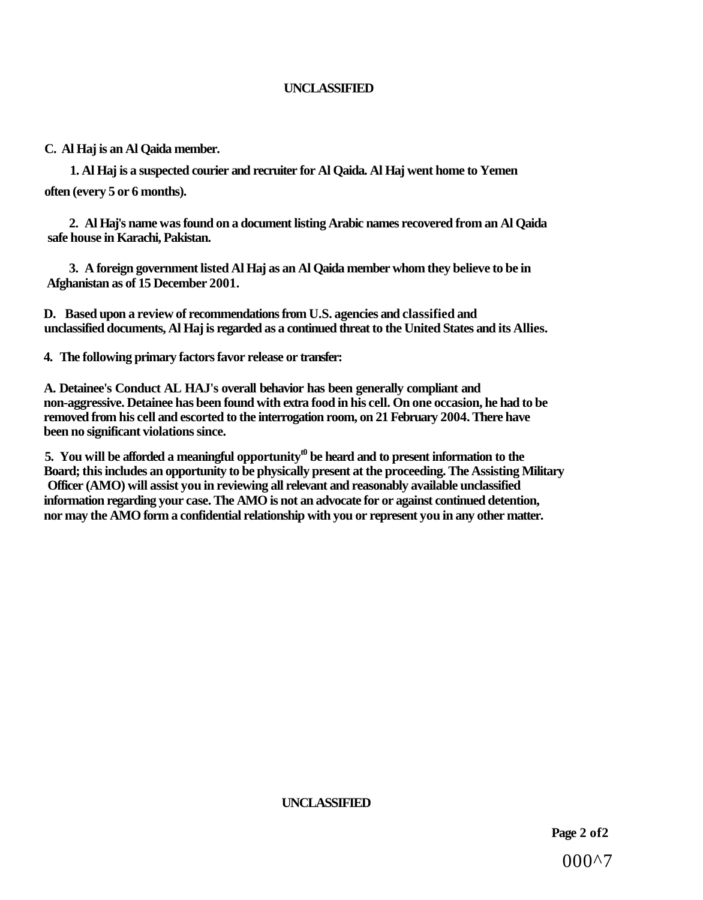**C. Al Haj is an Al Qaida member.**

**1. Al Haj is a suspected courier and recruiter for Al Qaida. Al Haj went home to Yemen often (every 5 or 6 months).**

**2. Al Haj's name was found on a document listing Arabic names recovered from an Al Qaida safe house in Karachi, Pakistan.**

**3. A foreign government listed Al Haj as an Al Qaida member whom they believe to be in Afghanistan as of 15 December 2001.**

**D. Based upon a review of recommendations from U.S. agencies and classified and unclassified documents, Al Haj is regarded as a continued threat to the United States and its Allies.**

**4. The following primary factors favor release or transfer:**

**A. Detainee's Conduct AL HAJ's overall behavior has been generally compliant and non-aggressive. Detainee has been found with extra food in his cell. On one occasion, he had to be removed from his cell and escorted to the interrogation room, on 21 February 2004. There have been no significant violations since.**

**5. You will be afforded a meaningful opportunity to be heard and to present information to the Board; this includes an opportunity to be physically present at the proceeding. The Assisting Military Officer (AMO) will assist you in reviewing all relevant and reasonably available unclassified information regarding your case. The AMO is not an advocate for or against continued detention, nor may the AMO form a confidential relationship with you or represent you in any other matter.**

000^7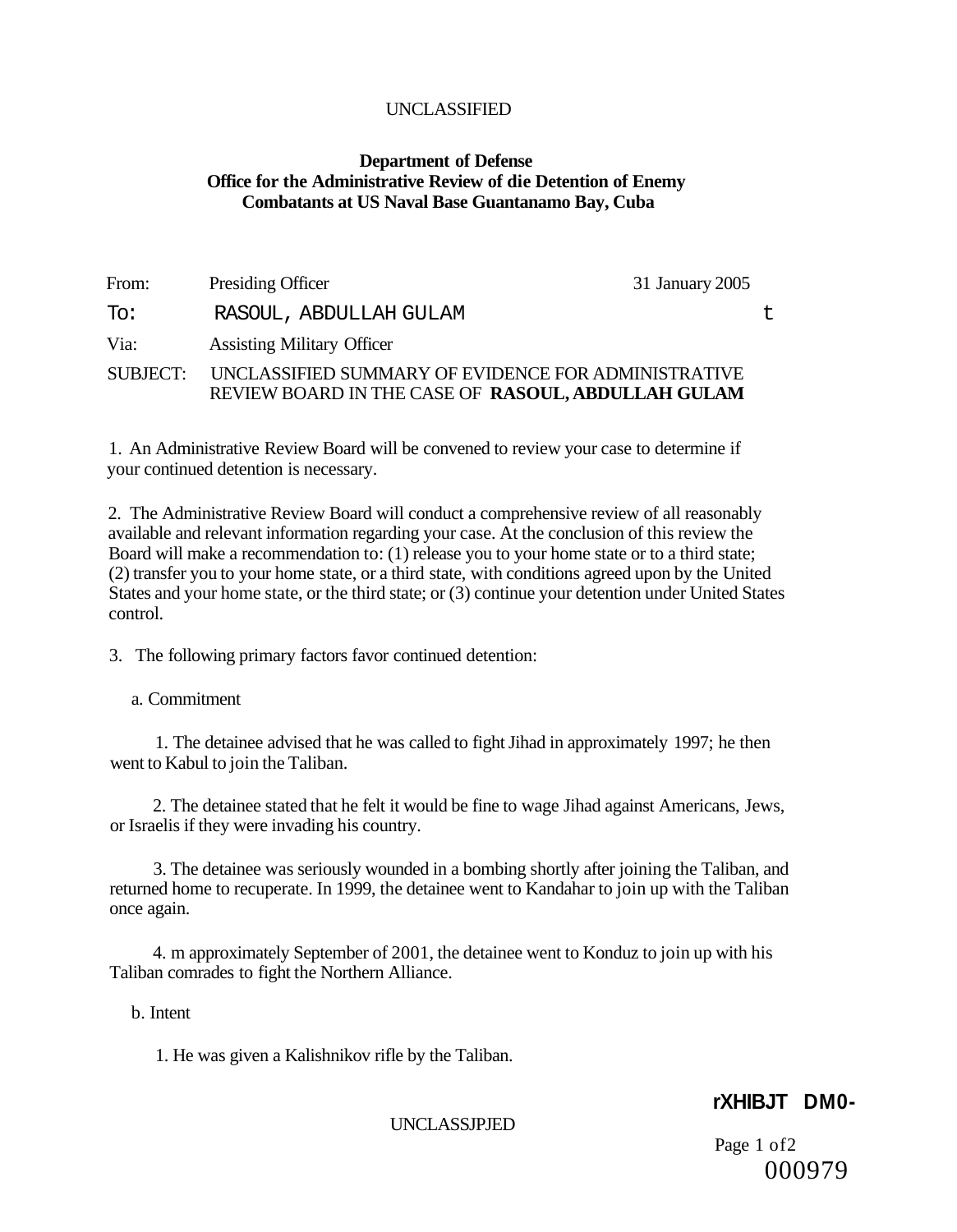UNCLASSIFIED

**Department of Defense**
**Office for the Administrative Review of die Detention of Enemy Combatants at US Naval Base Guantanamo Bay, Cuba**

| | | |
|---|---|---|
| From: | Presiding Officer | 31 January 2005 |
| To: | RASOUL, ABDULLAH GULAM | t |
| Via: | Assisting Military Officer | |
| SUBJECT: | UNCLASSIFIED SUMMARY OF EVIDENCE FOR ADMINISTRATIVE REVIEW BOARD IN THE CASE OF **RASOUL, ABDULLAH GULAM** | |

1. An Administrative Review Board will be convened to review your case to determine if your continued detention is necessary.

2. The Administrative Review Board will conduct a comprehensive review of all reasonably available and relevant information regarding your case. At the conclusion of this review the Board will make a recommendation to: (1) release you to your home state or to a third state; (2) transfer you to your home state, or a third state, with conditions agreed upon by the United States and your home state, or the third state; or (3) continue your detention under United States control.

3. The following primary factors favor continued detention:

a. Commitment

1. The detainee advised that he was called to fight Jihad in approximately 1997; he then went to Kabul to join the Taliban.

2. The detainee stated that he felt it would be fine to wage Jihad against Americans, Jews, or Israelis if they were invading his country.

3. The detainee was seriously wounded in a bombing shortly after joining the Taliban, and returned home to recuperate. In 1999, the detainee went to Kandahar to join up with the Taliban once again.

4. m approximately September of 2001, the detainee went to Konduz to join up with his Taliban comrades to fight the Northern Alliance.

b. Intent

1. He was given a Kalishnikov rifle by the Taliban.

UNCLASSJPJED

rXHIBJT DM0-

000979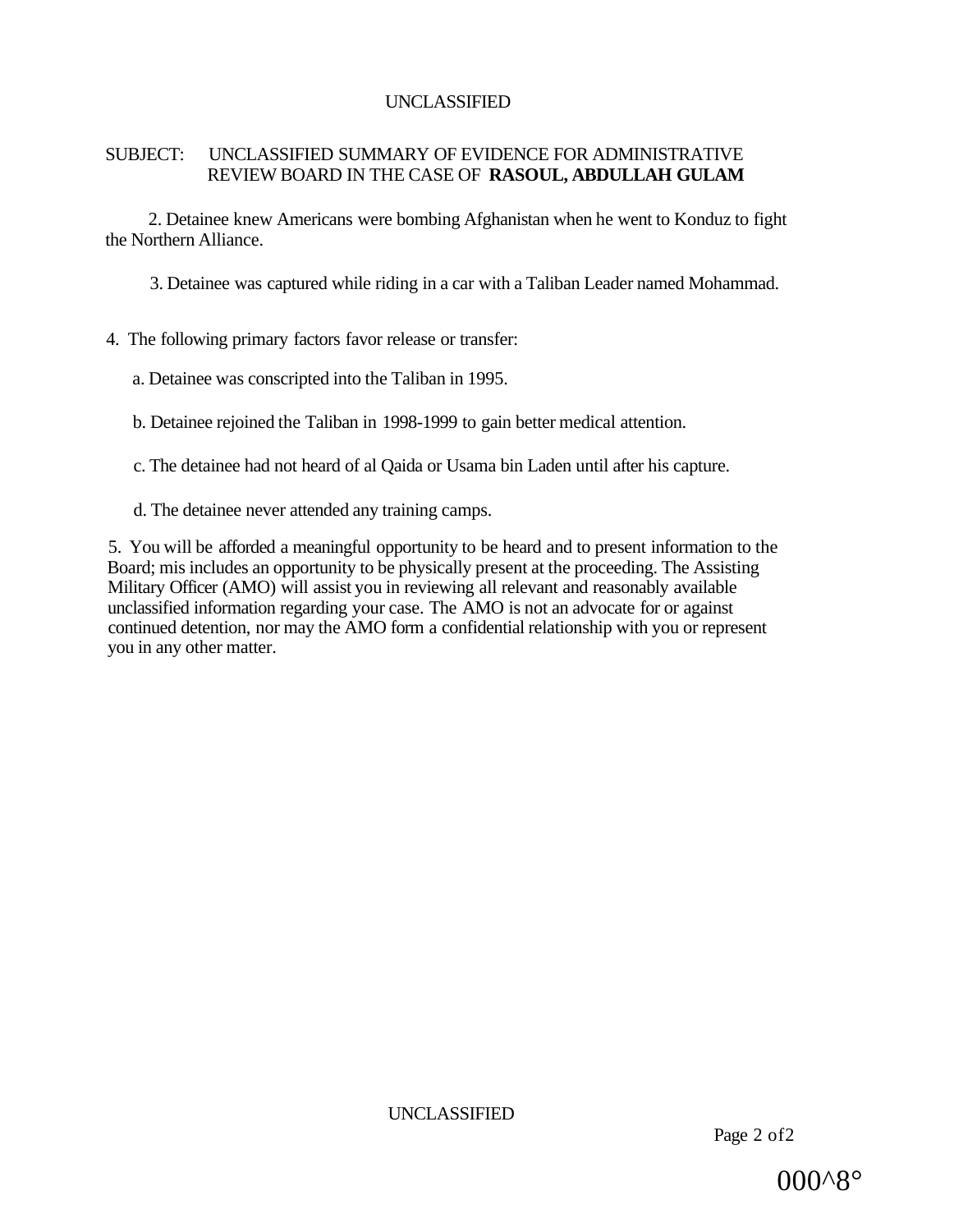SUBJECT: UNCLASSIFIED SUMMARY OF EVIDENCE FOR ADMINISTRATIVE REVIEW BOARD IN THE CASE OF **RASOUL, ABDULLAH GULAM**

2. Detainee knew Americans were bombing Afghanistan when he went to Konduz to fight the Northern Alliance.

3. Detainee was captured while riding in a car with a Taliban Leader named Mohammad.

4. The following primary factors favor release or transfer:

   a. Detainee was conscripted into the Taliban in 1995.

   b. Detainee rejoined the Taliban in 1998-1999 to gain better medical attention.

   c. The detainee had not heard of al Qaida or Usama bin Laden until after his capture.

   d. The detainee never attended any training camps.

5. You will be afforded a meaningful opportunity to be heard and to present information to the Board; mis includes an opportunity to be physically present at the proceeding. The Assisting Military Officer (AMO) will assist you in reviewing all relevant and reasonably available unclassified information regarding your case. The AMO is not an advocate for or against continued detention, nor may the AMO form a confidential relationship with you or represent you in any other matter.

000^8°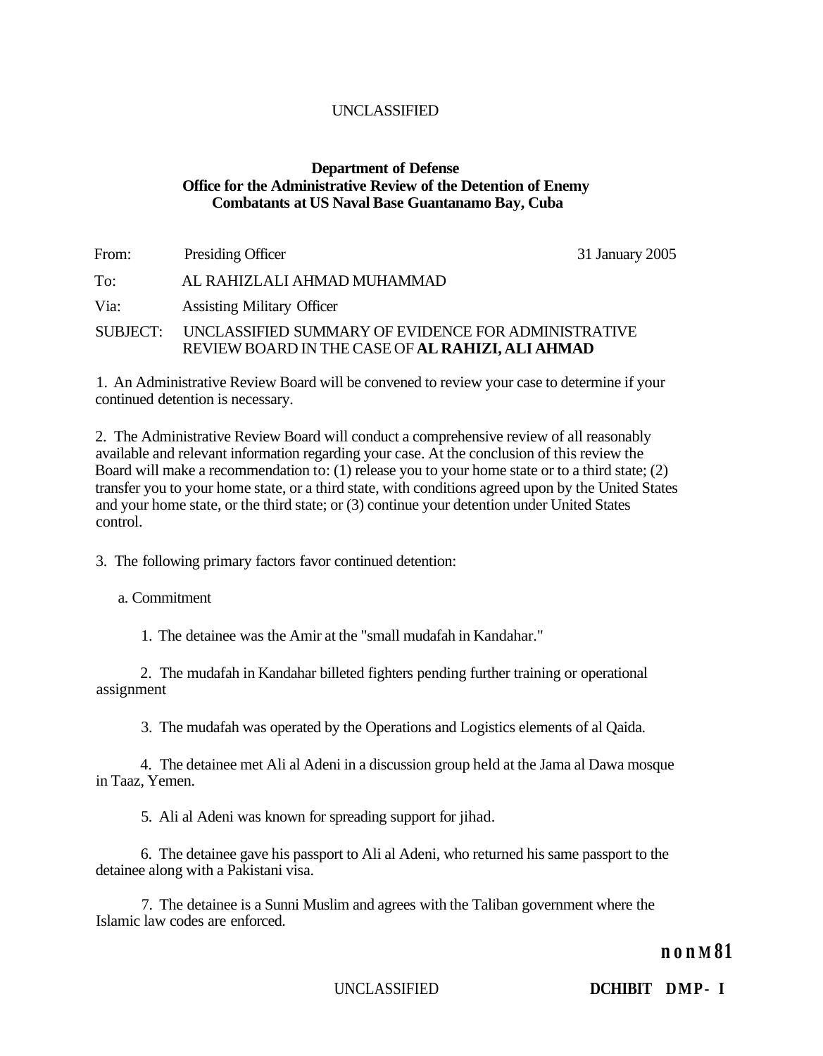UNCLASSIFIED

**Department of Defense**
**Office for the Administrative Review of the Detention of Enemy Combatants at US Naval Base Guantanamo Bay, Cuba**

From: Presiding Officer — 31 January 2005

To: AL RAHIZLALI AHMAD MUHAMMAD

Via: Assisting Military Officer

SUBJECT: UNCLASSIFIED SUMMARY OF EVIDENCE FOR ADMINISTRATIVE REVIEW BOARD IN THE CASE OF **AL RAHIZI, ALI AHMAD**

1. An Administrative Review Board will be convened to review your case to determine if your continued detention is necessary.

2. The Administrative Review Board will conduct a comprehensive review of all reasonably available and relevant information regarding your case. At the conclusion of this review the Board will make a recommendation to: (1) release you to your home state or to a third state; (2) transfer you to your home state, or a third state, with conditions agreed upon by the United States and your home state, or the third state; or (3) continue your detention under United States control.

3. The following primary factors favor continued detention:

a. Commitment

1. The detainee was the Amir at the "small mudafah in Kandahar."

2. The mudafah in Kandahar billeted fighters pending further training or operational assignment

3. The mudafah was operated by the Operations and Logistics elements of al Qaida.

4. The detainee met Ali al Adeni in a discussion group held at the Jama al Dawa mosque in Taaz, Yemen.

5. Ali al Adeni was known for spreading support for jihad.

6. The detainee gave his passport to Ali al Adeni, who returned his same passport to the detainee along with a Pakistani visa.

7. The detainee is a Sunni Muslim and agrees with the Taliban government where the Islamic law codes are enforced.

**nonM81**

UNCLASSIFIED **DCHIBIT DMP- I**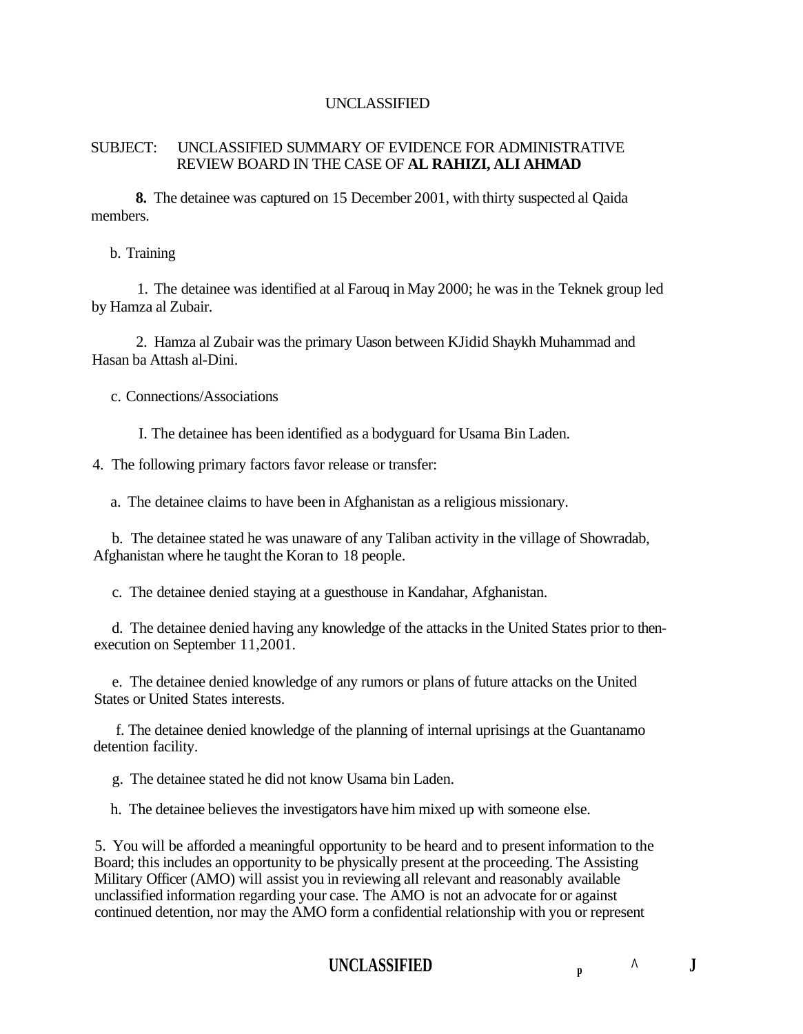UNCLASSIFIED

SUBJECT: UNCLASSIFIED SUMMARY OF EVIDENCE FOR ADMINISTRATIVE REVIEW BOARD IN THE CASE OF **AL RAHIZI, ALI AHMAD**

**8.** The detainee was captured on 15 December 2001, with thirty suspected al Qaida members.

b. Training

1. The detainee was identified at al Farouq in May 2000; he was in the Teknek group led by Hamza al Zubair.

2. Hamza al Zubair was the primary Uason between KJidid Shaykh Muhammad and Hasan ba Attash al-Dini.

c. Connections/Associations

I. The detainee has been identified as a bodyguard for Usama Bin Laden.

4. The following primary factors favor release or transfer:

a. The detainee claims to have been in Afghanistan as a religious missionary.

b. The detainee stated he was unaware of any Taliban activity in the village of Showradab, Afghanistan where he taught the Koran to 18 people.

c. The detainee denied staying at a guesthouse in Kandahar, Afghanistan.

d. The detainee denied having any knowledge of the attacks in the United States prior to then-execution on September 11,2001.

e. The detainee denied knowledge of any rumors or plans of future attacks on the United States or United States interests.

f. The detainee denied knowledge of the planning of internal uprisings at the Guantanamo detention facility.

g. The detainee stated he did not know Usama bin Laden.

h. The detainee believes the investigators have him mixed up with someone else.

5. You will be afforded a meaningful opportunity to be heard and to present information to the Board; this includes an opportunity to be physically present at the proceeding. The Assisting Military Officer (AMO) will assist you in reviewing all relevant and reasonably available unclassified information regarding your case. The AMO is not an advocate for or against continued detention, nor may the AMO form a confidential relationship with you or represent

**UNCLASSIFIED**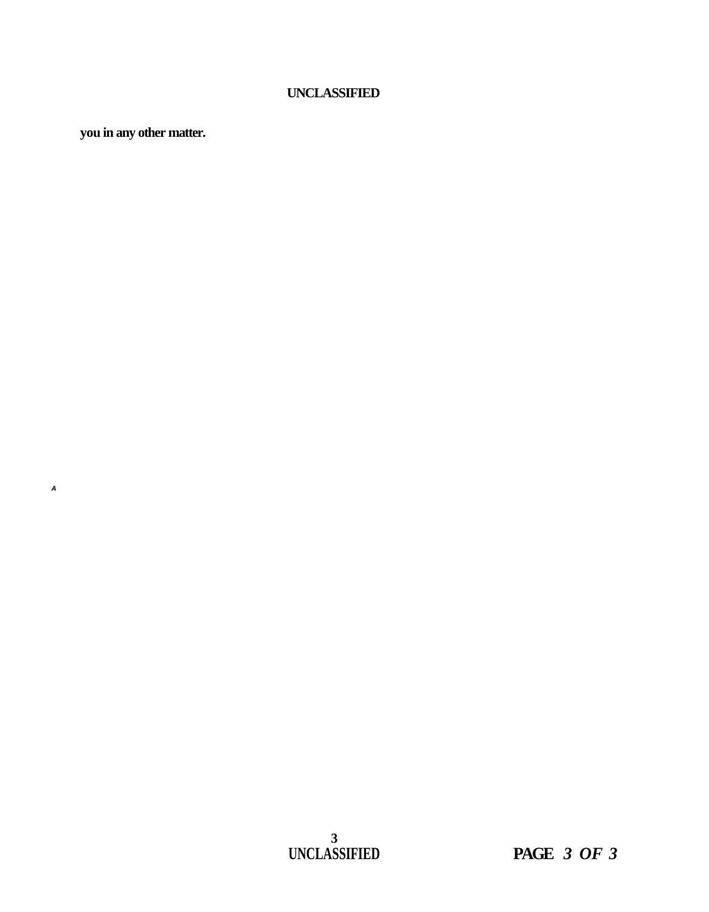**you in any other matter.**

*A*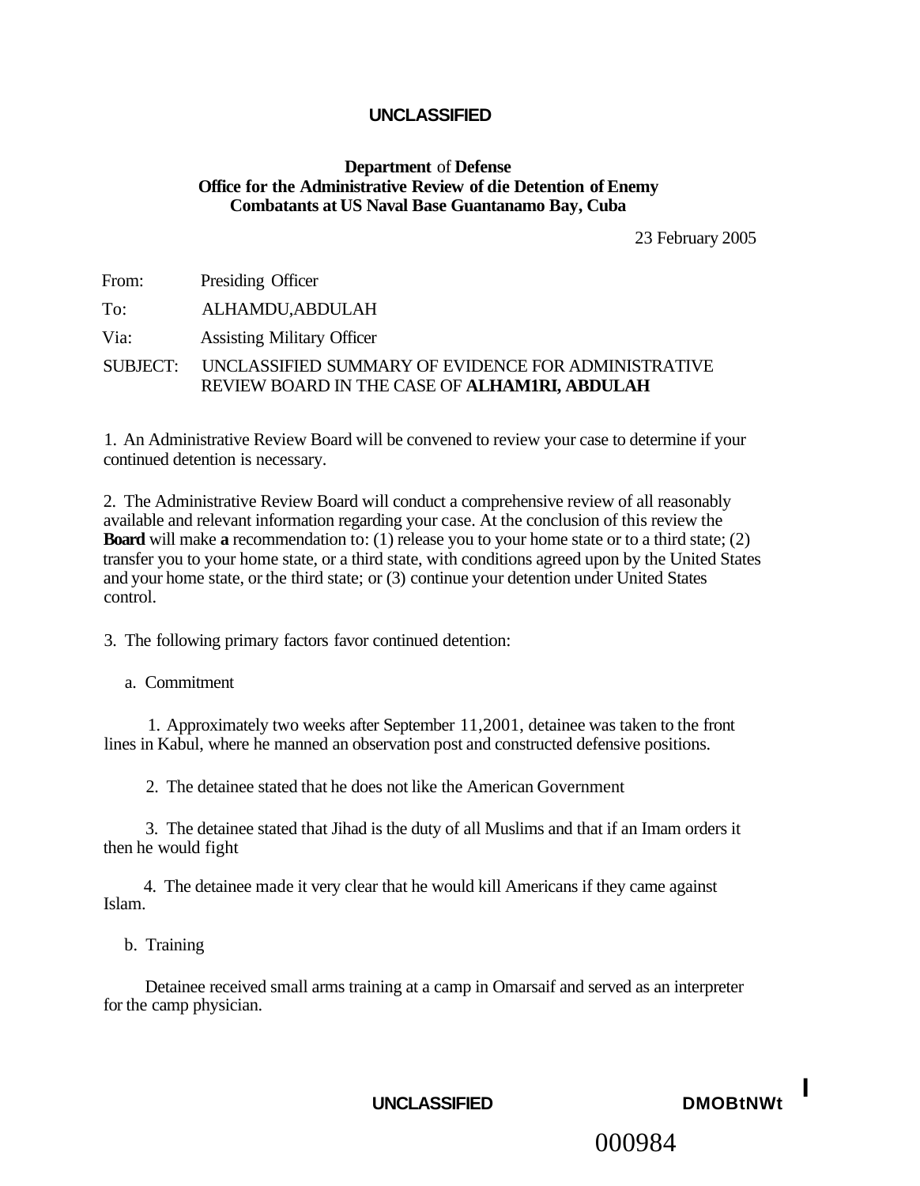**UNCLASSIFIED**

**Department** of **Defense**
**Office for the Administrative Review of die Detention of Enemy Combatants at US Naval Base Guantanamo Bay, Cuba**

23 February 2005

From: Presiding Officer

To: ALHAMDU,ABDULAH

Via: Assisting Military Officer

SUBJECT: UNCLASSIFIED SUMMARY OF EVIDENCE FOR ADMINISTRATIVE REVIEW BOARD IN THE CASE OF **ALHAM1RI, ABDULAH**

1. An Administrative Review Board will be convened to review your case to determine if your continued detention is necessary.

2. The Administrative Review Board will conduct a comprehensive review of all reasonably available and relevant information regarding your case. At the conclusion of this review the **Board** will make **a** recommendation to: (1) release you to your home state or to a third state; (2) transfer you to your home state, or a third state, with conditions agreed upon by the United States and your home state, or the third state; or (3) continue your detention under United States control.

3. The following primary factors favor continued detention:

a. Commitment

1. Approximately two weeks after September 11,2001, detainee was taken to the front lines in Kabul, where he manned an observation post and constructed defensive positions.

2. The detainee stated that he does not like the American Government

3. The detainee stated that Jihad is the duty of all Muslims and that if an Imam orders it then he would fight

4. The detainee made it very clear that he would kill Americans if they came against Islam.

b. Training

Detainee received small arms training at a camp in Omarsaif and served as an interpreter for the camp physician.

**UNCLASSIFIED** **DMOBtNWt**

000984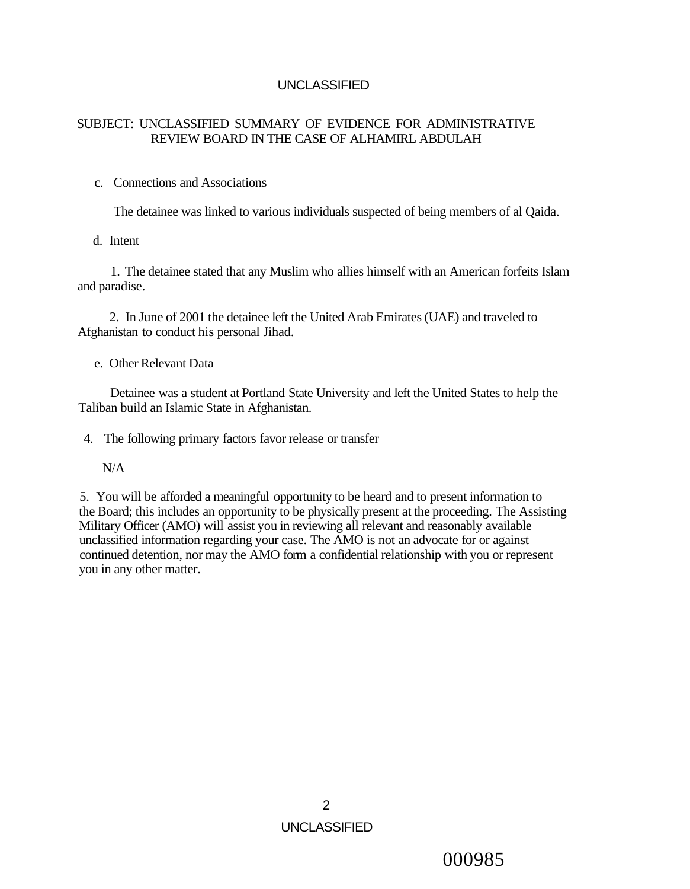SUBJECT: UNCLASSIFIED SUMMARY OF EVIDENCE FOR ADMINISTRATIVE REVIEW BOARD IN THE CASE OF ALHAMIRL ABDULAH

c. Connections and Associations

The detainee was linked to various individuals suspected of being members of al Qaida.

d. Intent

1. The detainee stated that any Muslim who allies himself with an American forfeits Islam and paradise.

2. In June of 2001 the detainee left the United Arab Emirates (UAE) and traveled to Afghanistan to conduct his personal Jihad.

e. Other Relevant Data

Detainee was a student at Portland State University and left the United States to help the Taliban build an Islamic State in Afghanistan.

4. The following primary factors favor release or transfer

N/A

5. You will be afforded a meaningful opportunity to be heard and to present information to the Board; this includes an opportunity to be physically present at the proceeding. The Assisting Military Officer (AMO) will assist you in reviewing all relevant and reasonably available unclassified information regarding your case. The AMO is not an advocate for or against continued detention, nor may the AMO form a confidential relationship with you or represent you in any other matter.

000985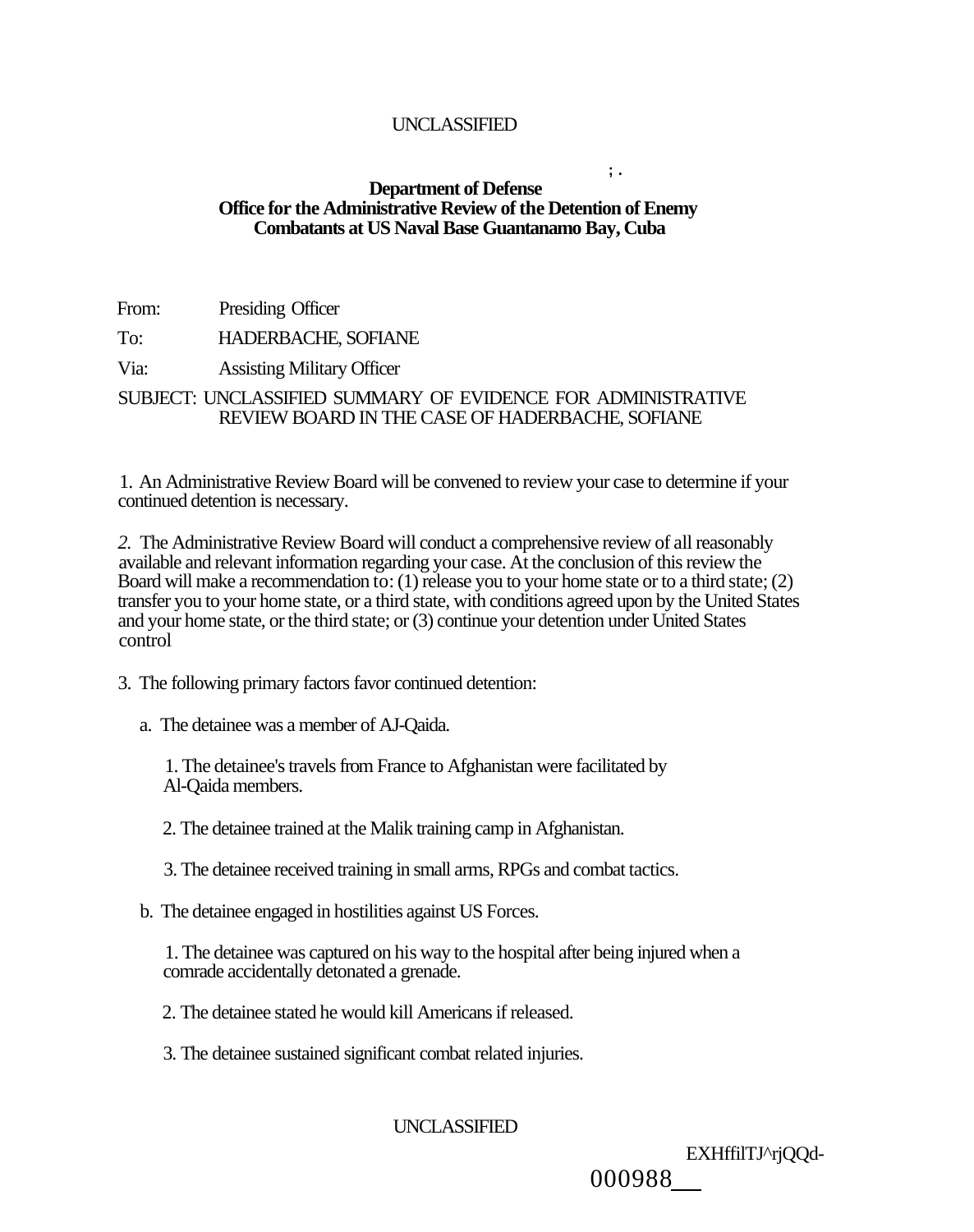UNCLASSIFIED

**Department of Defense**
**Office for the Administrative Review of the Detention of Enemy Combatants at US Naval Base Guantanamo Bay, Cuba**

From: Presiding Officer

To: HADERBACHE, SOFIANE

Via: Assisting Military Officer

SUBJECT: UNCLASSIFIED SUMMARY OF EVIDENCE FOR ADMINISTRATIVE REVIEW BOARD IN THE CASE OF HADERBACHE, SOFIANE

1. An Administrative Review Board will be convened to review your case to determine if your continued detention is necessary.

*2.* The Administrative Review Board will conduct a comprehensive review of all reasonably available and relevant information regarding your case. At the conclusion of this review the Board will make a recommendation to: (1) release you to your home state or to a third state; (2) transfer you to your home state, or a third state, with conditions agreed upon by the United States and your home state, or the third state; or (3) continue your detention under United States control

3. The following primary factors favor continued detention:

a. The detainee was a member of AJ-Qaida.

1. The detainee's travels from France to Afghanistan were facilitated by Al-Qaida members.

2. The detainee trained at the Malik training camp in Afghanistan.

3. The detainee received training in small arms, RPGs and combat tactics.

b. The detainee engaged in hostilities against US Forces.

1. The detainee was captured on his way to the hospital after being injured when a comrade accidentally detonated a grenade.

2. The detainee stated he would kill Americans if released.

3. The detainee sustained significant combat related injuries.

UNCLASSIFIED

EXHffilTJ^rjQQd-
000988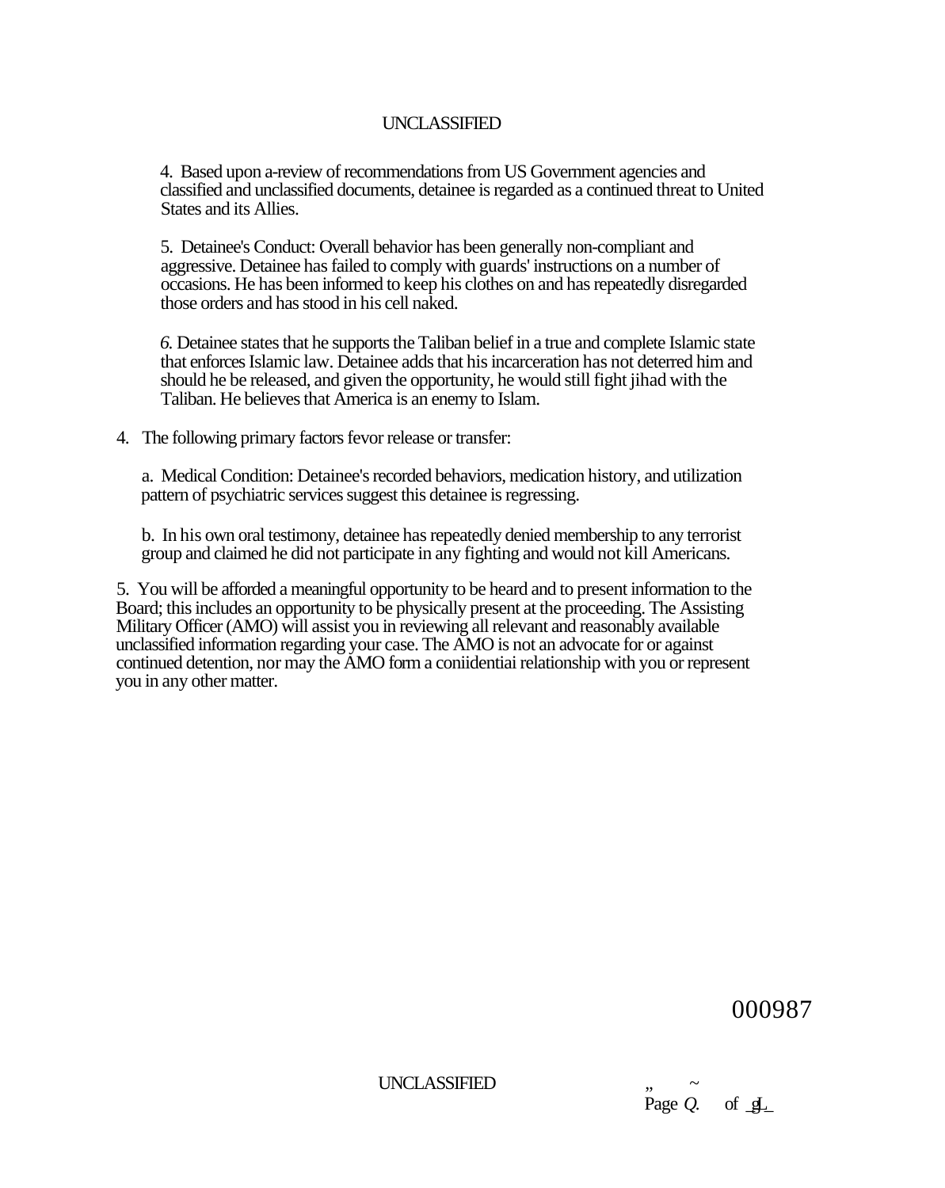4. Based upon a-review of recommendations from US Government agencies and classified and unclassified documents, detainee is regarded as a continued threat to United States and its Allies.

5. Detainee's Conduct: Overall behavior has been generally non-compliant and aggressive. Detainee has failed to comply with guards' instructions on a number of occasions. He has been informed to keep his clothes on and has repeatedly disregarded those orders and has stood in his cell naked.

*6.* Detainee states that he supports the Taliban belief in a true and complete Islamic state that enforces Islamic law. Detainee adds that his incarceration has not deterred him and should he be released, and given the opportunity, he would still fight jihad with the Taliban. He believes that America is an enemy to Islam.

4. The following primary factors fevor release or transfer:

a. Medical Condition: Detainee's recorded behaviors, medication history, and utilization pattern of psychiatric services suggest this detainee is regressing.

b. In his own oral testimony, detainee has repeatedly denied membership to any terrorist group and claimed he did not participate in any fighting and would not kill Americans.

5. You will be afforded a meaningful opportunity to be heard and to present information to the Board; this includes an opportunity to be physically present at the proceeding. The Assisting Military Officer (AMO) will assist you in reviewing all relevant and reasonably available unclassified information regarding your case. The AMO is not an advocate for or against continued detention, nor may the AMO form a coniidentiai relationship with you or represent you in any other matter.

000987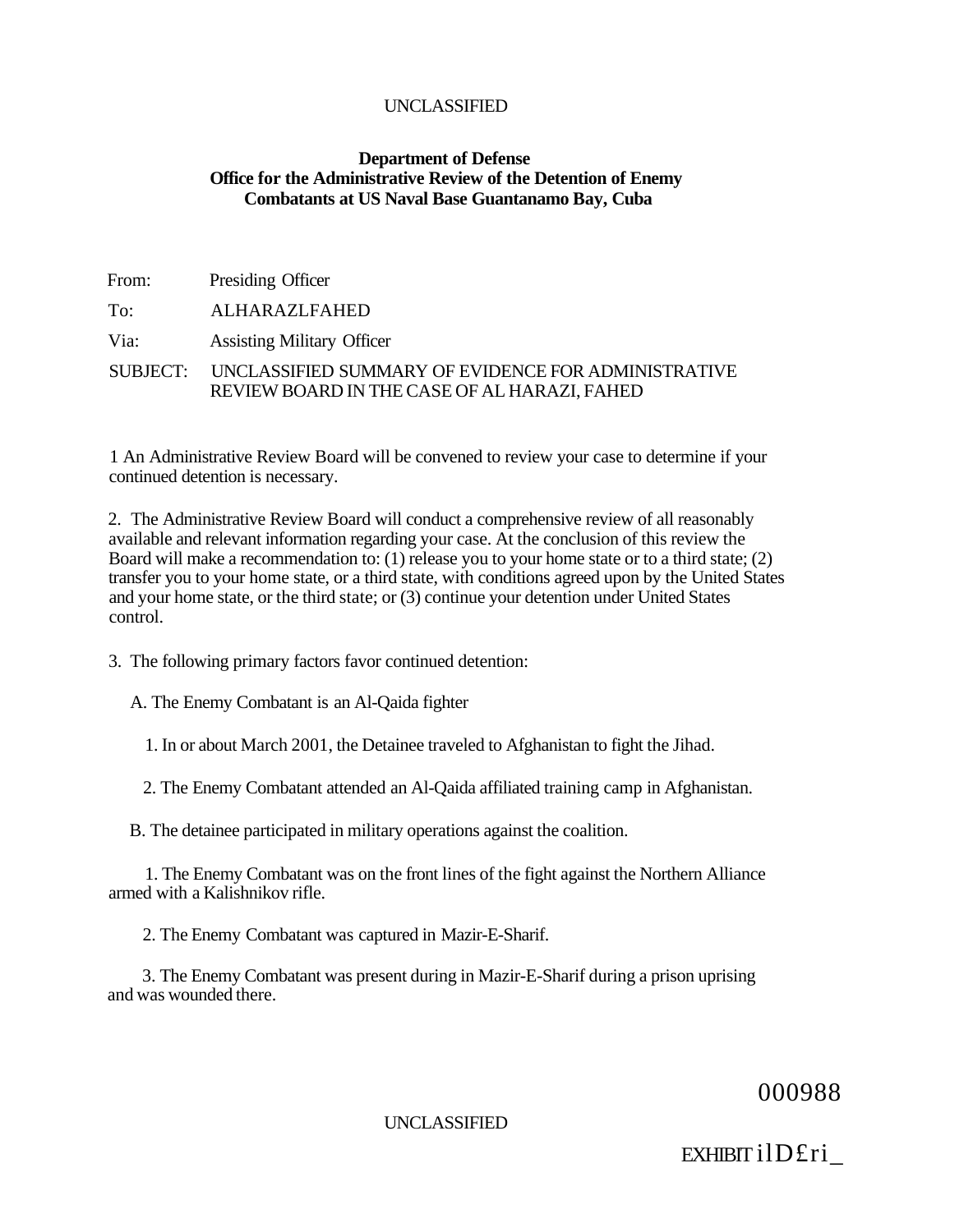UNCLASSIFIED

**Department of Defense**
**Office for the Administrative Review of the Detention of Enemy Combatants at US Naval Base Guantanamo Bay, Cuba**

From: Presiding Officer

To: ALHARAZLFAHED

Via: Assisting Military Officer

SUBJECT: UNCLASSIFIED SUMMARY OF EVIDENCE FOR ADMINISTRATIVE REVIEW BOARD IN THE CASE OF AL HARAZI, FAHED

1 An Administrative Review Board will be convened to review your case to determine if your continued detention is necessary.

2. The Administrative Review Board will conduct a comprehensive review of all reasonably available and relevant information regarding your case. At the conclusion of this review the Board will make a recommendation to: (1) release you to your home state or to a third state; (2) transfer you to your home state, or a third state, with conditions agreed upon by the United States and your home state, or the third state; or (3) continue your detention under United States control.

3. The following primary factors favor continued detention:

A. The Enemy Combatant is an Al-Qaida fighter

1. In or about March 2001, the Detainee traveled to Afghanistan to fight the Jihad.

2. The Enemy Combatant attended an Al-Qaida affiliated training camp in Afghanistan.

B. The detainee participated in military operations against the coalition.

1. The Enemy Combatant was on the front lines of the fight against the Northern Alliance armed with a Kalishnikov rifle.

2. The Enemy Combatant was captured in Mazir-E-Sharif.

3. The Enemy Combatant was present during in Mazir-E-Sharif during a prison uprising and was wounded there.

000988

UNCLASSIFIED

EXHIBIT ilD£ri_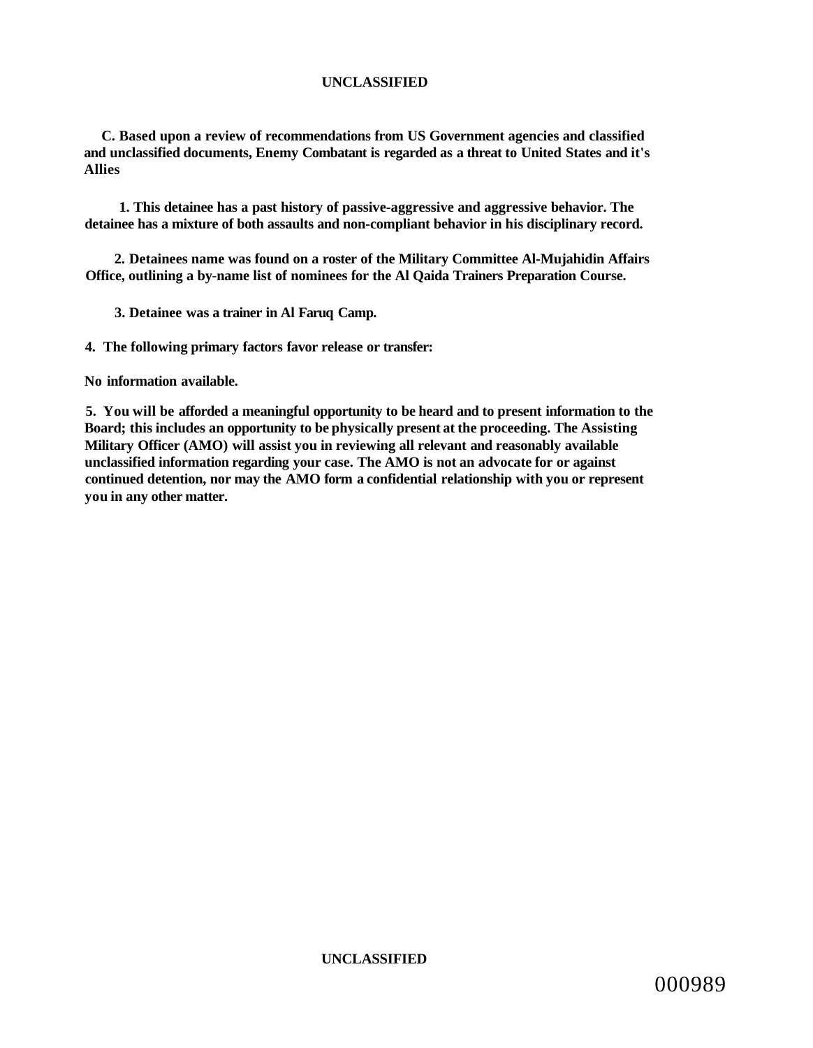**C. Based upon a review of recommendations from US Government agencies and classified and unclassified documents, Enemy Combatant is regarded as a threat to United States and it's Allies**

**1. This detainee has a past history of passive-aggressive and aggressive behavior. The detainee has a mixture of both assaults and non-compliant behavior in his disciplinary record.**

**2. Detainees name was found on a roster of the Military Committee Al-Mujahidin Affairs Office, outlining a by-name list of nominees for the Al Qaida Trainers Preparation Course.**

**3. Detainee was a trainer in Al Faruq Camp.**

**4. The following primary factors favor release or transfer:**

**No information available.**

**5. You will be afforded a meaningful opportunity to be heard and to present information to the Board; this includes an opportunity to be physically present at the proceeding. The Assisting Military Officer (AMO) will assist you in reviewing all relevant and reasonably available unclassified information regarding your case. The AMO is not an advocate for or against continued detention, nor may the AMO form a confidential relationship with you or represent you in any other matter.**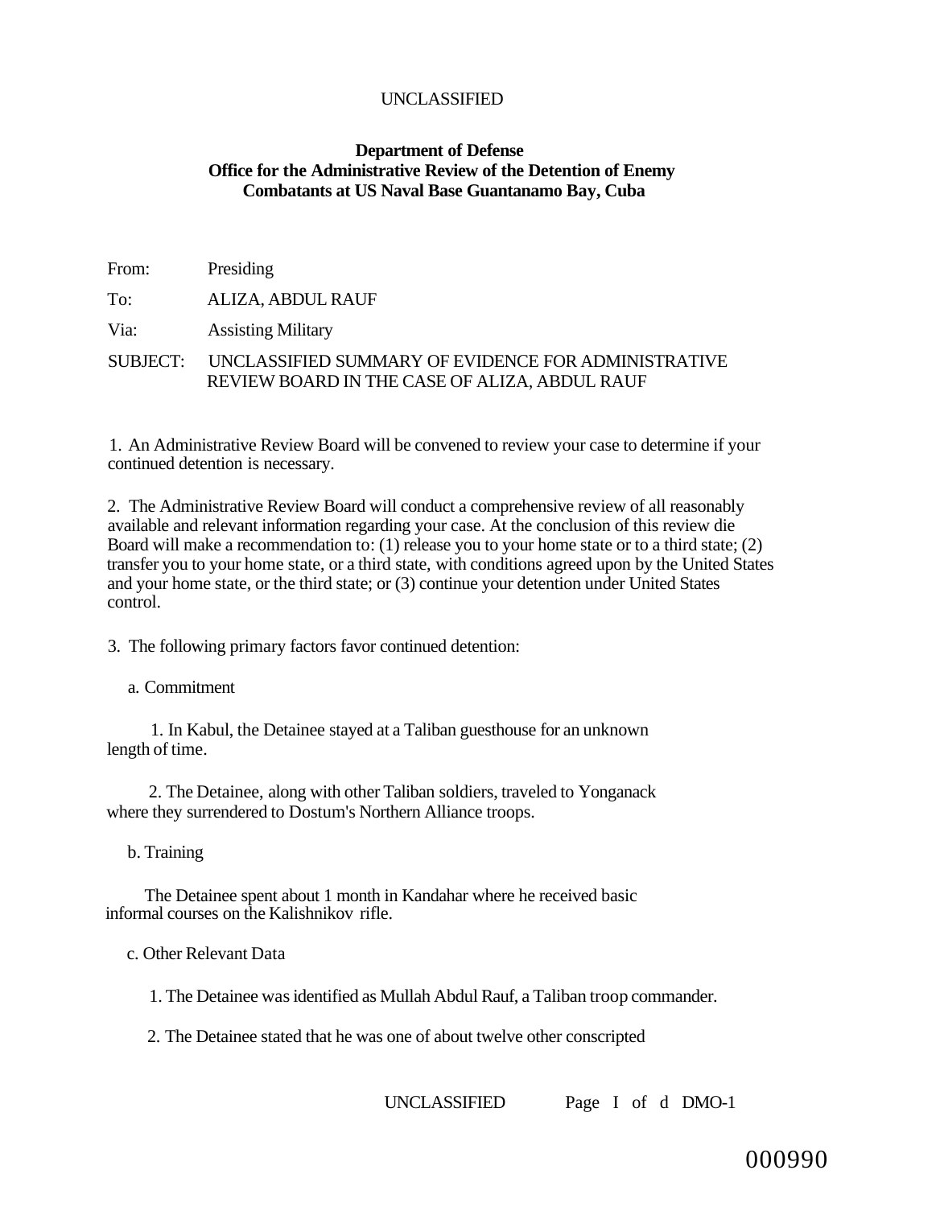UNCLASSIFIED

**Department of Defense**
**Office for the Administrative Review of the Detention of Enemy Combatants at US Naval Base Guantanamo Bay, Cuba**

From: Presiding

To: ALIZA, ABDUL RAUF

Via: Assisting Military

SUBJECT: UNCLASSIFIED SUMMARY OF EVIDENCE FOR ADMINISTRATIVE REVIEW BOARD IN THE CASE OF ALIZA, ABDUL RAUF

1. An Administrative Review Board will be convened to review your case to determine if your continued detention is necessary.

2. The Administrative Review Board will conduct a comprehensive review of all reasonably available and relevant information regarding your case. At the conclusion of this review die Board will make a recommendation to: (1) release you to your home state or to a third state; (2) transfer you to your home state, or a third state, with conditions agreed upon by the United States and your home state, or the third state; or (3) continue your detention under United States control.

3. The following primary factors favor continued detention:

a. Commitment

1. In Kabul, the Detainee stayed at a Taliban guesthouse for an unknown length of time.

2. The Detainee, along with other Taliban soldiers, traveled to Yonganack where they surrendered to Dostum's Northern Alliance troops.

b. Training

The Detainee spent about 1 month in Kandahar where he received basic informal courses on the Kalishnikov rifle.

c. Other Relevant Data

1. The Detainee was identified as Mullah Abdul Rauf, a Taliban troop commander.

2. The Detainee stated that he was one of about twelve other conscripted

UNCLASSIFIED Page I of d DMO-1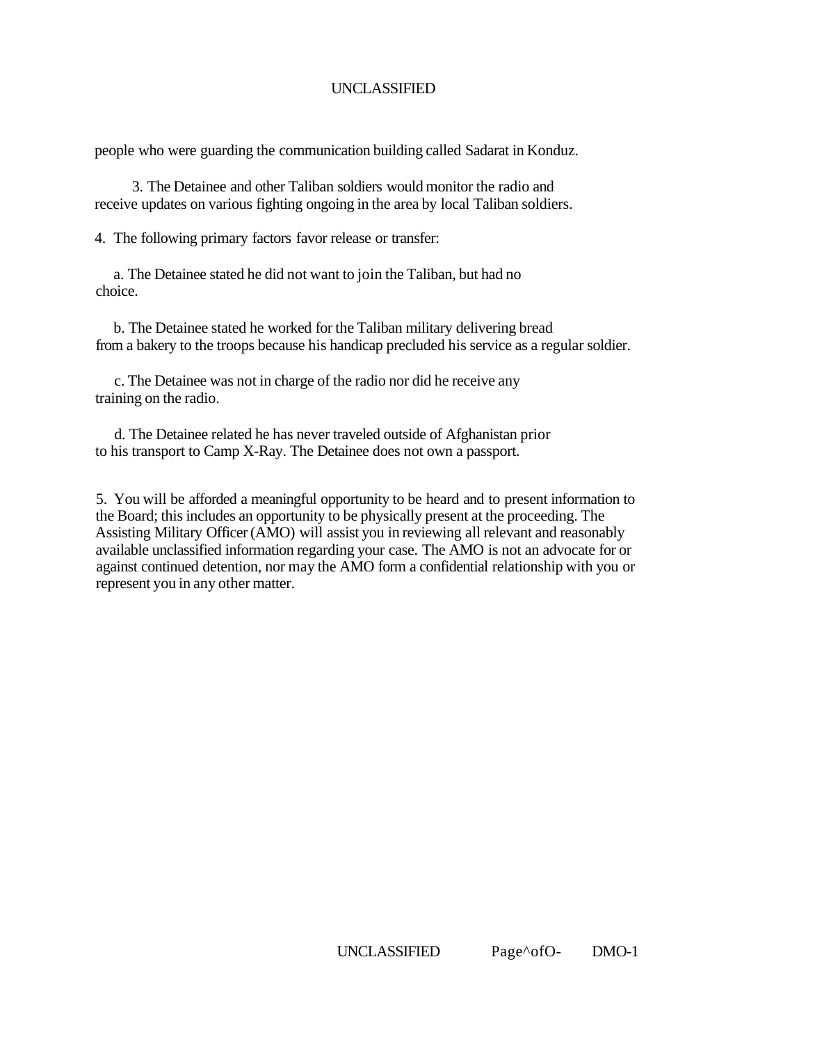people who were guarding the communication building called Sadarat in Konduz.

3. The Detainee and other Taliban soldiers would monitor the radio and receive updates on various fighting ongoing in the area by local Taliban soldiers.

4. The following primary factors favor release or transfer:

a. The Detainee stated he did not want to join the Taliban, but had no choice.

b. The Detainee stated he worked for the Taliban military delivering bread from a bakery to the troops because his handicap precluded his service as a regular soldier.

c. The Detainee was not in charge of the radio nor did he receive any training on the radio.

d. The Detainee related he has never traveled outside of Afghanistan prior to his transport to Camp X-Ray. The Detainee does not own a passport.

5. You will be afforded a meaningful opportunity to be heard and to present information to the Board; this includes an opportunity to be physically present at the proceeding. The Assisting Military Officer (AMO) will assist you in reviewing all relevant and reasonably available unclassified information regarding your case. The AMO is not an advocate for or against continued detention, nor may the AMO form a confidential relationship with you or represent you in any other matter.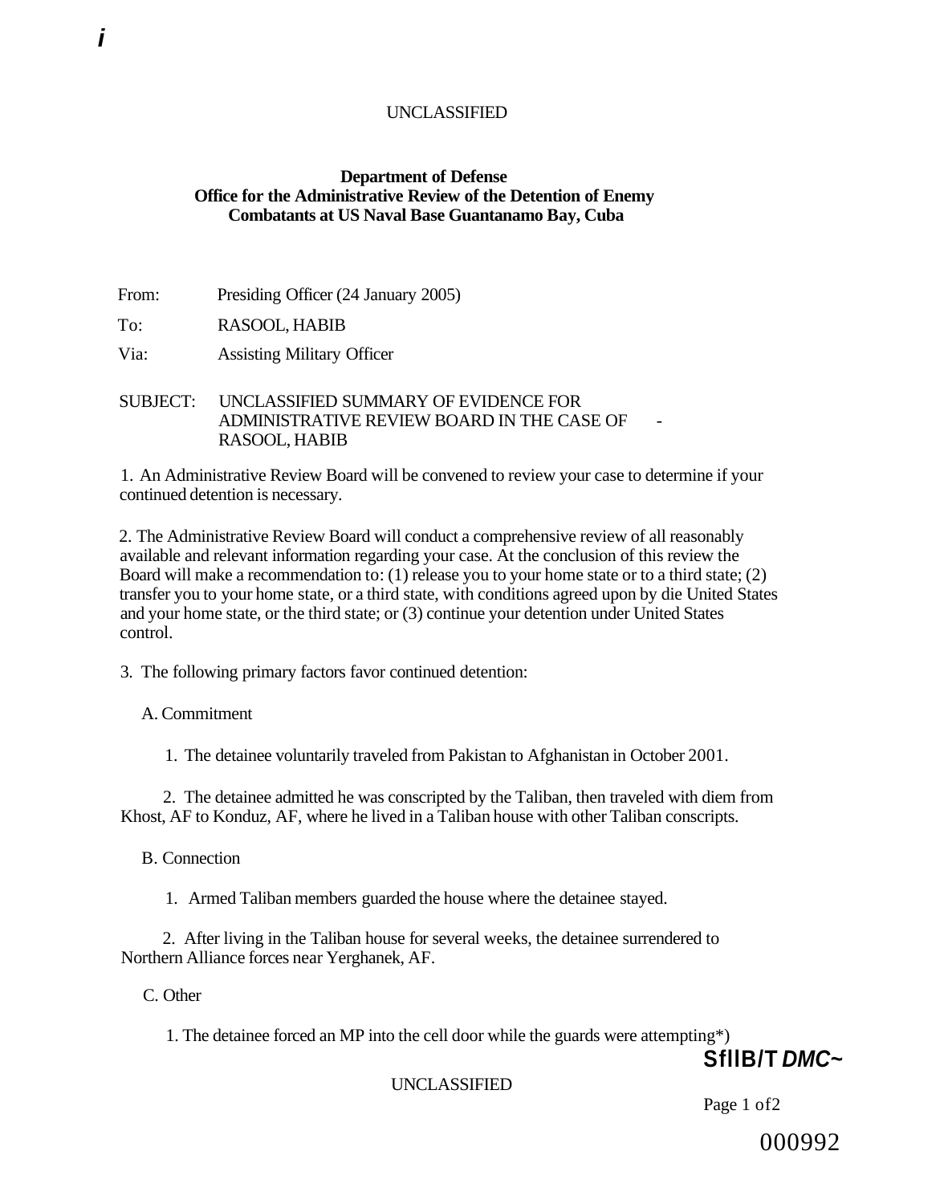UNCLASSIFIED

**Department of Defense**
**Office for the Administrative Review of the Detention of Enemy Combatants at US Naval Base Guantanamo Bay, Cuba**

From: Presiding Officer (24 January 2005)

To: RASOOL, HABIB

Via: Assisting Military Officer

SUBJECT: UNCLASSIFIED SUMMARY OF EVIDENCE FOR ADMINISTRATIVE REVIEW BOARD IN THE CASE OF - RASOOL, HABIB

1. An Administrative Review Board will be convened to review your case to determine if your continued detention is necessary.

2. The Administrative Review Board will conduct a comprehensive review of all reasonably available and relevant information regarding your case. At the conclusion of this review the Board will make a recommendation to: (1) release you to your home state or to a third state; (2) transfer you to your home state, or a third state, with conditions agreed upon by die United States and your home state, or the third state; or (3) continue your detention under United States control.

3. The following primary factors favor continued detention:

A. Commitment

1. The detainee voluntarily traveled from Pakistan to Afghanistan in October 2001.

2. The detainee admitted he was conscripted by the Taliban, then traveled with diem from Khost, AF to Konduz, AF, where he lived in a Taliban house with other Taliban conscripts.

B. Connection

1. Armed Taliban members guarded the house where the detainee stayed.

2. After living in the Taliban house for several weeks, the detainee surrendered to Northern Alliance forces near Yerghanek, AF.

C. Other

1. The detainee forced an MP into the cell door while the guards were attempting*)

UNCLASSIFIED

000992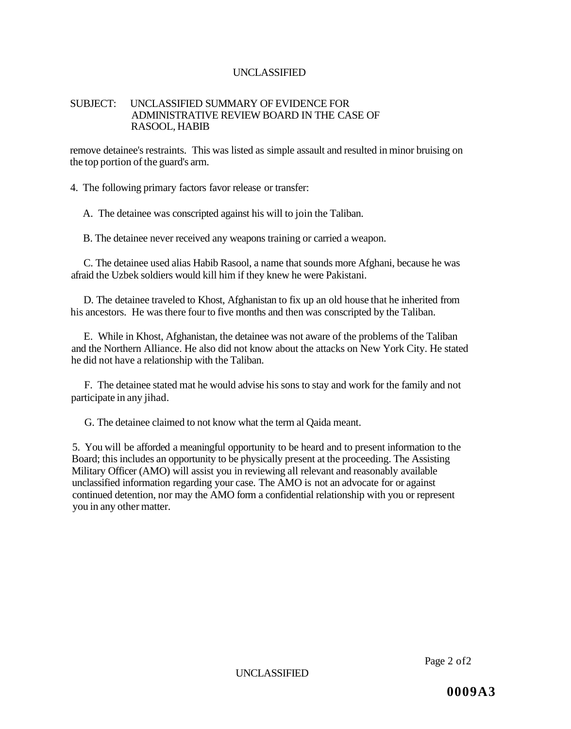SUBJECT: UNCLASSIFIED SUMMARY OF EVIDENCE FOR ADMINISTRATIVE REVIEW BOARD IN THE CASE OF RASOOL, HABIB

remove detainee's restraints. This was listed as simple assault and resulted in minor bruising on the top portion of the guard's arm.

4. The following primary factors favor release or transfer:

A. The detainee was conscripted against his will to join the Taliban.

B. The detainee never received any weapons training or carried a weapon.

C. The detainee used alias Habib Rasool, a name that sounds more Afghani, because he was afraid the Uzbek soldiers would kill him if they knew he were Pakistani.

D. The detainee traveled to Khost, Afghanistan to fix up an old house that he inherited from his ancestors. He was there four to five months and then was conscripted by the Taliban.

E. While in Khost, Afghanistan, the detainee was not aware of the problems of the Taliban and the Northern Alliance. He also did not know about the attacks on New York City. He stated he did not have a relationship with the Taliban.

F. The detainee stated mat he would advise his sons to stay and work for the family and not participate in any jihad.

G. The detainee claimed to not know what the term al Qaida meant.

5. You will be afforded a meaningful opportunity to be heard and to present information to the Board; this includes an opportunity to be physically present at the proceeding. The Assisting Military Officer (AMO) will assist you in reviewing all relevant and reasonably available unclassified information regarding your case. The AMO is not an advocate for or against continued detention, nor may the AMO form a confidential relationship with you or represent you in any other matter.

0009A3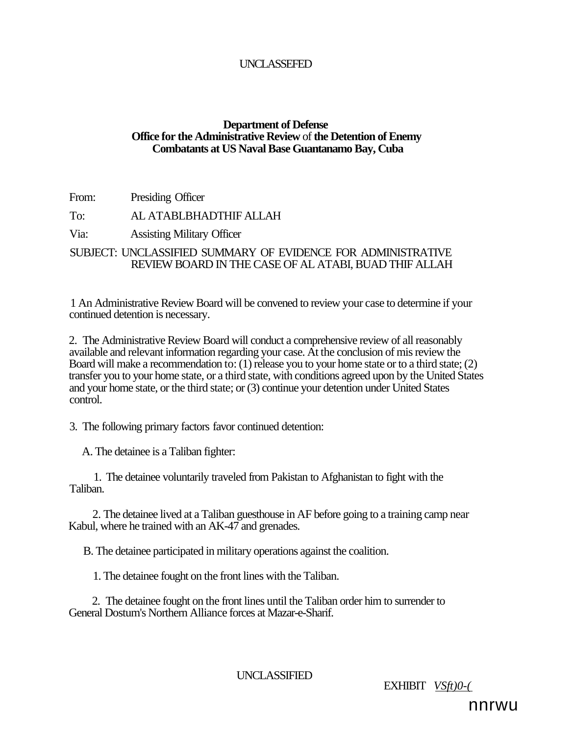UNCLASSEFED

**Department of Defense**
**Office for the Administrative Review** of **the Detention of Enemy Combatants at US Naval Base Guantanamo Bay, Cuba**

From: Presiding Officer

To: AL ATABLBHADTHIF ALLAH

Via: Assisting Military Officer

SUBJECT: UNCLASSIFIED SUMMARY OF EVIDENCE FOR ADMINISTRATIVE REVIEW BOARD IN THE CASE OF AL ATABI, BUAD THIF ALLAH

1 An Administrative Review Board will be convened to review your case to determine if your continued detention is necessary.

2. The Administrative Review Board will conduct a comprehensive review of all reasonably available and relevant information regarding your case. At the conclusion of mis review the Board will make a recommendation to: (1) release you to your home state or to a third state; (2) transfer you to your home state, or a third state, with conditions agreed upon by the United States and your home state, or the third state; or (3) continue your detention under United States control.

3. The following primary factors favor continued detention:

A. The detainee is a Taliban fighter:

1. The detainee voluntarily traveled from Pakistan to Afghanistan to fight with the Taliban.

2. The detainee lived at a Taliban guesthouse in AF before going to a training camp near Kabul, where he trained with an AK-47 and grenades.

B. The detainee participated in military operations against the coalition.

1. The detainee fought on the front lines with the Taliban.

2. The detainee fought on the front lines until the Taliban order him to surrender to General Dostum's Northern Alliance forces at Mazar-e-Sharif.

UNCLASSIFIED

EXHIBIT *VSft)0-(*

nnrwu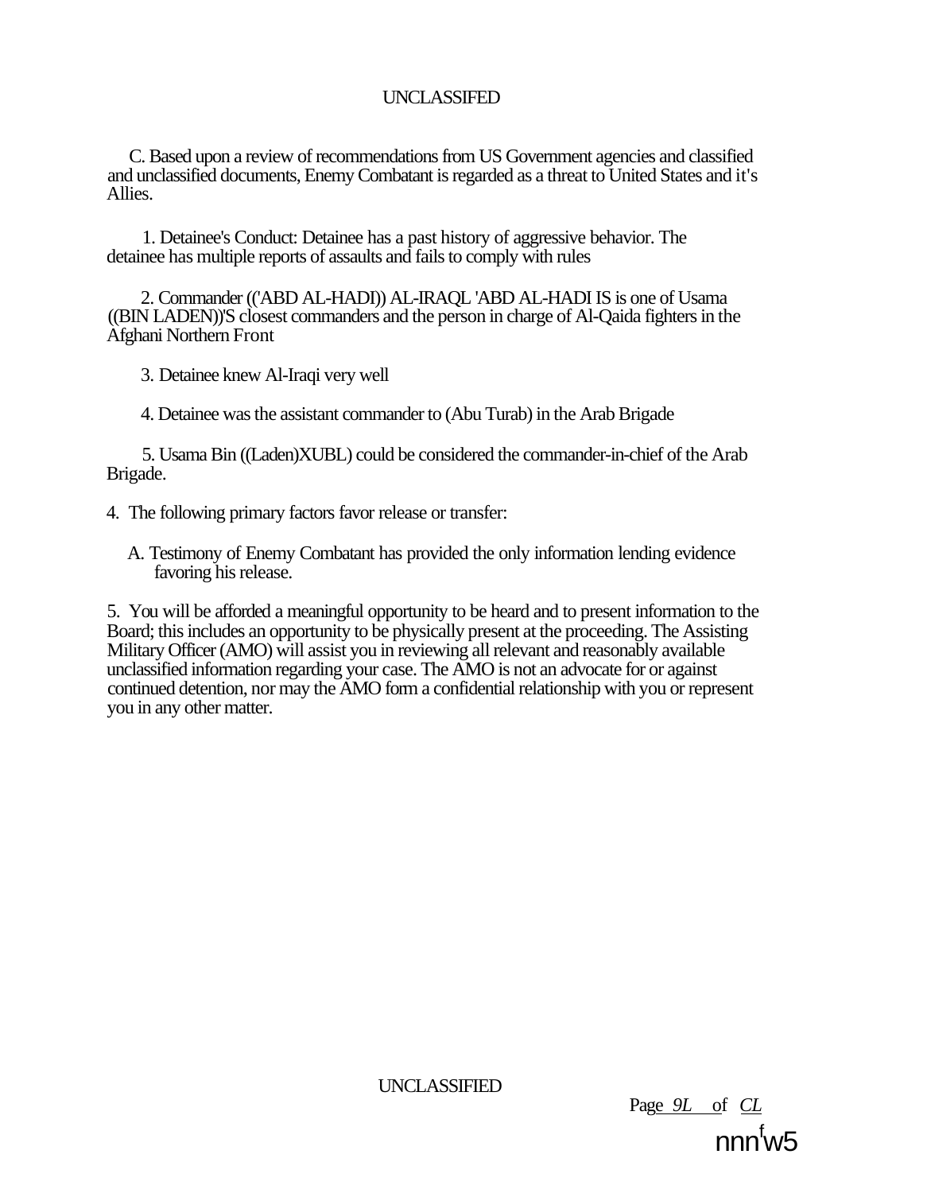C. Based upon a review of recommendations from US Government agencies and classified and unclassified documents, Enemy Combatant is regarded as a threat to United States and it's Allies.

1. Detainee's Conduct: Detainee has a past history of aggressive behavior. The detainee has multiple reports of assaults and fails to comply with rules

2. Commander (('ABD AL-HADI)) AL-IRAQL 'ABD AL-HADI IS is one of Usama ((BIN LADEN))'S closest commanders and the person in charge of Al-Qaida fighters in the Afghani Northern Front

3. Detainee knew Al-Iraqi very well

4. Detainee was the assistant commander to (Abu Turab) in the Arab Brigade

5. Usama Bin ((Laden)XUBL) could be considered the commander-in-chief of the Arab Brigade.

4. The following primary factors favor release or transfer:

A. Testimony of Enemy Combatant has provided the only information lending evidence favoring his release.

5. You will be afforded a meaningful opportunity to be heard and to present information to the Board; this includes an opportunity to be physically present at the proceeding. The Assisting Military Officer (AMO) will assist you in reviewing all relevant and reasonably available unclassified information regarding your case. The AMO is not an advocate for or against continued detention, nor may the AMO form a confidential relationship with you or represent you in any other matter.

nnn[f]w5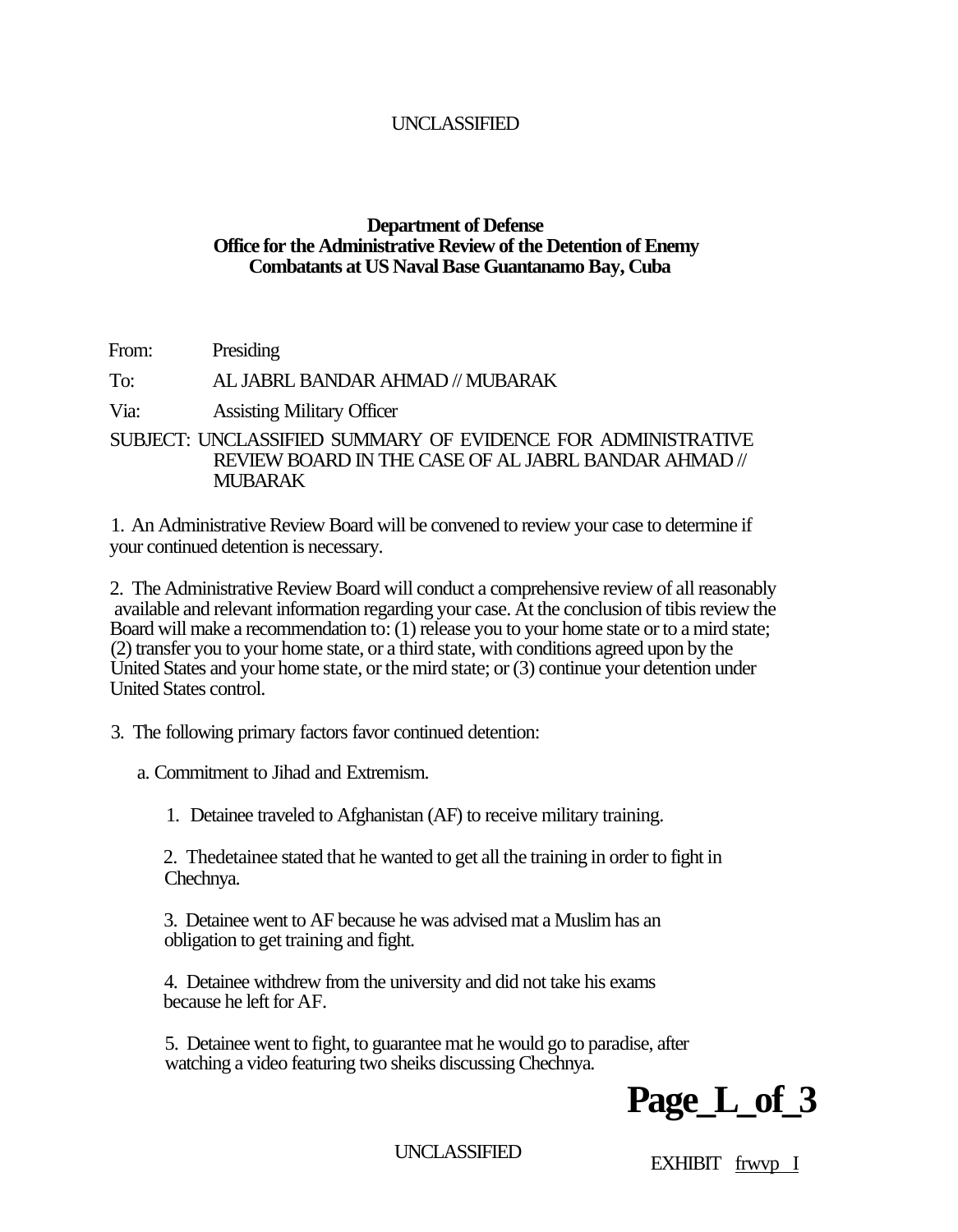UNCLASSIFIED

**Department of Defense**
**Office for the Administrative Review of the Detention of Enemy Combatants at US Naval Base Guantanamo Bay, Cuba**

From: Presiding

To: AL JABRL BANDAR AHMAD // MUBARAK

Via: Assisting Military Officer

SUBJECT: UNCLASSIFIED SUMMARY OF EVIDENCE FOR ADMINISTRATIVE REVIEW BOARD IN THE CASE OF AL JABRL BANDAR AHMAD // MUBARAK

1. An Administrative Review Board will be convened to review your case to determine if your continued detention is necessary.

2. The Administrative Review Board will conduct a comprehensive review of all reasonably available and relevant information regarding your case. At the conclusion of tibis review the Board will make a recommendation to: (1) release you to your home state or to a mird state; (2) transfer you to your home state, or a third state, with conditions agreed upon by the United States and your home state, or the mird state; or (3) continue your detention under United States control.

3. The following primary factors favor continued detention:

a. Commitment to Jihad and Extremism.

1. Detainee traveled to Afghanistan (AF) to receive military training.

2. Thedetainee stated that he wanted to get all the training in order to fight in Chechnya.

3. Detainee went to AF because he was advised mat a Muslim has an obligation to get training and fight.

4. Detainee withdrew from the university and did not take his exams because he left for AF.

5. Detainee went to fight, to guarantee mat he would go to paradise, after watching a video featuring two sheiks discussing Chechnya.

**Page_L_of_3**

UNCLASSIFIED

EXHIBIT frwvp I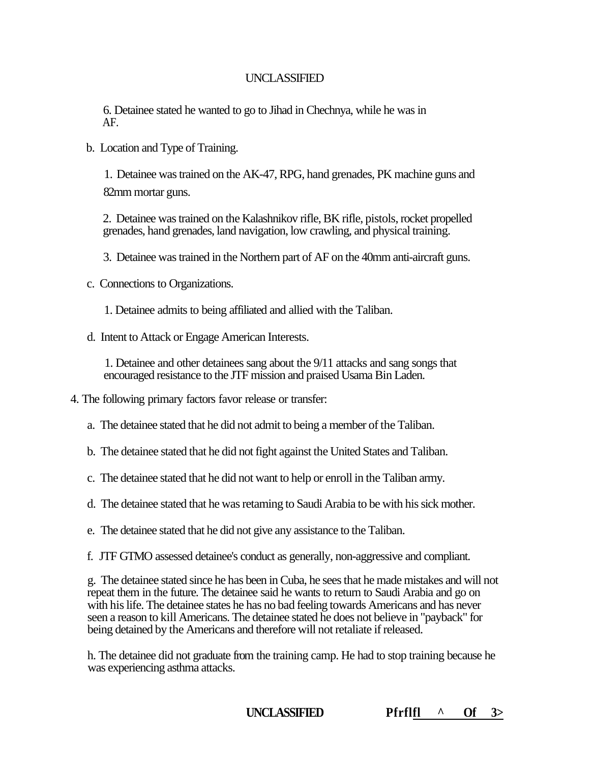6. Detainee stated he wanted to go to Jihad in Chechnya, while he was in AF.

b. Location and Type of Training.

1. Detainee was trained on the AK-47, RPG, hand grenades, PK machine guns and 82mm mortar guns.

2. Detainee was trained on the Kalashnikov rifle, BK rifle, pistols, rocket propelled grenades, hand grenades, land navigation, low crawling, and physical training.

3. Detainee was trained in the Northern part of AF on the 40mm anti-aircraft guns.

c. Connections to Organizations.

1. Detainee admits to being affiliated and allied with the Taliban.

d. Intent to Attack or Engage American Interests.

1. Detainee and other detainees sang about the 9/11 attacks and sang songs that encouraged resistance to the JTF mission and praised Usama Bin Laden.

4. The following primary factors favor release or transfer:

a. The detainee stated that he did not admit to being a member of the Taliban.

b. The detainee stated that he did not fight against the United States and Taliban.

c. The detainee stated that he did not want to help or enroll in the Taliban army.

d. The detainee stated that he was retaining to Saudi Arabia to be with his sick mother.

e. The detainee stated that he did not give any assistance to the Taliban.

f. JTF GTMO assessed detainee's conduct as generally, non-aggressive and compliant.

g. The detainee stated since he has been in Cuba, he sees that he made mistakes and will not repeat them in the future. The detainee said he wants to return to Saudi Arabia and go on with his life. The detainee states he has no bad feeling towards Americans and has never seen a reason to kill Americans. The detainee stated he does not believe in "payback" for being detained by the Americans and therefore will not retaliate if released.

h. The detainee did not graduate from the training camp. He had to stop training because he was experiencing asthma attacks.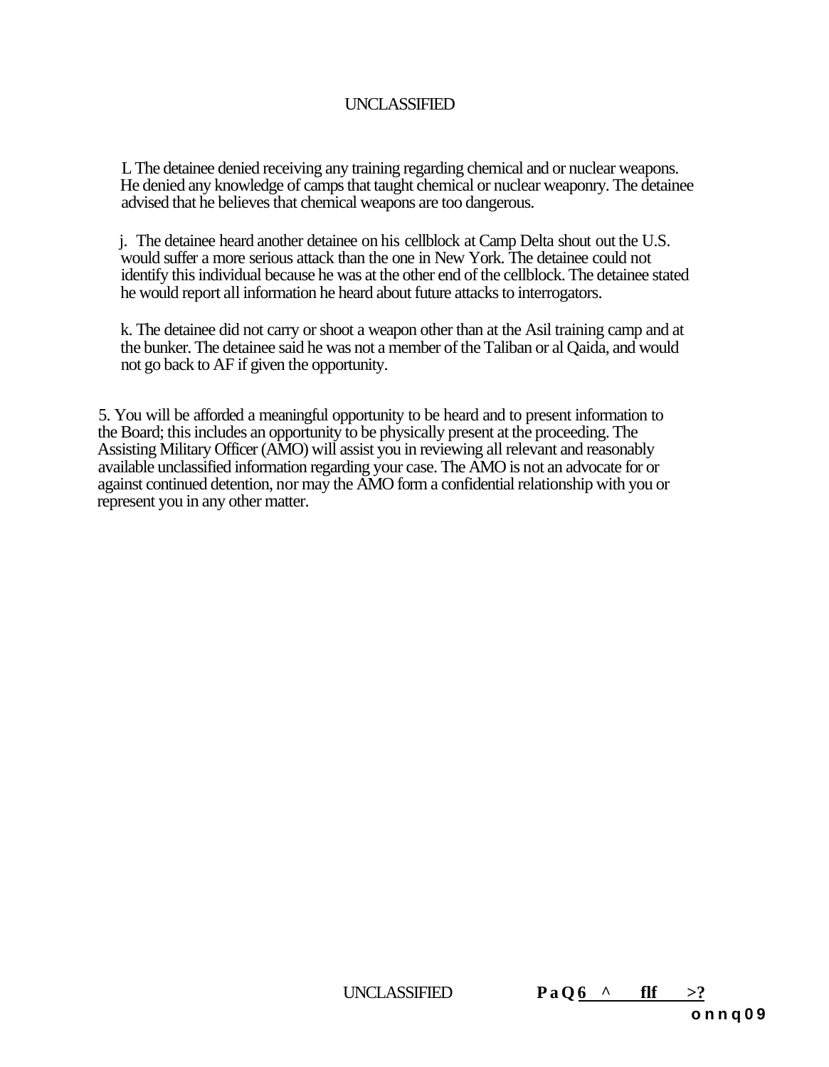L The detainee denied receiving any training regarding chemical and or nuclear weapons. He denied any knowledge of camps that taught chemical or nuclear weaponry. The detainee advised that he believes that chemical weapons are too dangerous.

j. The detainee heard another detainee on his cellblock at Camp Delta shout out the U.S. would suffer a more serious attack than the one in New York. The detainee could not identify this individual because he was at the other end of the cellblock. The detainee stated he would report all information he heard about future attacks to interrogators.

k. The detainee did not carry or shoot a weapon other than at the Asil training camp and at the bunker. The detainee said he was not a member of the Taliban or al Qaida, and would not go back to AF if given the opportunity.

5. You will be afforded a meaningful opportunity to be heard and to present information to the Board; this includes an opportunity to be physically present at the proceeding. The Assisting Military Officer (AMO) will assist you in reviewing all relevant and reasonably available unclassified information regarding your case. The AMO is not an advocate for or against continued detention, nor may the AMO form a confidential relationship with you or represent you in any other matter.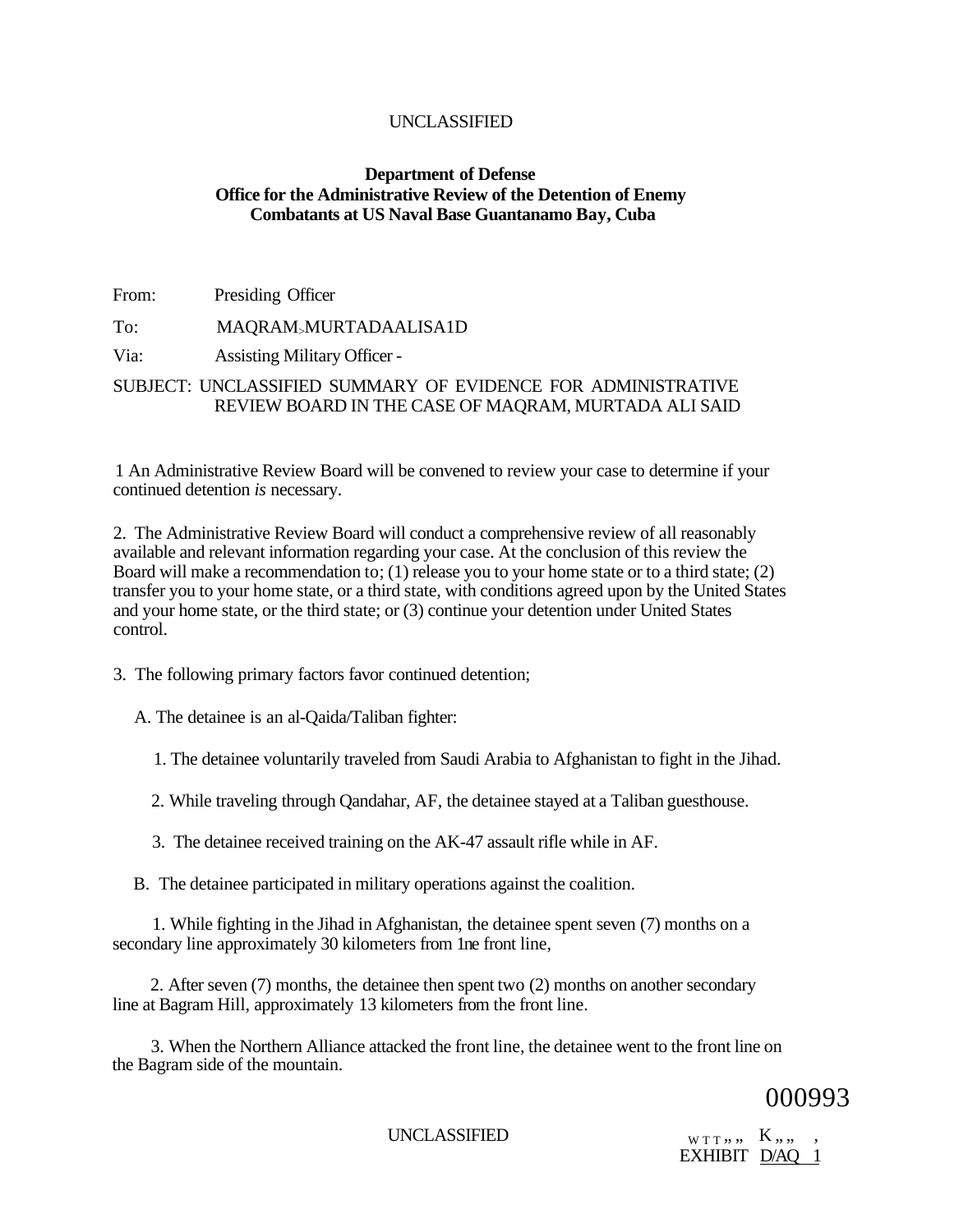UNCLASSIFIED

**Department of Defense**
**Office for the Administrative Review of the Detention of Enemy Combatants at US Naval Base Guantanamo Bay, Cuba**

From: Presiding Officer

To: MAQRAM>MURTADAALISA1D

Via: Assisting Military Officer -

SUBJECT: UNCLASSIFIED SUMMARY OF EVIDENCE FOR ADMINISTRATIVE REVIEW BOARD IN THE CASE OF MAQRAM, MURTADA ALI SAID

1 An Administrative Review Board will be convened to review your case to determine if your continued detention *is* necessary.

2. The Administrative Review Board will conduct a comprehensive review of all reasonably available and relevant information regarding your case. At the conclusion of this review the Board will make a recommendation to; (1) release you to your home state or to a third state; (2) transfer you to your home state, or a third state, with conditions agreed upon by the United States and your home state, or the third state; or (3) continue your detention under United States control.

3. The following primary factors favor continued detention;

A. The detainee is an al-Qaida/Taliban fighter:

1. The detainee voluntarily traveled from Saudi Arabia to Afghanistan to fight in the Jihad.

2. While traveling through Qandahar, AF, the detainee stayed at a Taliban guesthouse.

3. The detainee received training on the AK-47 assault rifle while in AF.

B. The detainee participated in military operations against the coalition.

1. While fighting in the Jihad in Afghanistan, the detainee spent seven (7) months on a secondary line approximately 30 kilometers from 1ne front line,

2. After seven (7) months, the detainee then spent two (2) months on another secondary line at Bagram Hill, approximately 13 kilometers from the front line.

3. When the Northern Alliance attacked the front line, the detainee went to the front line on the Bagram side of the mountain.

000993

UNCLASSIFIED

EXHIBIT D/AQ 1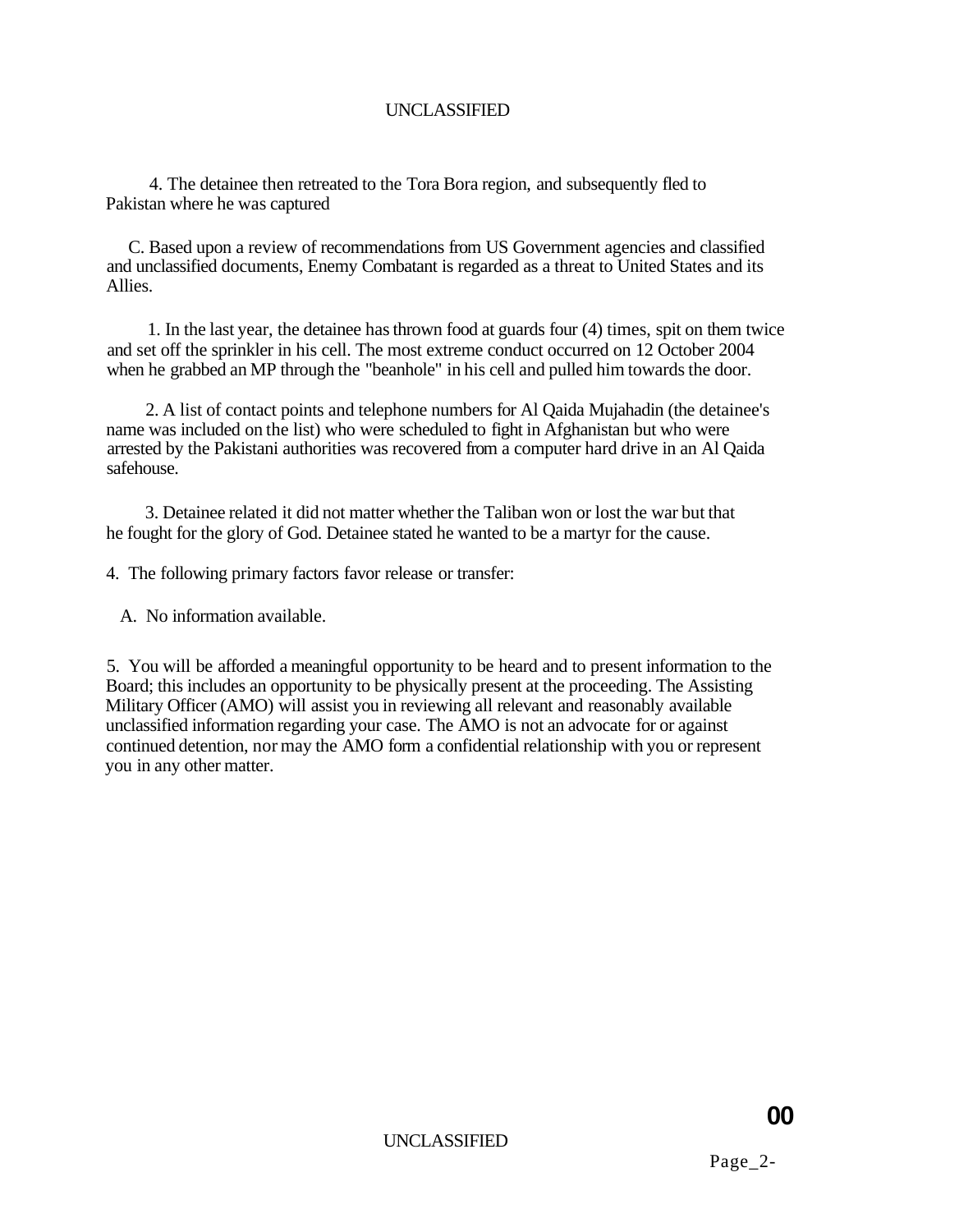4. The detainee then retreated to the Tora Bora region, and subsequently fled to Pakistan where he was captured

C. Based upon a review of recommendations from US Government agencies and classified and unclassified documents, Enemy Combatant is regarded as a threat to United States and its Allies.

1. In the last year, the detainee has thrown food at guards four (4) times, spit on them twice and set off the sprinkler in his cell. The most extreme conduct occurred on 12 October 2004 when he grabbed an MP through the "beanhole" in his cell and pulled him towards the door.

2. A list of contact points and telephone numbers for Al Qaida Mujahadin (the detainee's name was included on the list) who were scheduled to fight in Afghanistan but who were arrested by the Pakistani authorities was recovered from a computer hard drive in an Al Qaida safehouse.

3. Detainee related it did not matter whether the Taliban won or lost the war but that he fought for the glory of God. Detainee stated he wanted to be a martyr for the cause.

4. The following primary factors favor release or transfer:

A. No information available.

5. You will be afforded a meaningful opportunity to be heard and to present information to the Board; this includes an opportunity to be physically present at the proceeding. The Assisting Military Officer (AMO) will assist you in reviewing all relevant and reasonably available unclassified information regarding your case. The AMO is not an advocate for or against continued detention, nor may the AMO form a confidential relationship with you or represent you in any other matter.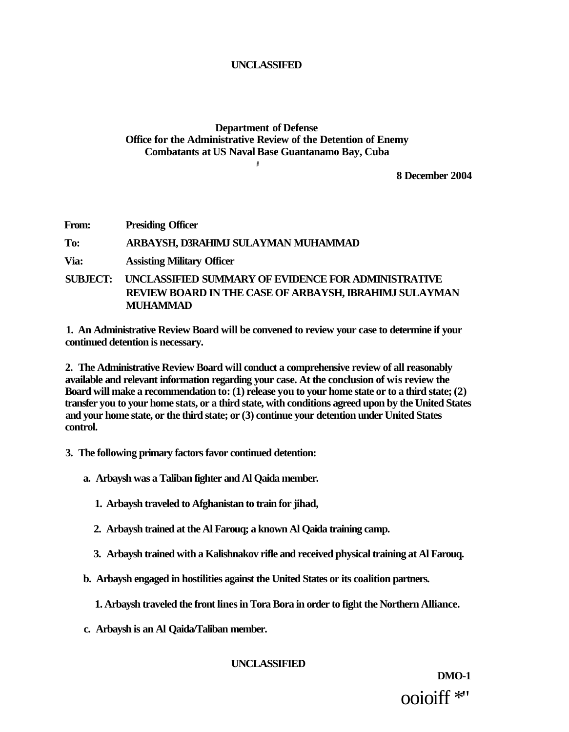**Department of Defense**
**Office for the Administrative Review of the Detention of Enemy Combatants at US Naval Base Guantanamo Bay, Cuba**

**8 December 2004**

**From:** Presiding Officer

**To:** ARBAYSH, D3RAHIMJ SULAYMAN MUHAMMAD

**Via:** Assisting Military Officer

**SUBJECT:** UNCLASSIFIED SUMMARY OF EVIDENCE FOR ADMINISTRATIVE REVIEW BOARD IN THE CASE OF ARBAYSH, IBRAHIMJ SULAYMAN MUHAMMAD

**1. An Administrative Review Board will be convened to review your case to determine if your continued detention is necessary.**

**2. The Administrative Review Board will conduct a comprehensive review of all reasonably available and relevant information regarding your case. At the conclusion of wis review the Board will make a recommendation to: (1) release you to your home state or to a third state; (2) transfer you to your home stats, or a third state, with conditions agreed upon by the United States and your home state, or the third state; or (3) continue your detention under United States control.**

**3. The following primary factors favor continued detention:**

**a. Arbaysh was a Taliban fighter and Al Qaida member.**

**1. Arbaysh traveled to Afghanistan to train for jihad,**

**2. Arbaysh trained at the Al Farouq; a known Al Qaida training camp.**

**3. Arbaysh trained with a Kalishnakov rifle and received physical training at Al Farouq.**

**b. Arbaysh engaged in hostilities against the United States or its coalition partners.**

**1. Arbaysh traveled the front lines in Tora Bora in order to fight the Northern Alliance.**

**c. Arbaysh is an Al Qaida/Taliban member.**

**DMO-1**

ooioiff *"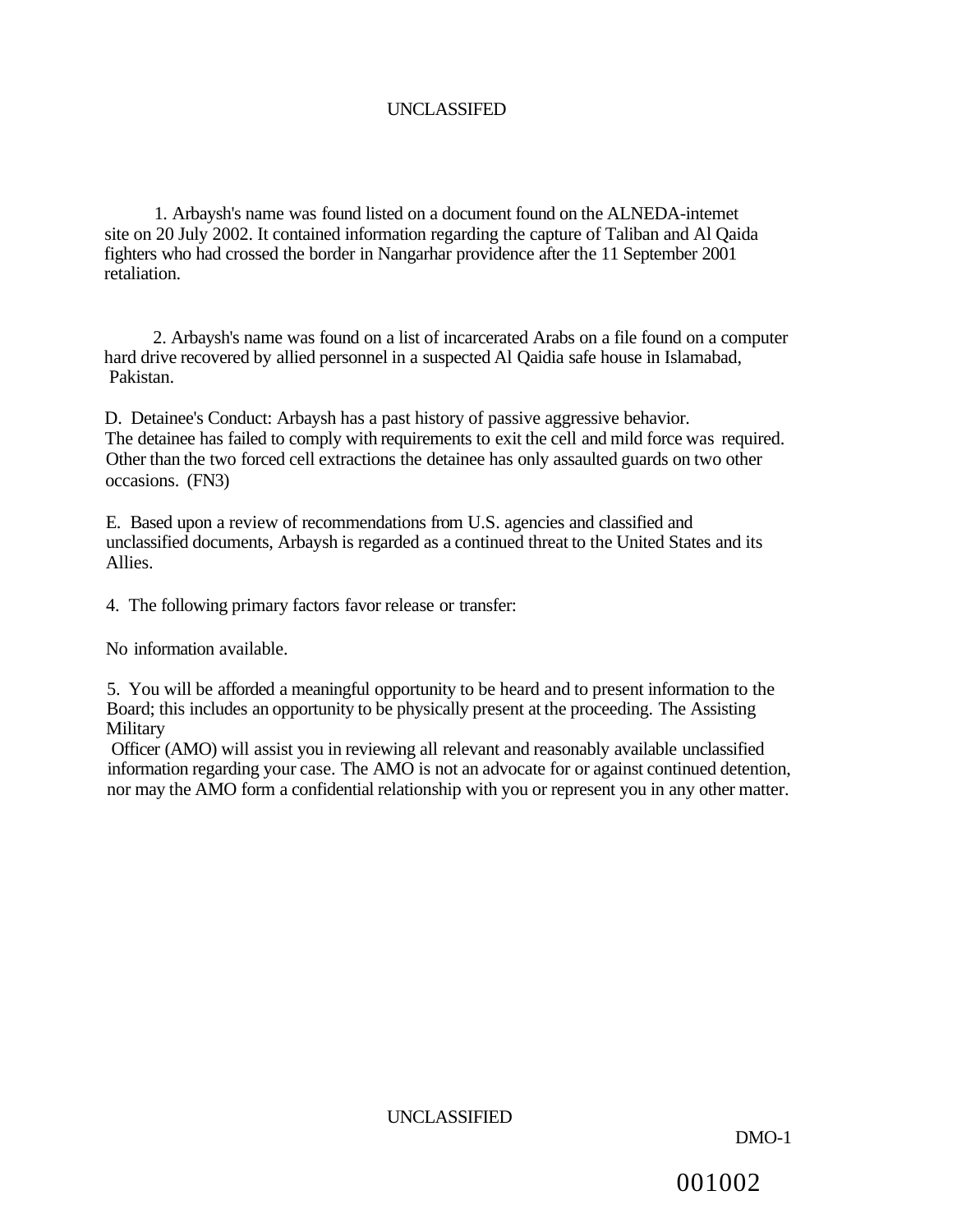1. Arbaysh's name was found listed on a document found on the ALNEDA-intemet site on 20 July 2002. It contained information regarding the capture of Taliban and Al Qaida fighters who had crossed the border in Nangarhar providence after the 11 September 2001 retaliation.

2. Arbaysh's name was found on a list of incarcerated Arabs on a file found on a computer hard drive recovered by allied personnel in a suspected Al Qaidia safe house in Islamabad, Pakistan.

D. Detainee's Conduct: Arbaysh has a past history of passive aggressive behavior. The detainee has failed to comply with requirements to exit the cell and mild force was required. Other than the two forced cell extractions the detainee has only assaulted guards on two other occasions. (FN3)

E. Based upon a review of recommendations from U.S. agencies and classified and unclassified documents, Arbaysh is regarded as a continued threat to the United States and its Allies.

4. The following primary factors favor release or transfer:

No information available.

5. You will be afforded a meaningful opportunity to be heard and to present information to the Board; this includes an opportunity to be physically present at the proceeding. The Assisting Military Officer (AMO) will assist you in reviewing all relevant and reasonably available unclassified information regarding your case. The AMO is not an advocate for or against continued detention, nor may the AMO form a confidential relationship with you or represent you in any other matter.

DMO-1

001002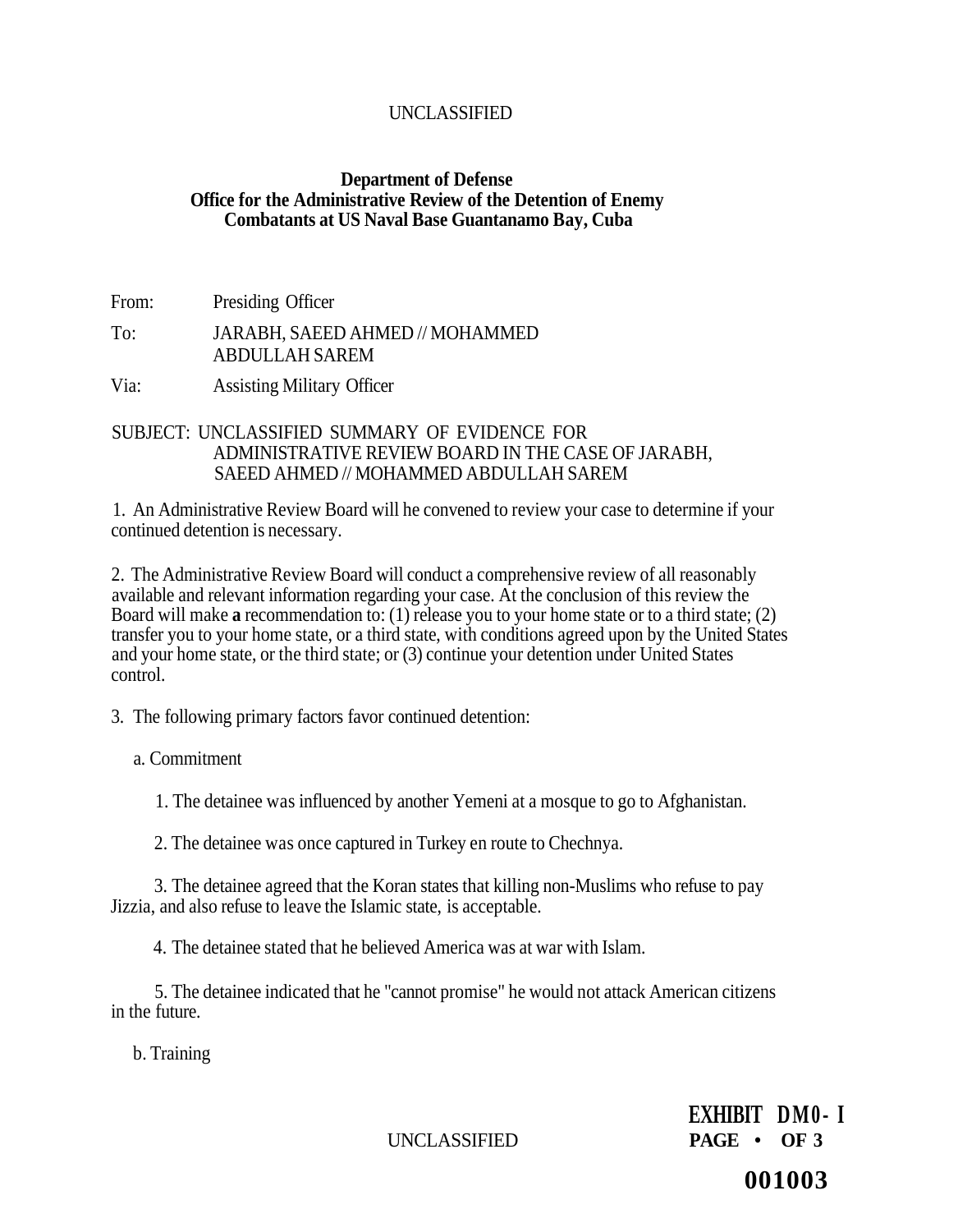UNCLASSIFIED

**Department of Defense**
**Office for the Administrative Review of the Detention of Enemy Combatants at US Naval Base Guantanamo Bay, Cuba**

From: Presiding Officer

To: JARABH, SAEED AHMED // MOHAMMED ABDULLAH SAREM

Via: Assisting Military Officer

SUBJECT: UNCLASSIFIED SUMMARY OF EVIDENCE FOR ADMINISTRATIVE REVIEW BOARD IN THE CASE OF JARABH, SAEED AHMED // MOHAMMED ABDULLAH SAREM

1. An Administrative Review Board will he convened to review your case to determine if your continued detention is necessary.

2. The Administrative Review Board will conduct a comprehensive review of all reasonably available and relevant information regarding your case. At the conclusion of this review the Board will make **a** recommendation to: (1) release you to your home state or to a third state; (2) transfer you to your home state, or a third state, with conditions agreed upon by the United States and your home state, or the third state; or (3) continue your detention under United States control.

3. The following primary factors favor continued detention:

a. Commitment

1. The detainee was influenced by another Yemeni at a mosque to go to Afghanistan.

2. The detainee was once captured in Turkey en route to Chechnya.

3. The detainee agreed that the Koran states that killing non-Muslims who refuse to pay Jizzia, and also refuse to leave the Islamic state, is acceptable.

4. The detainee stated that he believed America was at war with Islam.

5. The detainee indicated that he "cannot promise" he would not attack American citizens in the future.

b. Training

UNCLASSIFIED

**EXHIBIT DM0-I**
**PAGE • OF 3**

**001003**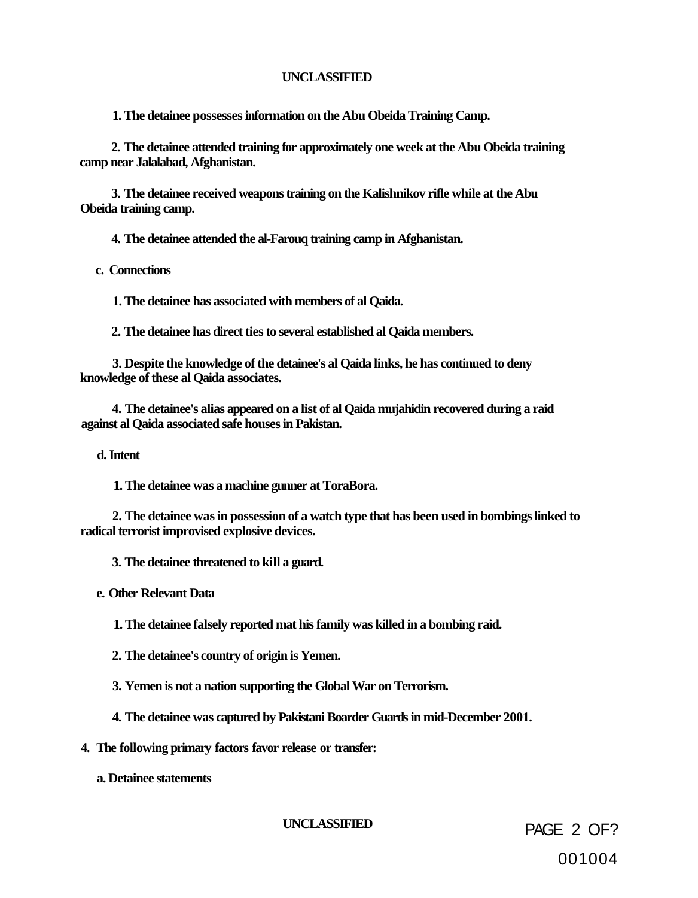**1. The detainee possesses information on the Abu Obeida Training Camp.**

**2. The detainee attended training for approximately one week at the Abu Obeida training camp near Jalalabad, Afghanistan.**

**3. The detainee received weapons training on the Kalishnikov rifle while at the Abu Obeida training camp.**

**4. The detainee attended the al-Farouq training camp in Afghanistan.**

**c. Connections**

**1. The detainee has associated with members of al Qaida.**

**2. The detainee has direct ties to several established al Qaida members.**

**3. Despite the knowledge of the detainee's al Qaida links, he has continued to deny knowledge of these al Qaida associates.**

**4. The detainee's alias appeared on a list of al Qaida mujahidin recovered during a raid against al Qaida associated safe houses in Pakistan.**

**d. Intent**

**1. The detainee was a machine gunner at ToraBora.**

**2. The detainee was in possession of a watch type that has been used in bombings linked to radical terrorist improvised explosive devices.**

**3. The detainee threatened to kill a guard.**

**e. Other Relevant Data**

**1. The detainee falsely reported mat his family was killed in a bombing raid.**

**2. The detainee's country of origin is Yemen.**

**3. Yemen is not a nation supporting the Global War on Terrorism.**

**4. The detainee was captured by Pakistani Boarder Guards in mid-December 2001.**

**4. The following primary factors favor release or transfer:**

**a. Detainee statements**

001004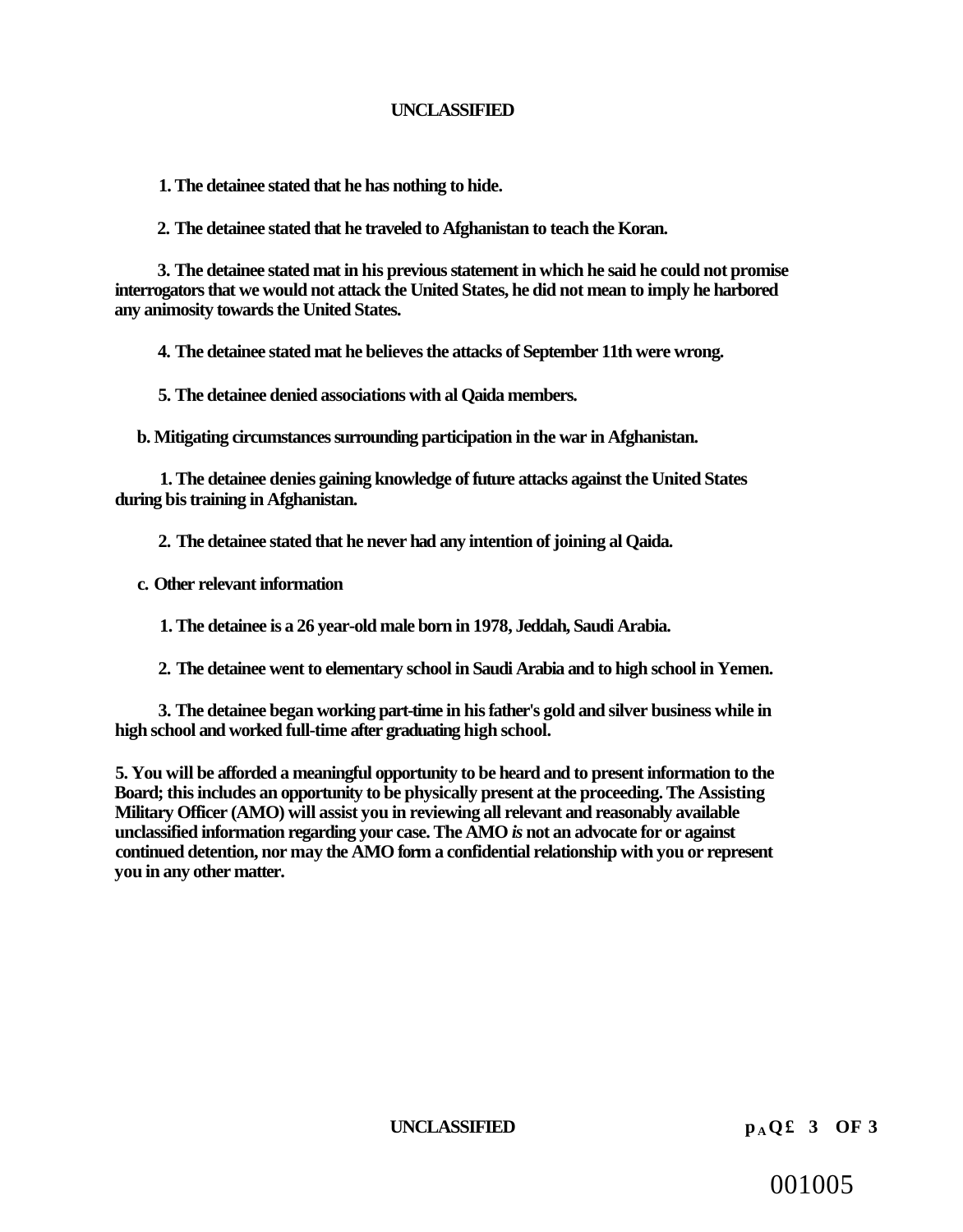**1. The detainee stated that he has nothing to hide.**

**2. The detainee stated that he traveled to Afghanistan to teach the Koran.**

**3. The detainee stated mat in his previous statement in which he said he could not promise interrogators that we would not attack the United States, he did not mean to imply he harbored any animosity towards the United States.**

**4. The detainee stated mat he believes the attacks of September 11th were wrong.**

**5. The detainee denied associations with al Qaida members.**

**b. Mitigating circumstances surrounding participation in the war in Afghanistan.**

**1. The detainee denies gaining knowledge of future attacks against the United States during bis training in Afghanistan.**

**2. The detainee stated that he never had any intention of joining al Qaida.**

**c. Other relevant information**

**1. The detainee is a 26 year-old male born in 1978, Jeddah, Saudi Arabia.**

**2. The detainee went to elementary school in Saudi Arabia and to high school in Yemen.**

**3. The detainee began working part-time in his father's gold and silver business while in high school and worked full-time after graduating high school.**

**5. You will be afforded a meaningful opportunity to be heard and to present information to the Board; this includes an opportunity to be physically present at the proceeding. The Assisting Military Officer (AMO) will assist you in reviewing all relevant and reasonably available unclassified information regarding your case. The AMO *is* not an advocate for or against continued detention, nor may the AMO form a confidential relationship with you or represent you in any other matter.**

001005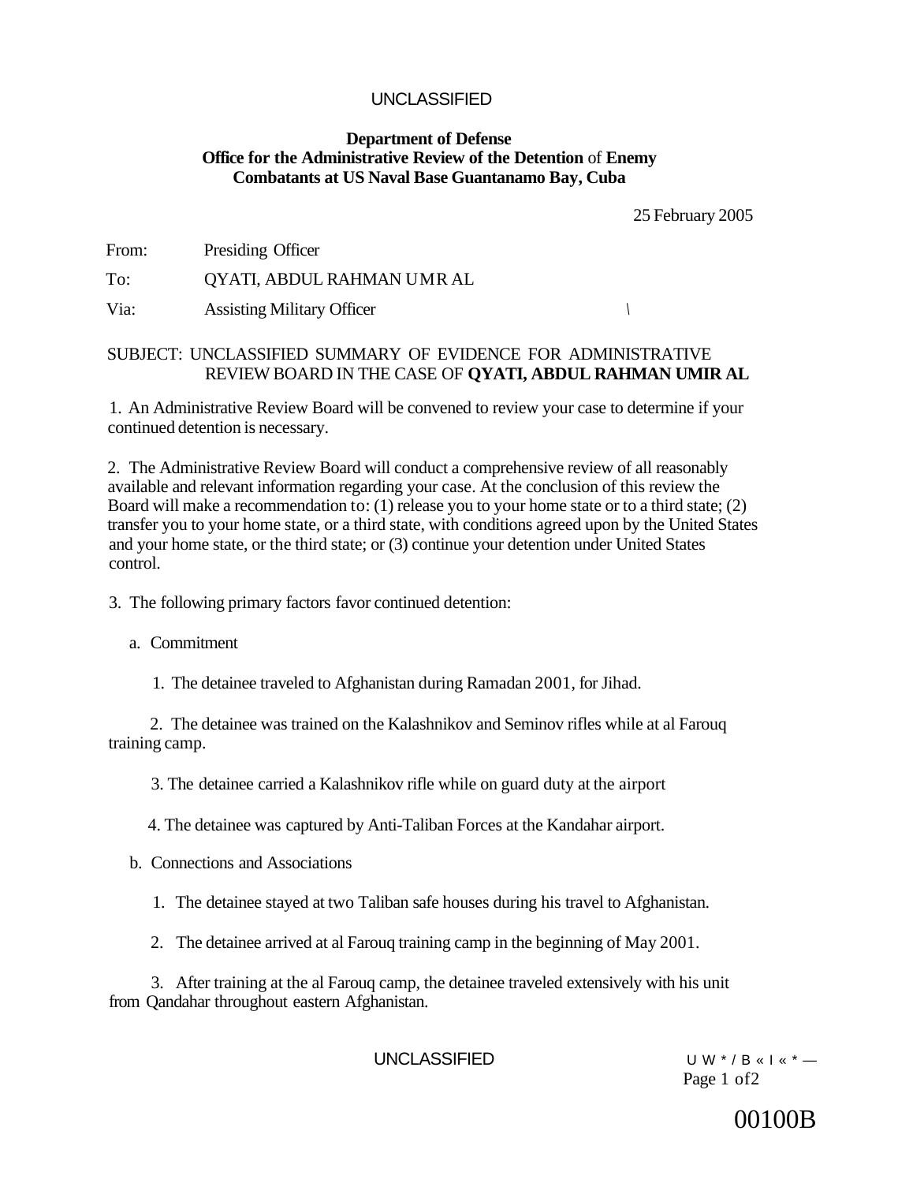UNCLASSIFIED

**Department of Defense**
**Office for the Administrative Review of the Detention** of **Enemy Combatants at US Naval Base Guantanamo Bay, Cuba**

25 February 2005

From: Presiding Officer

To: QYATI, ABDUL RAHMAN UMR AL

Via: Assisting Military Officer

SUBJECT: UNCLASSIFIED SUMMARY OF EVIDENCE FOR ADMINISTRATIVE REVIEW BOARD IN THE CASE OF **QYATI, ABDUL RAHMAN UMIR AL**

1. An Administrative Review Board will be convened to review your case to determine if your continued detention is necessary.

2. The Administrative Review Board will conduct a comprehensive review of all reasonably available and relevant information regarding your case. At the conclusion of this review the Board will make a recommendation to: (1) release you to your home state or to a third state; (2) transfer you to your home state, or a third state, with conditions agreed upon by the United States and your home state, or the third state; or (3) continue your detention under United States control.

3. The following primary factors favor continued detention:

a. Commitment

1. The detainee traveled to Afghanistan during Ramadan 2001, for Jihad.

2. The detainee was trained on the Kalashnikov and Seminov rifles while at al Farouq training camp.

3. The detainee carried a Kalashnikov rifle while on guard duty at the airport

4. The detainee was captured by Anti-Taliban Forces at the Kandahar airport.

b. Connections and Associations

1. The detainee stayed at two Taliban safe houses during his travel to Afghanistan.

2. The detainee arrived at al Farouq training camp in the beginning of May 2001.

3. After training at the al Farouq camp, the detainee traveled extensively with his unit from Qandahar throughout eastern Afghanistan.

UNCLASSIFIED

00100B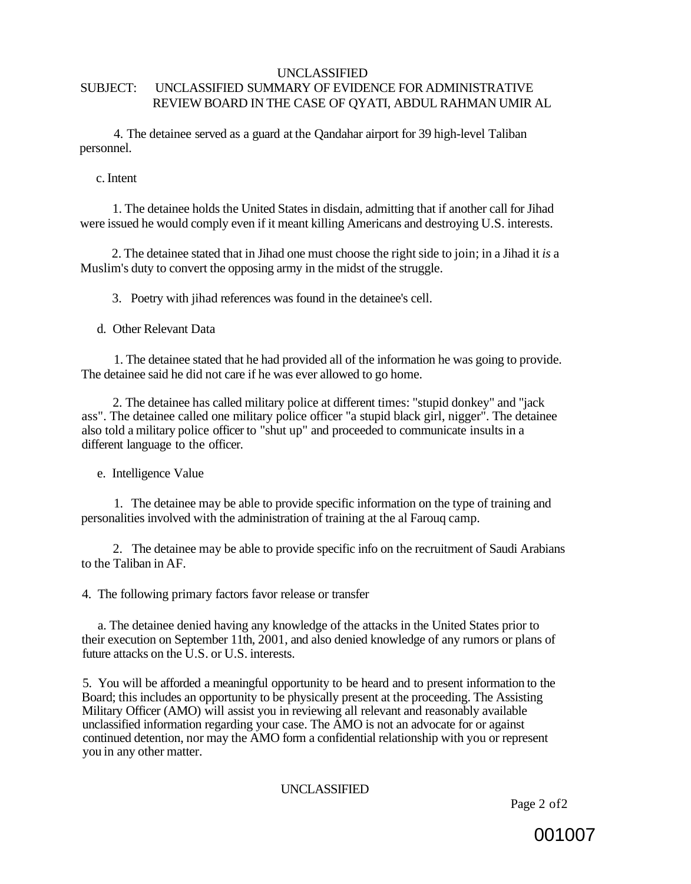UNCLASSIFIED

SUBJECT: UNCLASSIFIED SUMMARY OF EVIDENCE FOR ADMINISTRATIVE REVIEW BOARD IN THE CASE OF QYATI, ABDUL RAHMAN UMIR AL

4. The detainee served as a guard at the Qandahar airport for 39 high-level Taliban personnel.

c. Intent

1. The detainee holds the United States in disdain, admitting that if another call for Jihad were issued he would comply even if it meant killing Americans and destroying U.S. interests.

2. The detainee stated that in Jihad one must choose the right side to join; in a Jihad it *is* a Muslim's duty to convert the opposing army in the midst of the struggle.

3. Poetry with jihad references was found in the detainee's cell.

d. Other Relevant Data

1. The detainee stated that he had provided all of the information he was going to provide. The detainee said he did not care if he was ever allowed to go home.

2. The detainee has called military police at different times: "stupid donkey" and "jack ass". The detainee called one military police officer "a stupid black girl, nigger". The detainee also told a military police officer to "shut up" and proceeded to communicate insults in a different language to the officer.

e. Intelligence Value

1. The detainee may be able to provide specific information on the type of training and personalities involved with the administration of training at the al Farouq camp.

2. The detainee may be able to provide specific info on the recruitment of Saudi Arabians to the Taliban in AF.

4. The following primary factors favor release or transfer

a. The detainee denied having any knowledge of the attacks in the United States prior to their execution on September 11th, 2001, and also denied knowledge of any rumors or plans of future attacks on the U.S. or U.S. interests.

5. You will be afforded a meaningful opportunity to be heard and to present information to the Board; this includes an opportunity to be physically present at the proceeding. The Assisting Military Officer (AMO) will assist you in reviewing all relevant and reasonably available unclassified information regarding your case. The AMO is not an advocate for or against continued detention, nor may the AMO form a confidential relationship with you or represent you in any other matter.

UNCLASSIFIED

001007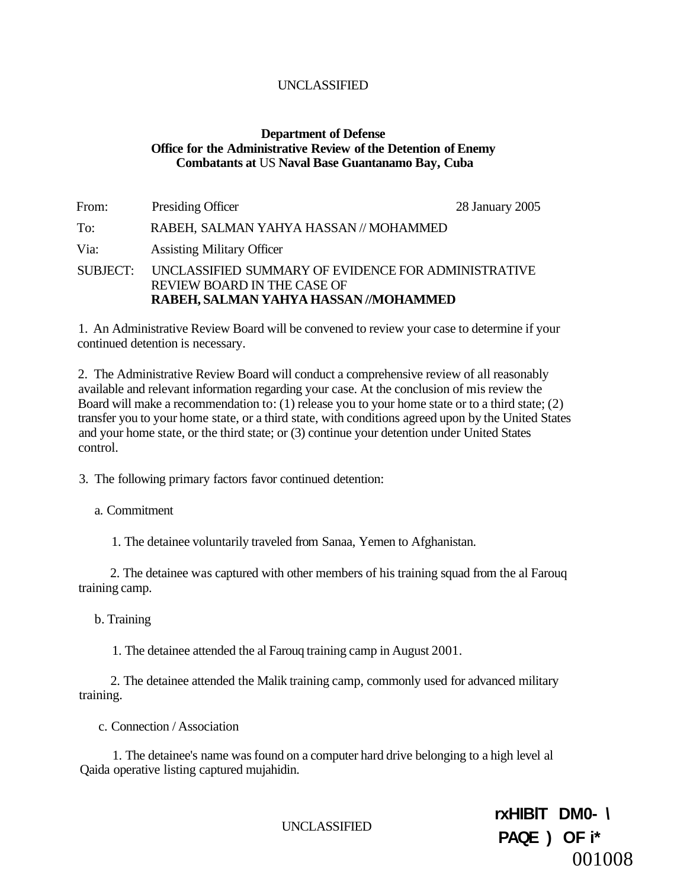UNCLASSIFIED

**Department of Defense**
**Office for the Administrative Review of the Detention of Enemy Combatants at US Naval Base Guantanamo Bay, Cuba**

From: Presiding Officer 28 January 2005

To: RABEH, SALMAN YAHYA HASSAN // MOHAMMED

Via: Assisting Military Officer

SUBJECT: UNCLASSIFIED SUMMARY OF EVIDENCE FOR ADMINISTRATIVE REVIEW BOARD IN THE CASE OF **RABEH, SALMAN YAHYA HASSAN //MOHAMMED**

1. An Administrative Review Board will be convened to review your case to determine if your continued detention is necessary.

2. The Administrative Review Board will conduct a comprehensive review of all reasonably available and relevant information regarding your case. At the conclusion of mis review the Board will make a recommendation to: (1) release you to your home state or to a third state; (2) transfer you to your home state, or a third state, with conditions agreed upon by the United States and your home state, or the third state; or (3) continue your detention under United States control.

3. The following primary factors favor continued detention:

a. Commitment

1. The detainee voluntarily traveled from Sanaa, Yemen to Afghanistan.

2. The detainee was captured with other members of his training squad from the al Farouq training camp.

b. Training

1. The detainee attended the al Farouq training camp in August 2001.

2. The detainee attended the Malik training camp, commonly used for advanced military training.

c. Connection / Association

1. The detainee's name was found on a computer hard drive belonging to a high level al Qaida operative listing captured mujahidin.

UNCLASSIFIED

rxHIBIT DM0- \
PAQE ) OF i*
001008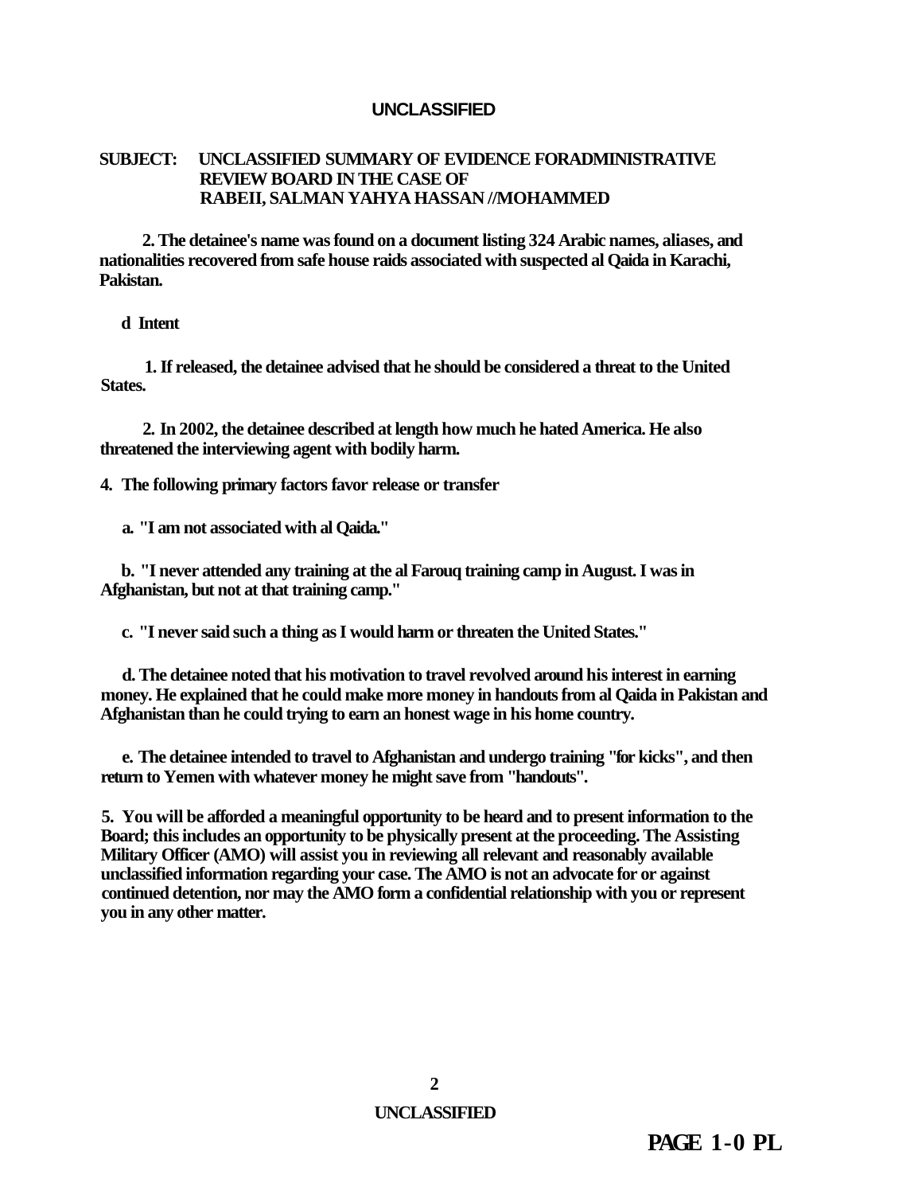**SUBJECT: UNCLASSIFIED SUMMARY OF EVIDENCE FORADMINISTRATIVE REVIEW BOARD IN THE CASE OF RABEII, SALMAN YAHYA HASSAN //MOHAMMED**

2. The detainee's name was found on a document listing 324 Arabic names, aliases, and nationalities recovered from safe house raids associated with suspected al Qaida in Karachi, Pakistan.

d Intent

1. If released, the detainee advised that he should be considered a threat to the United States.

2. In 2002, the detainee described at length how much he hated America. He also threatened the interviewing agent with bodily harm.

4. The following primary factors favor release or transfer

a. "I am not associated with al Qaida."

b. "I never attended any training at the al Farouq training camp in August. I was in Afghanistan, but not at that training camp."

c. "I never said such a thing as I would harm or threaten the United States."

d. The detainee noted that his motivation to travel revolved around his interest in earning money. He explained that he could make more money in handouts from al Qaida in Pakistan and Afghanistan than he could trying to earn an honest wage in his home country.

e. The detainee intended to travel to Afghanistan and undergo training "for kicks", and then return to Yemen with whatever money he might save from "handouts".

5. You will be afforded a meaningful opportunity to be heard and to present information to the Board; this includes an opportunity to be physically present at the proceeding. The Assisting Military Officer (AMO) will assist you in reviewing all relevant and reasonably available unclassified information regarding your case. The AMO is not an advocate for or against continued detention, nor may the AMO form a confidential relationship with you or represent you in any other matter.

PAGE 1-0 PL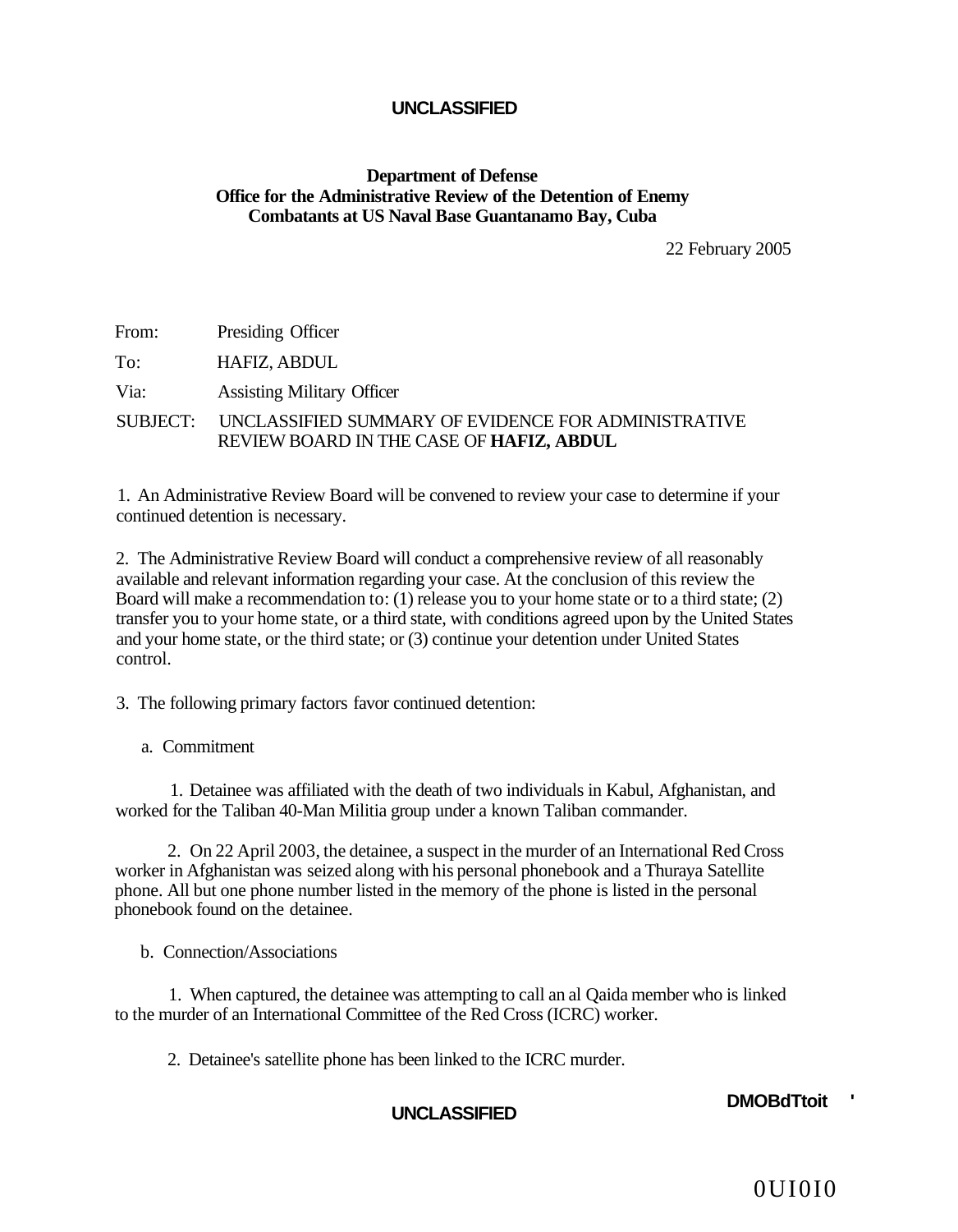UNCLASSIFIED

**Department of Defense**
**Office for the Administrative Review of the Detention of Enemy Combatants at US Naval Base Guantanamo Bay, Cuba**

22 February 2005

From: Presiding Officer

To: HAFIZ, ABDUL

Via: Assisting Military Officer

SUBJECT: UNCLASSIFIED SUMMARY OF EVIDENCE FOR ADMINISTRATIVE REVIEW BOARD IN THE CASE OF **HAFIZ, ABDUL**

1. An Administrative Review Board will be convened to review your case to determine if your continued detention is necessary.

2. The Administrative Review Board will conduct a comprehensive review of all reasonably available and relevant information regarding your case. At the conclusion of this review the Board will make a recommendation to: (1) release you to your home state or to a third state; (2) transfer you to your home state, or a third state, with conditions agreed upon by the United States and your home state, or the third state; or (3) continue your detention under United States control.

3. The following primary factors favor continued detention:

a. Commitment

1. Detainee was affiliated with the death of two individuals in Kabul, Afghanistan, and worked for the Taliban 40-Man Militia group under a known Taliban commander.

2. On 22 April 2003, the detainee, a suspect in the murder of an International Red Cross worker in Afghanistan was seized along with his personal phonebook and a Thuraya Satellite phone. All but one phone number listed in the memory of the phone is listed in the personal phonebook found on the detainee.

b. Connection/Associations

1. When captured, the detainee was attempting to call an al Qaida member who is linked to the murder of an International Committee of the Red Cross (ICRC) worker.

2. Detainee's satellite phone has been linked to the ICRC murder.

UNCLASSIFIED

DMOBdTtoit '

0UI0I0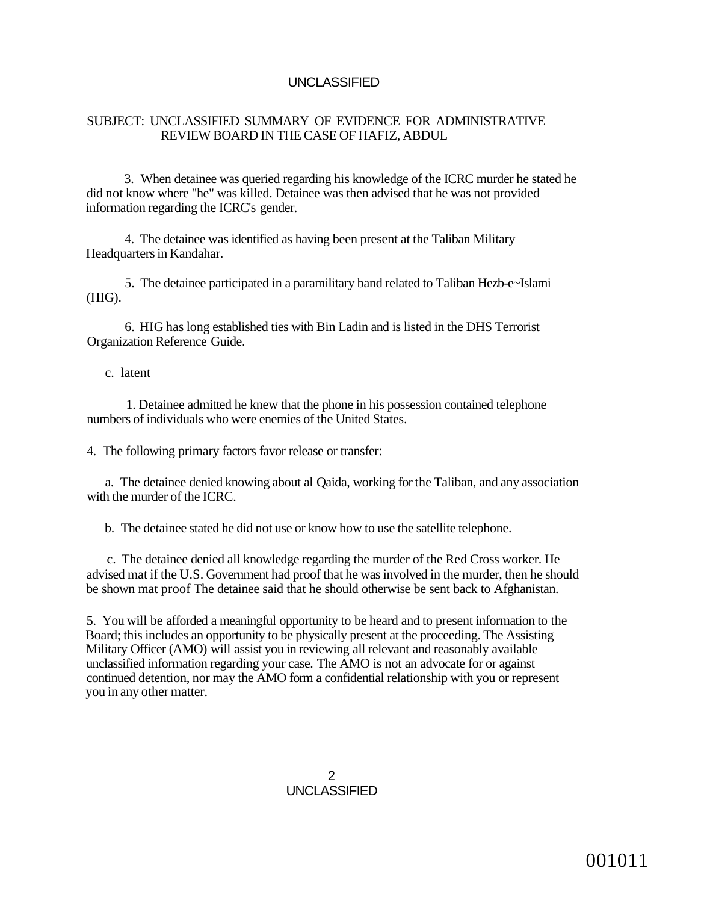UNCLASSIFIED

SUBJECT: UNCLASSIFIED SUMMARY OF EVIDENCE FOR ADMINISTRATIVE REVIEW BOARD IN THE CASE OF HAFIZ, ABDUL

3. When detainee was queried regarding his knowledge of the ICRC murder he stated he did not know where "he" was killed. Detainee was then advised that he was not provided information regarding the ICRC's gender.

4. The detainee was identified as having been present at the Taliban Military Headquarters in Kandahar.

5. The detainee participated in a paramilitary band related to Taliban Hezb-e~Islami (HIG).

6. HIG has long established ties with Bin Ladin and is listed in the DHS Terrorist Organization Reference Guide.

c. latent

1. Detainee admitted he knew that the phone in his possession contained telephone numbers of individuals who were enemies of the United States.

4. The following primary factors favor release or transfer:

a. The detainee denied knowing about al Qaida, working for the Taliban, and any association with the murder of the ICRC.

b. The detainee stated he did not use or know how to use the satellite telephone.

c. The detainee denied all knowledge regarding the murder of the Red Cross worker. He advised mat if the U.S. Government had proof that he was involved in the murder, then he should be shown mat proof The detainee said that he should otherwise be sent back to Afghanistan.

5. You will be afforded a meaningful opportunity to be heard and to present information to the Board; this includes an opportunity to be physically present at the proceeding. The Assisting Military Officer (AMO) will assist you in reviewing all relevant and reasonably available unclassified information regarding your case. The AMO is not an advocate for or against continued detention, nor may the AMO form a confidential relationship with you or represent you in any other matter.

UNCLASSIFIED

001011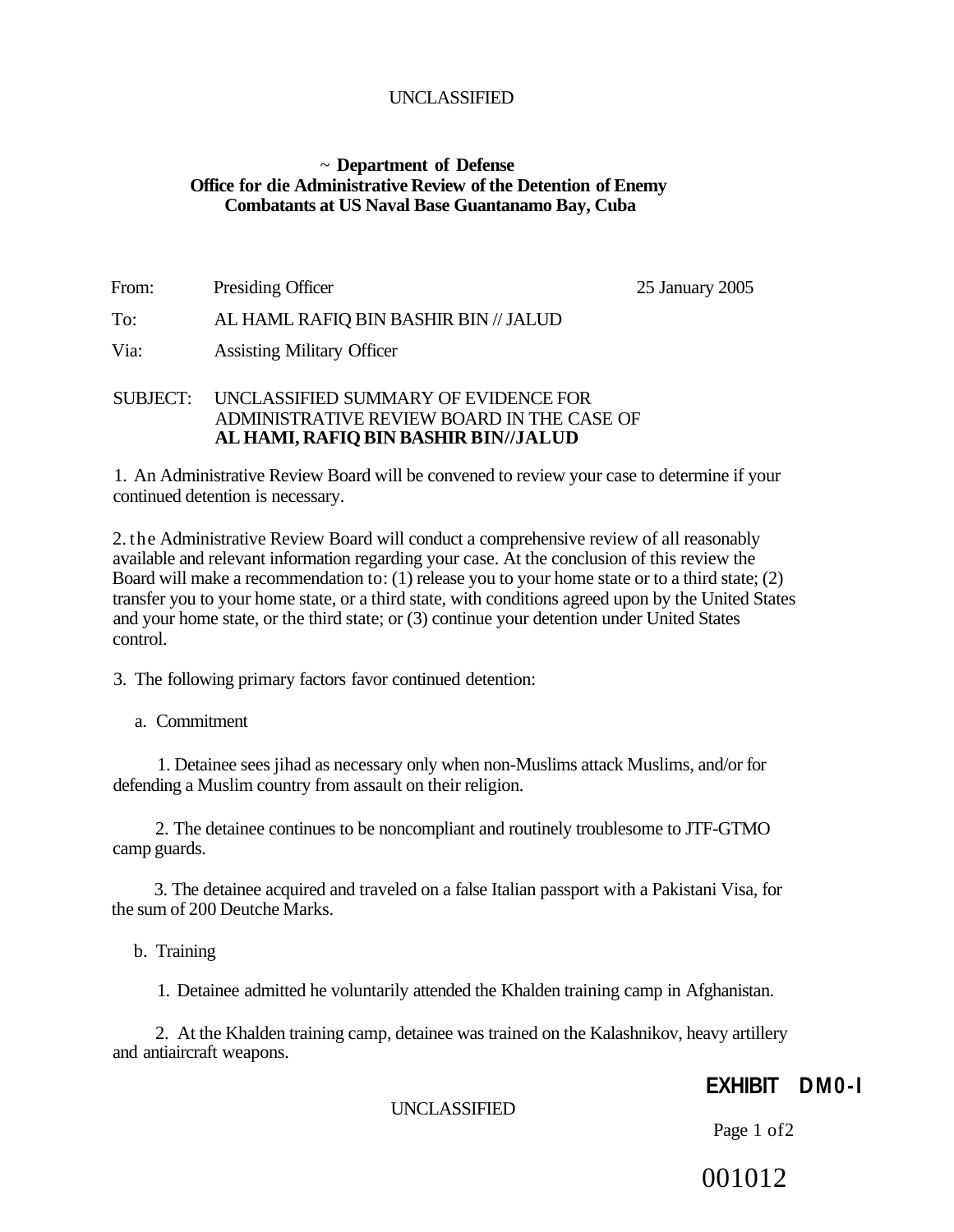UNCLASSIFIED

**~ Department of Defense**
**Office for die Administrative Review of the Detention of Enemy Combatants at US Naval Base Guantanamo Bay, Cuba**

From: Presiding Officer 25 January 2005

To: AL HAML RAFIQ BIN BASHIR BIN // JALUD

Via: Assisting Military Officer

SUBJECT: UNCLASSIFIED SUMMARY OF EVIDENCE FOR ADMINISTRATIVE REVIEW BOARD IN THE CASE OF **AL HAMI, RAFIQ BIN BASHIR BIN//JALUD**

1. An Administrative Review Board will be convened to review your case to determine if your continued detention is necessary.

2. the Administrative Review Board will conduct a comprehensive review of all reasonably available and relevant information regarding your case. At the conclusion of this review the Board will make a recommendation to: (1) release you to your home state or to a third state; (2) transfer you to your home state, or a third state, with conditions agreed upon by the United States and your home state, or the third state; or (3) continue your detention under United States control.

3. The following primary factors favor continued detention:

a. Commitment

1. Detainee sees jihad as necessary only when non-Muslims attack Muslims, and/or for defending a Muslim country from assault on their religion.

2. The detainee continues to be noncompliant and routinely troublesome to JTF-GTMO camp guards.

3. The detainee acquired and traveled on a false Italian passport with a Pakistani Visa, for the sum of 200 Deutche Marks.

b. Training

1. Detainee admitted he voluntarily attended the Khalden training camp in Afghanistan.

2. At the Khalden training camp, detainee was trained on the Kalashnikov, heavy artillery and antiaircraft weapons.

**EXHIBIT DM0-I**

UNCLASSIFIED

001012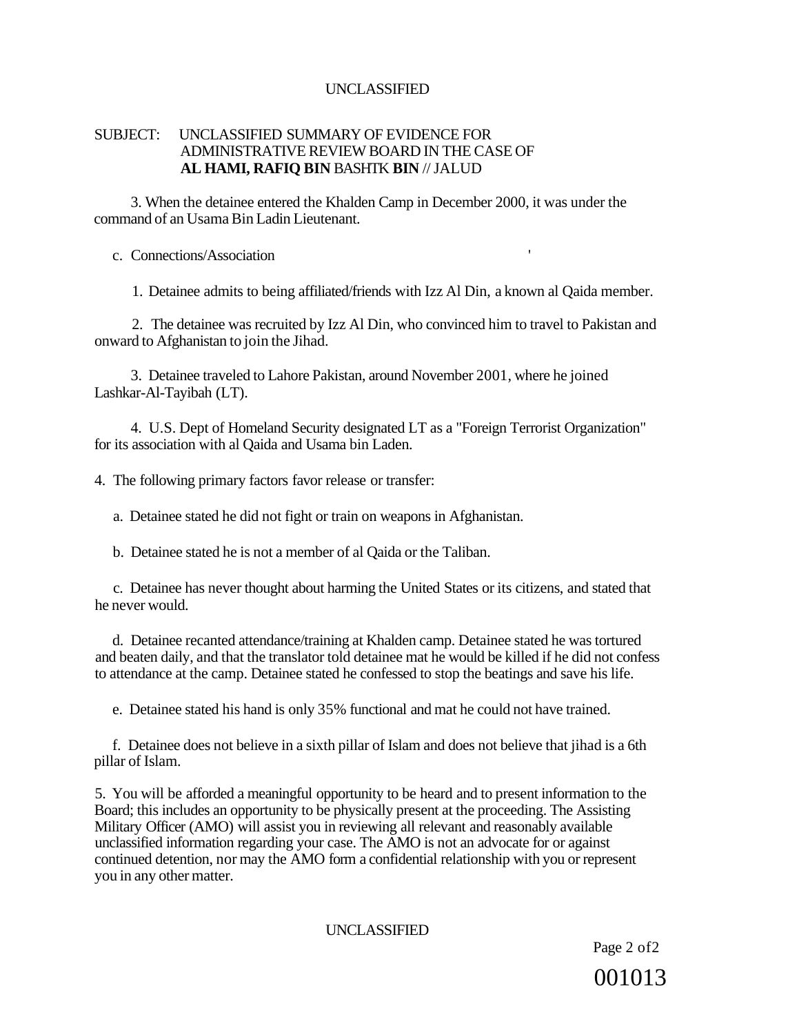SUBJECT: UNCLASSIFIED SUMMARY OF EVIDENCE FOR ADMINISTRATIVE REVIEW BOARD IN THE CASE OF **AL HAMI, RAFIQ BIN** BASHTK **BIN** // JALUD

3. When the detainee entered the Khalden Camp in December 2000, it was under the command of an Usama Bin Ladin Lieutenant.

c. Connections/Association

1. Detainee admits to being affiliated/friends with Izz Al Din, a known al Qaida member.

2. The detainee was recruited by Izz Al Din, who convinced him to travel to Pakistan and onward to Afghanistan to join the Jihad.

3. Detainee traveled to Lahore Pakistan, around November 2001, where he joined Lashkar-Al-Tayibah (LT).

4. U.S. Dept of Homeland Security designated LT as a "Foreign Terrorist Organization" for its association with al Qaida and Usama bin Laden.

4. The following primary factors favor release or transfer:

a. Detainee stated he did not fight or train on weapons in Afghanistan.

b. Detainee stated he is not a member of al Qaida or the Taliban.

c. Detainee has never thought about harming the United States or its citizens, and stated that he never would.

d. Detainee recanted attendance/training at Khalden camp. Detainee stated he was tortured and beaten daily, and that the translator told detainee mat he would be killed if he did not confess to attendance at the camp. Detainee stated he confessed to stop the beatings and save his life.

e. Detainee stated his hand is only 35% functional and mat he could not have trained.

f. Detainee does not believe in a sixth pillar of Islam and does not believe that jihad is a 6th pillar of Islam.

5. You will be afforded a meaningful opportunity to be heard and to present information to the Board; this includes an opportunity to be physically present at the proceeding. The Assisting Military Officer (AMO) will assist you in reviewing all relevant and reasonably available unclassified information regarding your case. The AMO is not an advocate for or against continued detention, nor may the AMO form a confidential relationship with you or represent you in any other matter.

001013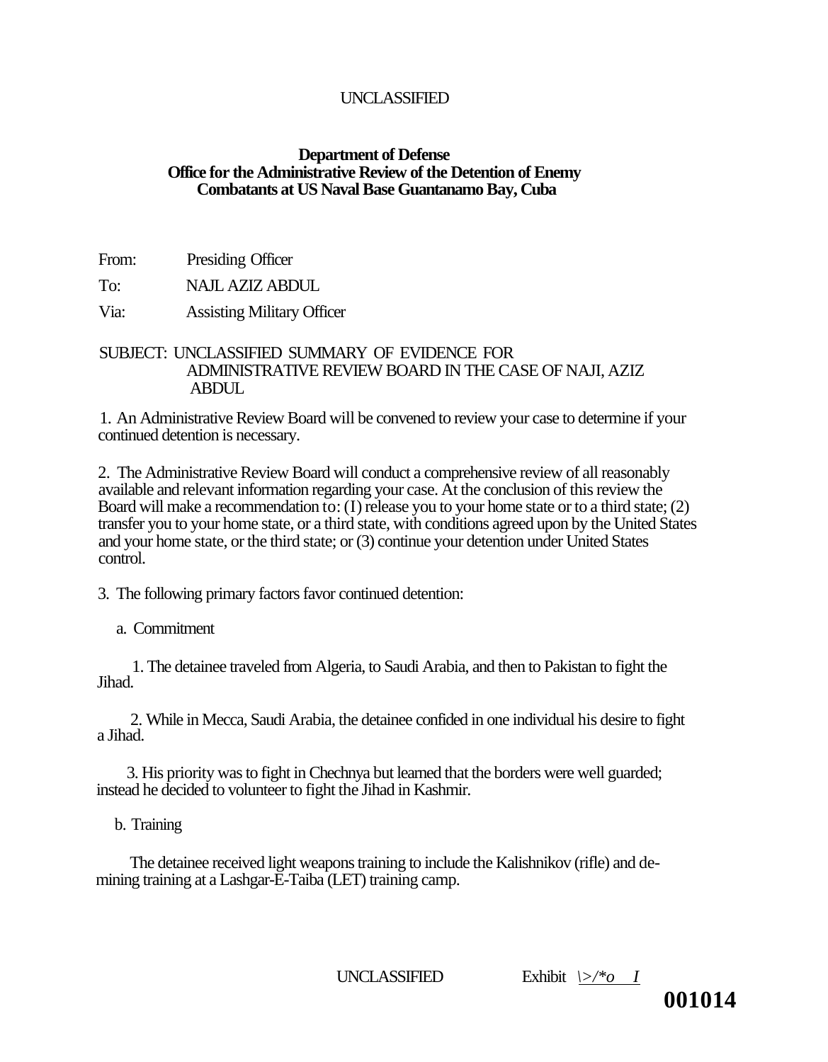UNCLASSIFIED

**Department of Defense**
**Office for the Administrative Review of the Detention of Enemy Combatants at US Naval Base Guantanamo Bay, Cuba**

From: Presiding Officer

To: NAJL AZIZ ABDUL

Via: Assisting Military Officer

SUBJECT: UNCLASSIFIED SUMMARY OF EVIDENCE FOR ADMINISTRATIVE REVIEW BOARD IN THE CASE OF NAJI, AZIZ ABDUL

1. An Administrative Review Board will be convened to review your case to determine if your continued detention is necessary.

2. The Administrative Review Board will conduct a comprehensive review of all reasonably available and relevant information regarding your case. At the conclusion of this review the Board will make a recommendation to: (I) release you to your home state or to a third state; (2) transfer you to your home state, or a third state, with conditions agreed upon by the United States and your home state, or the third state; or (3) continue your detention under United States control.

3. The following primary factors favor continued detention:

a. Commitment

1. The detainee traveled from Algeria, to Saudi Arabia, and then to Pakistan to fight the Jihad.

2. While in Mecca, Saudi Arabia, the detainee confided in one individual his desire to fight a Jihad.

3. His priority was to fight in Chechnya but learned that the borders were well guarded; instead he decided to volunteer to fight the Jihad in Kashmir.

b. Training

The detainee received light weapons training to include the Kalishnikov (rifle) and de-mining training at a Lashgar-E-Taiba (LET) training camp.

UNCLASSIFIED Exhibit \>/*o I

001014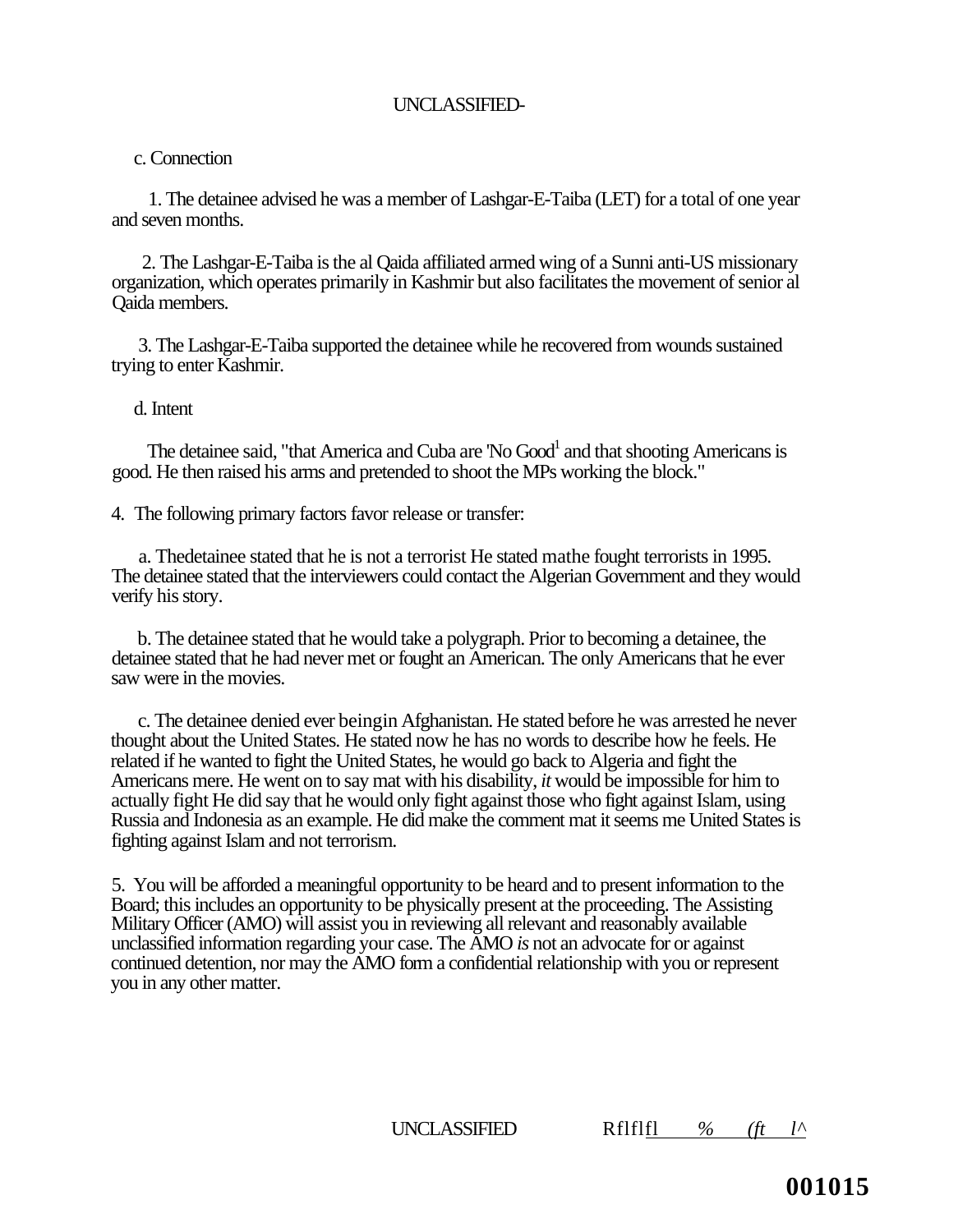UNCLASSIFIED-

c. Connection

1. The detainee advised he was a member of Lashgar-E-Taiba (LET) for a total of one year and seven months.

2. The Lashgar-E-Taiba is the al Qaida affiliated armed wing of a Sunni anti-US missionary organization, which operates primarily in Kashmir but also facilitates the movement of senior al Qaida members.

3. The Lashgar-E-Taiba supported the detainee while he recovered from wounds sustained trying to enter Kashmir.

d. Intent

The detainee said, "that America and Cuba are 'No Good[1] and that shooting Americans is good. He then raised his arms and pretended to shoot the MPs working the block."

4. The following primary factors favor release or transfer:

a. Thedetainee stated that he is not a terrorist He stated mathe fought terrorists in 1995. The detainee stated that the interviewers could contact the Algerian Government and they would verify his story.

b. The detainee stated that he would take a polygraph. Prior to becoming a detainee, the detainee stated that he had never met or fought an American. The only Americans that he ever saw were in the movies.

c. The detainee denied ever beingin Afghanistan. He stated before he was arrested he never thought about the United States. He stated now he has no words to describe how he feels. He related if he wanted to fight the United States, he would go back to Algeria and fight the Americans mere. He went on to say mat with his disability, *it* would be impossible for him to actually fight He did say that he would only fight against those who fight against Islam, using Russia and Indonesia as an example. He did make the comment mat it seems me United States is fighting against Islam and not terrorism.

5. You will be afforded a meaningful opportunity to be heard and to present information to the Board; this includes an opportunity to be physically present at the proceeding. The Assisting Military Officer (AMO) will assist you in reviewing all relevant and reasonably available unclassified information regarding your case. The AMO *is* not an advocate for or against continued detention, nor may the AMO form a confidential relationship with you or represent you in any other matter.

UNCLASSIFIED Rflflfl % (ft l^

001015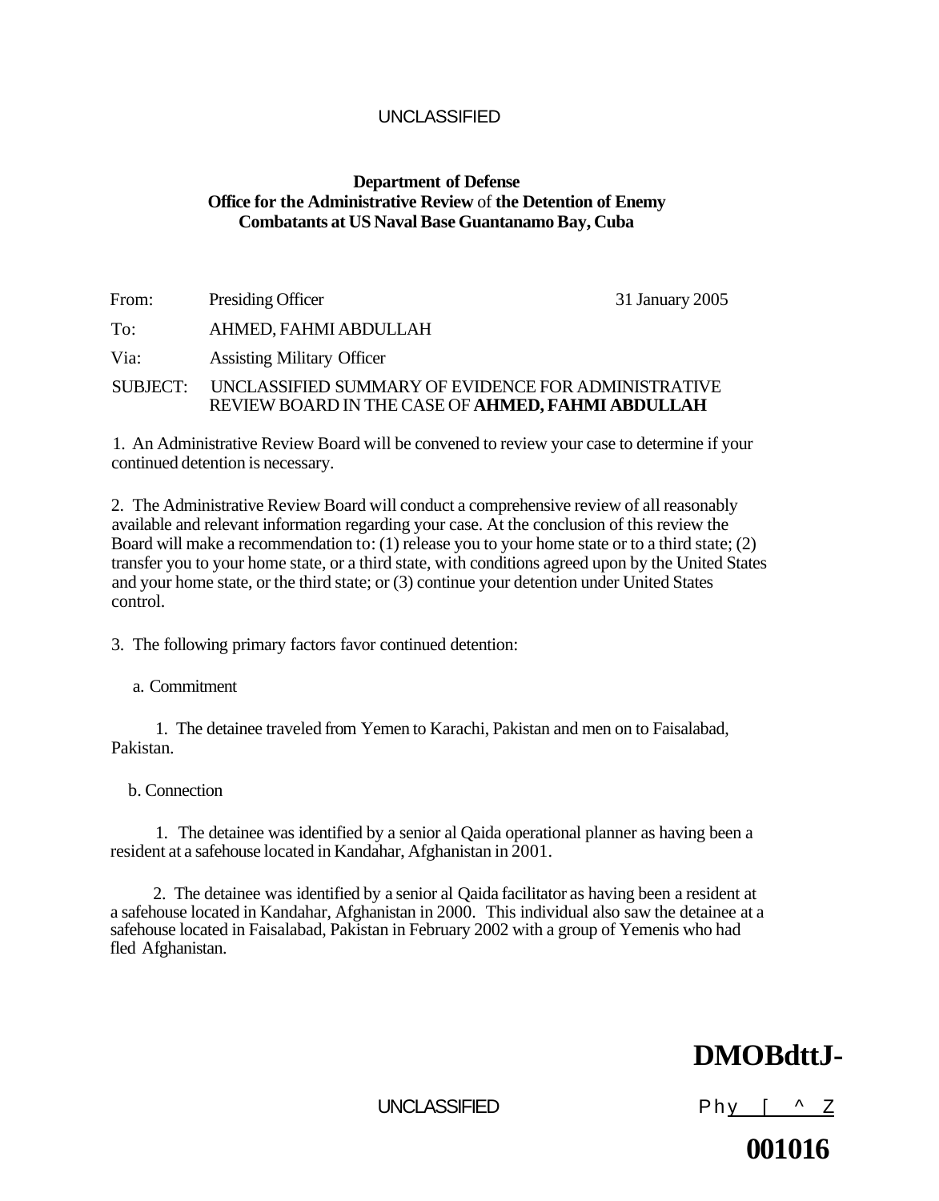UNCLASSIFIED

**Department of Defense**
**Office for the Administrative Review of the Detention of Enemy Combatants at US Naval Base Guantanamo Bay, Cuba**

From: Presiding Officer 31 January 2005

To: AHMED, FAHMI ABDULLAH

Via: Assisting Military Officer

SUBJECT: UNCLASSIFIED SUMMARY OF EVIDENCE FOR ADMINISTRATIVE REVIEW BOARD IN THE CASE OF **AHMED, FAHMI ABDULLAH**

1. An Administrative Review Board will be convened to review your case to determine if your continued detention is necessary.

2. The Administrative Review Board will conduct a comprehensive review of all reasonably available and relevant information regarding your case. At the conclusion of this review the Board will make a recommendation to: (1) release you to your home state or to a third state; (2) transfer you to your home state, or a third state, with conditions agreed upon by the United States and your home state, or the third state; or (3) continue your detention under United States control.

3. The following primary factors favor continued detention:

a. Commitment

1. The detainee traveled from Yemen to Karachi, Pakistan and men on to Faisalabad, Pakistan.

b. Connection

1. The detainee was identified by a senior al Qaida operational planner as having been a resident at a safehouse located in Kandahar, Afghanistan in 2001.

2. The detainee was identified by a senior al Qaida facilitator as having been a resident at a safehouse located in Kandahar, Afghanistan in 2000. This individual also saw the detainee at a safehouse located in Faisalabad, Pakistan in February 2002 with a group of Yemenis who had fled Afghanistan.

**DMOBdttJ-**

UNCLASSIFIED

Phy [ ^ Z

**001016**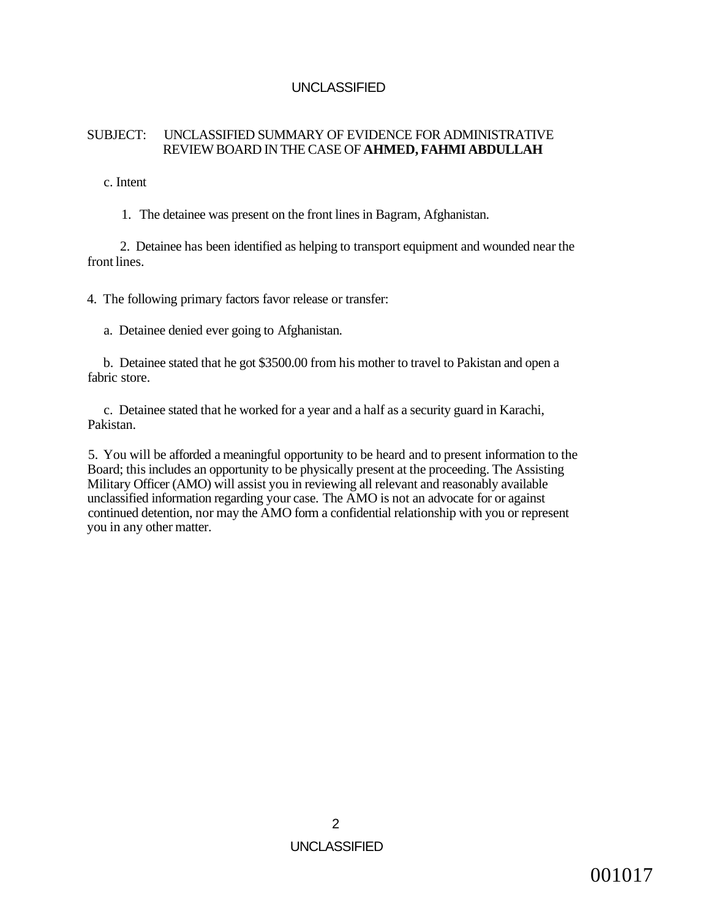SUBJECT: UNCLASSIFIED SUMMARY OF EVIDENCE FOR ADMINISTRATIVE REVIEW BOARD IN THE CASE OF **AHMED, FAHMI ABDULLAH**

c. Intent

1. The detainee was present on the front lines in Bagram, Afghanistan.

2. Detainee has been identified as helping to transport equipment and wounded near the front lines.

4. The following primary factors favor release or transfer:

a. Detainee denied ever going to Afghanistan.

b. Detainee stated that he got $3500.00 from his mother to travel to Pakistan and open a fabric store.

c. Detainee stated that he worked for a year and a half as a security guard in Karachi, Pakistan.

5. You will be afforded a meaningful opportunity to be heard and to present information to the Board; this includes an opportunity to be physically present at the proceeding. The Assisting Military Officer (AMO) will assist you in reviewing all relevant and reasonably available unclassified information regarding your case. The AMO is not an advocate for or against continued detention, nor may the AMO form a confidential relationship with you or represent you in any other matter.

001017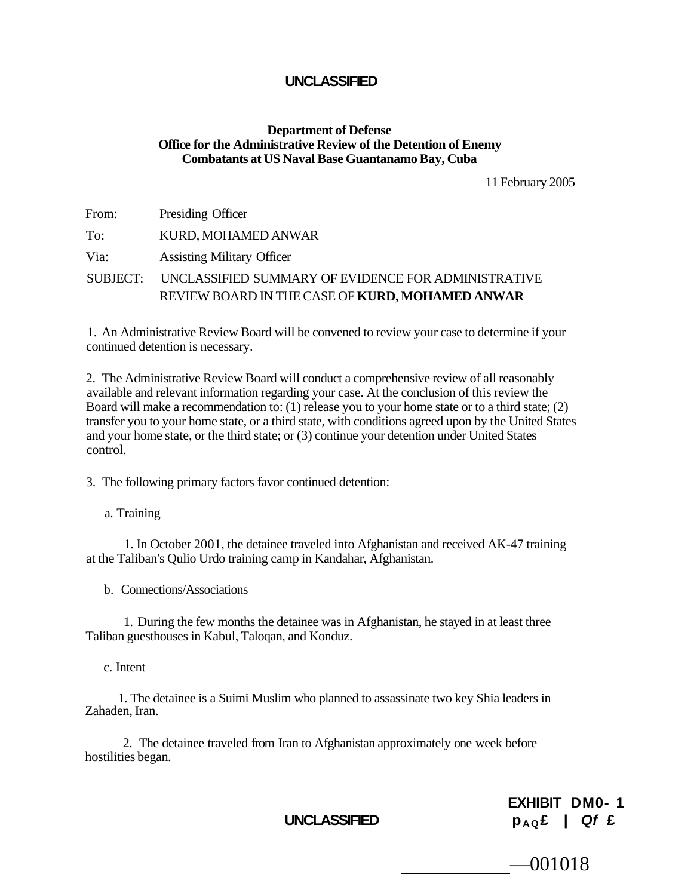UNCLASSIFIED

**Department of Defense**
**Office for the Administrative Review of the Detention of Enemy Combatants at US Naval Base Guantanamo Bay, Cuba**

11 February 2005

From: Presiding Officer

To: KURD, MOHAMED ANWAR

Via: Assisting Military Officer

SUBJECT: UNCLASSIFIED SUMMARY OF EVIDENCE FOR ADMINISTRATIVE REVIEW BOARD IN THE CASE OF **KURD, MOHAMED ANWAR**

1. An Administrative Review Board will be convened to review your case to determine if your continued detention is necessary.

2. The Administrative Review Board will conduct a comprehensive review of all reasonably available and relevant information regarding your case. At the conclusion of this review the Board will make a recommendation to: (1) release you to your home state or to a third state; (2) transfer you to your home state, or a third state, with conditions agreed upon by the United States and your home state, or the third state; or (3) continue your detention under United States control.

3. The following primary factors favor continued detention:

a. Training

1. In October 2001, the detainee traveled into Afghanistan and received AK-47 training at the Taliban's Qulio Urdo training camp in Kandahar, Afghanistan.

b. Connections/Associations

1. During the few months the detainee was in Afghanistan, he stayed in at least three Taliban guesthouses in Kabul, Taloqan, and Konduz.

c. Intent

1. The detainee is a Suimi Muslim who planned to assassinate two key Shia leaders in Zahaden, Iran.

2. The detainee traveled from Iran to Afghanistan approximately one week before hostilities began.

UNCLASSIFIED

**EXHIBIT DM0- 1**
pAQ£ | Qf £

—001018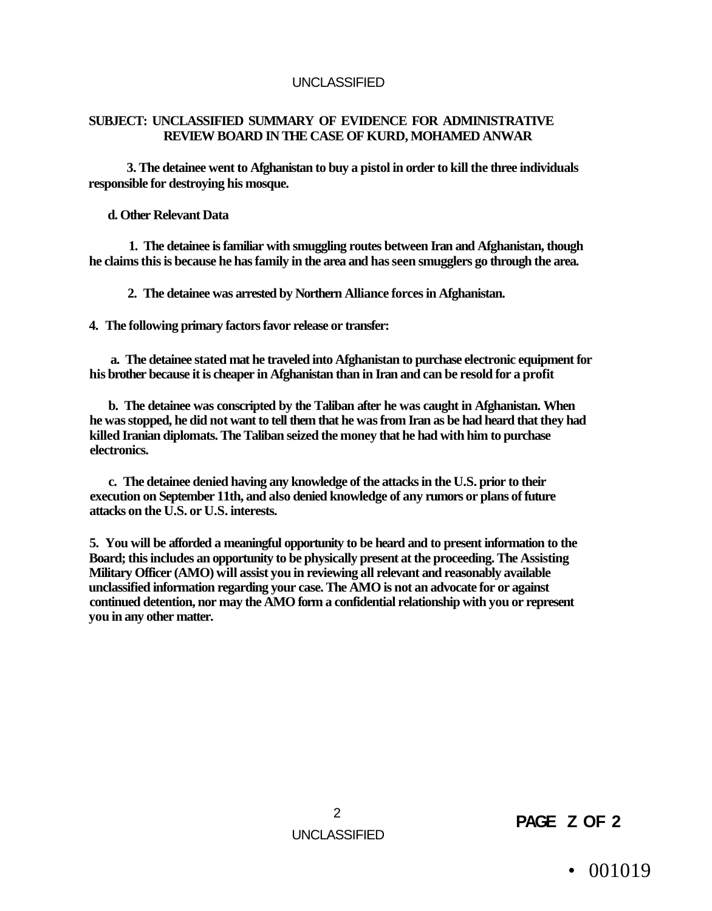**SUBJECT: UNCLASSIFIED SUMMARY OF EVIDENCE FOR ADMINISTRATIVE REVIEW BOARD IN THE CASE OF KURD, MOHAMED ANWAR**

3. The detainee went to Afghanistan to buy a pistol in order to kill the three individuals responsible for destroying his mosque.

d. Other Relevant Data

1. The detainee is familiar with smuggling routes between Iran and Afghanistan, though he claims this is because he has family in the area and has seen smugglers go through the area.

2. The detainee was arrested by Northern Alliance forces in Afghanistan.

4. The following primary factors favor release or transfer:

a. The detainee stated mat he traveled into Afghanistan to purchase electronic equipment for his brother because it is cheaper in Afghanistan than in Iran and can be resold for a profit

b. The detainee was conscripted by the Taliban after he was caught in Afghanistan. When he was stopped, he did not want to tell them that he was from Iran as be had heard that they had killed Iranian diplomats. The Taliban seized the money that he had with him to purchase electronics.

c. The detainee denied having any knowledge of the attacks in the U.S. prior to their execution on September 11th, and also denied knowledge of any rumors or plans of future attacks on the U.S. or U.S. interests.

5. You will be afforded a meaningful opportunity to be heard and to present information to the Board; this includes an opportunity to be physically present at the proceeding. The Assisting Military Officer (AMO) will assist you in reviewing all relevant and reasonably available unclassified information regarding your case. The AMO is not an advocate for or against continued detention, nor may the AMO form a confidential relationship with you or represent you in any other matter.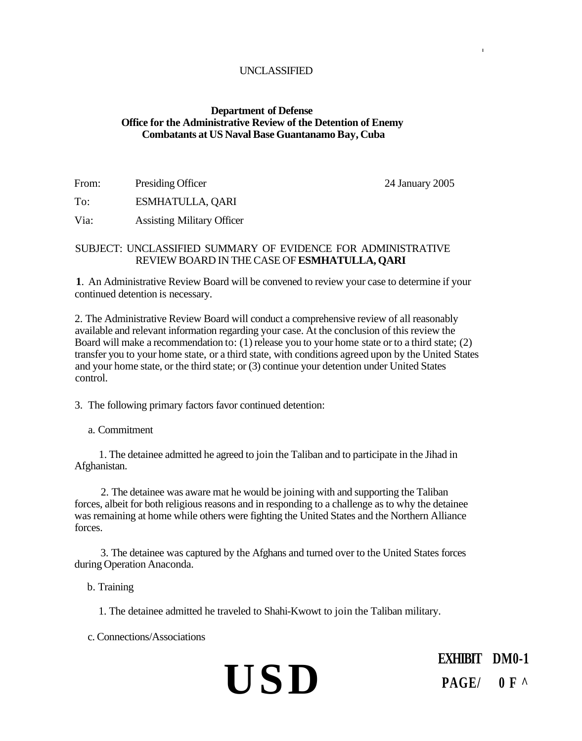UNCLASSIFIED

**Department of Defense**
**Office for the Administrative Review of the Detention of Enemy Combatants at US Naval Base Guantanamo Bay, Cuba**

From: Presiding Officer 24 January 2005

To: ESMHATULLA, QARI

Via: Assisting Military Officer

SUBJECT: UNCLASSIFIED SUMMARY OF EVIDENCE FOR ADMINISTRATIVE REVIEW BOARD IN THE CASE OF **ESMHATULLA, QARI**

**1**. An Administrative Review Board will be convened to review your case to determine if your continued detention is necessary.

2. The Administrative Review Board will conduct a comprehensive review of all reasonably available and relevant information regarding your case. At the conclusion of this review the Board will make a recommendation to: (1) release you to your home state or to a third state; (2) transfer you to your home state, or a third state, with conditions agreed upon by the United States and your home state, or the third state; or (3) continue your detention under United States control.

3. The following primary factors favor continued detention:

a. Commitment

1. The detainee admitted he agreed to join the Taliban and to participate in the Jihad in Afghanistan.

2. The detainee was aware mat he would be joining with and supporting the Taliban forces, albeit for both religious reasons and in responding to a challenge as to why the detainee was remaining at home while others were fighting the United States and the Northern Alliance forces.

3. The detainee was captured by the Afghans and turned over to the United States forces during Operation Anaconda.

b. Training

1. The detainee admitted he traveled to Shahi-Kowt to join the Taliban military.

c. Connections/Associations

USD

EXHIBIT DM0-1

PAGE/ 0 F ^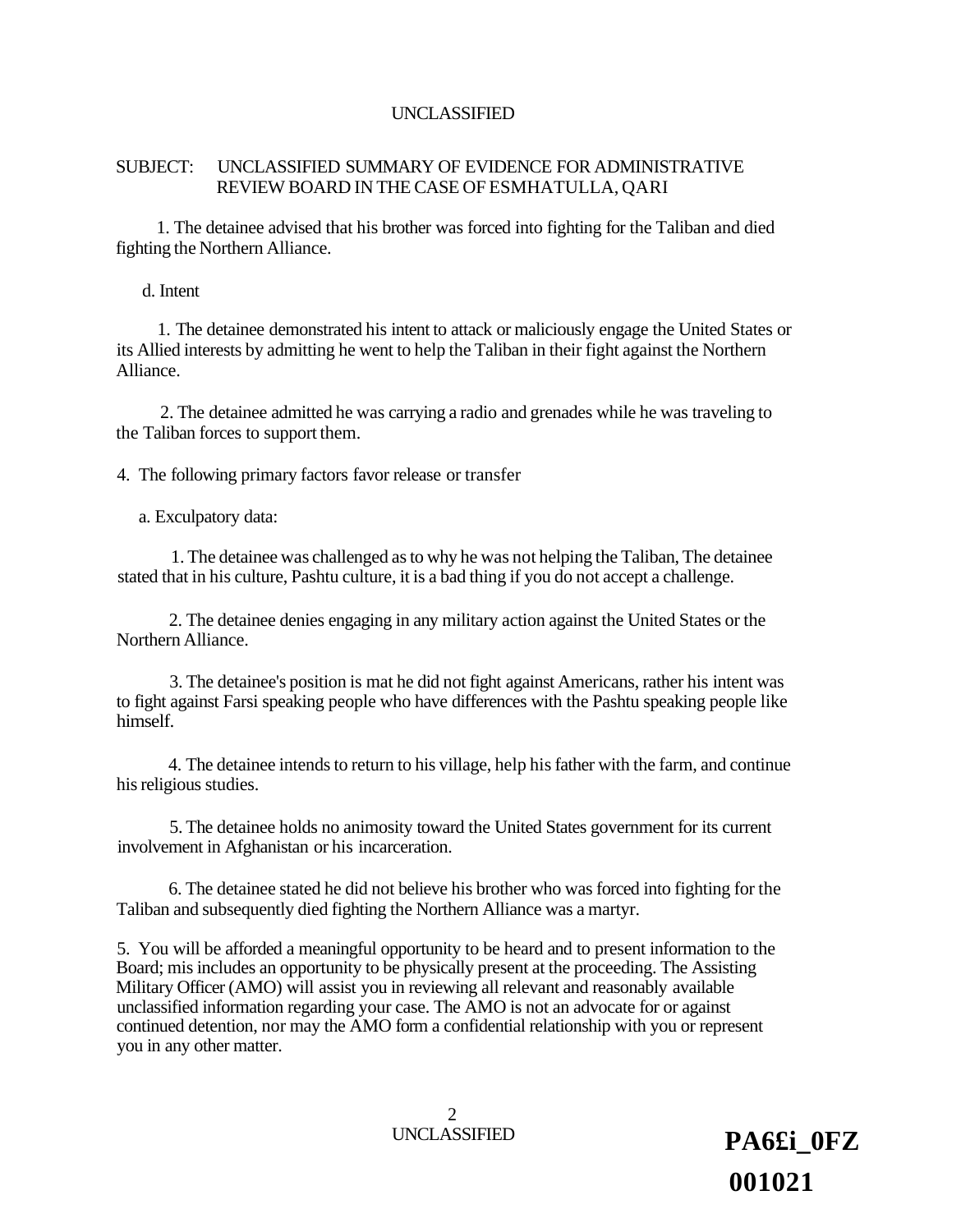SUBJECT: UNCLASSIFIED SUMMARY OF EVIDENCE FOR ADMINISTRATIVE REVIEW BOARD IN THE CASE OF ESMHATULLA, QARI

1. The detainee advised that his brother was forced into fighting for the Taliban and died fighting the Northern Alliance.

d. Intent

1. The detainee demonstrated his intent to attack or maliciously engage the United States or its Allied interests by admitting he went to help the Taliban in their fight against the Northern Alliance.

2. The detainee admitted he was carrying a radio and grenades while he was traveling to the Taliban forces to support them.

4. The following primary factors favor release or transfer

a. Exculpatory data:

1. The detainee was challenged as to why he was not helping the Taliban, The detainee stated that in his culture, Pashtu culture, it is a bad thing if you do not accept a challenge.

2. The detainee denies engaging in any military action against the United States or the Northern Alliance.

3. The detainee's position is mat he did not fight against Americans, rather his intent was to fight against Farsi speaking people who have differences with the Pashtu speaking people like himself.

4. The detainee intends to return to his village, help his father with the farm, and continue his religious studies.

5. The detainee holds no animosity toward the United States government for its current involvement in Afghanistan or his incarceration.

6. The detainee stated he did not believe his brother who was forced into fighting for the Taliban and subsequently died fighting the Northern Alliance was a martyr.

5. You will be afforded a meaningful opportunity to be heard and to present information to the Board; mis includes an opportunity to be physically present at the proceeding. The Assisting Military Officer (AMO) will assist you in reviewing all relevant and reasonably available unclassified information regarding your case. The AMO is not an advocate for or against continued detention, nor may the AMO form a confidential relationship with you or represent you in any other matter.

**PA6£i_0FZ**
**001021**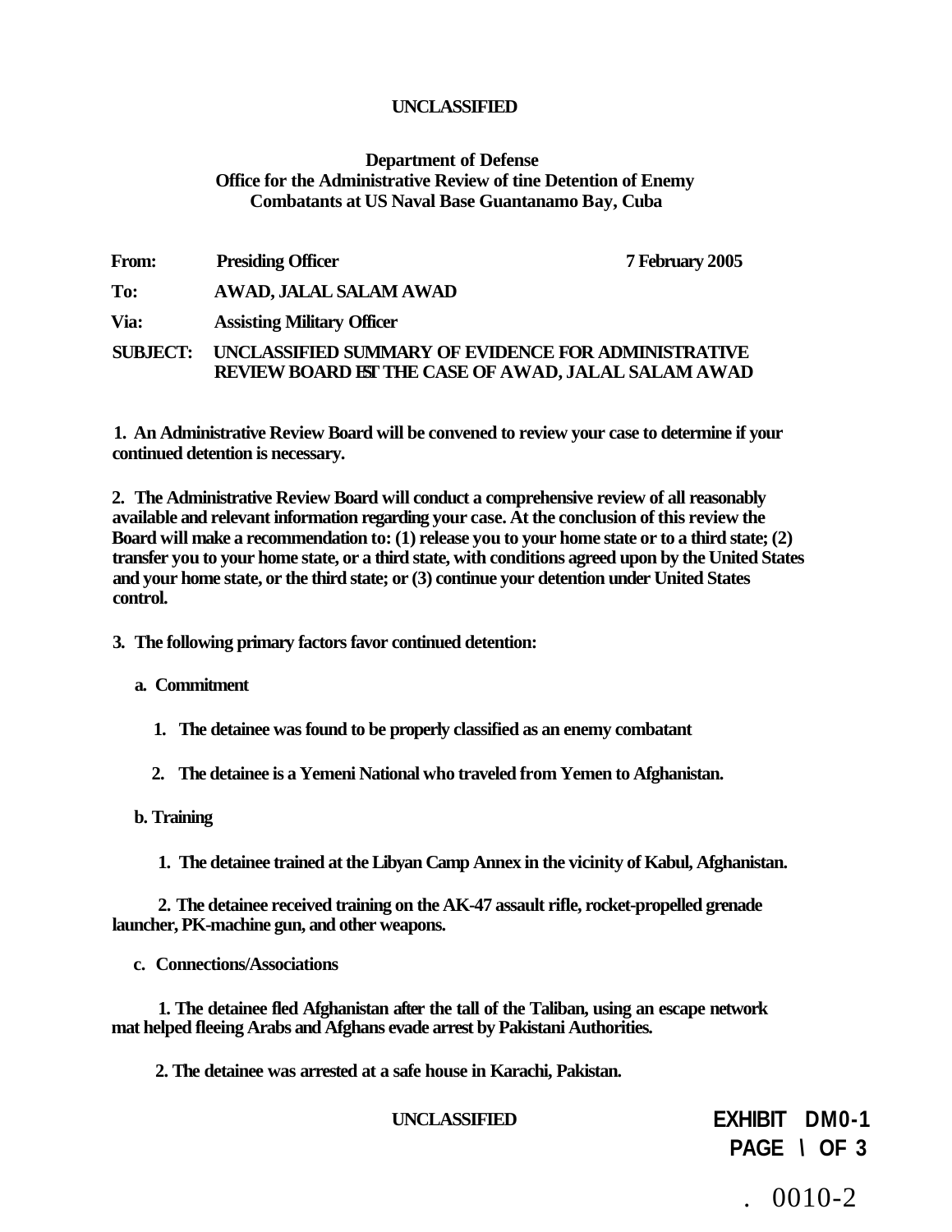UNCLASSIFIED

**Department of Defense**
**Office for the Administrative Review of tine Detention of Enemy Combatants at US Naval Base Guantanamo Bay, Cuba**

**From:** Presiding Officer **7 February 2005**

**To:** AWAD, JALAL SALAM AWAD

**Via:** Assisting Military Officer

**SUBJECT:** UNCLASSIFIED SUMMARY OF EVIDENCE FOR ADMINISTRATIVE REVIEW BOARD EST THE CASE OF AWAD, JALAL SALAM AWAD

1. An Administrative Review Board will be convened to review your case to determine if your continued detention is necessary.

2. The Administrative Review Board will conduct a comprehensive review of all reasonably available and relevant information regarding your case. At the conclusion of this review the Board will make a recommendation to: (1) release you to your home state or to a third state; (2) transfer you to your home state, or a third state, with conditions agreed upon by the United States and your home state, or the third state; or (3) continue your detention under United States control.

3. The following primary factors favor continued detention:

a. Commitment

1. The detainee was found to be properly classified as an enemy combatant

2. The detainee is a Yemeni National who traveled from Yemen to Afghanistan.

b. Training

1. The detainee trained at the Libyan Camp Annex in the vicinity of Kabul, Afghanistan.

2. The detainee received training on the AK-47 assault rifle, rocket-propelled grenade launcher, PK-machine gun, and other weapons.

c. Connections/Associations

1. The detainee fled Afghanistan after the tall of the Taliban, using an escape network mat helped fleeing Arabs and Afghans evade arrest by Pakistani Authorities.

2. The detainee was arrested at a safe house in Karachi, Pakistan.

UNCLASSIFIED

EXHIBIT DM0-1
PAGE \ OF 3

. 0010-2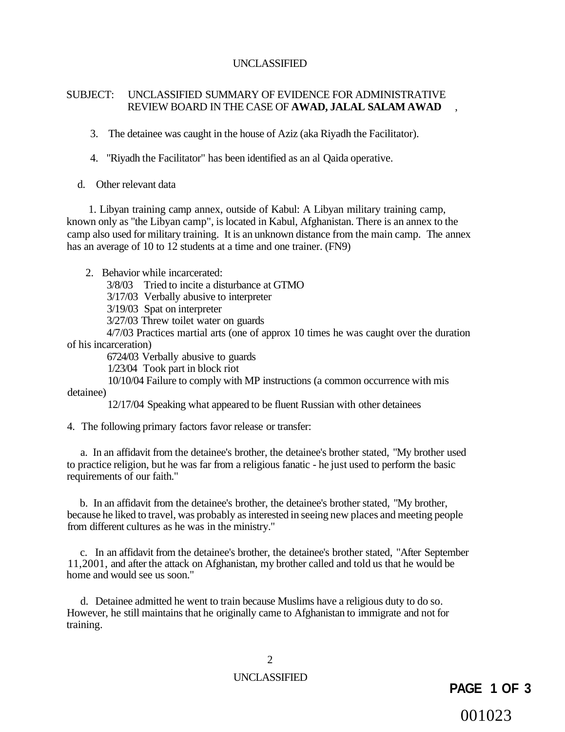SUBJECT: UNCLASSIFIED SUMMARY OF EVIDENCE FOR ADMINISTRATIVE REVIEW BOARD IN THE CASE OF **AWAD, JALAL SALAM AWAD** ,

3. The detainee was caught in the house of Aziz (aka Riyadh the Facilitator).

4. "Riyadh the Facilitator" has been identified as an al Qaida operative.

d. Other relevant data

1. Libyan training camp annex, outside of Kabul: A Libyan military training camp, known only as "the Libyan camp", is located in Kabul, Afghanistan. There is an annex to the camp also used for military training. It is an unknown distance from the main camp. The annex has an average of 10 to 12 students at a time and one trainer. (FN9)

2. Behavior while incarcerated:

3/8/03 Tried to incite a disturbance at GTMO
3/17/03 Verbally abusive to interpreter
3/19/03 Spat on interpreter
3/27/03 Threw toilet water on guards
4/7/03 Practices martial arts (one of approx 10 times he was caught over the duration of his incarceration)
6724/03 Verbally abusive to guards
1/23/04 Took part in block riot
10/10/04 Failure to comply with MP instructions (a common occurrence with mis detainee)
12/17/04 Speaking what appeared to be fluent Russian with other detainees

4. The following primary factors favor release or transfer:

a. In an affidavit from the detainee's brother, the detainee's brother stated, "My brother used to practice religion, but he was far from a religious fanatic - he just used to perform the basic requirements of our faith."

b. In an affidavit from the detainee's brother, the detainee's brother stated, "My brother, because he liked to travel, was probably as interested in seeing new places and meeting people from different cultures as he was in the ministry."

c. In an affidavit from the detainee's brother, the detainee's brother stated, "After September 11,2001, and after the attack on Afghanistan, my brother called and told us that he would be home and would see us soon."

d. Detainee admitted he went to train because Muslims have a religious duty to do so. However, he still maintains that he originally came to Afghanistan to immigrate and not for training.

001023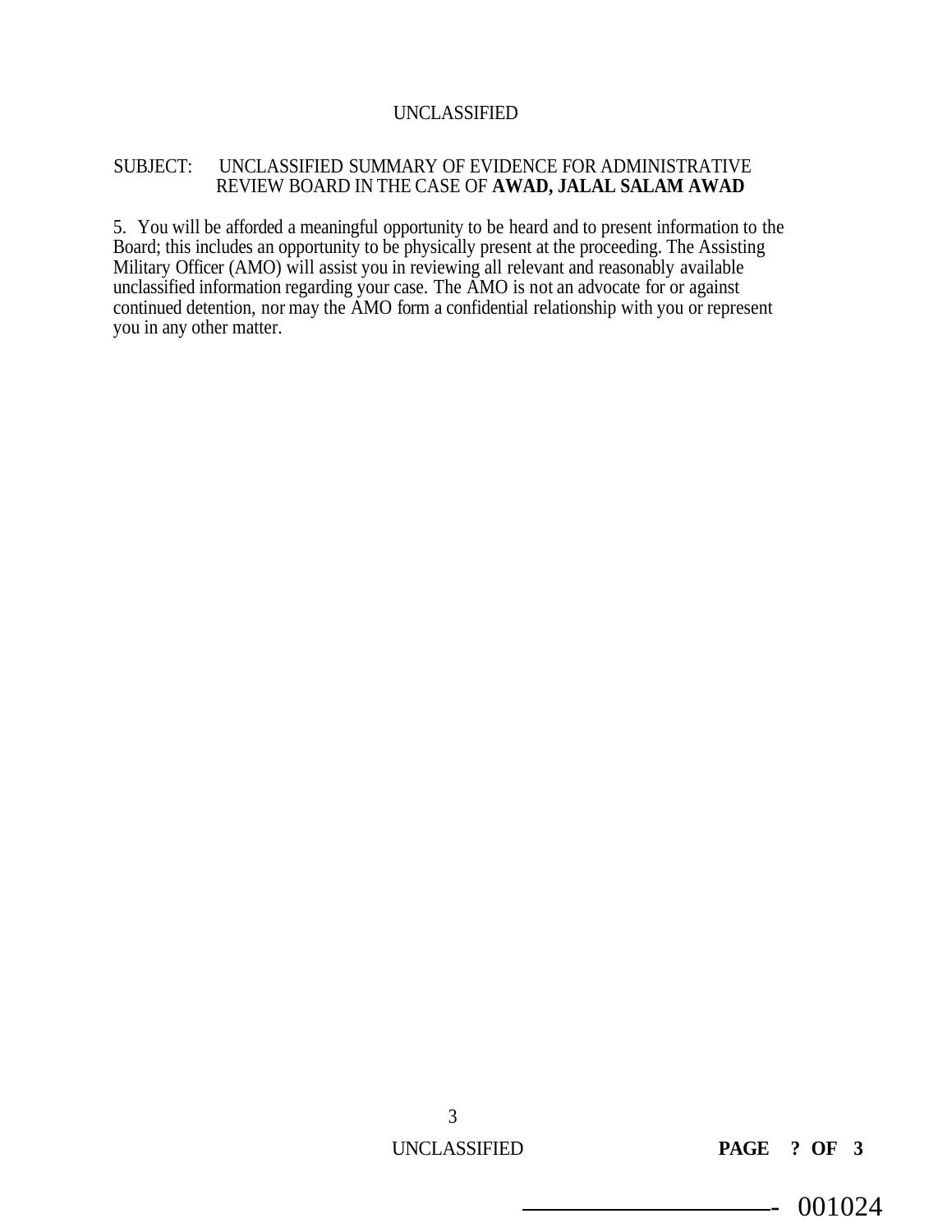SUBJECT: UNCLASSIFIED SUMMARY OF EVIDENCE FOR ADMINISTRATIVE REVIEW BOARD IN THE CASE OF **AWAD, JALAL SALAM AWAD**

5. You will be afforded a meaningful opportunity to be heard and to present information to the Board; this includes an opportunity to be physically present at the proceeding. The Assisting Military Officer (AMO) will assist you in reviewing all relevant and reasonably available unclassified information regarding your case. The AMO is not an advocate for or against continued detention, nor may the AMO form a confidential relationship with you or represent you in any other matter.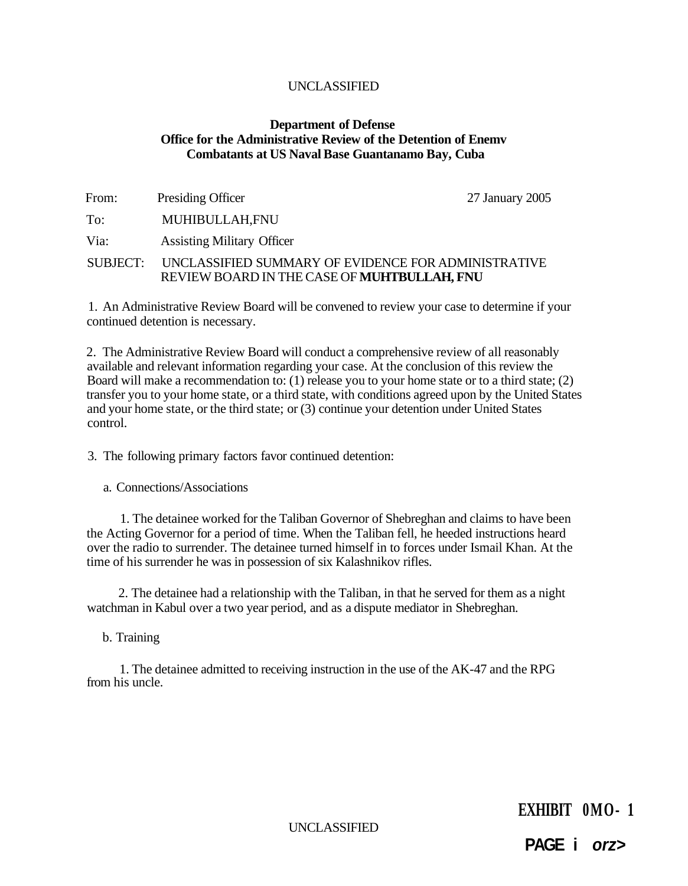UNCLASSIFIED

**Department of Defense**
**Office for the Administrative Review of the Detention of Enemv**
**Combatants at US Naval Base Guantanamo Bay, Cuba**

From: Presiding Officer 27 January 2005

To: MUHIBULLAH,FNU

Via: Assisting Military Officer

SUBJECT: UNCLASSIFIED SUMMARY OF EVIDENCE FOR ADMINISTRATIVE REVIEW BOARD IN THE CASE OF **MUHTBULLAH, FNU**

1. An Administrative Review Board will be convened to review your case to determine if your continued detention is necessary.

2. The Administrative Review Board will conduct a comprehensive review of all reasonably available and relevant information regarding your case. At the conclusion of this review the Board will make a recommendation to: (1) release you to your home state or to a third state; (2) transfer you to your home state, or a third state, with conditions agreed upon by the United States and your home state, or the third state; or (3) continue your detention under United States control.

3. The following primary factors favor continued detention:

a. Connections/Associations

1. The detainee worked for the Taliban Governor of Shebreghan and claims to have been the Acting Governor for a period of time. When the Taliban fell, he heeded instructions heard over the radio to surrender. The detainee turned himself in to forces under Ismail Khan. At the time of his surrender he was in possession of six Kalashnikov rifles.

2. The detainee had a relationship with the Taliban, in that he served for them as a night watchman in Kabul over a two year period, and as a dispute mediator in Shebreghan.

b. Training

1. The detainee admitted to receiving instruction in the use of the AK-47 and the RPG from his uncle.

UNCLASSIFIED

EXHIBIT 0MO- 1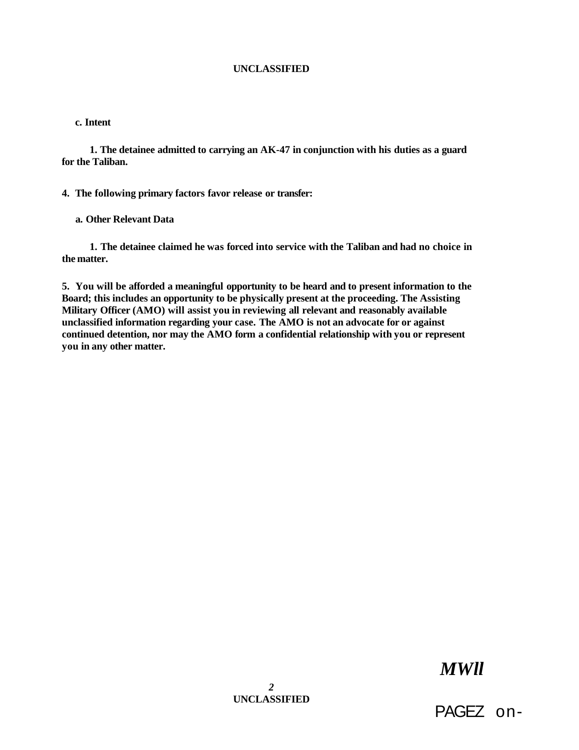**c. Intent**

**1. The detainee admitted to carrying an AK-47 in conjunction with his duties as a guard for the Taliban.**

**4. The following primary factors favor release or transfer:**

**a. Other Relevant Data**

**1. The detainee claimed he was forced into service with the Taliban and had no choice in the matter.**

**5. You will be afforded a meaningful opportunity to be heard and to present information to the Board; this includes an opportunity to be physically present at the proceeding. The Assisting Military Officer (AMO) will assist you in reviewing all relevant and reasonably available unclassified information regarding your case. The AMO is not an advocate for or against continued detention, nor may the AMO form a confidential relationship with you or represent you in any other matter.**

*MWll*

PAGEZ on-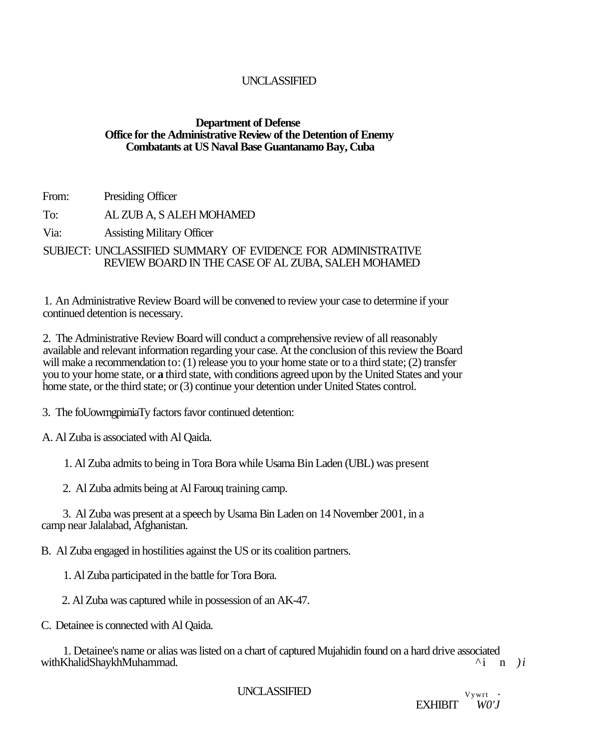UNCLASSIFIED

**Department of Defense**
**Office for the Administrative Review of the Detention of Enemy Combatants at US Naval Base Guantanamo Bay, Cuba**

From: Presiding Officer

To: AL ZUB A, S ALEH MOHAMED

Via: Assisting Military Officer

SUBJECT: UNCLASSIFIED SUMMARY OF EVIDENCE FOR ADMINISTRATIVE REVIEW BOARD IN THE CASE OF AL ZUBA, SALEH MOHAMED

1. An Administrative Review Board will be convened to review your case to determine if your continued detention is necessary.

2. The Administrative Review Board will conduct a comprehensive review of all reasonably available and relevant information regarding your case. At the conclusion of this review the Board will make a recommendation to: (1) release you to your home state or to a third state; (2) transfer you to your home state, or **a** third state, with conditions agreed upon by the United States and your home state, or the third state; or (3) continue your detention under United States control.

3. The foUowmgpimiaTy factors favor continued detention:

A. Al Zuba is associated with Al Qaida.

1. Al Zuba admits to being in Tora Bora while Usama Bin Laden (UBL) was present

2. Al Zuba admits being at Al Farouq training camp.

3. Al Zuba was present at a speech by Usama Bin Laden on 14 November 2001, in a camp near Jalalabad, Afghanistan.

B. Al Zuba engaged in hostilities against the US or its coalition partners.

1. Al Zuba participated in the battle for Tora Bora.

2. Al Zuba was captured while in possession of an AK-47.

C. Detainee is connected with Al Qaida.

1. Detainee's name or alias was listed on a chart of captured Mujahidin found on a hard drive associated withKhalidShaykhMuhammad.

UNCLASSIFIED

EXHIBIT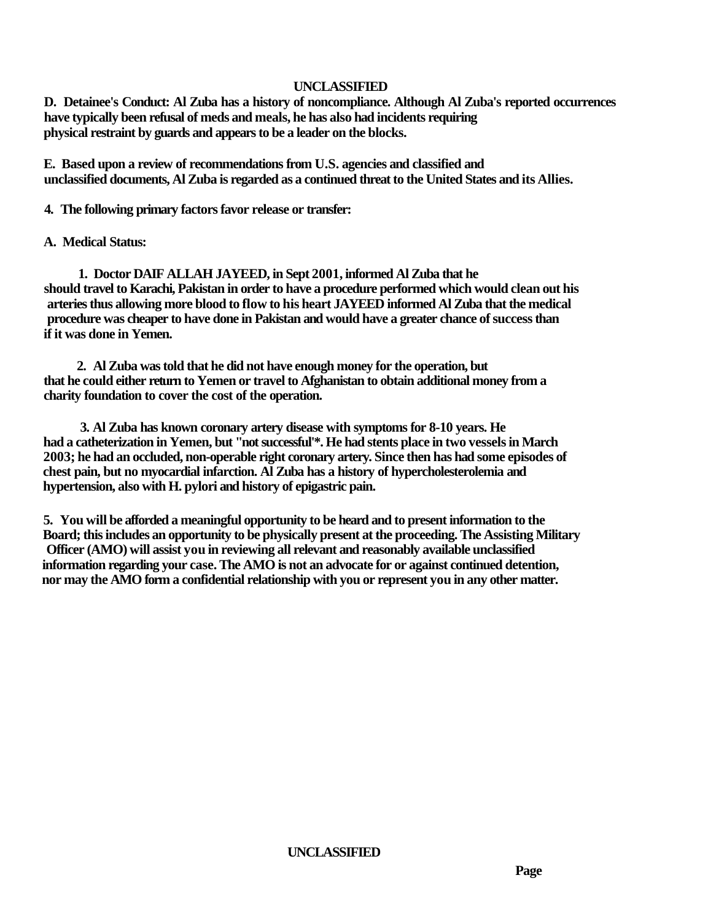**D. Detainee's Conduct: Al Zuba has a history of noncompliance. Although Al Zuba's reported occurrences have typically been refusal of meds and meals, he has also had incidents requiring physical restraint by guards and appears to be a leader on the blocks.**

**E. Based upon a review of recommendations from U.S. agencies and classified and unclassified documents, Al Zuba is regarded as a continued threat to the United States and its Allies.**

**4. The following primary factors favor release or transfer:**

**A. Medical Status:**

**1. Doctor DAIF ALLAH JAYEED, in Sept 2001, informed Al Zuba that he should travel to Karachi, Pakistan in order to have a procedure performed which would clean out his arteries thus allowing more blood to flow to his heart JAYEED informed Al Zuba that the medical procedure was cheaper to have done in Pakistan and would have a greater chance of success than if it was done in Yemen.**

**2. Al Zuba was told that he did not have enough money for the operation, but that he could either return to Yemen or travel to Afghanistan to obtain additional money from a charity foundation to cover the cost of the operation.**

**3. Al Zuba has known coronary artery disease with symptoms for 8-10 years. He had a catheterization in Yemen, but "not successful'*. He had stents place in two vessels in March 2003; he had an occluded, non-operable right coronary artery. Since then has had some episodes of chest pain, but no myocardial infarction. Al Zuba has a history of hypercholesterolemia and hypertension, also with H. pylori and history of epigastric pain.**

**5. You will be afforded a meaningful opportunity to be heard and to present information to the Board; this includes an opportunity to be physically present at the proceeding. The Assisting Military Officer (AMO) will assist you in reviewing all relevant and reasonably available unclassified information regarding your case. The AMO is not an advocate for or against continued detention, nor may the AMO form a confidential relationship with you or represent you in any other matter.**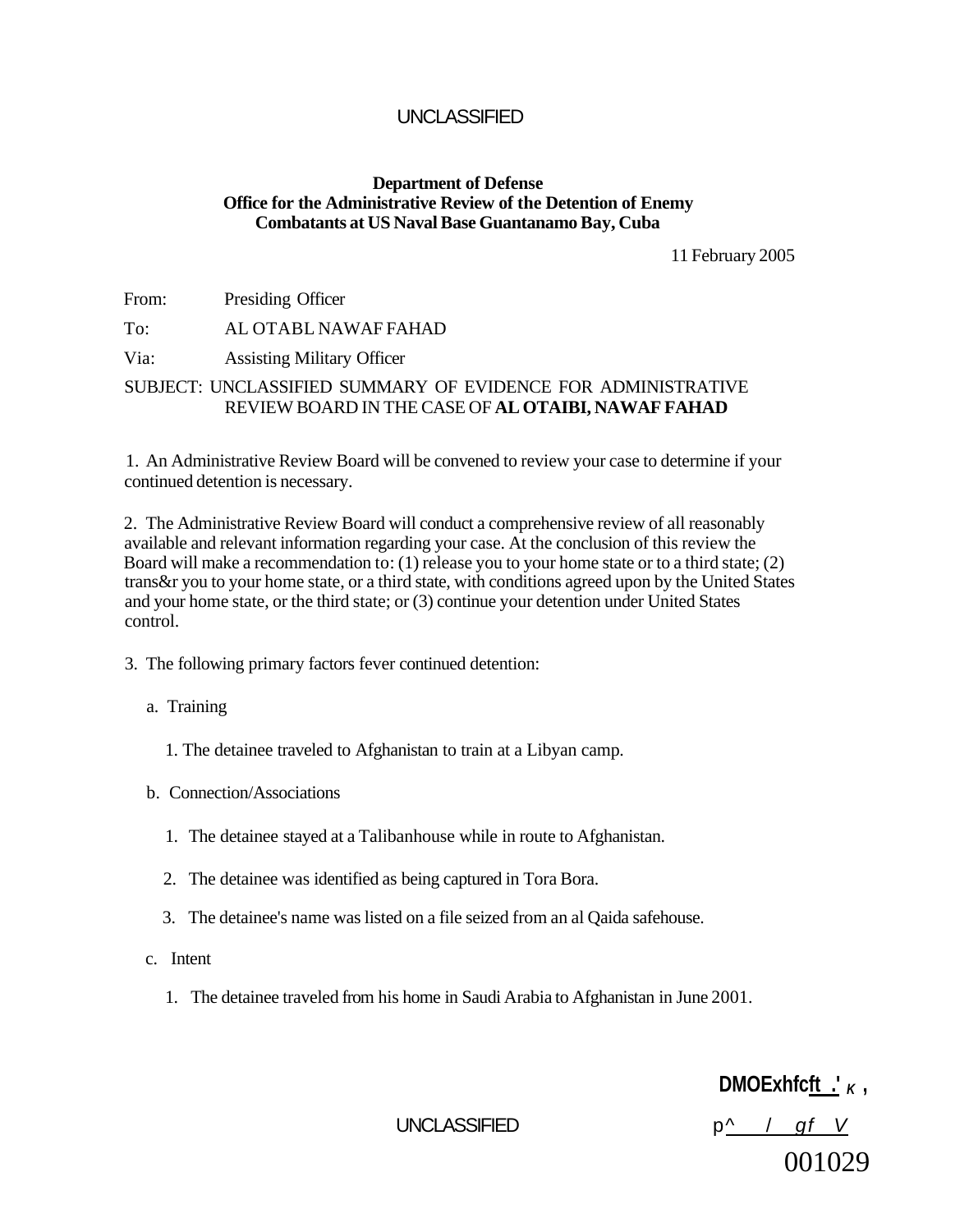UNCLASSIFIED

**Department of Defense**
**Office for the Administrative Review of the Detention of Enemy Combatants at US Naval Base Guantanamo Bay, Cuba**

11 February 2005

From: Presiding Officer

To: AL OTABL NAWAF FAHAD

Via: Assisting Military Officer

SUBJECT: UNCLASSIFIED SUMMARY OF EVIDENCE FOR ADMINISTRATIVE REVIEW BOARD IN THE CASE OF **AL OTAIBI, NAWAF FAHAD**

1. An Administrative Review Board will be convened to review your case to determine if your continued detention is necessary.

2. The Administrative Review Board will conduct a comprehensive review of all reasonably available and relevant information regarding your case. At the conclusion of this review the Board will make a recommendation to: (1) release you to your home state or to a third state; (2) trans&r you to your home state, or a third state, with conditions agreed upon by the United States and your home state, or the third state; or (3) continue your detention under United States control.

3. The following primary factors fever continued detention:

a. Training

1. The detainee traveled to Afghanistan to train at a Libyan camp.

b. Connection/Associations

1. The detainee stayed at a Talibanhouse while in route to Afghanistan.

2. The detainee was identified as being captured in Tora Bora.

3. The detainee's name was listed on a file seized from an al Qaida safehouse.

c. Intent

1. The detainee traveled from his home in Saudi Arabia to Afghanistan in June 2001.

DMOExhfcft .' K ,

UNCLASSIFIED

p^ / gf V

001029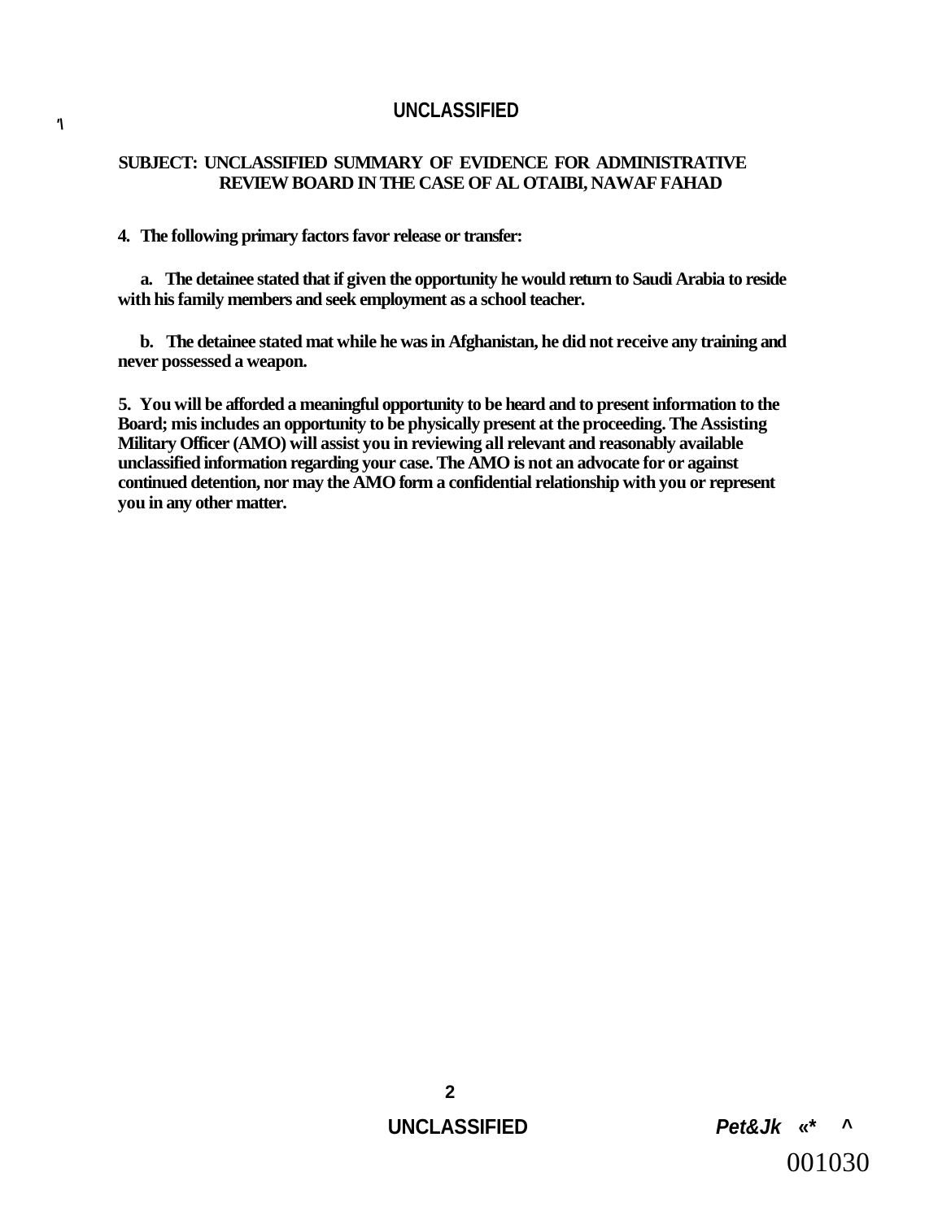**SUBJECT: UNCLASSIFIED SUMMARY OF EVIDENCE FOR ADMINISTRATIVE REVIEW BOARD IN THE CASE OF AL OTAIBI, NAWAF FAHAD**

**4. The following primary factors favor release or transfer:**

**a. The detainee stated that if given the opportunity he would return to Saudi Arabia to reside with his family members and seek employment as a school teacher.**

**b. The detainee stated mat while he was in Afghanistan, he did not receive any training and never possessed a weapon.**

**5. You will be afforded a meaningful opportunity to be heard and to present information to the Board; mis includes an opportunity to be physically present at the proceeding. The Assisting Military Officer (AMO) will assist you in reviewing all relevant and reasonably available unclassified information regarding your case. The AMO is not an advocate for or against continued detention, nor may the AMO form a confidential relationship with you or represent you in any other matter.**

*Pet&Jk* «* ^

001030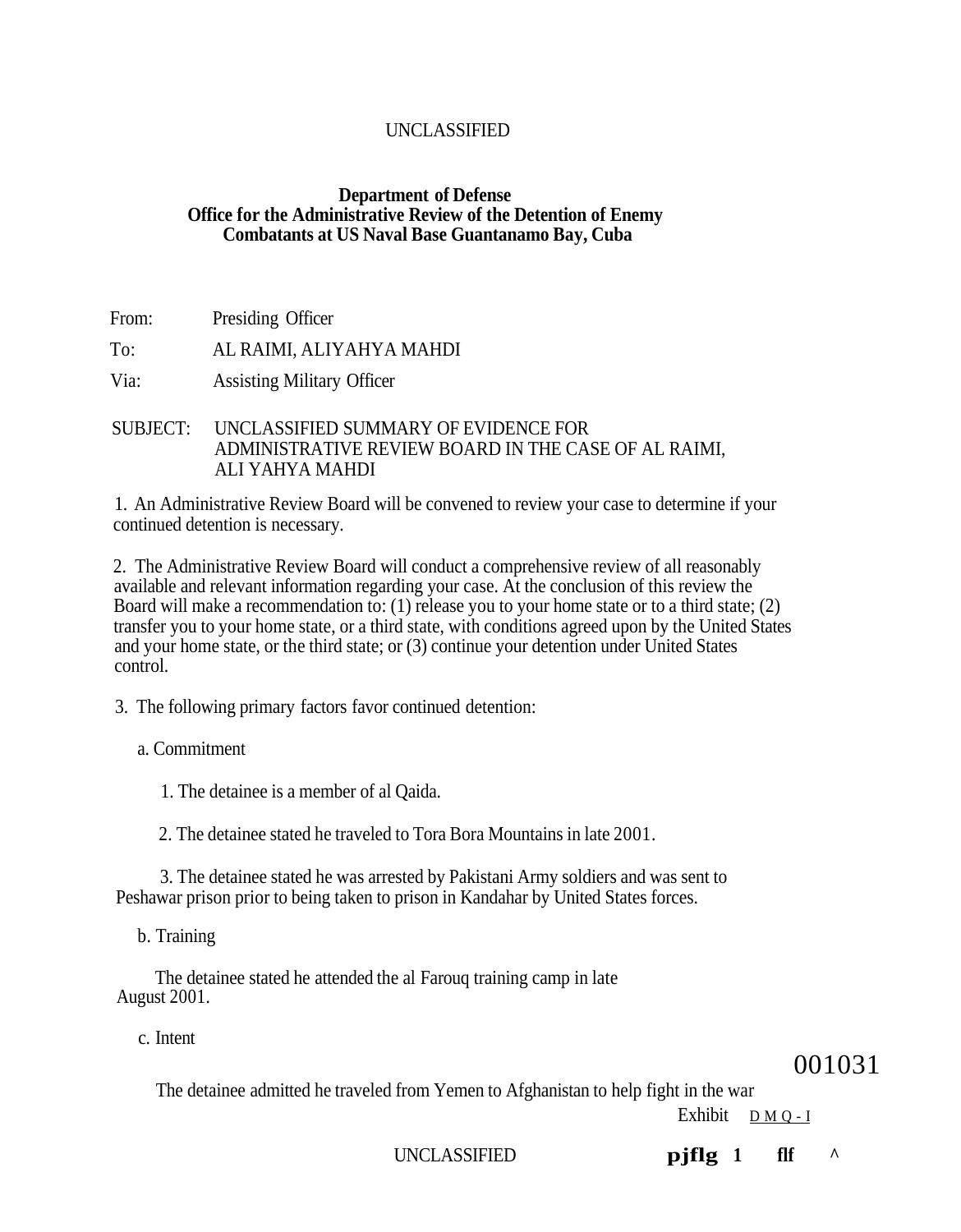UNCLASSIFIED

**Department of Defense**
**Office for the Administrative Review of the Detention of Enemy Combatants at US Naval Base Guantanamo Bay, Cuba**

From: Presiding Officer

To: AL RAIMI, ALIYAHYA MAHDI

Via: Assisting Military Officer

SUBJECT: UNCLASSIFIED SUMMARY OF EVIDENCE FOR ADMINISTRATIVE REVIEW BOARD IN THE CASE OF AL RAIMI, ALI YAHYA MAHDI

1. An Administrative Review Board will be convened to review your case to determine if your continued detention is necessary.

2. The Administrative Review Board will conduct a comprehensive review of all reasonably available and relevant information regarding your case. At the conclusion of this review the Board will make a recommendation to: (1) release you to your home state or to a third state; (2) transfer you to your home state, or a third state, with conditions agreed upon by the United States and your home state, or the third state; or (3) continue your detention under United States control.

3. The following primary factors favor continued detention:

a. Commitment

1. The detainee is a member of al Qaida.

2. The detainee stated he traveled to Tora Bora Mountains in late 2001.

3. The detainee stated he was arrested by Pakistani Army soldiers and was sent to Peshawar prison prior to being taken to prison in Kandahar by United States forces.

b. Training

The detainee stated he attended the al Farouq training camp in late August 2001.

c. Intent

001031

The detainee admitted he traveled from Yemen to Afghanistan to help fight in the war

Exhibit DMQ-I

UNCLASSIFIED pjflg 1 flf ^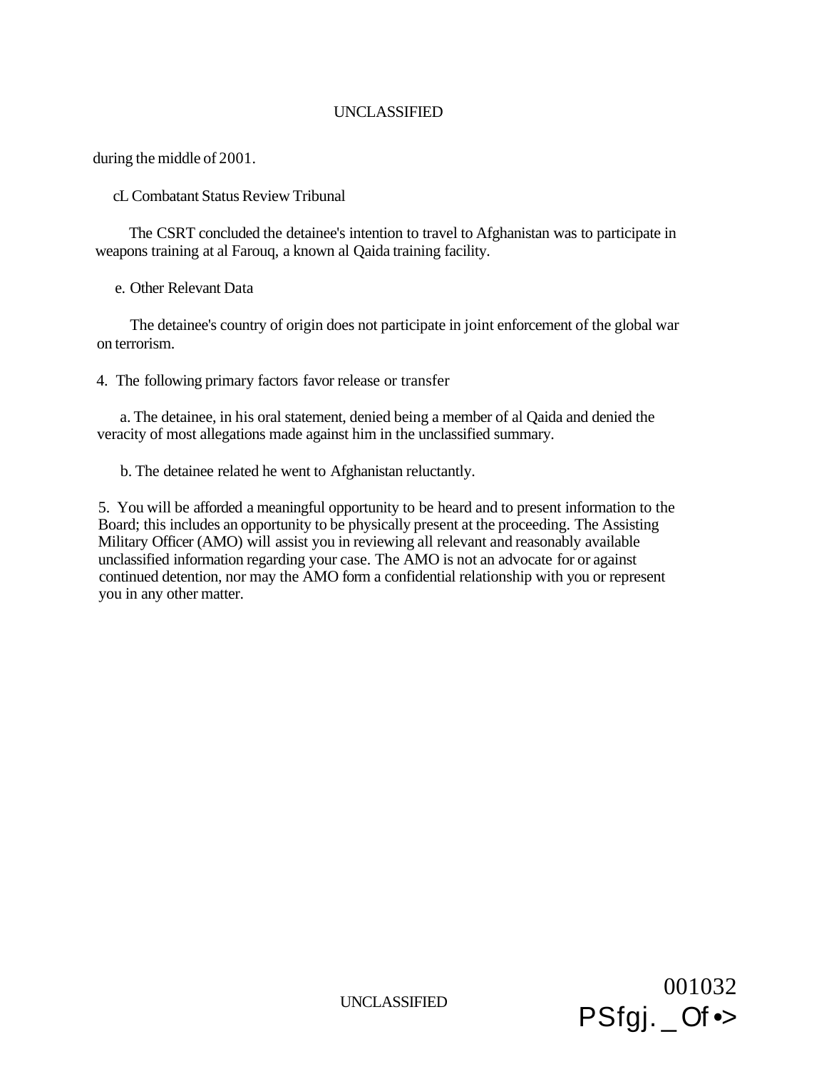during the middle of 2001.

cL Combatant Status Review Tribunal

The CSRT concluded the detainee's intention to travel to Afghanistan was to participate in weapons training at al Farouq, a known al Qaida training facility.

e. Other Relevant Data

The detainee's country of origin does not participate in joint enforcement of the global war on terrorism.

4. The following primary factors favor release or transfer

a. The detainee, in his oral statement, denied being a member of al Qaida and denied the veracity of most allegations made against him in the unclassified summary.

b. The detainee related he went to Afghanistan reluctantly.

5. You will be afforded a meaningful opportunity to be heard and to present information to the Board; this includes an opportunity to be physically present at the proceeding. The Assisting Military Officer (AMO) will assist you in reviewing all relevant and reasonably available unclassified information regarding your case. The AMO is not an advocate for or against continued detention, nor may the AMO form a confidential relationship with you or represent you in any other matter.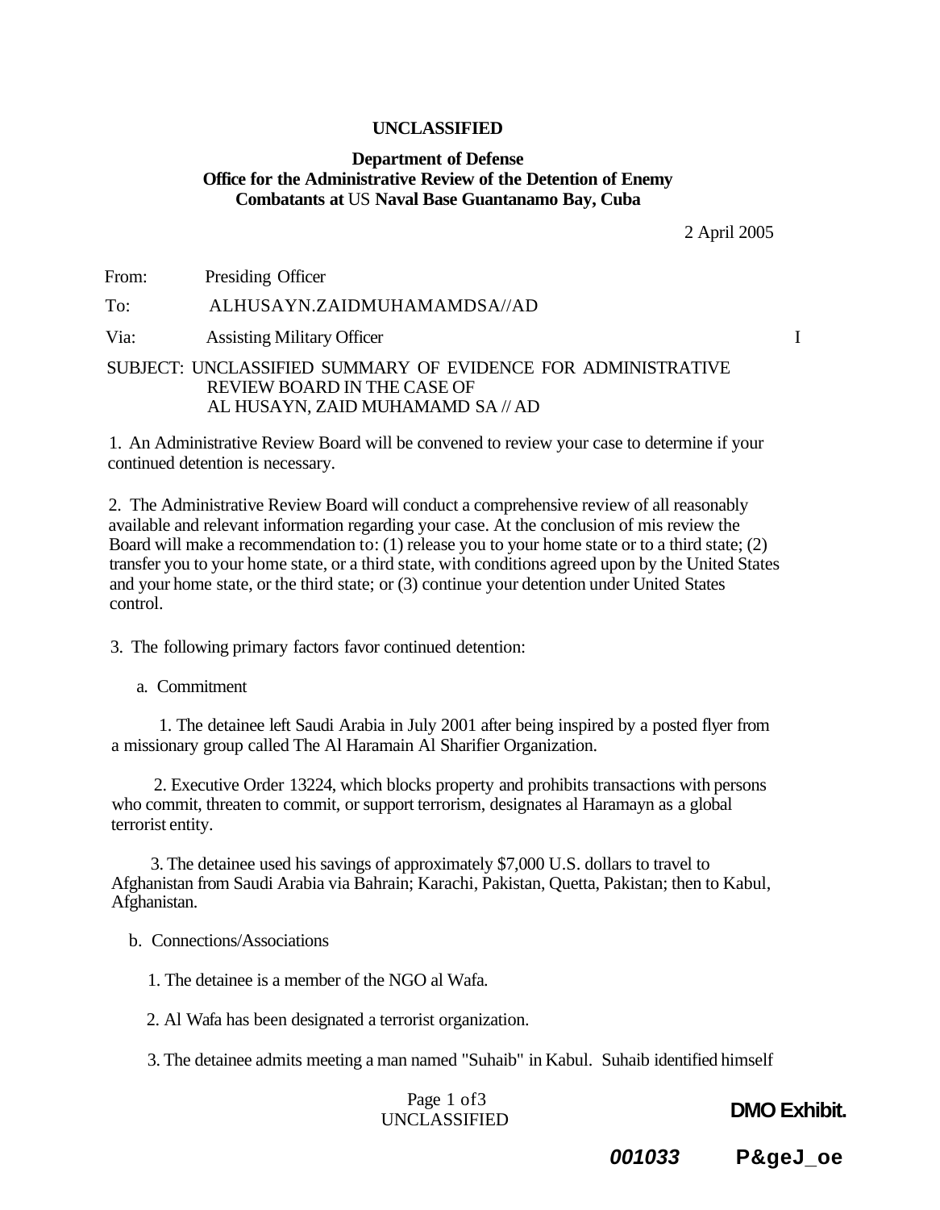**UNCLASSIFIED**

**Department of Defense**
**Office for the Administrative Review of the Detention of Enemy Combatants at US Naval Base Guantanamo Bay, Cuba**

2 April 2005

From: Presiding Officer

To: ALHUSAYN.ZAIDMUHAMAMDSA//AD

Via: Assisting Military Officer

SUBJECT: UNCLASSIFIED SUMMARY OF EVIDENCE FOR ADMINISTRATIVE REVIEW BOARD IN THE CASE OF AL HUSAYN, ZAID MUHAMAMD SA // AD

1. An Administrative Review Board will be convened to review your case to determine if your continued detention is necessary.

2. The Administrative Review Board will conduct a comprehensive review of all reasonably available and relevant information regarding your case. At the conclusion of mis review the Board will make a recommendation to: (1) release you to your home state or to a third state; (2) transfer you to your home state, or a third state, with conditions agreed upon by the United States and your home state, or the third state; or (3) continue your detention under United States control.

3. The following primary factors favor continued detention:

a. Commitment

1. The detainee left Saudi Arabia in July 2001 after being inspired by a posted flyer from a missionary group called The Al Haramain Al Sharifier Organization.

2. Executive Order 13224, which blocks property and prohibits transactions with persons who commit, threaten to commit, or support terrorism, designates al Haramayn as a global terrorist entity.

3. The detainee used his savings of approximately $7,000 U.S. dollars to travel to Afghanistan from Saudi Arabia via Bahrain; Karachi, Pakistan, Quetta, Pakistan; then to Kabul, Afghanistan.

b. Connections/Associations

1. The detainee is a member of the NGO al Wafa.

2. Al Wafa has been designated a terrorist organization.

3. The detainee admits meeting a man named "Suhaib" in Kabul. Suhaib identified himself

DMO Exhibit.

001033 P&geJ_oe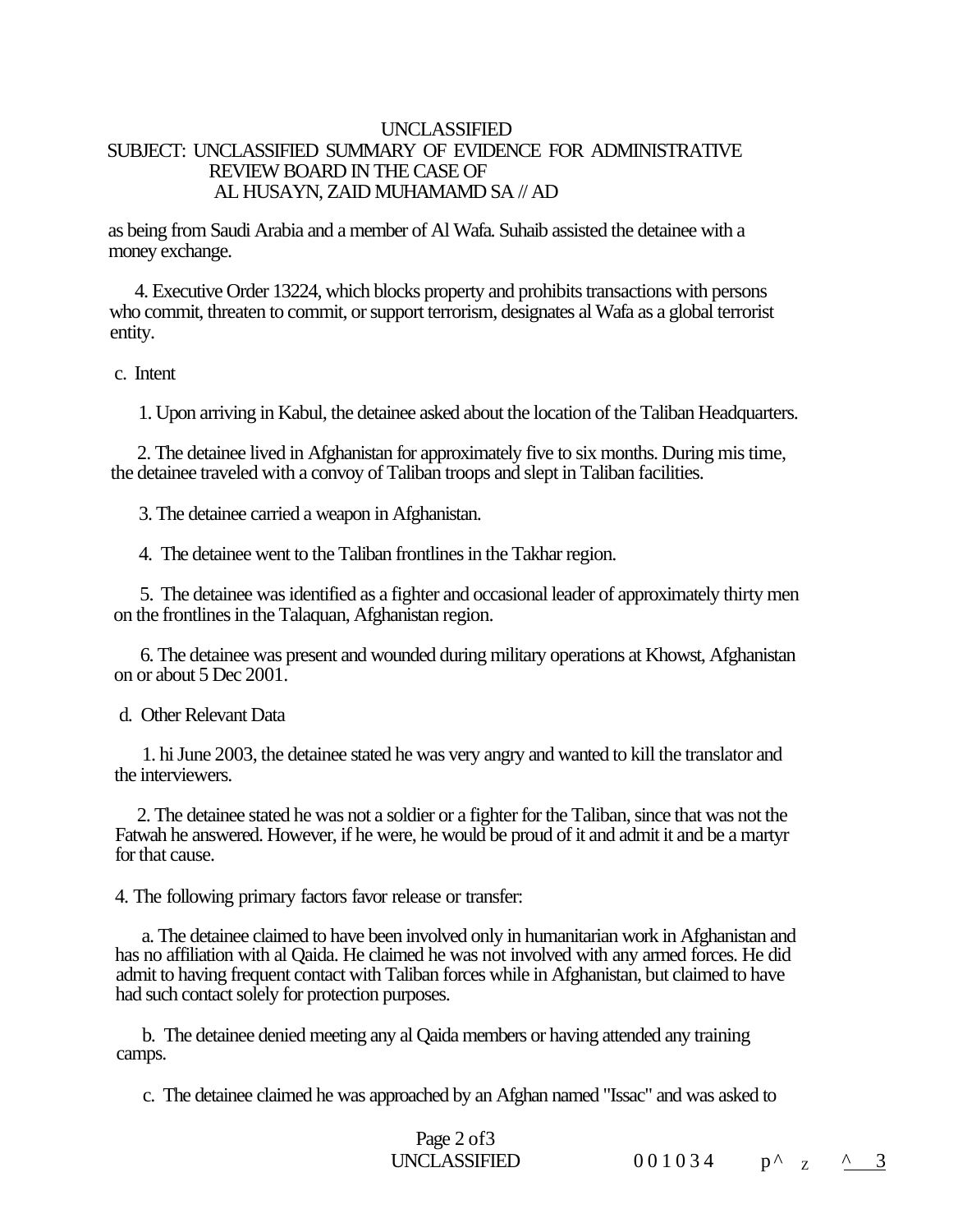UNCLASSIFIED

SUBJECT: UNCLASSIFIED SUMMARY OF EVIDENCE FOR ADMINISTRATIVE REVIEW BOARD IN THE CASE OF AL HUSAYN, ZAID MUHAMAMD SA // AD

as being from Saudi Arabia and a member of Al Wafa. Suhaib assisted the detainee with a money exchange.

4. Executive Order 13224, which blocks property and prohibits transactions with persons who commit, threaten to commit, or support terrorism, designates al Wafa as a global terrorist entity.

c. Intent

1. Upon arriving in Kabul, the detainee asked about the location of the Taliban Headquarters.

2. The detainee lived in Afghanistan for approximately five to six months. During mis time, the detainee traveled with a convoy of Taliban troops and slept in Taliban facilities.

3. The detainee carried a weapon in Afghanistan.

4. The detainee went to the Taliban frontlines in the Takhar region.

5. The detainee was identified as a fighter and occasional leader of approximately thirty men on the frontlines in the Talaquan, Afghanistan region.

6. The detainee was present and wounded during military operations at Khowst, Afghanistan on or about 5 Dec 2001.

d. Other Relevant Data

1. hi June 2003, the detainee stated he was very angry and wanted to kill the translator and the interviewers.

2. The detainee stated he was not a soldier or a fighter for the Taliban, since that was not the Fatwah he answered. However, if he were, he would be proud of it and admit it and be a martyr for that cause.

4. The following primary factors favor release or transfer:

a. The detainee claimed to have been involved only in humanitarian work in Afghanistan and has no affiliation with al Qaida. He claimed he was not involved with any armed forces. He did admit to having frequent contact with Taliban forces while in Afghanistan, but claimed to have had such contact solely for protection purposes.

b. The detainee denied meeting any al Qaida members or having attended any training camps.

c. The detainee claimed he was approached by an Afghan named "Issac" and was asked to

UNCLASSIFIED 001034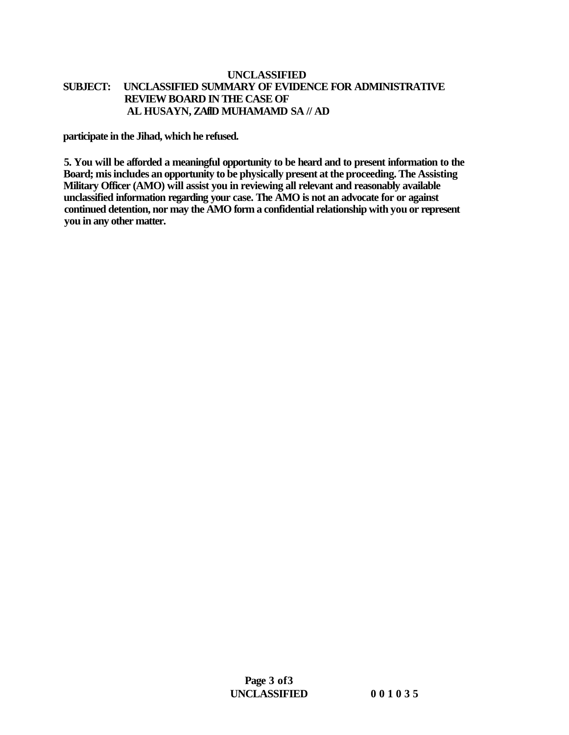UNCLASSIFIED

**SUBJECT: UNCLASSIFIED SUMMARY OF EVIDENCE FOR ADMINISTRATIVE REVIEW BOARD IN THE CASE OF AL HUSAYN, ZAflD MUHAMAMD SA // AD**

participate in the Jihad, which he refused.

5. You will be afforded a meaningful opportunity to be heard and to present information to the Board; mis includes an opportunity to be physically present at the proceeding. The Assisting Military Officer (AMO) will assist you in reviewing all relevant and reasonably available unclassified information regarding your case. The AMO is not an advocate for or against continued detention, nor may the AMO form a confidential relationship with you or represent you in any other matter.

UNCLASSIFIED 001035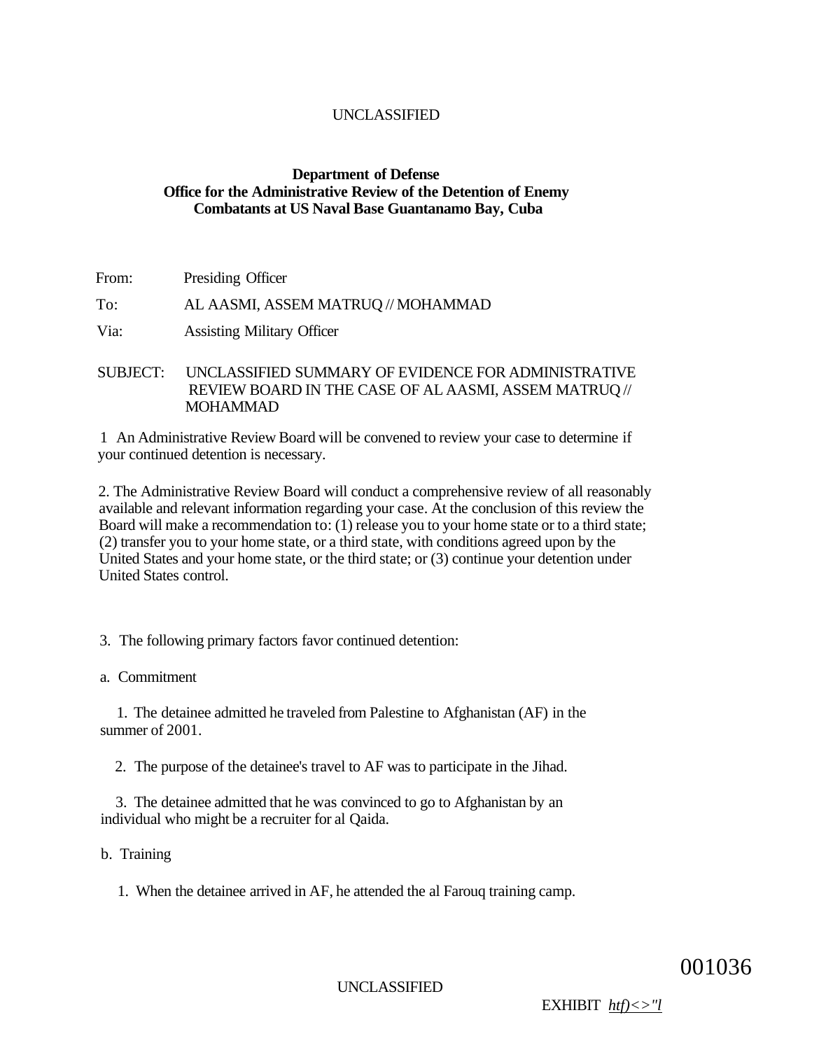UNCLASSIFIED

**Department of Defense**
**Office for the Administrative Review of the Detention of Enemy Combatants at US Naval Base Guantanamo Bay, Cuba**

From: Presiding Officer

To: AL AASMI, ASSEM MATRUQ // MOHAMMAD

Via: Assisting Military Officer

SUBJECT: UNCLASSIFIED SUMMARY OF EVIDENCE FOR ADMINISTRATIVE REVIEW BOARD IN THE CASE OF AL AASMI, ASSEM MATRUQ // MOHAMMAD

1 An Administrative Review Board will be convened to review your case to determine if your continued detention is necessary.

2. The Administrative Review Board will conduct a comprehensive review of all reasonably available and relevant information regarding your case. At the conclusion of this review the Board will make a recommendation to: (1) release you to your home state or to a third state; (2) transfer you to your home state, or a third state, with conditions agreed upon by the United States and your home state, or the third state; or (3) continue your detention under United States control.

3. The following primary factors favor continued detention:

a. Commitment

1. The detainee admitted he traveled from Palestine to Afghanistan (AF) in the summer of 2001.

2. The purpose of the detainee's travel to AF was to participate in the Jihad.

3. The detainee admitted that he was convinced to go to Afghanistan by an individual who might be a recruiter for al Qaida.

b. Training

1. When the detainee arrived in AF, he attended the al Farouq training camp.

UNCLASSIFIED

001036

EXHIBIT htf)<>"l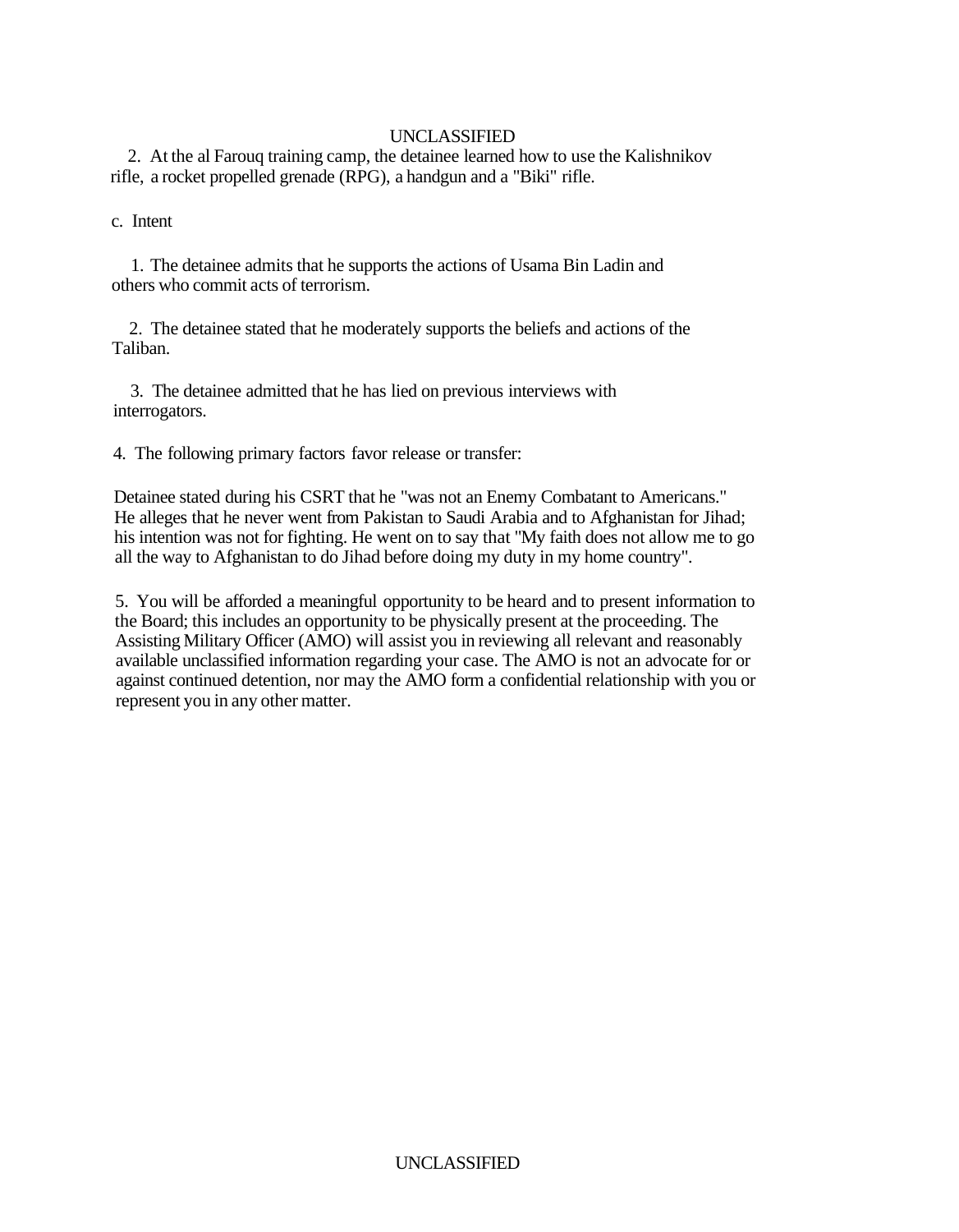2. At the al Farouq training camp, the detainee learned how to use the Kalishnikov rifle, a rocket propelled grenade (RPG), a handgun and a "Biki" rifle.

c. Intent

1. The detainee admits that he supports the actions of Usama Bin Ladin and others who commit acts of terrorism.

2. The detainee stated that he moderately supports the beliefs and actions of the Taliban.

3. The detainee admitted that he has lied on previous interviews with interrogators.

4. The following primary factors favor release or transfer:

Detainee stated during his CSRT that he "was not an Enemy Combatant to Americans." He alleges that he never went from Pakistan to Saudi Arabia and to Afghanistan for Jihad; his intention was not for fighting. He went on to say that "My faith does not allow me to go all the way to Afghanistan to do Jihad before doing my duty in my home country".

5. You will be afforded a meaningful opportunity to be heard and to present information to the Board; this includes an opportunity to be physically present at the proceeding. The Assisting Military Officer (AMO) will assist you in reviewing all relevant and reasonably available unclassified information regarding your case. The AMO is not an advocate for or against continued detention, nor may the AMO form a confidential relationship with you or represent you in any other matter.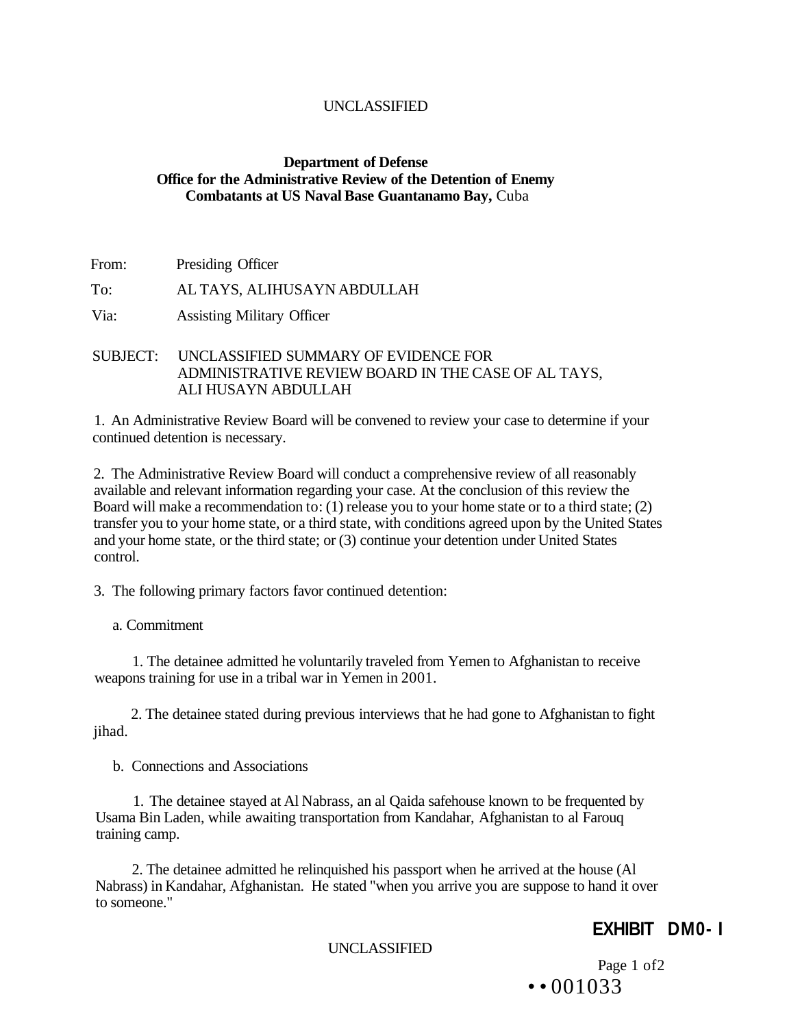UNCLASSIFIED

**Department of Defense**
**Office for the Administrative Review of the Detention of Enemy Combatants at US Naval Base Guantanamo Bay,** Cuba

From: Presiding Officer

To: AL TAYS, ALIHUSAYN ABDULLAH

Via: Assisting Military Officer

SUBJECT: UNCLASSIFIED SUMMARY OF EVIDENCE FOR ADMINISTRATIVE REVIEW BOARD IN THE CASE OF AL TAYS, ALI HUSAYN ABDULLAH

1. An Administrative Review Board will be convened to review your case to determine if your continued detention is necessary.

2. The Administrative Review Board will conduct a comprehensive review of all reasonably available and relevant information regarding your case. At the conclusion of this review the Board will make a recommendation to: (1) release you to your home state or to a third state; (2) transfer you to your home state, or a third state, with conditions agreed upon by the United States and your home state, or the third state; or (3) continue your detention under United States control.

3. The following primary factors favor continued detention:

a. Commitment

1. The detainee admitted he voluntarily traveled from Yemen to Afghanistan to receive weapons training for use in a tribal war in Yemen in 2001.

2. The detainee stated during previous interviews that he had gone to Afghanistan to fight jihad.

b. Connections and Associations

1. The detainee stayed at Al Nabrass, an al Qaida safehouse known to be frequented by Usama Bin Laden, while awaiting transportation from Kandahar, Afghanistan to al Farouq training camp.

2. The detainee admitted he relinquished his passport when he arrived at the house (Al Nabrass) in Kandahar, Afghanistan. He stated "when you arrive you are suppose to hand it over to someone."

**EXHIBIT DM0- I**

UNCLASSIFIED

• • 001033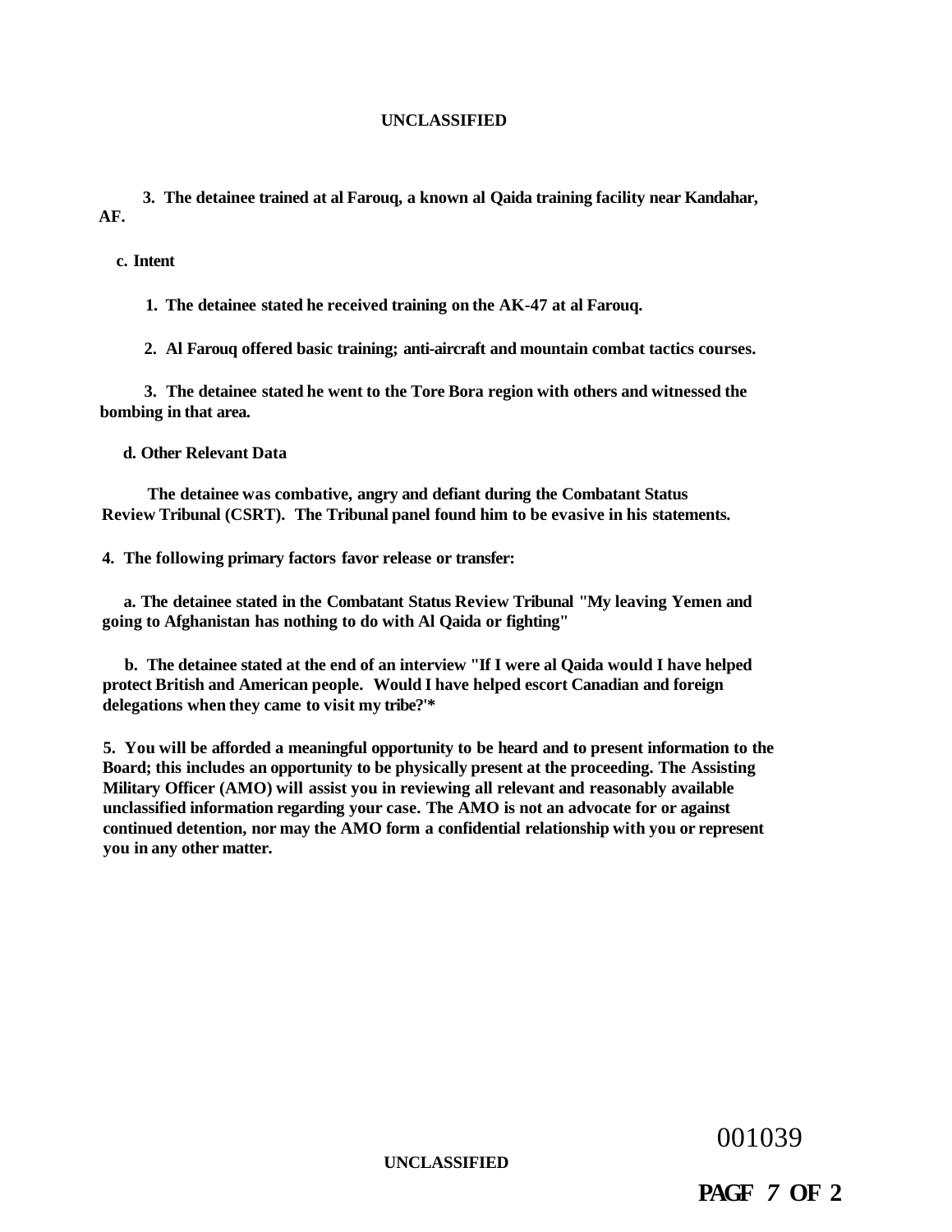**3. The detainee trained at al Farouq, a known al Qaida training facility near Kandahar, AF.**

**c. Intent**

**1. The detainee stated he received training on the AK-47 at al Farouq.**

**2. Al Farouq offered basic training; anti-aircraft and mountain combat tactics courses.**

**3. The detainee stated he went to the Tore Bora region with others and witnessed the bombing in that area.**

**d. Other Relevant Data**

**The detainee was combative, angry and defiant during the Combatant Status Review Tribunal (CSRT). The Tribunal panel found him to be evasive in his statements.**

**4. The following primary factors favor release or transfer:**

**a. The detainee stated in the Combatant Status Review Tribunal "My leaving Yemen and going to Afghanistan has nothing to do with Al Qaida or fighting"**

**b. The detainee stated at the end of an interview "If I were al Qaida would I have helped protect British and American people. Would I have helped escort Canadian and foreign delegations when they came to visit my tribe?'***

**5. You will be afforded a meaningful opportunity to be heard and to present information to the Board; this includes an opportunity to be physically present at the proceeding. The Assisting Military Officer (AMO) will assist you in reviewing all relevant and reasonably available unclassified information regarding your case. The AMO is not an advocate for or against continued detention, nor may the AMO form a confidential relationship with you or represent you in any other matter.**

001039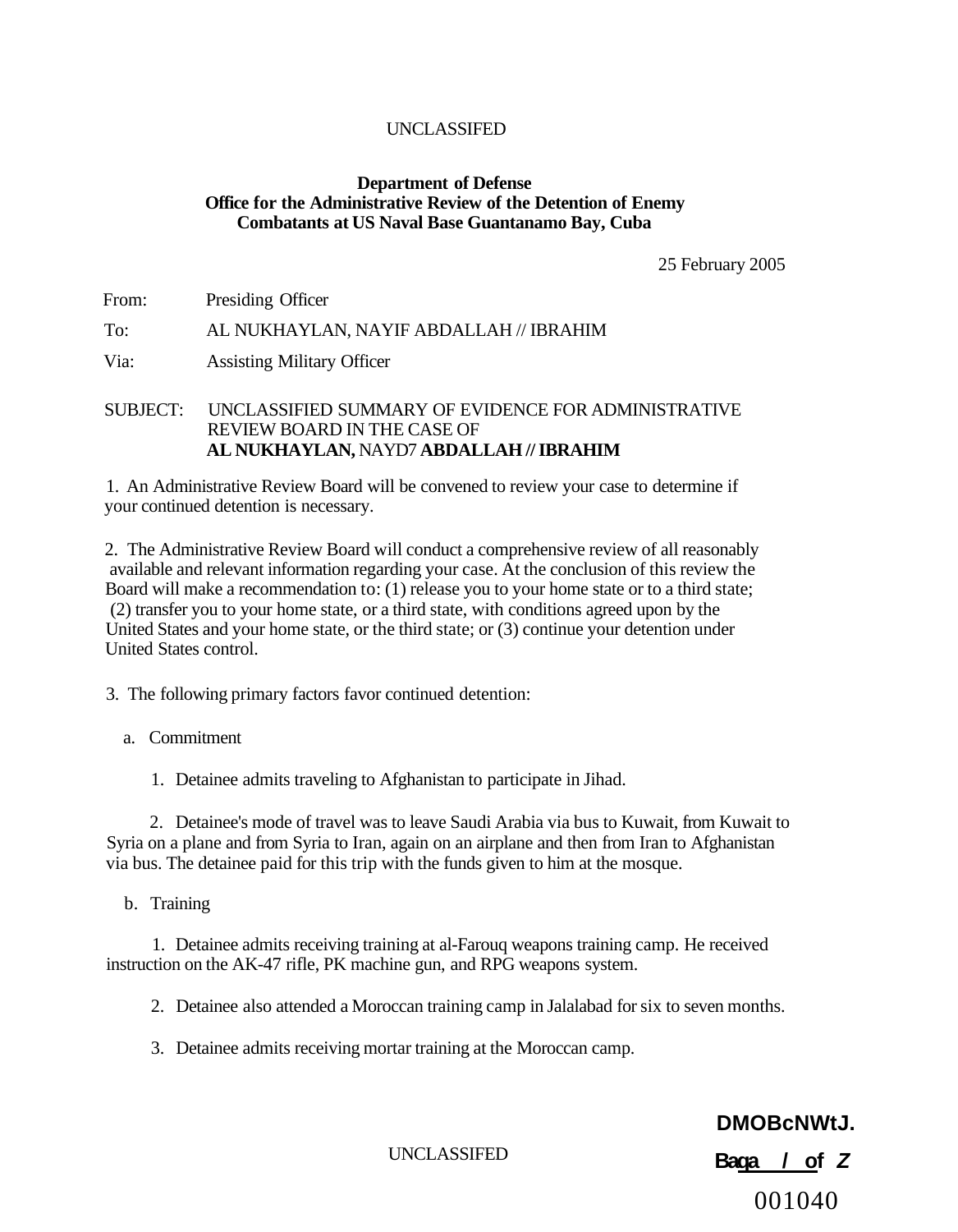UNCLASSIFED

**Department of Defense**
**Office for the Administrative Review of the Detention of Enemy Combatants at US Naval Base Guantanamo Bay, Cuba**

25 February 2005

From: Presiding Officer

To: AL NUKHAYLAN, NAYIF ABDALLAH // IBRAHIM

Via: Assisting Military Officer

SUBJECT: UNCLASSIFIED SUMMARY OF EVIDENCE FOR ADMINISTRATIVE REVIEW BOARD IN THE CASE OF **AL NUKHAYLAN,** NAYD7 **ABDALLAH // IBRAHIM**

1. An Administrative Review Board will be convened to review your case to determine if your continued detention is necessary.

2. The Administrative Review Board will conduct a comprehensive review of all reasonably available and relevant information regarding your case. At the conclusion of this review the Board will make a recommendation to: (1) release you to your home state or to a third state; (2) transfer you to your home state, or a third state, with conditions agreed upon by the United States and your home state, or the third state; or (3) continue your detention under United States control.

3. The following primary factors favor continued detention:

a. Commitment

1. Detainee admits traveling to Afghanistan to participate in Jihad.

2. Detainee's mode of travel was to leave Saudi Arabia via bus to Kuwait, from Kuwait to Syria on a plane and from Syria to Iran, again on an airplane and then from Iran to Afghanistan via bus. The detainee paid for this trip with the funds given to him at the mosque.

b. Training

1. Detainee admits receiving training at al-Farouq weapons training camp. He received instruction on the AK-47 rifle, PK machine gun, and RPG weapons system.

2. Detainee also attended a Moroccan training camp in Jalalabad for six to seven months.

3. Detainee admits receiving mortar training at the Moroccan camp.

UNCLASSIFED

DMOBcNWtJ.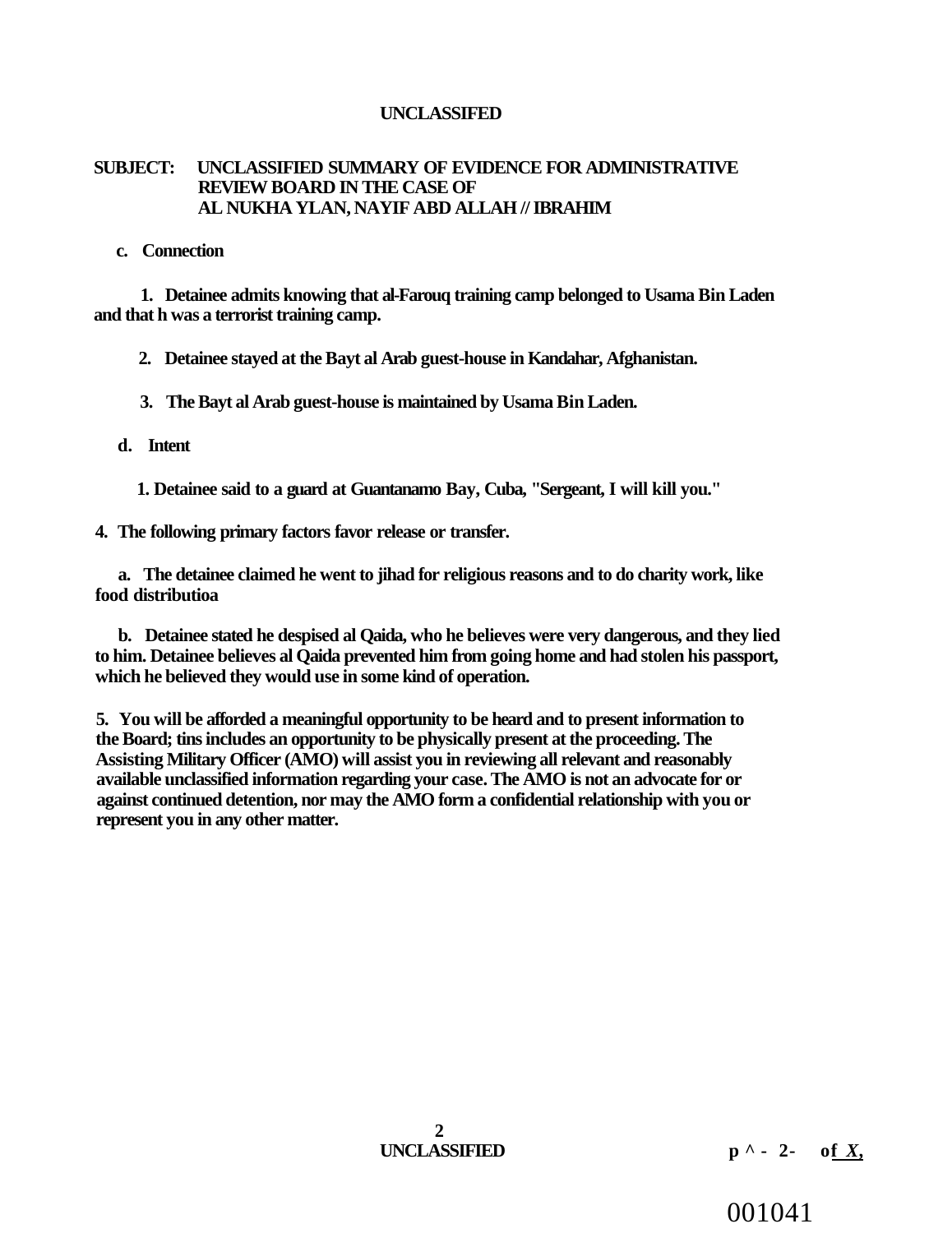UNCLASSIFED

**SUBJECT: UNCLASSIFIED SUMMARY OF EVIDENCE FOR ADMINISTRATIVE REVIEW BOARD IN THE CASE OF AL NUKHA YLAN, NAYIF ABD ALLAH // IBRAHIM**

**c. Connection**

**1. Detainee admits knowing that al-Farouq training camp belonged to Usama Bin Laden and that h was a terrorist training camp.**

**2. Detainee stayed at the Bayt al Arab guest-house in Kandahar, Afghanistan.**

**3. The Bayt al Arab guest-house is maintained by Usama Bin Laden.**

**d. Intent**

**1. Detainee said to a guard at Guantanamo Bay, Cuba, "Sergeant, I will kill you."**

**4. The following primary factors favor release or transfer.**

**a. The detainee claimed he went to jihad for religious reasons and to do charity work, like food distributioa**

**b. Detainee stated he despised al Qaida, who he believes were very dangerous, and they lied to him. Detainee believes al Qaida prevented him from going home and had stolen his passport, which he believed they would use in some kind of operation.**

**5. You will be afforded a meaningful opportunity to be heard and to present information to the Board; tins includes an opportunity to be physically present at the proceeding. The Assisting Military Officer (AMO) will assist you in reviewing all relevant and reasonably available unclassified information regarding your case. The AMO is not an advocate for or against continued detention, nor may the AMO form a confidential relationship with you or represent you in any other matter.**

UNCLASSIFIED

001041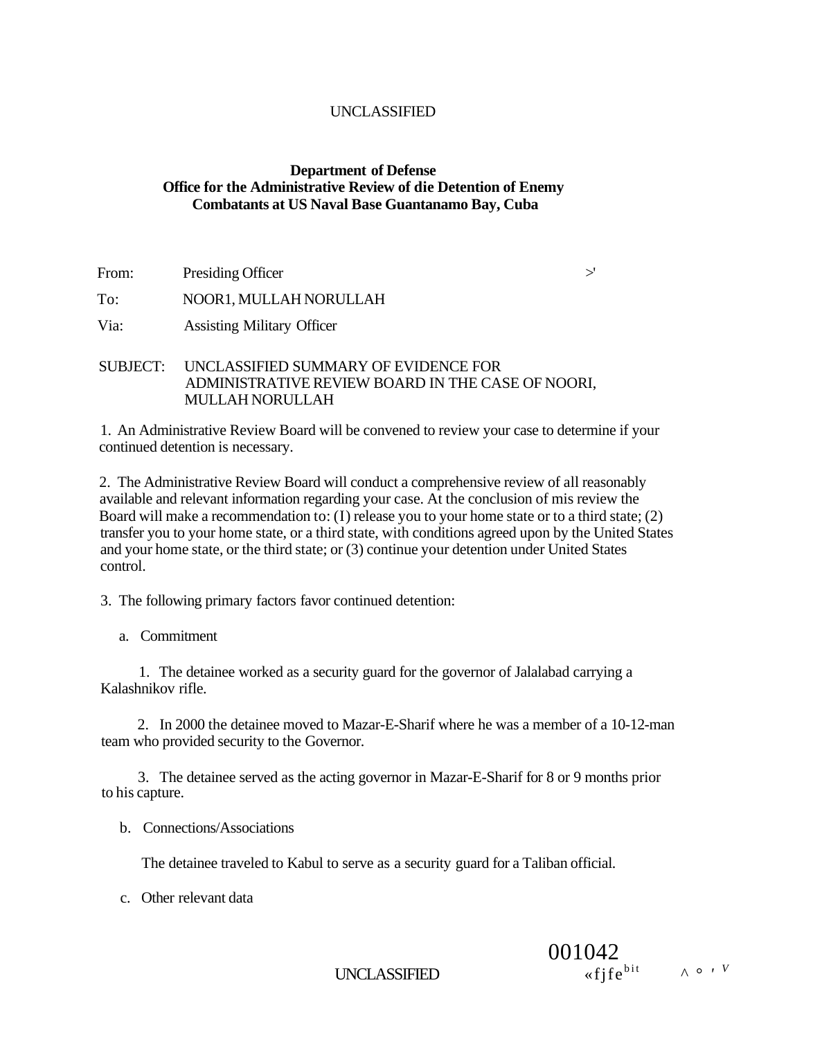UNCLASSIFIED

**Department of Defense**
**Office for the Administrative Review of die Detention of Enemy Combatants at US Naval Base Guantanamo Bay, Cuba**

From: Presiding Officer

To: NOOR1, MULLAH NORULLAH

Via: Assisting Military Officer

SUBJECT: UNCLASSIFIED SUMMARY OF EVIDENCE FOR ADMINISTRATIVE REVIEW BOARD IN THE CASE OF NOORI, MULLAH NORULLAH

1. An Administrative Review Board will be convened to review your case to determine if your continued detention is necessary.

2. The Administrative Review Board will conduct a comprehensive review of all reasonably available and relevant information regarding your case. At the conclusion of mis review the Board will make a recommendation to: (I) release you to your home state or to a third state; (2) transfer you to your home state, or a third state, with conditions agreed upon by the United States and your home state, or the third state; or (3) continue your detention under United States control.

3. The following primary factors favor continued detention:

a. Commitment

1. The detainee worked as a security guard for the governor of Jalalabad carrying a Kalashnikov rifle.

2. In 2000 the detainee moved to Mazar-E-Sharif where he was a member of a 10-12-man team who provided security to the Governor.

3. The detainee served as the acting governor in Mazar-E-Sharif for 8 or 9 months prior to his capture.

b. Connections/Associations

The detainee traveled to Kabul to serve as a security guard for a Taliban official.

c. Other relevant data

UNCLASSIFIED

001042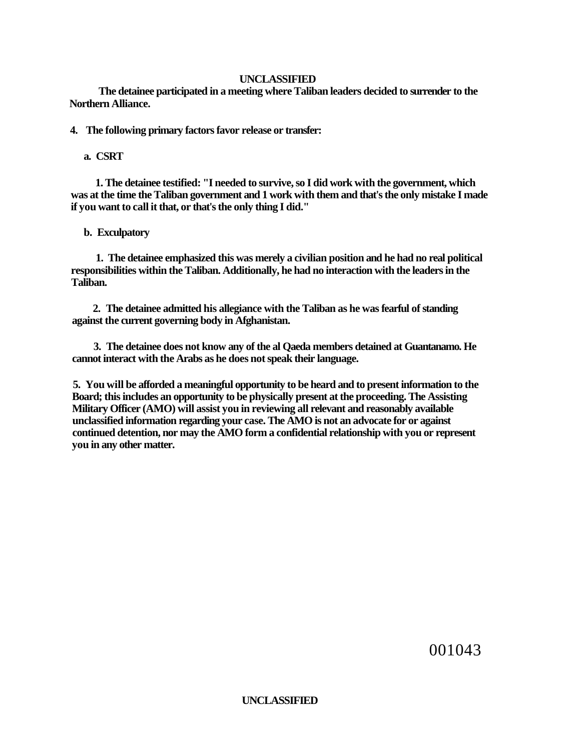**The detainee participated in a meeting where Taliban leaders decided to surrender to the Northern Alliance.**

**4. The following primary factors favor release or transfer:**

**a. CSRT**

**1. The detainee testified: "I needed to survive, so I did work with the government, which was at the time the Taliban government and 1 work with them and that's the only mistake I made if you want to call it that, or that's the only thing I did."**

**b. Exculpatory**

**1. The detainee emphasized this was merely a civilian position and he had no real political responsibilities within the Taliban. Additionally, he had no interaction with the leaders in the Taliban.**

**2. The detainee admitted his allegiance with the Taliban as he was fearful of standing against the current governing body in Afghanistan.**

**3. The detainee does not know any of the al Qaeda members detained at Guantanamo. He cannot interact with the Arabs as he does not speak their language.**

**5. You will be afforded a meaningful opportunity to be heard and to present information to the Board; this includes an opportunity to be physically present at the proceeding. The Assisting Military Officer (AMO) will assist you in reviewing all relevant and reasonably available unclassified information regarding your case. The AMO is not an advocate for or against continued detention, nor may the AMO form a confidential relationship with you or represent you in any other matter.**

001043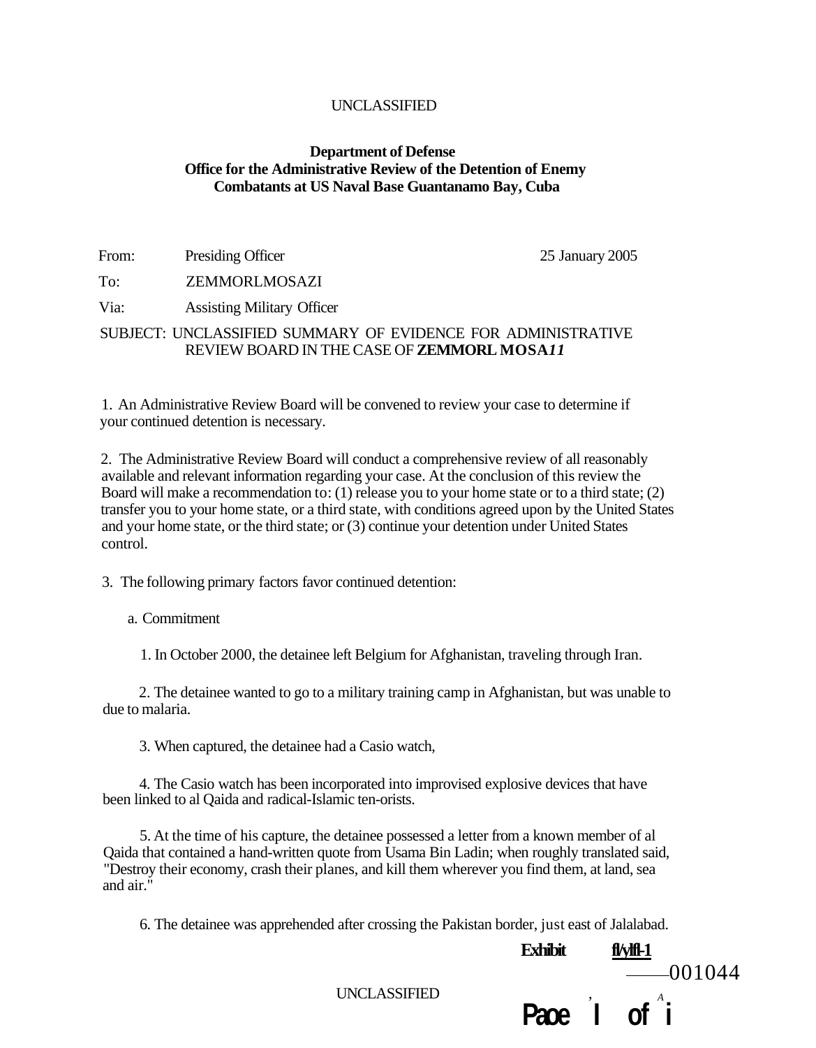UNCLASSIFIED

**Department of Defense**
**Office for the Administrative Review of the Detention of Enemy Combatants at US Naval Base Guantanamo Bay, Cuba**

From: Presiding Officer 25 January 2005

To: ZEMMORLMOSAZI

Via: Assisting Military Officer

SUBJECT: UNCLASSIFIED SUMMARY OF EVIDENCE FOR ADMINISTRATIVE REVIEW BOARD IN THE CASE OF **ZEMMORL MOSA*11***

1. An Administrative Review Board will be convened to review your case to determine if your continued detention is necessary.

2. The Administrative Review Board will conduct a comprehensive review of all reasonably available and relevant information regarding your case. At the conclusion of this review the Board will make a recommendation to: (1) release you to your home state or to a third state; (2) transfer you to your home state, or a third state, with conditions agreed upon by the United States and your home state, or the third state; or (3) continue your detention under United States control.

3. The following primary factors favor continued detention:

a. Commitment

1. In October 2000, the detainee left Belgium for Afghanistan, traveling through Iran.

2. The detainee wanted to go to a military training camp in Afghanistan, but was unable to due to malaria.

3. When captured, the detainee had a Casio watch,

4. The Casio watch has been incorporated into improvised explosive devices that have been linked to al Qaida and radical-Islamic ten-orists.

5. At the time of his capture, the detainee possessed a letter from a known member of al Qaida that contained a hand-written quote from Usama Bin Ladin; when roughly translated said, "Destroy their economy, crash their planes, and kill them wherever you find them, at land, sea and air."

6. The detainee was apprehended after crossing the Pakistan border, just east of Jalalabad.

**Exhibit** **fl/ylfl-1**

001044

UNCLASSIFIED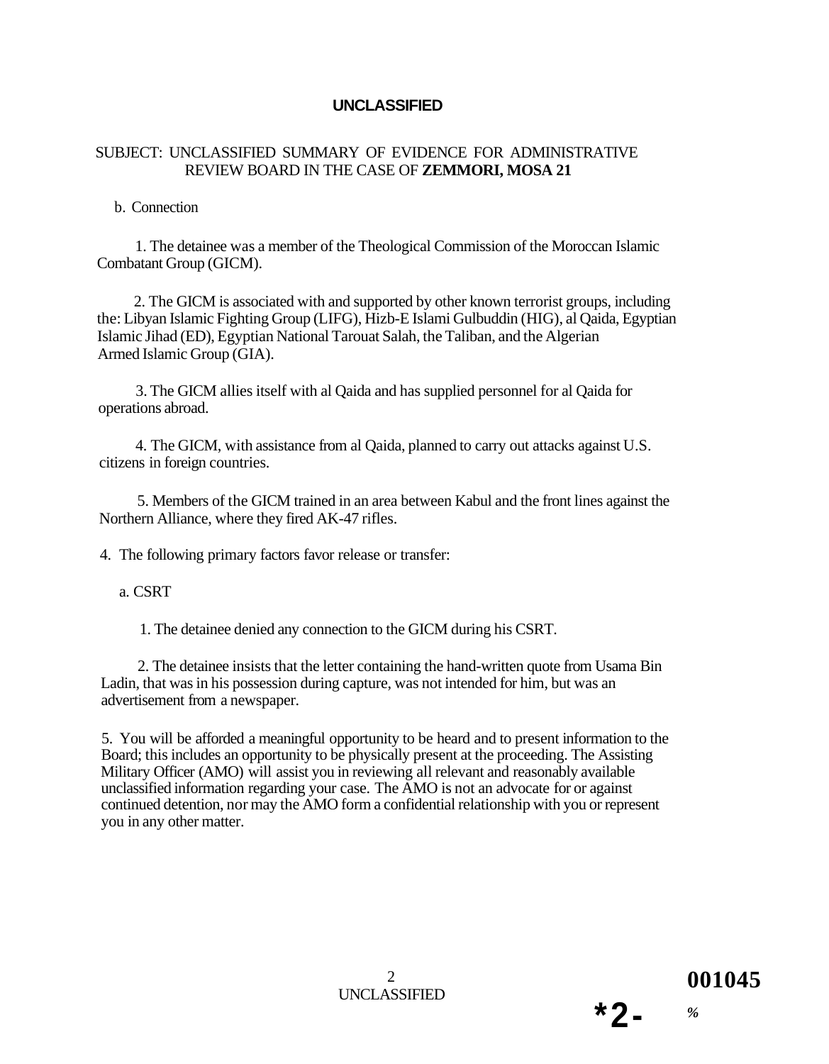**UNCLASSIFIED**

SUBJECT: UNCLASSIFIED SUMMARY OF EVIDENCE FOR ADMINISTRATIVE REVIEW BOARD IN THE CASE OF **ZEMMORI, MOSA 21**

b. Connection

1. The detainee was a member of the Theological Commission of the Moroccan Islamic Combatant Group (GICM).

2. The GICM is associated with and supported by other known terrorist groups, including the: Libyan Islamic Fighting Group (LIFG), Hizb-E Islami Gulbuddin (HIG), al Qaida, Egyptian Islamic Jihad (ED), Egyptian National Tarouat Salah, the Taliban, and the Algerian Armed Islamic Group (GIA).

3. The GICM allies itself with al Qaida and has supplied personnel for al Qaida for operations abroad.

4. The GICM, with assistance from al Qaida, planned to carry out attacks against U.S. citizens in foreign countries.

5. Members of the GICM trained in an area between Kabul and the front lines against the Northern Alliance, where they fired AK-47 rifles.

4. The following primary factors favor release or transfer:

a. CSRT

1. The detainee denied any connection to the GICM during his CSRT.

2. The detainee insists that the letter containing the hand-written quote from Usama Bin Ladin, that was in his possession during capture, was not intended for him, but was an advertisement from a newspaper.

5. You will be afforded a meaningful opportunity to be heard and to present information to the Board; this includes an opportunity to be physically present at the proceeding. The Assisting Military Officer (AMO) will assist you in reviewing all relevant and reasonably available unclassified information regarding your case. The AMO is not an advocate for or against continued detention, nor may the AMO form a confidential relationship with you or represent you in any other matter.

UNCLASSIFIED

001045